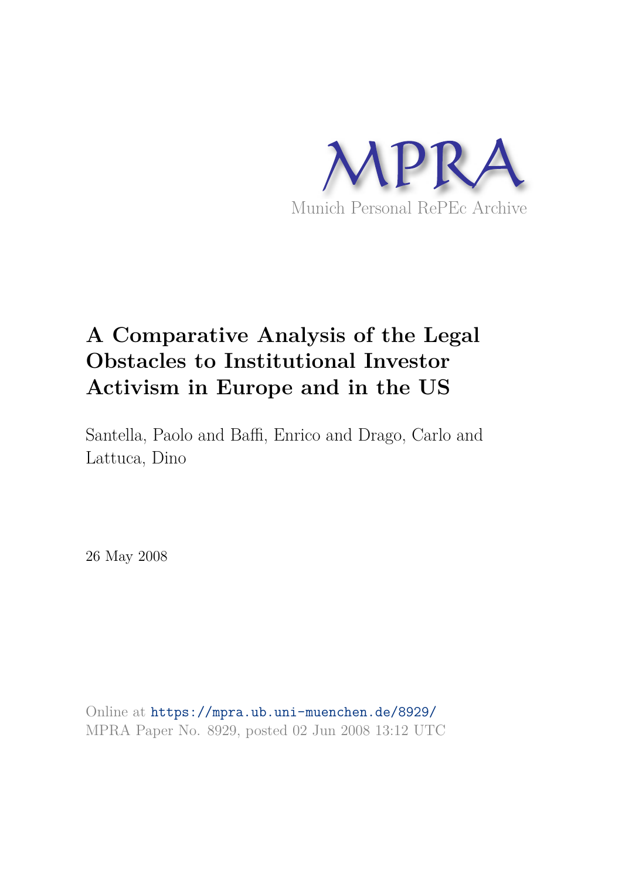MPRA

Munich Personal RePEc Archive

# A Comparative Analysis of the Legal Obstacles to Institutional Investor Activism in Europe and in the US

Santella, Paolo and Baffi, Enrico and Drago, Carlo and Lattuca, Dino

26 May 2008

Online at https://mpra.ub.uni-muenchen.de/8929/
MPRA Paper No. 8929, posted 02 Jun 2008 13:12 UTC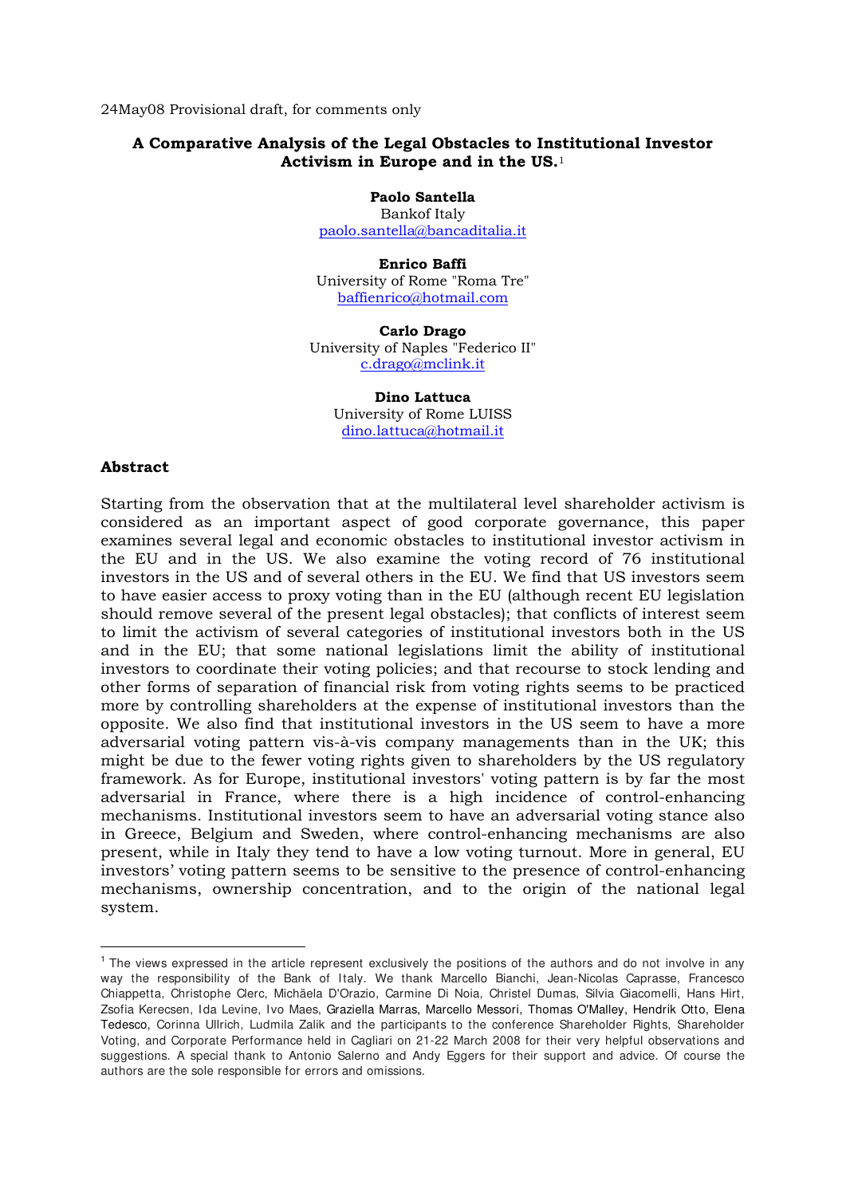24May08 Provisional draft, for comments only

### A Comparative Analysis of the Legal Obstacles to Institutional Investor Activism in Europe and in the US.[1]

**Paolo Santella**
Bankof Italy
paolo.santella@bancaditalia.it

**Enrico Baffi**
University of Rome "Roma Tre"
baffienrico@hotmail.com

**Carlo Drago**
University of Naples "Federico II"
c.drago@mclink.it

**Dino Lattuca**
University of Rome LUISS
dino.lattuca@hotmail.it

### Abstract

Starting from the observation that at the multilateral level shareholder activism is considered as an important aspect of good corporate governance, this paper examines several legal and economic obstacles to institutional investor activism in the EU and in the US. We also examine the voting record of 76 institutional investors in the US and of several others in the EU. We find that US investors seem to have easier access to proxy voting than in the EU (although recent EU legislation should remove several of the present legal obstacles); that conflicts of interest seem to limit the activism of several categories of institutional investors both in the US and in the EU; that some national legislations limit the ability of institutional investors to coordinate their voting policies; and that recourse to stock lending and other forms of separation of financial risk from voting rights seems to be practiced more by controlling shareholders at the expense of institutional investors than the opposite. We also find that institutional investors in the US seem to have a more adversarial voting pattern vis-à-vis company managements than in the UK; this might be due to the fewer voting rights given to shareholders by the US regulatory framework. As for Europe, institutional investors' voting pattern is by far the most adversarial in France, where there is a high incidence of control-enhancing mechanisms. Institutional investors seem to have an adversarial voting stance also in Greece, Belgium and Sweden, where control-enhancing mechanisms are also present, while in Italy they tend to have a low voting turnout. More in general, EU investors' voting pattern seems to be sensitive to the presence of control-enhancing mechanisms, ownership concentration, and to the origin of the national legal system.

[1] The views expressed in the article represent exclusively the positions of the authors and do not involve in any way the responsibility of the Bank of Italy. We thank Marcello Bianchi, Jean-Nicolas Caprasse, Francesco Chiappetta, Christophe Clerc, Michäela D'Orazio, Carmine Di Noia, Christel Dumas, Silvia Giacomelli, Hans Hirt, Zsofia Kerecsen, Ida Levine, Ivo Maes, Graziella Marras, Marcello Messori, Thomas O'Malley, Hendrik Otto, Elena Tedesco, Corinna Ullrich, Ludmila Zalik and the participants to the conference Shareholder Rights, Shareholder Voting, and Corporate Performance held in Cagliari on 21-22 March 2008 for their very helpful observations and suggestions. A special thank to Antonio Salerno and Andy Eggers for their support and advice. Of course the authors are the sole responsible for errors and omissions.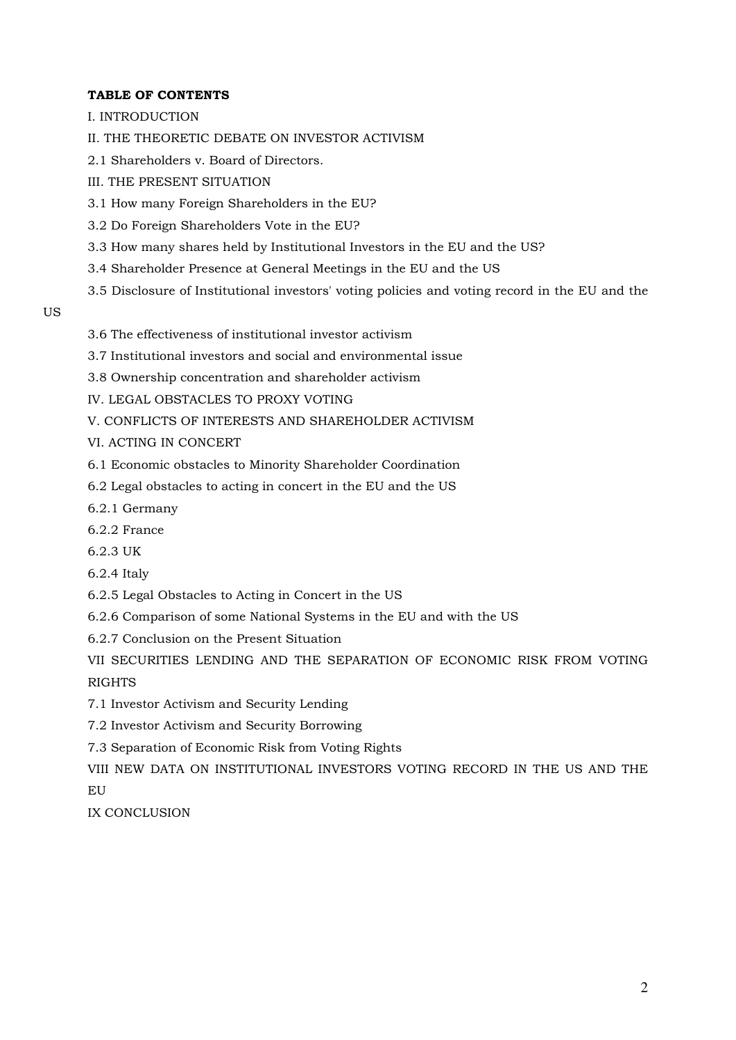**TABLE OF CONTENTS**

I. INTRODUCTION

II. THE THEORETIC DEBATE ON INVESTOR ACTIVISM

2.1 Shareholders v. Board of Directors.

III. THE PRESENT SITUATION

3.1 How many Foreign Shareholders in the EU?

3.2 Do Foreign Shareholders Vote in the EU?

3.3 How many shares held by Institutional Investors in the EU and the US?

3.4 Shareholder Presence at General Meetings in the EU and the US

3.5 Disclosure of Institutional investors' voting policies and voting record in the EU and the US

3.6 The effectiveness of institutional investor activism

3.7 Institutional investors and social and environmental issue

3.8 Ownership concentration and shareholder activism

IV. LEGAL OBSTACLES TO PROXY VOTING

V. CONFLICTS OF INTERESTS AND SHAREHOLDER ACTIVISM

VI. ACTING IN CONCERT

6.1 Economic obstacles to Minority Shareholder Coordination

6.2 Legal obstacles to acting in concert in the EU and the US

6.2.1 Germany

6.2.2 France

6.2.3 UK

6.2.4 Italy

6.2.5 Legal Obstacles to Acting in Concert in the US

6.2.6 Comparison of some National Systems in the EU and with the US

6.2.7 Conclusion on the Present Situation

VII SECURITIES LENDING AND THE SEPARATION OF ECONOMIC RISK FROM VOTING RIGHTS

7.1 Investor Activism and Security Lending

7.2 Investor Activism and Security Borrowing

7.3 Separation of Economic Risk from Voting Rights

VIII NEW DATA ON INSTITUTIONAL INVESTORS VOTING RECORD IN THE US AND THE EU

IX CONCLUSION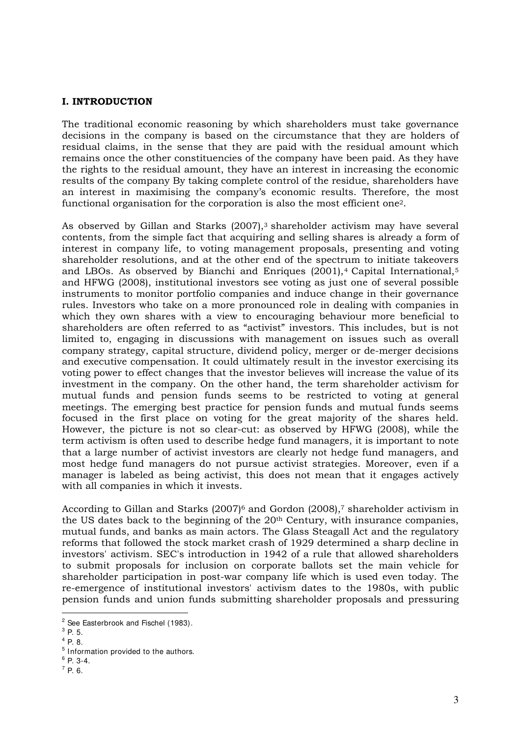## I. INTRODUCTION

The traditional economic reasoning by which shareholders must take governance decisions in the company is based on the circumstance that they are holders of residual claims, in the sense that they are paid with the residual amount which remains once the other constituencies of the company have been paid. As they have the rights to the residual amount, they have an interest in increasing the economic results of the company By taking complete control of the residue, shareholders have an interest in maximising the company's economic results. Therefore, the most functional organisation for the corporation is also the most efficient one[2].

As observed by Gillan and Starks (2007),[3] shareholder activism may have several contents, from the simple fact that acquiring and selling shares is already a form of interest in company life, to voting management proposals, presenting and voting shareholder resolutions, and at the other end of the spectrum to initiate takeovers and LBOs. As observed by Bianchi and Enriques (2001),[4] Capital International,[5] and HFWG (2008), institutional investors see voting as just one of several possible instruments to monitor portfolio companies and induce change in their governance rules. Investors who take on a more pronounced role in dealing with companies in which they own shares with a view to encouraging behaviour more beneficial to shareholders are often referred to as "activist" investors. This includes, but is not limited to, engaging in discussions with management on issues such as overall company strategy, capital structure, dividend policy, merger or de-merger decisions and executive compensation. It could ultimately result in the investor exercising its voting power to effect changes that the investor believes will increase the value of its investment in the company. On the other hand, the term shareholder activism for mutual funds and pension funds seems to be restricted to voting at general meetings. The emerging best practice for pension funds and mutual funds seems focused in the first place on voting for the great majority of the shares held. However, the picture is not so clear-cut: as observed by HFWG (2008), while the term activism is often used to describe hedge fund managers, it is important to note that a large number of activist investors are clearly not hedge fund managers, and most hedge fund managers do not pursue activist strategies. Moreover, even if a manager is labeled as being activist, this does not mean that it engages actively with all companies in which it invests.

According to Gillan and Starks (2007)[6] and Gordon (2008),[7] shareholder activism in the US dates back to the beginning of the 20th Century, with insurance companies, mutual funds, and banks as main actors. The Glass Steagall Act and the regulatory reforms that followed the stock market crash of 1929 determined a sharp decline in investors' activism. SEC's introduction in 1942 of a rule that allowed shareholders to submit proposals for inclusion on corporate ballots set the main vehicle for shareholder participation in post-war company life which is used even today. The re-emergence of institutional investors' activism dates to the 1980s, with public pension funds and union funds submitting shareholder proposals and pressuring

---

[2] See Easterbrook and Fischel (1983).

[3] P. 5.

[4] P. 8.

[5] Information provided to the authors.

[6] P. 3-4.

[7] P. 6.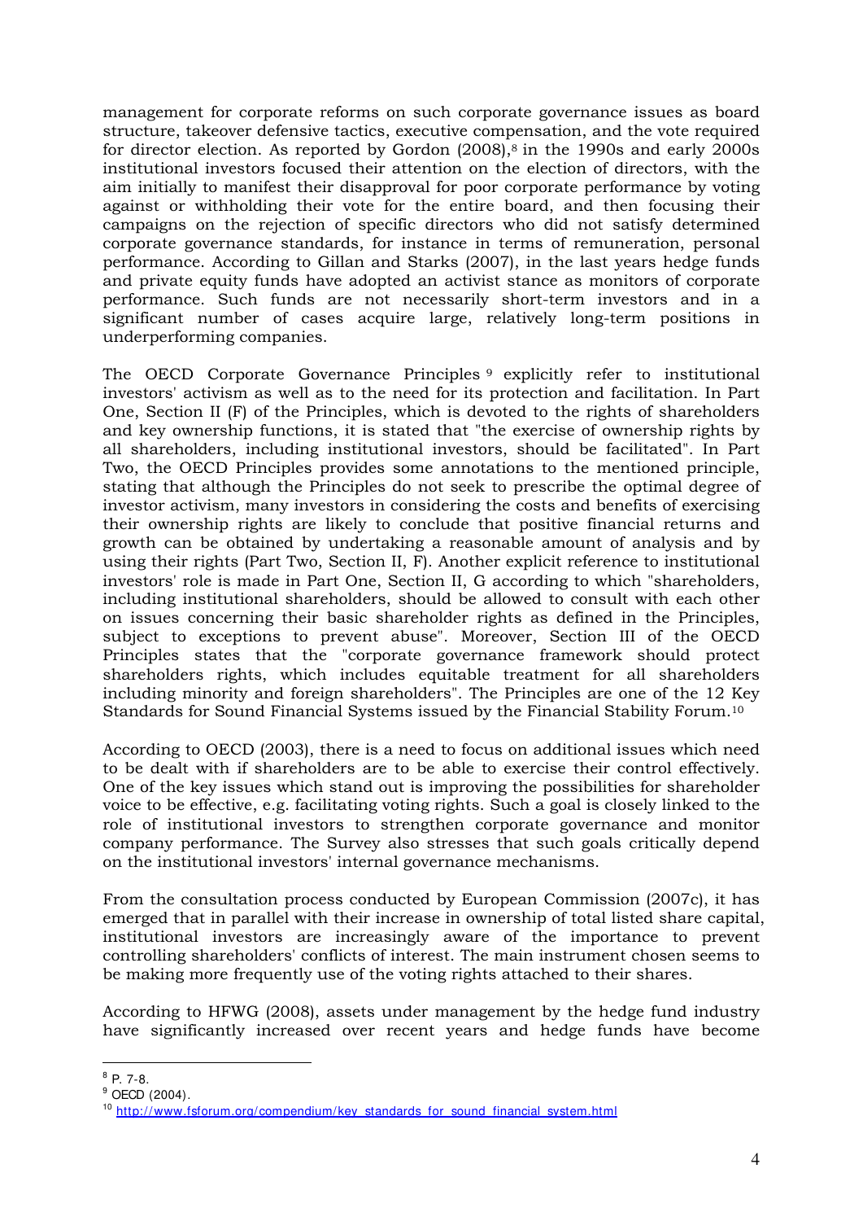management for corporate reforms on such corporate governance issues as board structure, takeover defensive tactics, executive compensation, and the vote required for director election. As reported by Gordon (2008),[8] in the 1990s and early 2000s institutional investors focused their attention on the election of directors, with the aim initially to manifest their disapproval for poor corporate performance by voting against or withholding their vote for the entire board, and then focusing their campaigns on the rejection of specific directors who did not satisfy determined corporate governance standards, for instance in terms of remuneration, personal performance. According to Gillan and Starks (2007), in the last years hedge funds and private equity funds have adopted an activist stance as monitors of corporate performance. Such funds are not necessarily short-term investors and in a significant number of cases acquire large, relatively long-term positions in underperforming companies.

The OECD Corporate Governance Principles [9] explicitly refer to institutional investors' activism as well as to the need for its protection and facilitation. In Part One, Section II (F) of the Principles, which is devoted to the rights of shareholders and key ownership functions, it is stated that "the exercise of ownership rights by all shareholders, including institutional investors, should be facilitated". In Part Two, the OECD Principles provides some annotations to the mentioned principle, stating that although the Principles do not seek to prescribe the optimal degree of investor activism, many investors in considering the costs and benefits of exercising their ownership rights are likely to conclude that positive financial returns and growth can be obtained by undertaking a reasonable amount of analysis and by using their rights (Part Two, Section II, F). Another explicit reference to institutional investors' role is made in Part One, Section II, G according to which "shareholders, including institutional shareholders, should be allowed to consult with each other on issues concerning their basic shareholder rights as defined in the Principles, subject to exceptions to prevent abuse". Moreover, Section III of the OECD Principles states that the "corporate governance framework should protect shareholders rights, which includes equitable treatment for all shareholders including minority and foreign shareholders". The Principles are one of the 12 Key Standards for Sound Financial Systems issued by the Financial Stability Forum.[10]

According to OECD (2003), there is a need to focus on additional issues which need to be dealt with if shareholders are to be able to exercise their control effectively. One of the key issues which stand out is improving the possibilities for shareholder voice to be effective, e.g. facilitating voting rights. Such a goal is closely linked to the role of institutional investors to strengthen corporate governance and monitor company performance. The Survey also stresses that such goals critically depend on the institutional investors' internal governance mechanisms.

From the consultation process conducted by European Commission (2007c), it has emerged that in parallel with their increase in ownership of total listed share capital, institutional investors are increasingly aware of the importance to prevent controlling shareholders' conflicts of interest. The main instrument chosen seems to be making more frequently use of the voting rights attached to their shares.

According to HFWG (2008), assets under management by the hedge fund industry have significantly increased over recent years and hedge funds have become

---

[8] P. 7-8.

[9] OECD (2004).

[10] http://www.fsforum.org/compendium/key_standards_for_sound_financial_system.html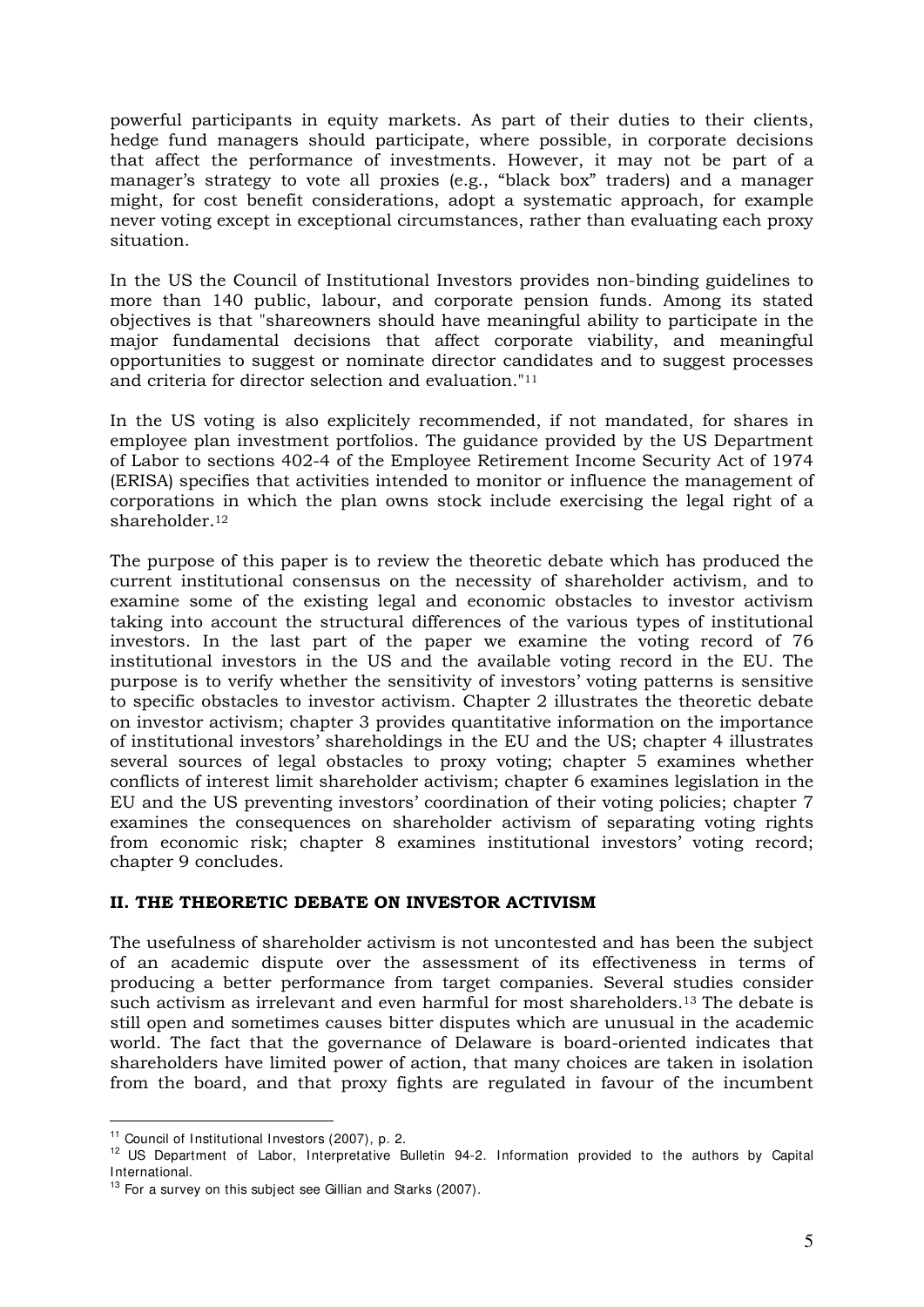powerful participants in equity markets. As part of their duties to their clients, hedge fund managers should participate, where possible, in corporate decisions that affect the performance of investments. However, it may not be part of a manager's strategy to vote all proxies (e.g., "black box" traders) and a manager might, for cost benefit considerations, adopt a systematic approach, for example never voting except in exceptional circumstances, rather than evaluating each proxy situation.

In the US the Council of Institutional Investors provides non-binding guidelines to more than 140 public, labour, and corporate pension funds. Among its stated objectives is that "shareowners should have meaningful ability to participate in the major fundamental decisions that affect corporate viability, and meaningful opportunities to suggest or nominate director candidates and to suggest processes and criteria for director selection and evaluation."[11]

In the US voting is also explicitely recommended, if not mandated, for shares in employee plan investment portfolios. The guidance provided by the US Department of Labor to sections 402-4 of the Employee Retirement Income Security Act of 1974 (ERISA) specifies that activities intended to monitor or influence the management of corporations in which the plan owns stock include exercising the legal right of a shareholder.[12]

The purpose of this paper is to review the theoretic debate which has produced the current institutional consensus on the necessity of shareholder activism, and to examine some of the existing legal and economic obstacles to investor activism taking into account the structural differences of the various types of institutional investors. In the last part of the paper we examine the voting record of 76 institutional investors in the US and the available voting record in the EU. The purpose is to verify whether the sensitivity of investors' voting patterns is sensitive to specific obstacles to investor activism. Chapter 2 illustrates the theoretic debate on investor activism; chapter 3 provides quantitative information on the importance of institutional investors' shareholdings in the EU and the US; chapter 4 illustrates several sources of legal obstacles to proxy voting; chapter 5 examines whether conflicts of interest limit shareholder activism; chapter 6 examines legislation in the EU and the US preventing investors' coordination of their voting policies; chapter 7 examines the consequences on shareholder activism of separating voting rights from economic risk; chapter 8 examines institutional investors' voting record; chapter 9 concludes.

## II. THE THEORETIC DEBATE ON INVESTOR ACTIVISM

The usefulness of shareholder activism is not uncontested and has been the subject of an academic dispute over the assessment of its effectiveness in terms of producing a better performance from target companies. Several studies consider such activism as irrelevant and even harmful for most shareholders.[13] The debate is still open and sometimes causes bitter disputes which are unusual in the academic world. The fact that the governance of Delaware is board-oriented indicates that shareholders have limited power of action, that many choices are taken in isolation from the board, and that proxy fights are regulated in favour of the incumbent

---

[11] Council of Institutional Investors (2007), p. 2.

[12] US Department of Labor, Interpretative Bulletin 94-2. Information provided to the authors by Capital International.

[13] For a survey on this subject see Gillian and Starks (2007).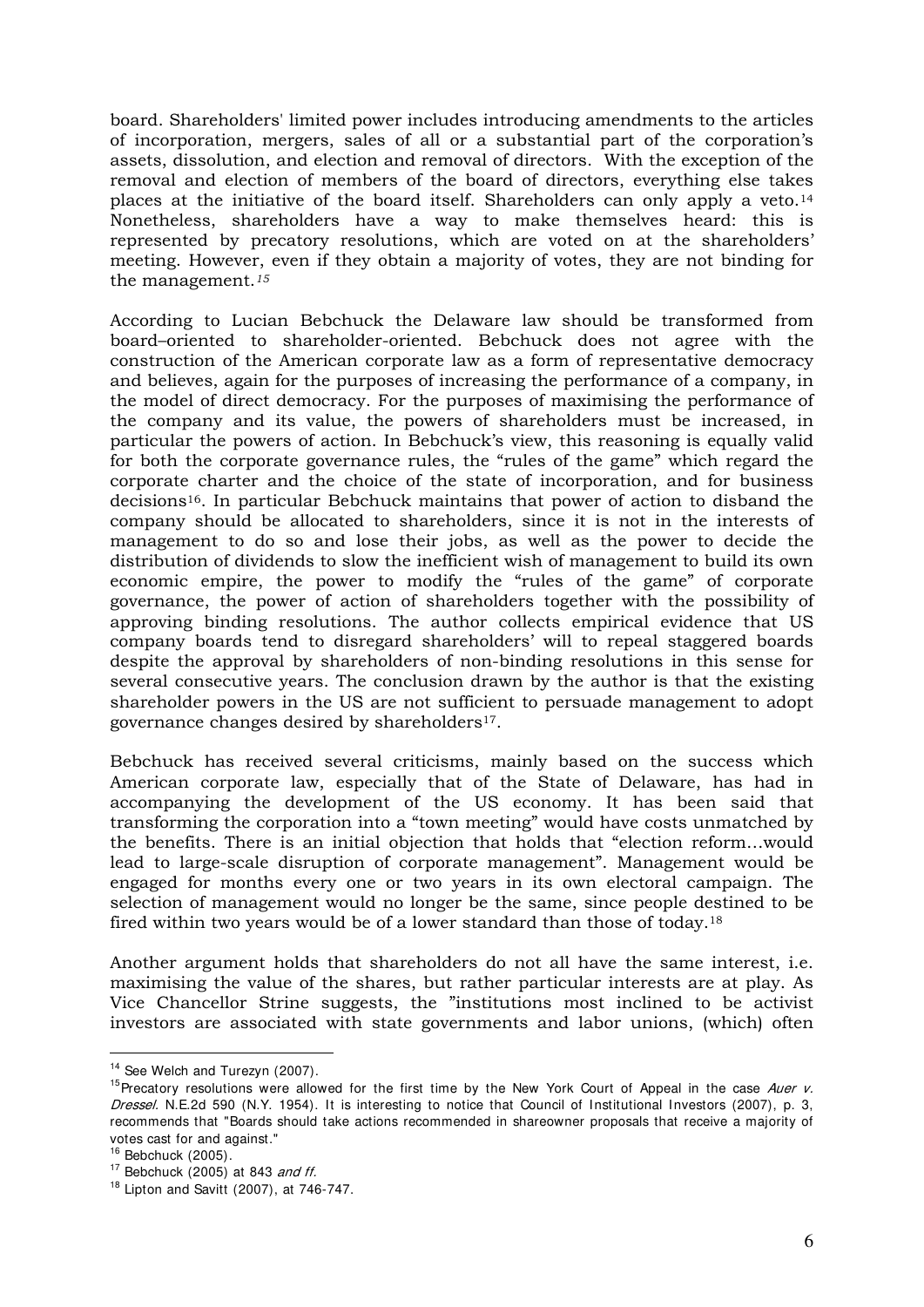board. Shareholders' limited power includes introducing amendments to the articles of incorporation, mergers, sales of all or a substantial part of the corporation's assets, dissolution, and election and removal of directors. With the exception of the removal and election of members of the board of directors, everything else takes places at the initiative of the board itself. Shareholders can only apply a veto.[14] Nonetheless, shareholders have a way to make themselves heard: this is represented by precatory resolutions, which are voted on at the shareholders' meeting. However, even if they obtain a majority of votes, they are not binding for the management.[15]

According to Lucian Bebchuck the Delaware law should be transformed from board–oriented to shareholder-oriented. Bebchuck does not agree with the construction of the American corporate law as a form of representative democracy and believes, again for the purposes of increasing the performance of a company, in the model of direct democracy. For the purposes of maximising the performance of the company and its value, the powers of shareholders must be increased, in particular the powers of action. In Bebchuck's view, this reasoning is equally valid for both the corporate governance rules, the "rules of the game" which regard the corporate charter and the choice of the state of incorporation, and for business decisions[16]. In particular Bebchuck maintains that power of action to disband the company should be allocated to shareholders, since it is not in the interests of management to do so and lose their jobs, as well as the power to decide the distribution of dividends to slow the inefficient wish of management to build its own economic empire, the power to modify the "rules of the game" of corporate governance, the power of action of shareholders together with the possibility of approving binding resolutions. The author collects empirical evidence that US company boards tend to disregard shareholders' will to repeal staggered boards despite the approval by shareholders of non-binding resolutions in this sense for several consecutive years. The conclusion drawn by the author is that the existing shareholder powers in the US are not sufficient to persuade management to adopt governance changes desired by shareholders[17].

Bebchuck has received several criticisms, mainly based on the success which American corporate law, especially that of the State of Delaware, has had in accompanying the development of the US economy. It has been said that transforming the corporation into a "town meeting" would have costs unmatched by the benefits. There is an initial objection that holds that "election reform…would lead to large-scale disruption of corporate management". Management would be engaged for months every one or two years in its own electoral campaign. The selection of management would no longer be the same, since people destined to be fired within two years would be of a lower standard than those of today.[18]

Another argument holds that shareholders do not all have the same interest, i.e. maximising the value of the shares, but rather particular interests are at play. As Vice Chancellor Strine suggests, the "institutions most inclined to be activist investors are associated with state governments and labor unions, (which) often

---

[14] See Welch and Turezyn (2007).

[15] Precatory resolutions were allowed for the first time by the New York Court of Appeal in the case *Auer v. Dressel.* N.E.2d 590 (N.Y. 1954). It is interesting to notice that Council of Institutional Investors (2007), p. 3, recommends that "Boards should take actions recommended in shareowner proposals that receive a majority of votes cast for and against."

[16] Bebchuck (2005).

[17] Bebchuck (2005) at 843 *and ff.*

[18] Lipton and Savitt (2007), at 746-747.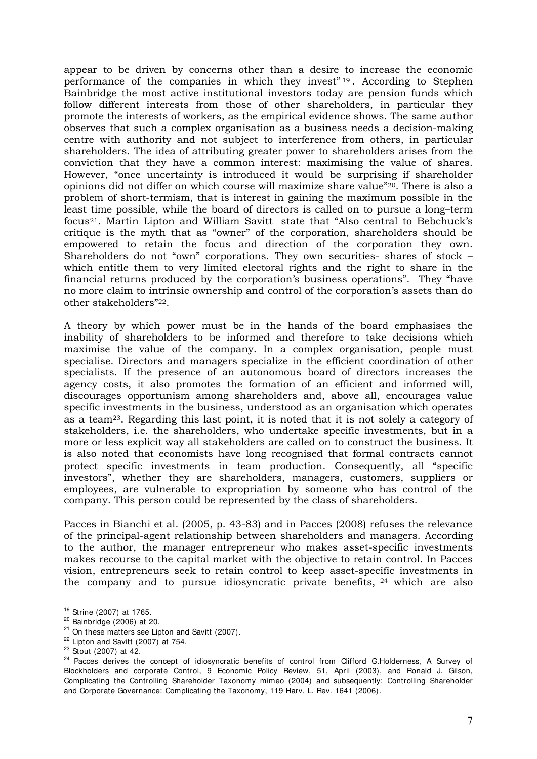appear to be driven by concerns other than a desire to increase the economic performance of the companies in which they invest" [19]. According to Stephen Bainbridge the most active institutional investors today are pension funds which follow different interests from those of other shareholders, in particular they promote the interests of workers, as the empirical evidence shows. The same author observes that such a complex organisation as a business needs a decision-making centre with authority and not subject to interference from others, in particular shareholders. The idea of attributing greater power to shareholders arises from the conviction that they have a common interest: maximising the value of shares. However, "once uncertainty is introduced it would be surprising if shareholder opinions did not differ on which course will maximize share value"[20]. There is also a problem of short-termism, that is interest in gaining the maximum possible in the least time possible, while the board of directors is called on to pursue a long–term focus[21]. Martin Lipton and William Savitt state that "Also central to Bebchuck's critique is the myth that as "owner" of the corporation, shareholders should be empowered to retain the focus and direction of the corporation they own. Shareholders do not "own" corporations. They own securities- shares of stock – which entitle them to very limited electoral rights and the right to share in the financial returns produced by the corporation's business operations". They "have no more claim to intrinsic ownership and control of the corporation's assets than do other stakeholders"[22].

A theory by which power must be in the hands of the board emphasises the inability of shareholders to be informed and therefore to take decisions which maximise the value of the company. In a complex organisation, people must specialise. Directors and managers specialize in the efficient coordination of other specialists. If the presence of an autonomous board of directors increases the agency costs, it also promotes the formation of an efficient and informed will, discourages opportunism among shareholders and, above all, encourages value specific investments in the business, understood as an organisation which operates as a team[23]. Regarding this last point, it is noted that it is not solely a category of stakeholders, i.e. the shareholders, who undertake specific investments, but in a more or less explicit way all stakeholders are called on to construct the business. It is also noted that economists have long recognised that formal contracts cannot protect specific investments in team production. Consequently, all "specific investors", whether they are shareholders, managers, customers, suppliers or employees, are vulnerable to expropriation by someone who has control of the company. This person could be represented by the class of shareholders.

Pacces in Bianchi et al. (2005, p. 43-83) and in Pacces (2008) refuses the relevance of the principal-agent relationship between shareholders and managers. According to the author, the manager entrepreneur who makes asset-specific investments makes recourse to the capital market with the objective to retain control. In Pacces vision, entrepreneurs seek to retain control to keep asset-specific investments in the company and to pursue idiosyncratic private benefits, [24] which are also

[19] Strine (2007) at 1765.

[20] Bainbridge (2006) at 20.

[21] On these matters see Lipton and Savitt (2007).

[22] Lipton and Savitt (2007) at 754.

[23] Stout (2007) at 42.

[24] Pacces derives the concept of idiosyncratic benefits of control from Clifford G.Holderness, A Survey of Blockholders and corporate Control, 9 Economic Policy Review, 51, April (2003), and Ronald J. Gilson, Complicating the Controlling Shareholder Taxonomy mimeo (2004) and subsequently: Controlling Shareholder and Corporate Governance: Complicating the Taxonomy, 119 Harv. L. Rev. 1641 (2006).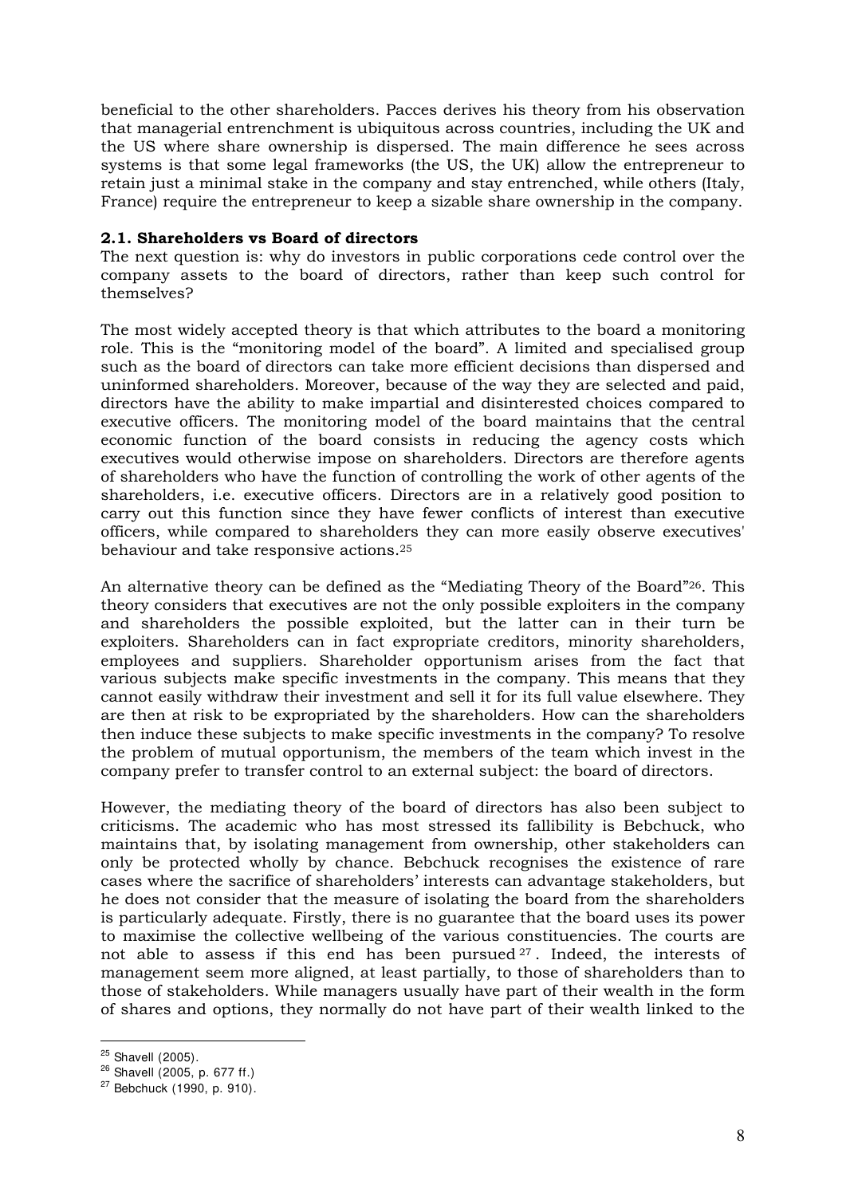beneficial to the other shareholders. Pacces derives his theory from his observation that managerial entrenchment is ubiquitous across countries, including the UK and the US where share ownership is dispersed. The main difference he sees across systems is that some legal frameworks (the US, the UK) allow the entrepreneur to retain just a minimal stake in the company and stay entrenched, while others (Italy, France) require the entrepreneur to keep a sizable share ownership in the company.

### 2.1. Shareholders vs Board of directors

The next question is: why do investors in public corporations cede control over the company assets to the board of directors, rather than keep such control for themselves?

The most widely accepted theory is that which attributes to the board a monitoring role. This is the "monitoring model of the board". A limited and specialised group such as the board of directors can take more efficient decisions than dispersed and uninformed shareholders. Moreover, because of the way they are selected and paid, directors have the ability to make impartial and disinterested choices compared to executive officers. The monitoring model of the board maintains that the central economic function of the board consists in reducing the agency costs which executives would otherwise impose on shareholders. Directors are therefore agents of shareholders who have the function of controlling the work of other agents of the shareholders, i.e. executive officers. Directors are in a relatively good position to carry out this function since they have fewer conflicts of interest than executive officers, while compared to shareholders they can more easily observe executives' behaviour and take responsive actions.[25]

An alternative theory can be defined as the "Mediating Theory of the Board"[26]. This theory considers that executives are not the only possible exploiters in the company and shareholders the possible exploited, but the latter can in their turn be exploiters. Shareholders can in fact expropriate creditors, minority shareholders, employees and suppliers. Shareholder opportunism arises from the fact that various subjects make specific investments in the company. This means that they cannot easily withdraw their investment and sell it for its full value elsewhere. They are then at risk to be expropriated by the shareholders. How can the shareholders then induce these subjects to make specific investments in the company? To resolve the problem of mutual opportunism, the members of the team which invest in the company prefer to transfer control to an external subject: the board of directors.

However, the mediating theory of the board of directors has also been subject to criticisms. The academic who has most stressed its fallibility is Bebchuck, who maintains that, by isolating management from ownership, other stakeholders can only be protected wholly by chance. Bebchuck recognises the existence of rare cases where the sacrifice of shareholders' interests can advantage stakeholders, but he does not consider that the measure of isolating the board from the shareholders is particularly adequate. Firstly, there is no guarantee that the board uses its power to maximise the collective wellbeing of the various constituencies. The courts are not able to assess if this end has been pursued[27]. Indeed, the interests of management seem more aligned, at least partially, to those of shareholders than to those of stakeholders. While managers usually have part of their wealth in the form of shares and options, they normally do not have part of their wealth linked to the

---

[25] Shavell (2005).

[26] Shavell (2005, p. 677 ff.)

[27] Bebchuck (1990, p. 910).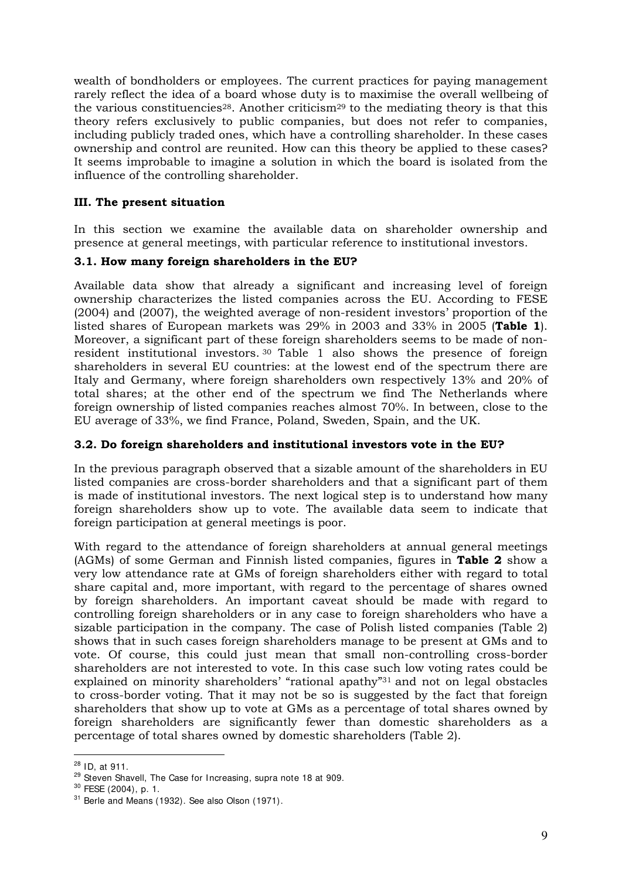wealth of bondholders or employees. The current practices for paying management rarely reflect the idea of a board whose duty is to maximise the overall wellbeing of the various constituencies[28]. Another criticism[29] to the mediating theory is that this theory refers exclusively to public companies, but does not refer to companies, including publicly traded ones, which have a controlling shareholder. In these cases ownership and control are reunited. How can this theory be applied to these cases? It seems improbable to imagine a solution in which the board is isolated from the influence of the controlling shareholder.

## III. The present situation

In this section we examine the available data on shareholder ownership and presence at general meetings, with particular reference to institutional investors.

### 3.1. How many foreign shareholders in the EU?

Available data show that already a significant and increasing level of foreign ownership characterizes the listed companies across the EU. According to FESE (2004) and (2007), the weighted average of non-resident investors' proportion of the listed shares of European markets was 29% in 2003 and 33% in 2005 (**Table 1**). Moreover, a significant part of these foreign shareholders seems to be made of non-resident institutional investors.[30] Table 1 also shows the presence of foreign shareholders in several EU countries: at the lowest end of the spectrum there are Italy and Germany, where foreign shareholders own respectively 13% and 20% of total shares; at the other end of the spectrum we find The Netherlands where foreign ownership of listed companies reaches almost 70%. In between, close to the EU average of 33%, we find France, Poland, Sweden, Spain, and the UK.

### 3.2. Do foreign shareholders and institutional investors vote in the EU?

In the previous paragraph observed that a sizable amount of the shareholders in EU listed companies are cross-border shareholders and that a significant part of them is made of institutional investors. The next logical step is to understand how many foreign shareholders show up to vote. The available data seem to indicate that foreign participation at general meetings is poor.

With regard to the attendance of foreign shareholders at annual general meetings (AGMs) of some German and Finnish listed companies, figures in **Table 2** show a very low attendance rate at GMs of foreign shareholders either with regard to total share capital and, more important, with regard to the percentage of shares owned by foreign shareholders. An important caveat should be made with regard to controlling foreign shareholders or in any case to foreign shareholders who have a sizable participation in the company. The case of Polish listed companies (Table 2) shows that in such cases foreign shareholders manage to be present at GMs and to vote. Of course, this could just mean that small non-controlling cross-border shareholders are not interested to vote. In this case such low voting rates could be explained on minority shareholders' "rational apathy"[31] and not on legal obstacles to cross-border voting. That it may not be so is suggested by the fact that foreign shareholders that show up to vote at GMs as a percentage of total shares owned by foreign shareholders are significantly fewer than domestic shareholders as a percentage of total shares owned by domestic shareholders (Table 2).

---

[28] ID, at 911.

[29] Steven Shavell, The Case for Increasing, supra note 18 at 909.

[30] FESE (2004), p. 1.

[31] Berle and Means (1932). See also Olson (1971).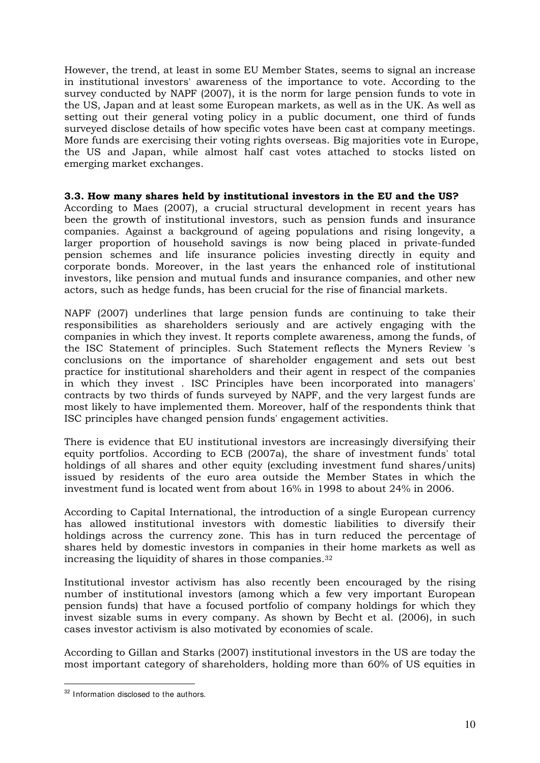However, the trend, at least in some EU Member States, seems to signal an increase in institutional investors' awareness of the importance to vote. According to the survey conducted by NAPF (2007), it is the norm for large pension funds to vote in the US, Japan and at least some European markets, as well as in the UK. As well as setting out their general voting policy in a public document, one third of funds surveyed disclose details of how specific votes have been cast at company meetings. More funds are exercising their voting rights overseas. Big majorities vote in Europe, the US and Japan, while almost half cast votes attached to stocks listed on emerging market exchanges.

### 3.3. How many shares held by institutional investors in the EU and the US?

According to Maes (2007), a crucial structural development in recent years has been the growth of institutional investors, such as pension funds and insurance companies. Against a background of ageing populations and rising longevity, a larger proportion of household savings is now being placed in private-funded pension schemes and life insurance policies investing directly in equity and corporate bonds. Moreover, in the last years the enhanced role of institutional investors, like pension and mutual funds and insurance companies, and other new actors, such as hedge funds, has been crucial for the rise of financial markets.

NAPF (2007) underlines that large pension funds are continuing to take their responsibilities as shareholders seriously and are actively engaging with the companies in which they invest. It reports complete awareness, among the funds, of the ISC Statement of principles. Such Statement reflects the Myners Review 's conclusions on the importance of shareholder engagement and sets out best practice for institutional shareholders and their agent in respect of the companies in which they invest . ISC Principles have been incorporated into managers' contracts by two thirds of funds surveyed by NAPF, and the very largest funds are most likely to have implemented them. Moreover, half of the respondents think that ISC principles have changed pension funds' engagement activities.

There is evidence that EU institutional investors are increasingly diversifying their equity portfolios. According to ECB (2007a), the share of investment funds' total holdings of all shares and other equity (excluding investment fund shares/units) issued by residents of the euro area outside the Member States in which the investment fund is located went from about 16% in 1998 to about 24% in 2006.

According to Capital International, the introduction of a single European currency has allowed institutional investors with domestic liabilities to diversify their holdings across the currency zone. This has in turn reduced the percentage of shares held by domestic investors in companies in their home markets as well as increasing the liquidity of shares in those companies.[32]

Institutional investor activism has also recently been encouraged by the rising number of institutional investors (among which a few very important European pension funds) that have a focused portfolio of company holdings for which they invest sizable sums in every company. As shown by Becht et al. (2006), in such cases investor activism is also motivated by economies of scale.

According to Gillan and Starks (2007) institutional investors in the US are today the most important category of shareholders, holding more than 60% of US equities in

[32] Information disclosed to the authors.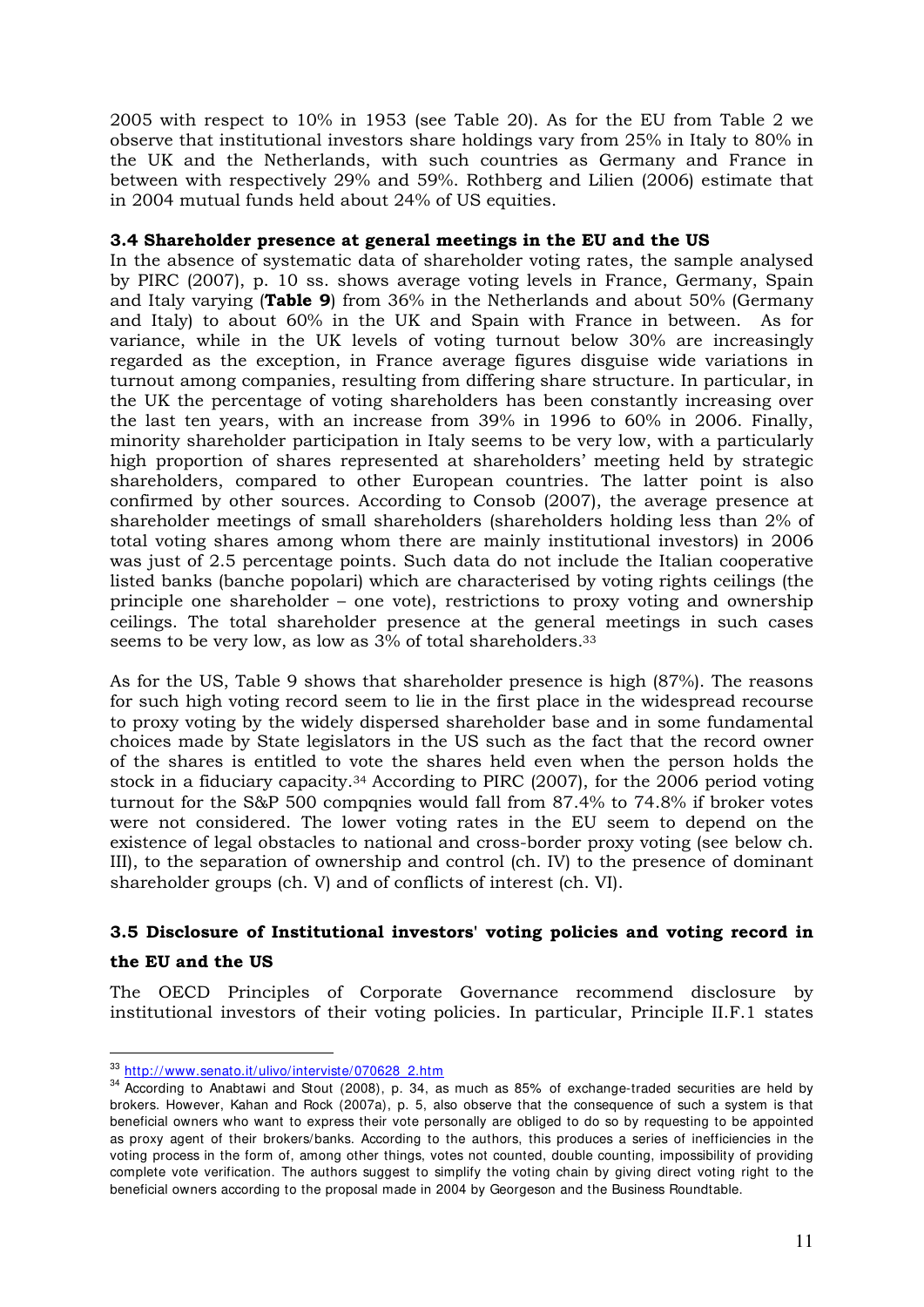2005 with respect to 10% in 1953 (see Table 20). As for the EU from Table 2 we observe that institutional investors share holdings vary from 25% in Italy to 80% in the UK and the Netherlands, with such countries as Germany and France in between with respectively 29% and 59%. Rothberg and Lilien (2006) estimate that in 2004 mutual funds held about 24% of US equities.

### 3.4 Shareholder presence at general meetings in the EU and the US

In the absence of systematic data of shareholder voting rates, the sample analysed by PIRC (2007), p. 10 ss. shows average voting levels in France, Germany, Spain and Italy varying (**Table 9**) from 36% in the Netherlands and about 50% (Germany and Italy) to about 60% in the UK and Spain with France in between. As for variance, while in the UK levels of voting turnout below 30% are increasingly regarded as the exception, in France average figures disguise wide variations in turnout among companies, resulting from differing share structure. In particular, in the UK the percentage of voting shareholders has been constantly increasing over the last ten years, with an increase from 39% in 1996 to 60% in 2006. Finally, minority shareholder participation in Italy seems to be very low, with a particularly high proportion of shares represented at shareholders' meeting held by strategic shareholders, compared to other European countries. The latter point is also confirmed by other sources. According to Consob (2007), the average presence at shareholder meetings of small shareholders (shareholders holding less than 2% of total voting shares among whom there are mainly institutional investors) in 2006 was just of 2.5 percentage points. Such data do not include the Italian cooperative listed banks (banche popolari) which are characterised by voting rights ceilings (the principle one shareholder – one vote), restrictions to proxy voting and ownership ceilings. The total shareholder presence at the general meetings in such cases seems to be very low, as low as 3% of total shareholders.[33]

As for the US, Table 9 shows that shareholder presence is high (87%). The reasons for such high voting record seem to lie in the first place in the widespread recourse to proxy voting by the widely dispersed shareholder base and in some fundamental choices made by State legislators in the US such as the fact that the record owner of the shares is entitled to vote the shares held even when the person holds the stock in a fiduciary capacity.[34] According to PIRC (2007), for the 2006 period voting turnout for the S&P 500 compqnies would fall from 87.4% to 74.8% if broker votes were not considered. The lower voting rates in the EU seem to depend on the existence of legal obstacles to national and cross-border proxy voting (see below ch. III), to the separation of ownership and control (ch. IV) to the presence of dominant shareholder groups (ch. V) and of conflicts of interest (ch. VI).

### 3.5 Disclosure of Institutional investors' voting policies and voting record in the EU and the US

The OECD Principles of Corporate Governance recommend disclosure by institutional investors of their voting policies. In particular, Principle II.F.1 states

---

[33] http://www.senato.it/ulivo/interviste/070628_2.htm

[34] According to Anabtawi and Stout (2008), p. 34, as much as 85% of exchange-traded securities are held by brokers. However, Kahan and Rock (2007a), p. 5, also observe that the consequence of such a system is that beneficial owners who want to express their vote personally are obliged to do so by requesting to be appointed as proxy agent of their brokers/banks. According to the authors, this produces a series of inefficiencies in the voting process in the form of, among other things, votes not counted, double counting, impossibility of providing complete vote verification. The authors suggest to simplify the voting chain by giving direct voting right to the beneficial owners according to the proposal made in 2004 by Georgeson and the Business Roundtable.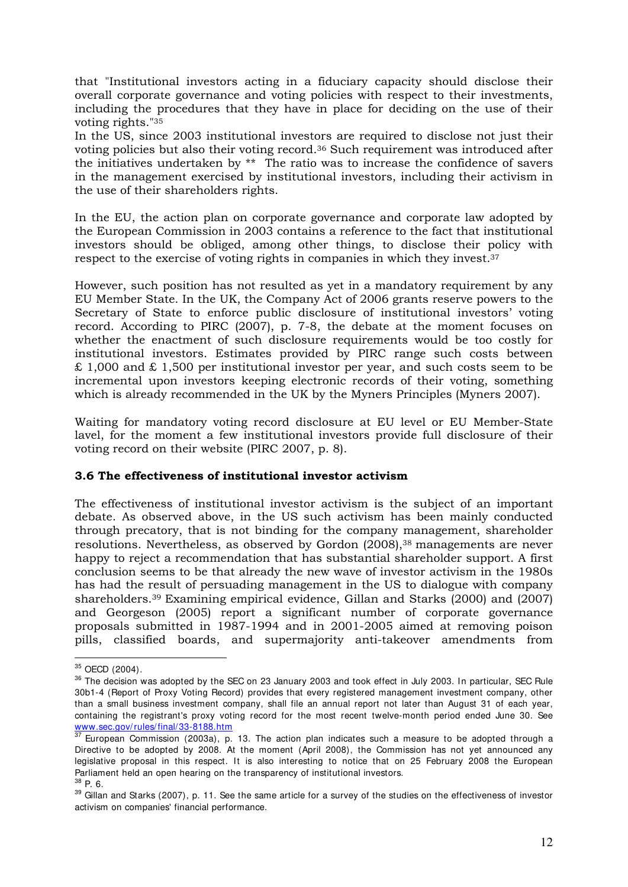that "Institutional investors acting in a fiduciary capacity should disclose their overall corporate governance and voting policies with respect to their investments, including the procedures that they have in place for deciding on the use of their voting rights."[35]

In the US, since 2003 institutional investors are required to disclose not just their voting policies but also their voting record.[36] Such requirement was introduced after the initiatives undertaken by ** The ratio was to increase the confidence of savers in the management exercised by institutional investors, including their activism in the use of their shareholders rights.

In the EU, the action plan on corporate governance and corporate law adopted by the European Commission in 2003 contains a reference to the fact that institutional investors should be obliged, among other things, to disclose their policy with respect to the exercise of voting rights in companies in which they invest.[37]

However, such position has not resulted as yet in a mandatory requirement by any EU Member State. In the UK, the Company Act of 2006 grants reserve powers to the Secretary of State to enforce public disclosure of institutional investors' voting record. According to PIRC (2007), p. 7-8, the debate at the moment focuses on whether the enactment of such disclosure requirements would be too costly for institutional investors. Estimates provided by PIRC range such costs between £ 1,000 and £ 1,500 per institutional investor per year, and such costs seem to be incremental upon investors keeping electronic records of their voting, something which is already recommended in the UK by the Myners Principles (Myners 2007).

Waiting for mandatory voting record disclosure at EU level or EU Member-State lavel, for the moment a few institutional investors provide full disclosure of their voting record on their website (PIRC 2007, p. 8).

### 3.6 The effectiveness of institutional investor activism

The effectiveness of institutional investor activism is the subject of an important debate. As observed above, in the US such activism has been mainly conducted through precatory, that is not binding for the company management, shareholder resolutions. Nevertheless, as observed by Gordon (2008),[38] managements are never happy to reject a recommendation that has substantial shareholder support. A first conclusion seems to be that already the new wave of investor activism in the 1980s has had the result of persuading management in the US to dialogue with company shareholders.[39] Examining empirical evidence, Gillan and Starks (2000) and (2007) and Georgeson (2005) report a significant number of corporate governance proposals submitted in 1987-1994 and in 2001-2005 aimed at removing poison pills, classified boards, and supermajority anti-takeover amendments from

---

[35] OECD (2004).

[36] The decision was adopted by the SEC on 23 January 2003 and took effect in July 2003. In particular, SEC Rule 30b1-4 (Report of Proxy Voting Record) provides that every registered management investment company, other than a small business investment company, shall file an annual report not later than August 31 of each year, containing the registrant's proxy voting record for the most recent twelve-month period ended June 30. See www.sec.gov/rules/final/33-8188.htm

[37] European Commission (2003a), p. 13. The action plan indicates such a measure to be adopted through a Directive to be adopted by 2008. At the moment (April 2008), the Commission has not yet announced any legislative proposal in this respect. It is also interesting to notice that on 25 February 2008 the European Parliament held an open hearing on the transparency of institutional investors.

[38] P. 6.

[39] Gillan and Starks (2007), p. 11. See the same article for a survey of the studies on the effectiveness of investor activism on companies' financial performance.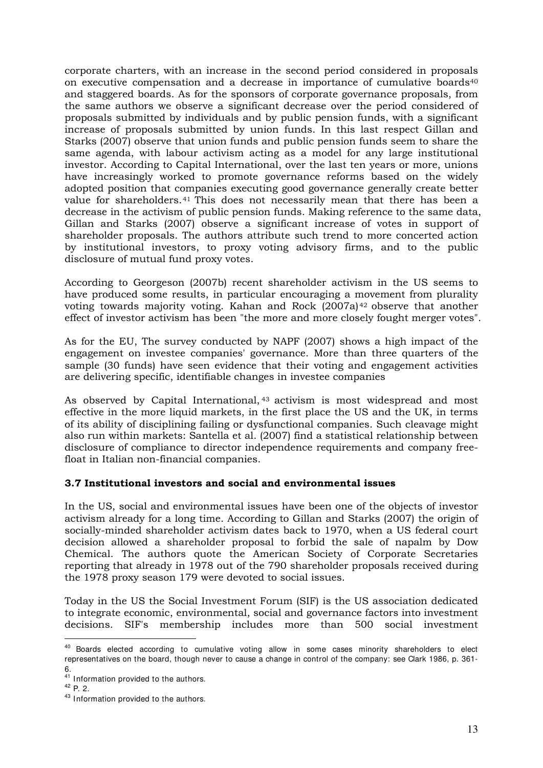corporate charters, with an increase in the second period considered in proposals on executive compensation and a decrease in importance of cumulative boards[40] and staggered boards. As for the sponsors of corporate governance proposals, from the same authors we observe a significant decrease over the period considered of proposals submitted by individuals and by public pension funds, with a significant increase of proposals submitted by union funds. In this last respect Gillan and Starks (2007) observe that union funds and public pension funds seem to share the same agenda, with labour activism acting as a model for any large institutional investor. According to Capital International, over the last ten years or more, unions have increasingly worked to promote governance reforms based on the widely adopted position that companies executing good governance generally create better value for shareholders.[41] This does not necessarily mean that there has been a decrease in the activism of public pension funds. Making reference to the same data, Gillan and Starks (2007) observe a significant increase of votes in support of shareholder proposals. The authors attribute such trend to more concerted action by institutional investors, to proxy voting advisory firms, and to the public disclosure of mutual fund proxy votes.

According to Georgeson (2007b) recent shareholder activism in the US seems to have produced some results, in particular encouraging a movement from plurality voting towards majority voting. Kahan and Rock (2007a)[42] observe that another effect of investor activism has been "the more and more closely fought merger votes".

As for the EU, The survey conducted by NAPF (2007) shows a high impact of the engagement on investee companies' governance. More than three quarters of the sample (30 funds) have seen evidence that their voting and engagement activities are delivering specific, identifiable changes in investee companies

As observed by Capital International,[43] activism is most widespread and most effective in the more liquid markets, in the first place the US and the UK, in terms of its ability of disciplining failing or dysfunctional companies. Such cleavage might also run within markets: Santella et al. (2007) find a statistical relationship between disclosure of compliance to director independence requirements and company free-float in Italian non-financial companies.

### 3.7 Institutional investors and social and environmental issues

In the US, social and environmental issues have been one of the objects of investor activism already for a long time. According to Gillan and Starks (2007) the origin of socially-minded shareholder activism dates back to 1970, when a US federal court decision allowed a shareholder proposal to forbid the sale of napalm by Dow Chemical. The authors quote the American Society of Corporate Secretaries reporting that already in 1978 out of the 790 shareholder proposals received during the 1978 proxy season 179 were devoted to social issues.

Today in the US the Social Investment Forum (SIF) is the US association dedicated to integrate economic, environmental, social and governance factors into investment decisions. SIF's membership includes more than 500 social investment

---

[40] Boards elected according to cumulative voting allow in some cases minority shareholders to elect representatives on the board, though never to cause a change in control of the company: see Clark 1986, p. 361-6.

[41] Information provided to the authors.

[42] P. 2.

[43] Information provided to the authors.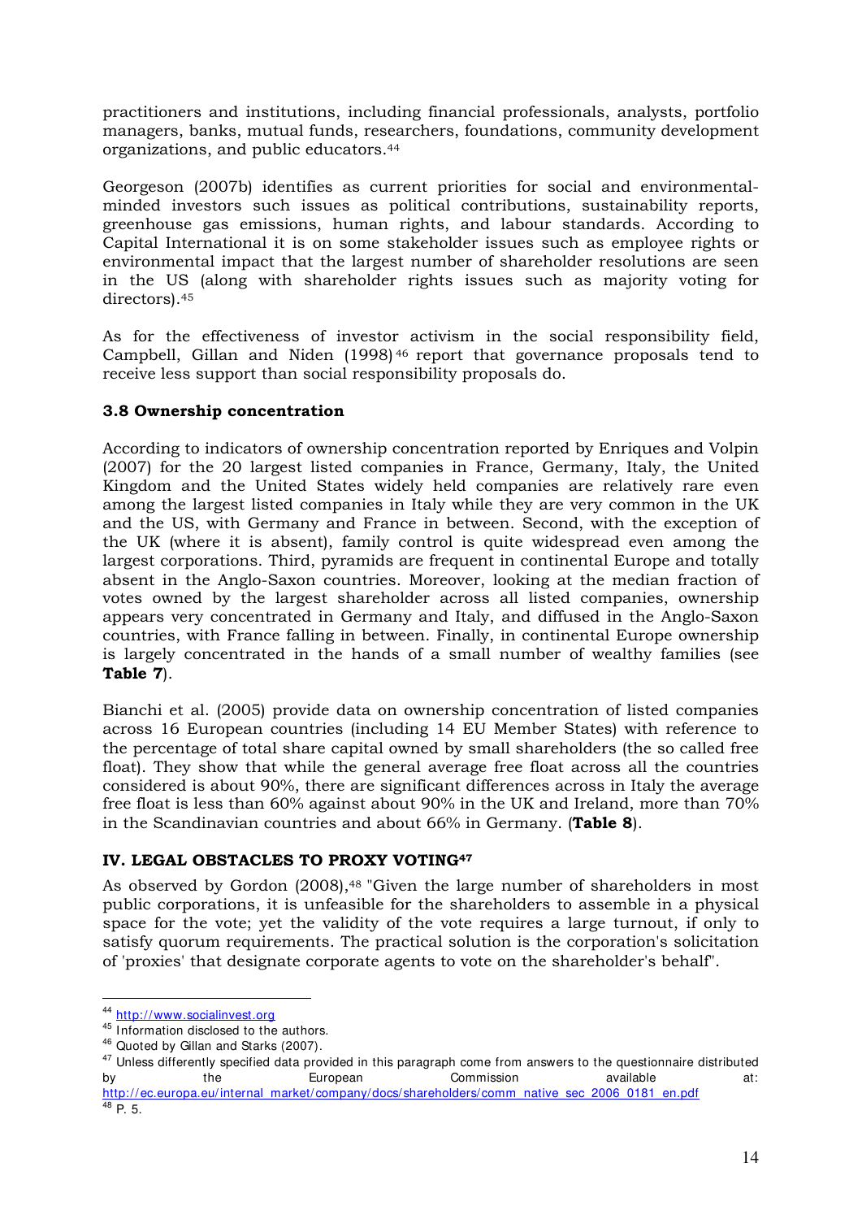practitioners and institutions, including financial professionals, analysts, portfolio managers, banks, mutual funds, researchers, foundations, community development organizations, and public educators.[44]

Georgeson (2007b) identifies as current priorities for social and environmental-minded investors such issues as political contributions, sustainability reports, greenhouse gas emissions, human rights, and labour standards. According to Capital International it is on some stakeholder issues such as employee rights or environmental impact that the largest number of shareholder resolutions are seen in the US (along with shareholder rights issues such as majority voting for directors).[45]

As for the effectiveness of investor activism in the social responsibility field, Campbell, Gillan and Niden (1998)[46] report that governance proposals tend to receive less support than social responsibility proposals do.

### 3.8 Ownership concentration

According to indicators of ownership concentration reported by Enriques and Volpin (2007) for the 20 largest listed companies in France, Germany, Italy, the United Kingdom and the United States widely held companies are relatively rare even among the largest listed companies in Italy while they are very common in the UK and the US, with Germany and France in between. Second, with the exception of the UK (where it is absent), family control is quite widespread even among the largest corporations. Third, pyramids are frequent in continental Europe and totally absent in the Anglo-Saxon countries. Moreover, looking at the median fraction of votes owned by the largest shareholder across all listed companies, ownership appears very concentrated in Germany and Italy, and diffused in the Anglo-Saxon countries, with France falling in between. Finally, in continental Europe ownership is largely concentrated in the hands of a small number of wealthy families (see **Table 7**).

Bianchi et al. (2005) provide data on ownership concentration of listed companies across 16 European countries (including 14 EU Member States) with reference to the percentage of total share capital owned by small shareholders (the so called free float). They show that while the general average free float across all the countries considered is about 90%, there are significant differences across in Italy the average free float is less than 60% against about 90% in the UK and Ireland, more than 70% in the Scandinavian countries and about 66% in Germany. (**Table 8**).

## IV. LEGAL OBSTACLES TO PROXY VOTING[47]

As observed by Gordon (2008),[48] "Given the large number of shareholders in most public corporations, it is unfeasible for the shareholders to assemble in a physical space for the vote; yet the validity of the vote requires a large turnout, if only to satisfy quorum requirements. The practical solution is the corporation's solicitation of 'proxies' that designate corporate agents to vote on the shareholder's behalf".

---

[44] http://www.socialinvest.org

[45] Information disclosed to the authors.

[46] Quoted by Gillan and Starks (2007).

[47] Unless differently specified data provided in this paragraph come from answers to the questionnaire distributed by the European Commission available at: http://ec.europa.eu/internal_market/company/docs/shareholders/comm_native_sec_2006_0181_en.pdf

[48] P. 5.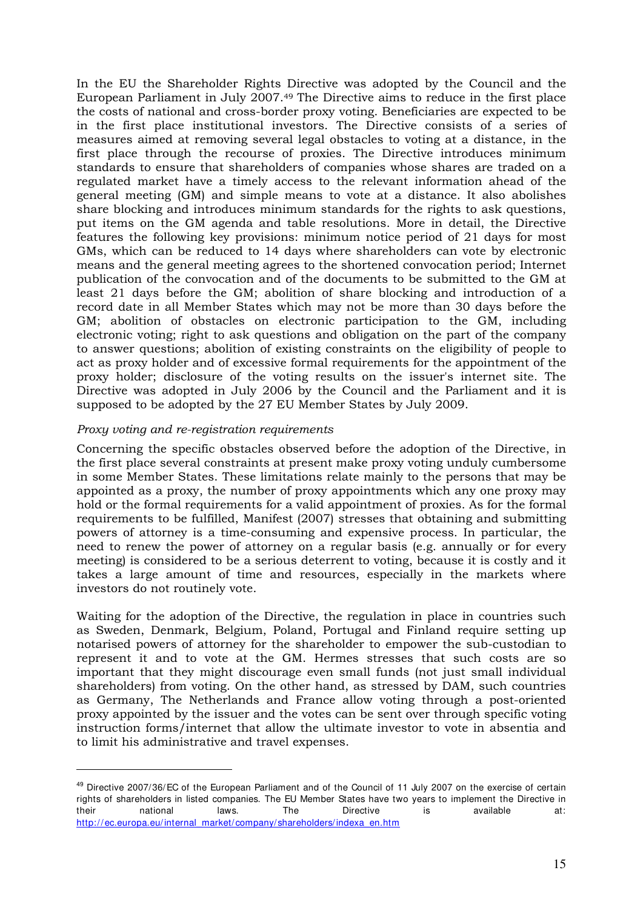In the EU the Shareholder Rights Directive was adopted by the Council and the European Parliament in July 2007.[49] The Directive aims to reduce in the first place the costs of national and cross-border proxy voting. Beneficiaries are expected to be in the first place institutional investors. The Directive consists of a series of measures aimed at removing several legal obstacles to voting at a distance, in the first place through the recourse of proxies. The Directive introduces minimum standards to ensure that shareholders of companies whose shares are traded on a regulated market have a timely access to the relevant information ahead of the general meeting (GM) and simple means to vote at a distance. It also abolishes share blocking and introduces minimum standards for the rights to ask questions, put items on the GM agenda and table resolutions. More in detail, the Directive features the following key provisions: minimum notice period of 21 days for most GMs, which can be reduced to 14 days where shareholders can vote by electronic means and the general meeting agrees to the shortened convocation period; Internet publication of the convocation and of the documents to be submitted to the GM at least 21 days before the GM; abolition of share blocking and introduction of a record date in all Member States which may not be more than 30 days before the GM; abolition of obstacles on electronic participation to the GM, including electronic voting; right to ask questions and obligation on the part of the company to answer questions; abolition of existing constraints on the eligibility of people to act as proxy holder and of excessive formal requirements for the appointment of the proxy holder; disclosure of the voting results on the issuer's internet site. The Directive was adopted in July 2006 by the Council and the Parliament and it is supposed to be adopted by the 27 EU Member States by July 2009.

*Proxy voting and re-registration requirements*

Concerning the specific obstacles observed before the adoption of the Directive, in the first place several constraints at present make proxy voting unduly cumbersome in some Member States. These limitations relate mainly to the persons that may be appointed as a proxy, the number of proxy appointments which any one proxy may hold or the formal requirements for a valid appointment of proxies. As for the formal requirements to be fulfilled, Manifest (2007) stresses that obtaining and submitting powers of attorney is a time-consuming and expensive process. In particular, the need to renew the power of attorney on a regular basis (e.g. annually or for every meeting) is considered to be a serious deterrent to voting, because it is costly and it takes a large amount of time and resources, especially in the markets where investors do not routinely vote.

Waiting for the adoption of the Directive, the regulation in place in countries such as Sweden, Denmark, Belgium, Poland, Portugal and Finland require setting up notarised powers of attorney for the shareholder to empower the sub-custodian to represent it and to vote at the GM. Hermes stresses that such costs are so important that they might discourage even small funds (not just small individual shareholders) from voting. On the other hand, as stressed by DAM, such countries as Germany, The Netherlands and France allow voting through a post-oriented proxy appointed by the issuer and the votes can be sent over through specific voting instruction forms/internet that allow the ultimate investor to vote in absentia and to limit his administrative and travel expenses.

---

[49] Directive 2007/36/EC of the European Parliament and of the Council of 11 July 2007 on the exercise of certain rights of shareholders in listed companies. The EU Member States have two years to implement the Directive in their national laws. The Directive is available at: http://ec.europa.eu/internal_market/company/shareholders/indexa_en.htm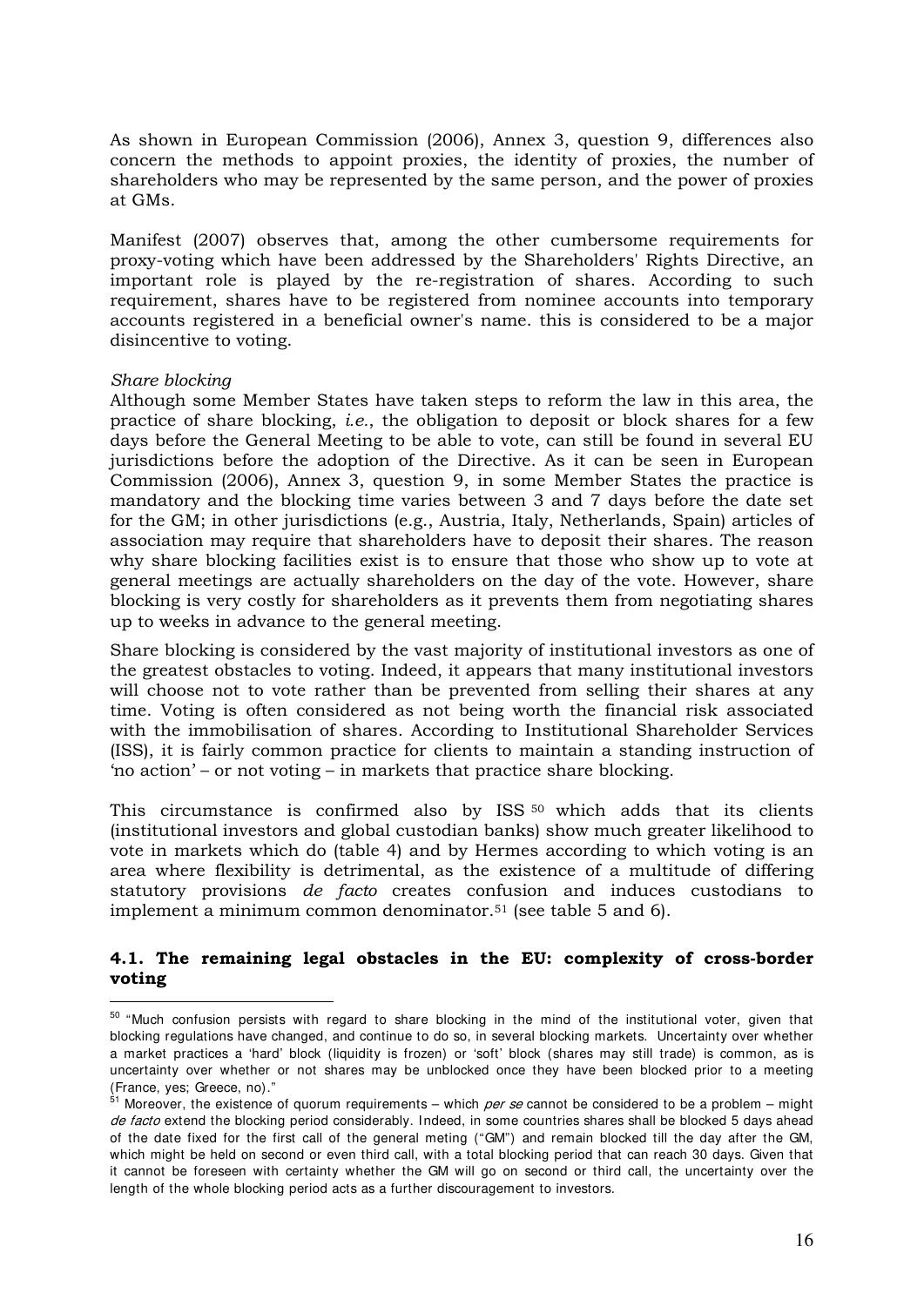As shown in European Commission (2006), Annex 3, question 9, differences also concern the methods to appoint proxies, the identity of proxies, the number of shareholders who may be represented by the same person, and the power of proxies at GMs.

Manifest (2007) observes that, among the other cumbersome requirements for proxy-voting which have been addressed by the Shareholders' Rights Directive, an important role is played by the re-registration of shares. According to such requirement, shares have to be registered from nominee accounts into temporary accounts registered in a beneficial owner's name. this is considered to be a major disincentive to voting.

*Share blocking*

Although some Member States have taken steps to reform the law in this area, the practice of share blocking, *i.e.*, the obligation to deposit or block shares for a few days before the General Meeting to be able to vote, can still be found in several EU jurisdictions before the adoption of the Directive. As it can be seen in European Commission (2006), Annex 3, question 9, in some Member States the practice is mandatory and the blocking time varies between 3 and 7 days before the date set for the GM; in other jurisdictions (e.g., Austria, Italy, Netherlands, Spain) articles of association may require that shareholders have to deposit their shares. The reason why share blocking facilities exist is to ensure that those who show up to vote at general meetings are actually shareholders on the day of the vote. However, share blocking is very costly for shareholders as it prevents them from negotiating shares up to weeks in advance to the general meeting.

Share blocking is considered by the vast majority of institutional investors as one of the greatest obstacles to voting. Indeed, it appears that many institutional investors will choose not to vote rather than be prevented from selling their shares at any time. Voting is often considered as not being worth the financial risk associated with the immobilisation of shares. According to Institutional Shareholder Services (ISS), it is fairly common practice for clients to maintain a standing instruction of 'no action' – or not voting – in markets that practice share blocking.

This circumstance is confirmed also by ISS [50] which adds that its clients (institutional investors and global custodian banks) show much greater likelihood to vote in markets which do (table 4) and by Hermes according to which voting is an area where flexibility is detrimental, as the existence of a multitude of differing statutory provisions *de facto* creates confusion and induces custodians to implement a minimum common denominator.[51] (see table 5 and 6).

### 4.1. The remaining legal obstacles in the EU: complexity of cross-border voting

[50] "Much confusion persists with regard to share blocking in the mind of the institutional voter, given that blocking regulations have changed, and continue to do so, in several blocking markets. Uncertainty over whether a market practices a 'hard' block (liquidity is frozen) or 'soft' block (shares may still trade) is common, as is uncertainty over whether or not shares may be unblocked once they have been blocked prior to a meeting (France, yes; Greece, no)."

[51] Moreover, the existence of quorum requirements – which *per se* cannot be considered to be a problem – might *de facto* extend the blocking period considerably. Indeed, in some countries shares shall be blocked 5 days ahead of the date fixed for the first call of the general meting ("GM") and remain blocked till the day after the GM, which might be held on second or even third call, with a total blocking period that can reach 30 days. Given that it cannot be foreseen with certainty whether the GM will go on second or third call, the uncertainty over the length of the whole blocking period acts as a further discouragement to investors.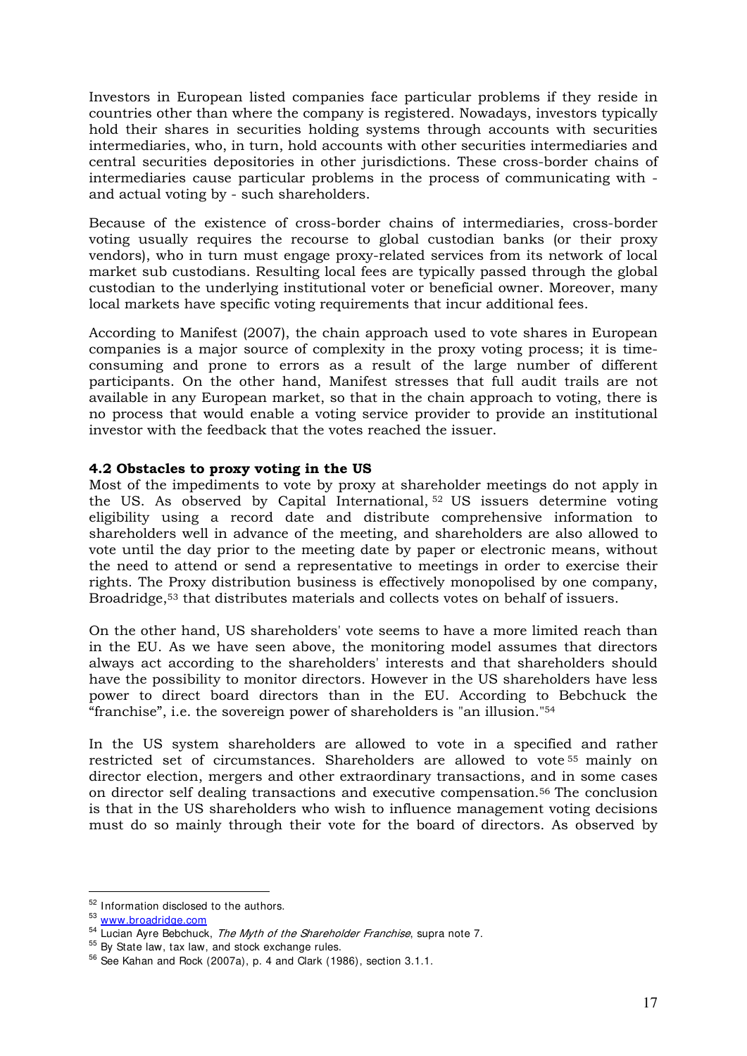Investors in European listed companies face particular problems if they reside in countries other than where the company is registered. Nowadays, investors typically hold their shares in securities holding systems through accounts with securities intermediaries, who, in turn, hold accounts with other securities intermediaries and central securities depositories in other jurisdictions. These cross-border chains of intermediaries cause particular problems in the process of communicating with - and actual voting by - such shareholders.

Because of the existence of cross-border chains of intermediaries, cross-border voting usually requires the recourse to global custodian banks (or their proxy vendors), who in turn must engage proxy-related services from its network of local market sub custodians. Resulting local fees are typically passed through the global custodian to the underlying institutional voter or beneficial owner. Moreover, many local markets have specific voting requirements that incur additional fees.

According to Manifest (2007), the chain approach used to vote shares in European companies is a major source of complexity in the proxy voting process; it is time-consuming and prone to errors as a result of the large number of different participants. On the other hand, Manifest stresses that full audit trails are not available in any European market, so that in the chain approach to voting, there is no process that would enable a voting service provider to provide an institutional investor with the feedback that the votes reached the issuer.

**4.2 Obstacles to proxy voting in the US**

Most of the impediments to vote by proxy at shareholder meetings do not apply in the US. As observed by Capital International, [52] US issuers determine voting eligibility using a record date and distribute comprehensive information to shareholders well in advance of the meeting, and shareholders are also allowed to vote until the day prior to the meeting date by paper or electronic means, without the need to attend or send a representative to meetings in order to exercise their rights. The Proxy distribution business is effectively monopolised by one company, Broadridge,[53] that distributes materials and collects votes on behalf of issuers.

On the other hand, US shareholders' vote seems to have a more limited reach than in the EU. As we have seen above, the monitoring model assumes that directors always act according to the shareholders' interests and that shareholders should have the possibility to monitor directors. However in the US shareholders have less power to direct board directors than in the EU. According to Bebchuck the "franchise", i.e. the sovereign power of shareholders is "an illusion."[54]

In the US system shareholders are allowed to vote in a specified and rather restricted set of circumstances. Shareholders are allowed to vote [55] mainly on director election, mergers and other extraordinary transactions, and in some cases on director self dealing transactions and executive compensation.[56] The conclusion is that in the US shareholders who wish to influence management voting decisions must do so mainly through their vote for the board of directors. As observed by

---

[52] Information disclosed to the authors.

[53] www.broadridge.com

[54] Lucian Ayre Bebchuck, *The Myth of the Shareholder Franchise*, supra note 7.

[55] By State law, tax law, and stock exchange rules.

[56] See Kahan and Rock (2007a), p. 4 and Clark (1986), section 3.1.1.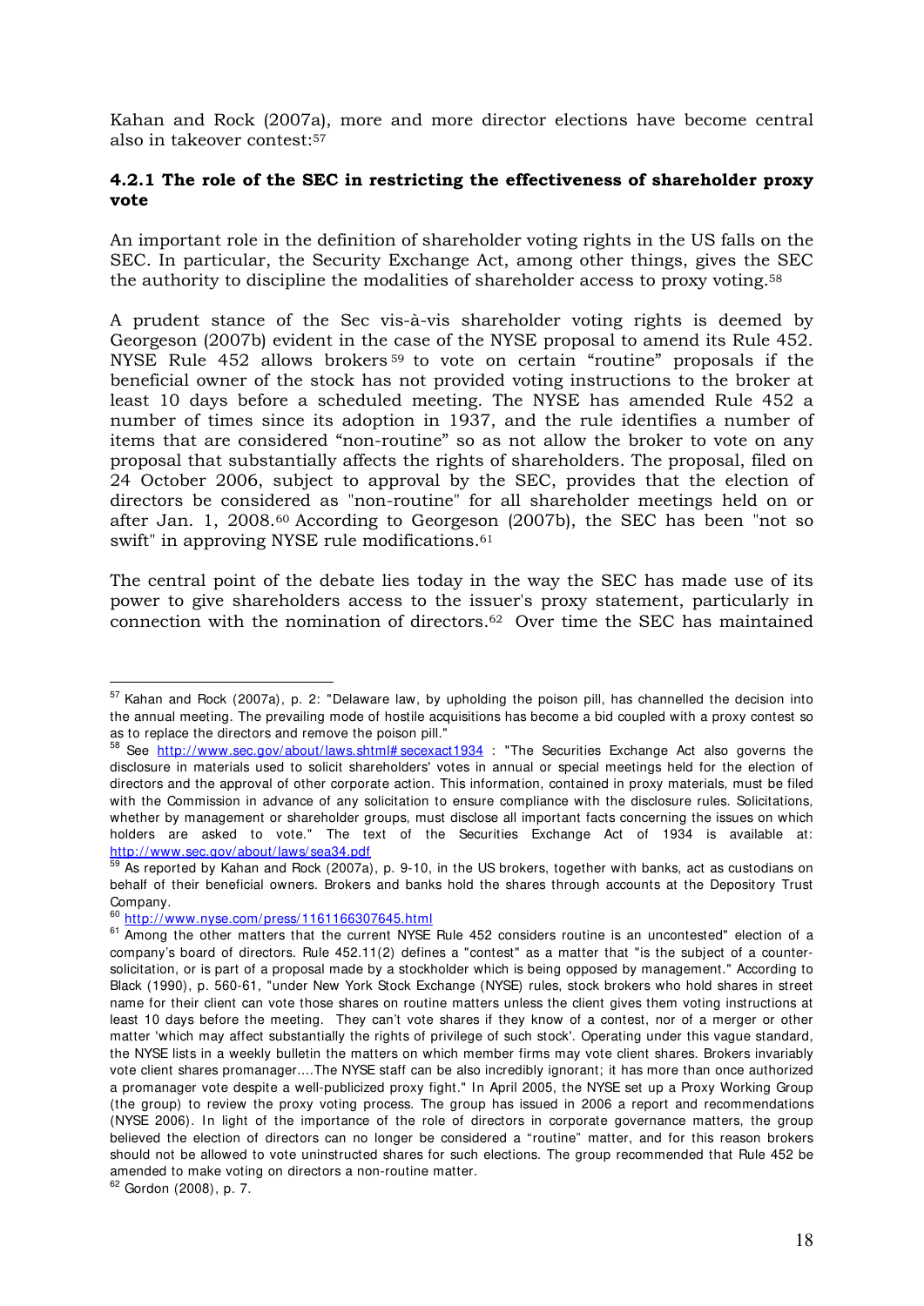Kahan and Rock (2007a), more and more director elections have become central also in takeover contest:[57]

### 4.2.1 The role of the SEC in restricting the effectiveness of shareholder proxy vote

An important role in the definition of shareholder voting rights in the US falls on the SEC. In particular, the Security Exchange Act, among other things, gives the SEC the authority to discipline the modalities of shareholder access to proxy voting.[58]

A prudent stance of the Sec vis-à-vis shareholder voting rights is deemed by Georgeson (2007b) evident in the case of the NYSE proposal to amend its Rule 452. NYSE Rule 452 allows brokers[59] to vote on certain "routine" proposals if the beneficial owner of the stock has not provided voting instructions to the broker at least 10 days before a scheduled meeting. The NYSE has amended Rule 452 a number of times since its adoption in 1937, and the rule identifies a number of items that are considered "non-routine" so as not allow the broker to vote on any proposal that substantially affects the rights of shareholders. The proposal, filed on 24 October 2006, subject to approval by the SEC, provides that the election of directors be considered as "non-routine" for all shareholder meetings held on or after Jan. 1, 2008.[60] According to Georgeson (2007b), the SEC has been "not so swift" in approving NYSE rule modifications.[61]

The central point of the debate lies today in the way the SEC has made use of its power to give shareholders access to the issuer's proxy statement, particularly in connection with the nomination of directors.[62] Over time the SEC has maintained

---

[57] Kahan and Rock (2007a), p. 2: "Delaware law, by upholding the poison pill, has channelled the decision into the annual meeting. The prevailing mode of hostile acquisitions has become a bid coupled with a proxy contest so as to replace the directors and remove the poison pill."

[58] See http://www.sec.gov/about/laws.shtml#secexact1934 : "The Securities Exchange Act also governs the disclosure in materials used to solicit shareholders' votes in annual or special meetings held for the election of directors and the approval of other corporate action. This information, contained in proxy materials, must be filed with the Commission in advance of any solicitation to ensure compliance with the disclosure rules. Solicitations, whether by management or shareholder groups, must disclose all important facts concerning the issues on which holders are asked to vote." The text of the Securities Exchange Act of 1934 is available at: http://www.sec.gov/about/laws/sea34.pdf

[59] As reported by Kahan and Rock (2007a), p. 9-10, in the US brokers, together with banks, act as custodians on behalf of their beneficial owners. Brokers and banks hold the shares through accounts at the Depository Trust Company.

[60] http://www.nyse.com/press/1161166307645.html

[61] Among the other matters that the current NYSE Rule 452 considers routine is an uncontested" election of a company's board of directors. Rule 452.11(2) defines a "contest" as a matter that "is the subject of a counter-solicitation, or is part of a proposal made by a stockholder which is being opposed by management." According to Black (1990), p. 560-61, "under New York Stock Exchange (NYSE) rules, stock brokers who hold shares in street name for their client can vote those shares on routine matters unless the client gives them voting instructions at least 10 days before the meeting. They can't vote shares if they know of a contest, nor of a merger or other matter 'which may affect substantially the rights of privilege of such stock'. Operating under this vague standard, the NYSE lists in a weekly bulletin the matters on which member firms may vote client shares. Brokers invariably vote client shares promanager....The NYSE staff can be also incredibly ignorant; it has more than once authorized a promanager vote despite a well-publicized proxy fight." In April 2005, the NYSE set up a Proxy Working Group (the group) to review the proxy voting process. The group has issued in 2006 a report and recommendations (NYSE 2006). In light of the importance of the role of directors in corporate governance matters, the group believed the election of directors can no longer be considered a "routine" matter, and for this reason brokers should not be allowed to vote uninstructed shares for such elections. The group recommended that Rule 452 be amended to make voting on directors a non-routine matter.

[62] Gordon (2008), p. 7.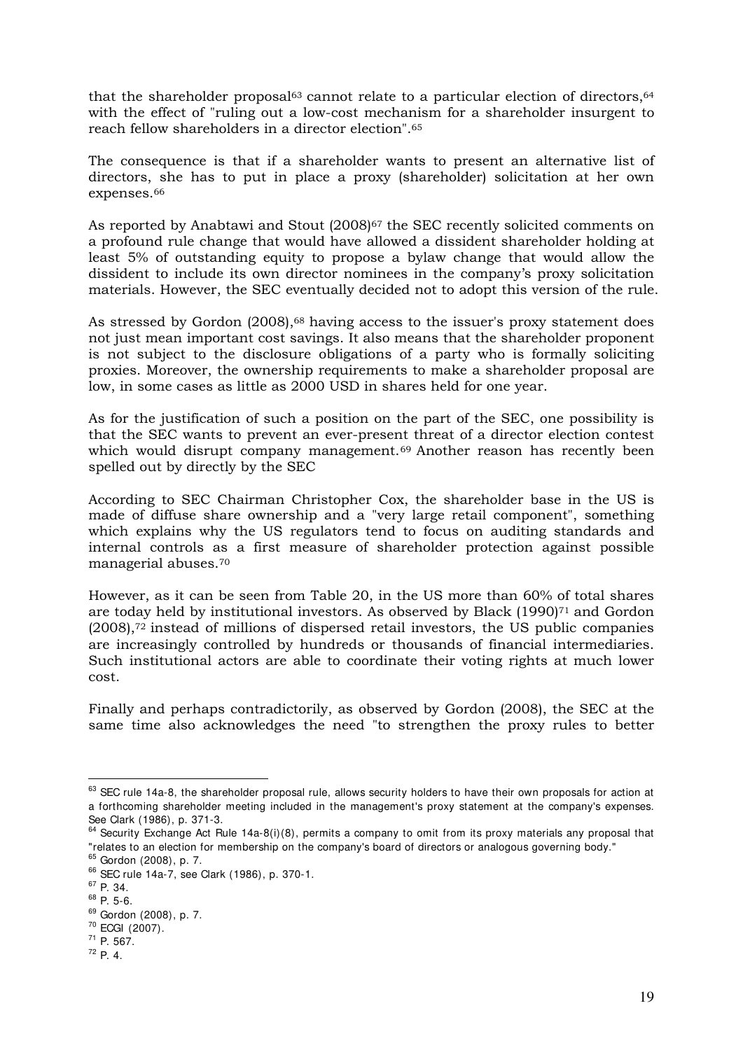that the shareholder proposal[63] cannot relate to a particular election of directors,[64] with the effect of "ruling out a low-cost mechanism for a shareholder insurgent to reach fellow shareholders in a director election".[65]

The consequence is that if a shareholder wants to present an alternative list of directors, she has to put in place a proxy (shareholder) solicitation at her own expenses.[66]

As reported by Anabtawi and Stout (2008)[67] the SEC recently solicited comments on a profound rule change that would have allowed a dissident shareholder holding at least 5% of outstanding equity to propose a bylaw change that would allow the dissident to include its own director nominees in the company's proxy solicitation materials. However, the SEC eventually decided not to adopt this version of the rule.

As stressed by Gordon (2008),[68] having access to the issuer's proxy statement does not just mean important cost savings. It also means that the shareholder proponent is not subject to the disclosure obligations of a party who is formally soliciting proxies. Moreover, the ownership requirements to make a shareholder proposal are low, in some cases as little as 2000 USD in shares held for one year.

As for the justification of such a position on the part of the SEC, one possibility is that the SEC wants to prevent an ever-present threat of a director election contest which would disrupt company management.[69] Another reason has recently been spelled out by directly by the SEC

According to SEC Chairman Christopher Cox, the shareholder base in the US is made of diffuse share ownership and a "very large retail component", something which explains why the US regulators tend to focus on auditing standards and internal controls as a first measure of shareholder protection against possible managerial abuses.[70]

However, as it can be seen from Table 20, in the US more than 60% of total shares are today held by institutional investors. As observed by Black (1990)[71] and Gordon (2008),[72] instead of millions of dispersed retail investors, the US public companies are increasingly controlled by hundreds or thousands of financial intermediaries. Such institutional actors are able to coordinate their voting rights at much lower cost.

Finally and perhaps contradictorily, as observed by Gordon (2008), the SEC at the same time also acknowledges the need "to strengthen the proxy rules to better

---

[63] SEC rule 14a-8, the shareholder proposal rule, allows security holders to have their own proposals for action at a forthcoming shareholder meeting included in the management's proxy statement at the company's expenses. See Clark (1986), p. 371-3.

[64] Security Exchange Act Rule 14a-8(i)(8), permits a company to omit from its proxy materials any proposal that "relates to an election for membership on the company's board of directors or analogous governing body."

[65] Gordon (2008), p. 7.

[66] SEC rule 14a-7, see Clark (1986), p. 370-1.

[67] P. 34.

[68] P. 5-6.

[69] Gordon (2008), p. 7.

[70] ECGI (2007).

[71] P. 567.

[72] P. 4.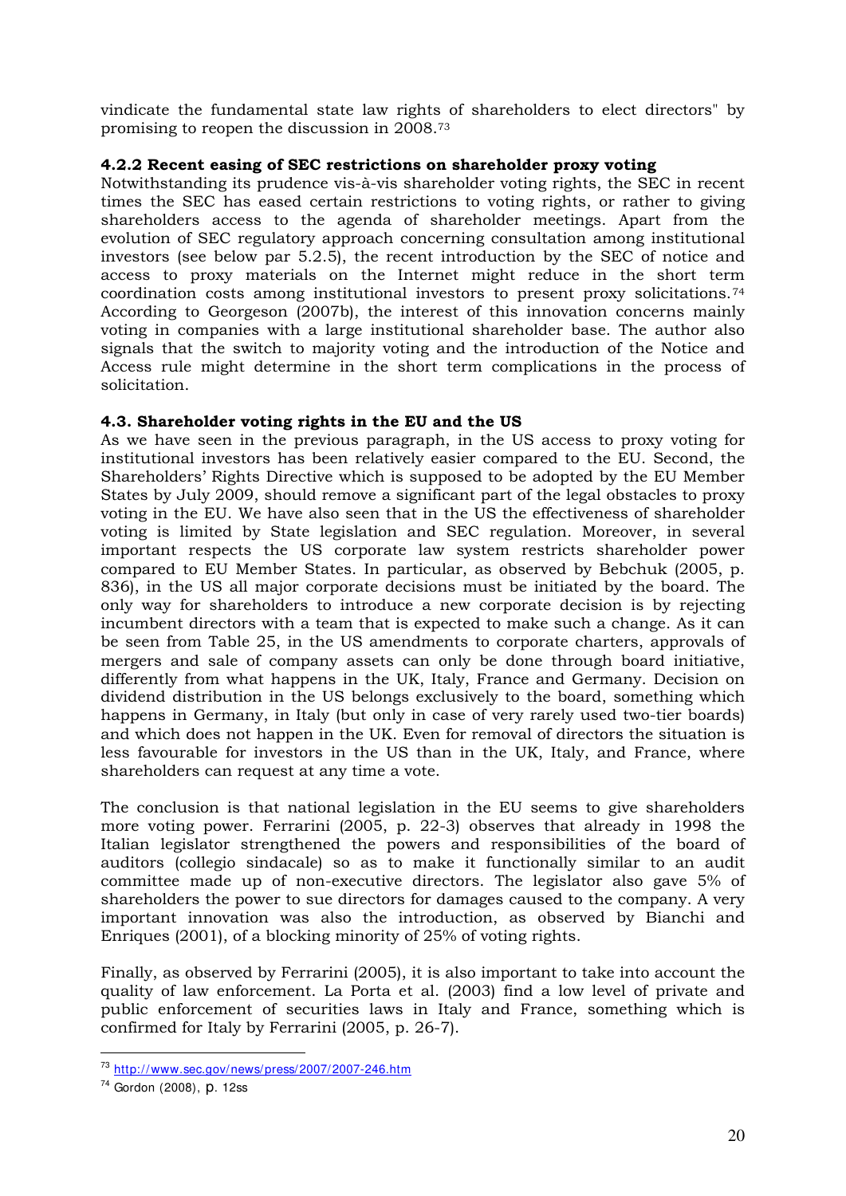vindicate the fundamental state law rights of shareholders to elect directors" by promising to reopen the discussion in 2008.[73]

#### 4.2.2 Recent easing of SEC restrictions on shareholder proxy voting

Notwithstanding its prudence vis-à-vis shareholder voting rights, the SEC in recent times the SEC has eased certain restrictions to voting rights, or rather to giving shareholders access to the agenda of shareholder meetings. Apart from the evolution of SEC regulatory approach concerning consultation among institutional investors (see below par 5.2.5), the recent introduction by the SEC of notice and access to proxy materials on the Internet might reduce in the short term coordination costs among institutional investors to present proxy solicitations.[74] According to Georgeson (2007b), the interest of this innovation concerns mainly voting in companies with a large institutional shareholder base. The author also signals that the switch to majority voting and the introduction of the Notice and Access rule might determine in the short term complications in the process of solicitation.

### 4.3. Shareholder voting rights in the EU and the US

As we have seen in the previous paragraph, in the US access to proxy voting for institutional investors has been relatively easier compared to the EU. Second, the Shareholders' Rights Directive which is supposed to be adopted by the EU Member States by July 2009, should remove a significant part of the legal obstacles to proxy voting in the EU. We have also seen that in the US the effectiveness of shareholder voting is limited by State legislation and SEC regulation. Moreover, in several important respects the US corporate law system restricts shareholder power compared to EU Member States. In particular, as observed by Bebchuk (2005, p. 836), in the US all major corporate decisions must be initiated by the board. The only way for shareholders to introduce a new corporate decision is by rejecting incumbent directors with a team that is expected to make such a change. As it can be seen from Table 25, in the US amendments to corporate charters, approvals of mergers and sale of company assets can only be done through board initiative, differently from what happens in the UK, Italy, France and Germany. Decision on dividend distribution in the US belongs exclusively to the board, something which happens in Germany, in Italy (but only in case of very rarely used two-tier boards) and which does not happen in the UK. Even for removal of directors the situation is less favourable for investors in the US than in the UK, Italy, and France, where shareholders can request at any time a vote.

The conclusion is that national legislation in the EU seems to give shareholders more voting power. Ferrarini (2005, p. 22-3) observes that already in 1998 the Italian legislator strengthened the powers and responsibilities of the board of auditors (collegio sindacale) so as to make it functionally similar to an audit committee made up of non-executive directors. The legislator also gave 5% of shareholders the power to sue directors for damages caused to the company. A very important innovation was also the introduction, as observed by Bianchi and Enriques (2001), of a blocking minority of 25% of voting rights.

Finally, as observed by Ferrarini (2005), it is also important to take into account the quality of law enforcement. La Porta et al. (2003) find a low level of private and public enforcement of securities laws in Italy and France, something which is confirmed for Italy by Ferrarini (2005, p. 26-7).

---

[73] http://www.sec.gov/news/press/2007/2007-246.htm

[74] Gordon (2008), p. 12ss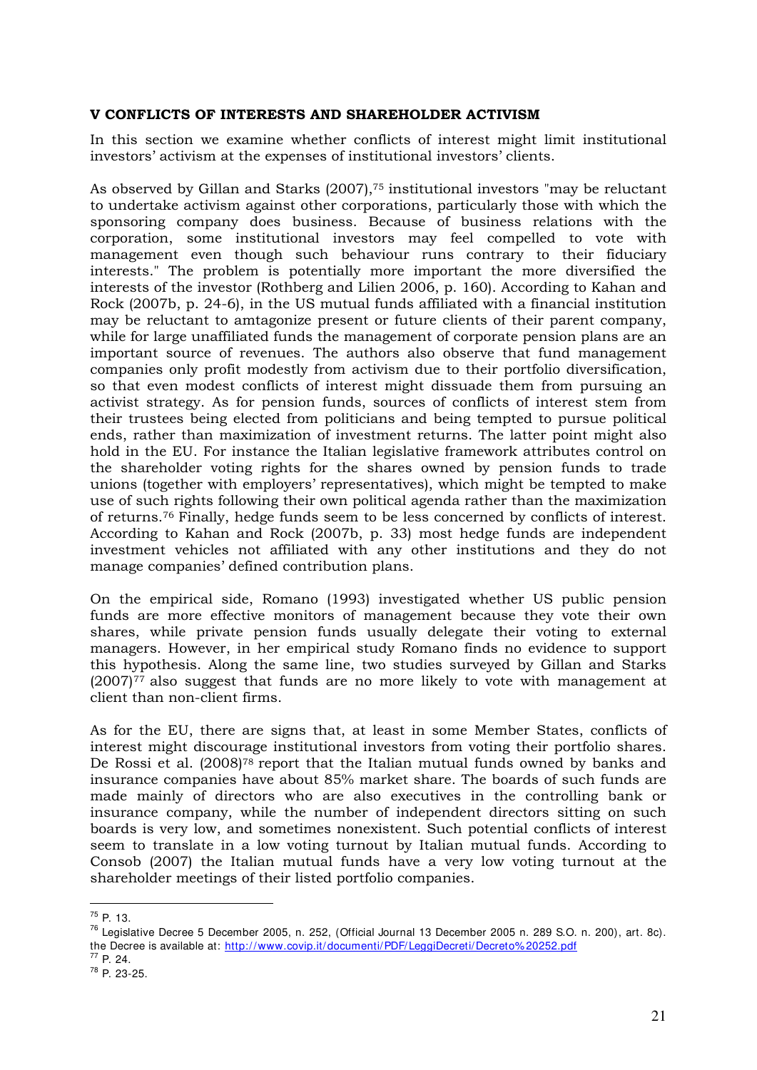### V CONFLICTS OF INTERESTS AND SHAREHOLDER ACTIVISM

In this section we examine whether conflicts of interest might limit institutional investors' activism at the expenses of institutional investors' clients.

As observed by Gillan and Starks (2007),[75] institutional investors "may be reluctant to undertake activism against other corporations, particularly those with which the sponsoring company does business. Because of business relations with the corporation, some institutional investors may feel compelled to vote with management even though such behaviour runs contrary to their fiduciary interests." The problem is potentially more important the more diversified the interests of the investor (Rothberg and Lilien 2006, p. 160). According to Kahan and Rock (2007b, p. 24-6), in the US mutual funds affiliated with a financial institution may be reluctant to amtagonize present or future clients of their parent company, while for large unaffiliated funds the management of corporate pension plans are an important source of revenues. The authors also observe that fund management companies only profit modestly from activism due to their portfolio diversification, so that even modest conflicts of interest might dissuade them from pursuing an activist strategy. As for pension funds, sources of conflicts of interest stem from their trustees being elected from politicians and being tempted to pursue political ends, rather than maximization of investment returns. The latter point might also hold in the EU. For instance the Italian legislative framework attributes control on the shareholder voting rights for the shares owned by pension funds to trade unions (together with employers' representatives), which might be tempted to make use of such rights following their own political agenda rather than the maximization of returns.[76] Finally, hedge funds seem to be less concerned by conflicts of interest. According to Kahan and Rock (2007b, p. 33) most hedge funds are independent investment vehicles not affiliated with any other institutions and they do not manage companies' defined contribution plans.

On the empirical side, Romano (1993) investigated whether US public pension funds are more effective monitors of management because they vote their own shares, while private pension funds usually delegate their voting to external managers. However, in her empirical study Romano finds no evidence to support this hypothesis. Along the same line, two studies surveyed by Gillan and Starks (2007)[77] also suggest that funds are no more likely to vote with management at client than non-client firms.

As for the EU, there are signs that, at least in some Member States, conflicts of interest might discourage institutional investors from voting their portfolio shares. De Rossi et al. (2008)[78] report that the Italian mutual funds owned by banks and insurance companies have about 85% market share. The boards of such funds are made mainly of directors who are also executives in the controlling bank or insurance company, while the number of independent directors sitting on such boards is very low, and sometimes nonexistent. Such potential conflicts of interest seem to translate in a low voting turnout by Italian mutual funds. According to Consob (2007) the Italian mutual funds have a very low voting turnout at the shareholder meetings of their listed portfolio companies.

---

[75] P. 13.

[76] Legislative Decree 5 December 2005, n. 252, (Official Journal 13 December 2005 n. 289 S.O. n. 200), art. 8c). the Decree is available at: http://www.covip.it/documenti/PDF/LeggiDecreti/Decreto%20252.pdf

[77] P. 24.

[78] P. 23-25.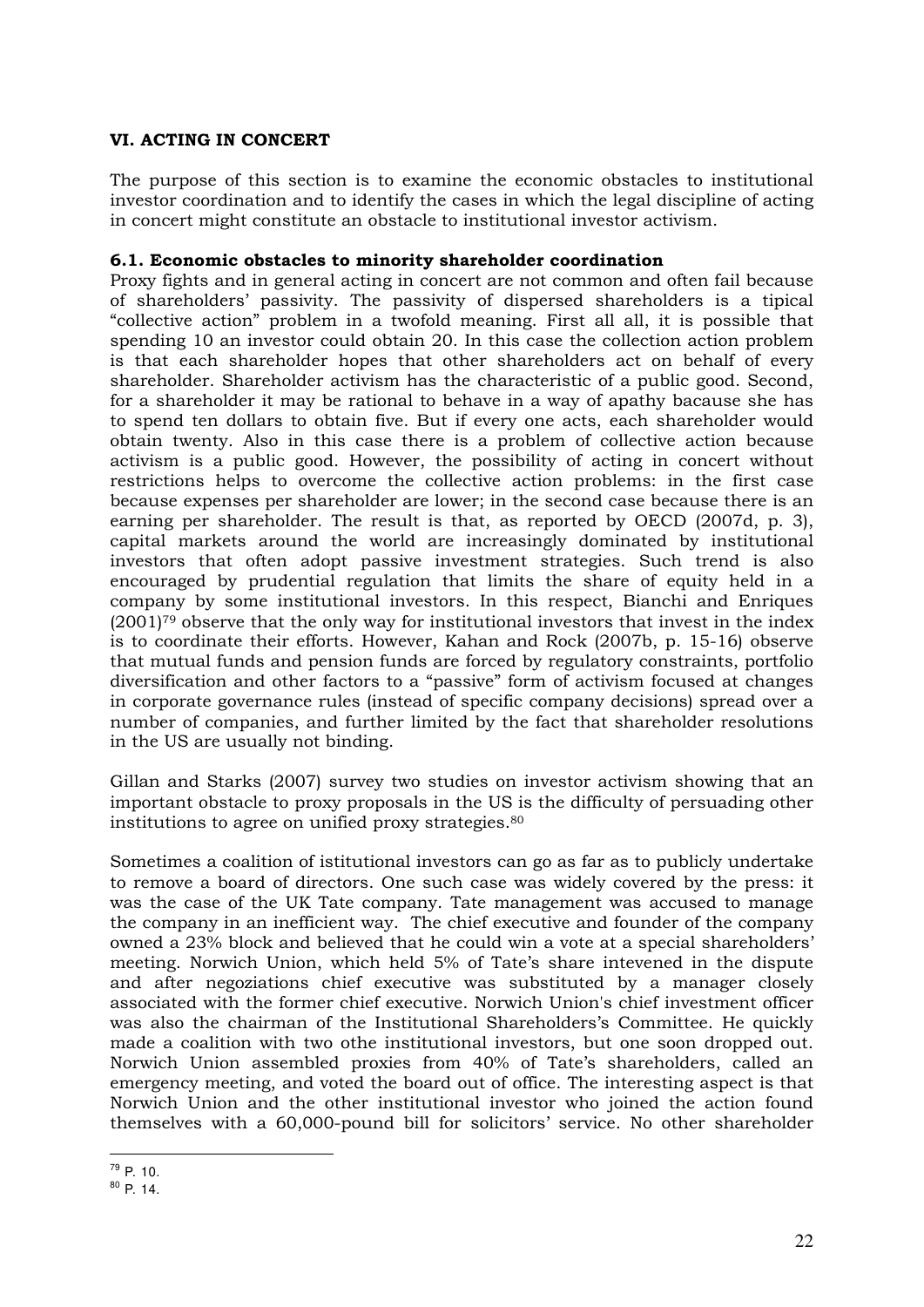## VI. ACTING IN CONCERT

The purpose of this section is to examine the economic obstacles to institutional investor coordination and to identify the cases in which the legal discipline of acting in concert might constitute an obstacle to institutional investor activism.

### 6.1. Economic obstacles to minority shareholder coordination

Proxy fights and in general acting in concert are not common and often fail because of shareholders' passivity. The passivity of dispersed shareholders is a tipical "collective action" problem in a twofold meaning. First all all, it is possible that spending 10 an investor could obtain 20. In this case the collection action problem is that each shareholder hopes that other shareholders act on behalf of every shareholder. Shareholder activism has the characteristic of a public good. Second, for a shareholder it may be rational to behave in a way of apathy bacause she has to spend ten dollars to obtain five. But if every one acts, each shareholder would obtain twenty. Also in this case there is a problem of collective action because activism is a public good. However, the possibility of acting in concert without restrictions helps to overcome the collective action problems: in the first case because expenses per shareholder are lower; in the second case because there is an earning per shareholder. The result is that, as reported by OECD (2007d, p. 3), capital markets around the world are increasingly dominated by institutional investors that often adopt passive investment strategies. Such trend is also encouraged by prudential regulation that limits the share of equity held in a company by some institutional investors. In this respect, Bianchi and Enriques (2001)[79] observe that the only way for institutional investors that invest in the index is to coordinate their efforts. However, Kahan and Rock (2007b, p. 15-16) observe that mutual funds and pension funds are forced by regulatory constraints, portfolio diversification and other factors to a "passive" form of activism focused at changes in corporate governance rules (instead of specific company decisions) spread over a number of companies, and further limited by the fact that shareholder resolutions in the US are usually not binding.

Gillan and Starks (2007) survey two studies on investor activism showing that an important obstacle to proxy proposals in the US is the difficulty of persuading other institutions to agree on unified proxy strategies.[80]

Sometimes a coalition of istitutional investors can go as far as to publicly undertake to remove a board of directors. One such case was widely covered by the press: it was the case of the UK Tate company. Tate management was accused to manage the company in an inefficient way. The chief executive and founder of the company owned a 23% block and believed that he could win a vote at a special shareholders' meeting. Norwich Union, which held 5% of Tate's share intevened in the dispute and after negoziations chief executive was substituted by a manager closely associated with the former chief executive. Norwich Union's chief investment officer was also the chairman of the Institutional Shareholders's Committee. He quickly made a coalition with two othe institutional investors, but one soon dropped out. Norwich Union assembled proxies from 40% of Tate's shareholders, called an emergency meeting, and voted the board out of office. The interesting aspect is that Norwich Union and the other institutional investor who joined the action found themselves with a 60,000-pound bill for solicitors' service. No other shareholder

[79] P. 10.

[80] P. 14.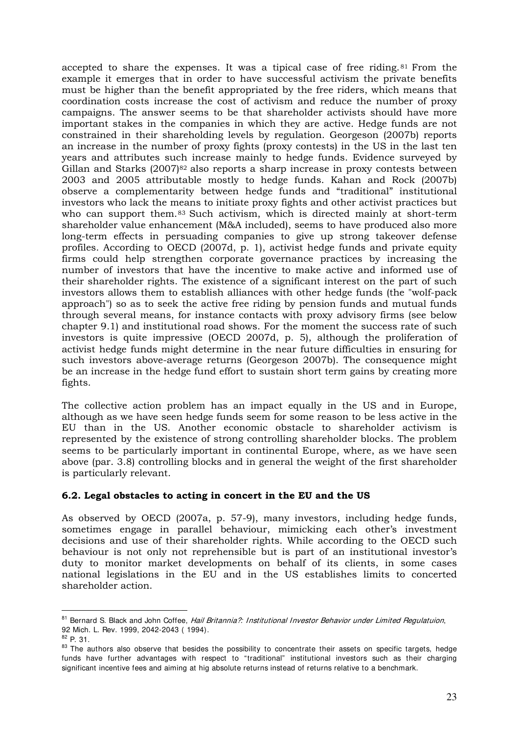accepted to share the expenses. It was a tipical case of free riding.[81] From the example it emerges that in order to have successful activism the private benefits must be higher than the benefit appropriated by the free riders, which means that coordination costs increase the cost of activism and reduce the number of proxy campaigns. The answer seems to be that shareholder activists should have more important stakes in the companies in which they are active. Hedge funds are not constrained in their shareholding levels by regulation. Georgeson (2007b) reports an increase in the number of proxy fights (proxy contests) in the US in the last ten years and attributes such increase mainly to hedge funds. Evidence surveyed by Gillan and Starks (2007)[82] also reports a sharp increase in proxy contests between 2003 and 2005 attributable mostly to hedge funds. Kahan and Rock (2007b) observe a complementarity between hedge funds and "traditional" institutional investors who lack the means to initiate proxy fights and other activist practices but who can support them.[83] Such activism, which is directed mainly at short-term shareholder value enhancement (M&A included), seems to have produced also more long-term effects in persuading companies to give up strong takeover defense profiles. According to OECD (2007d, p. 1), activist hedge funds and private equity firms could help strengthen corporate governance practices by increasing the number of investors that have the incentive to make active and informed use of their shareholder rights. The existence of a significant interest on the part of such investors allows them to establish alliances with other hedge funds (the "wolf-pack approach") so as to seek the active free riding by pension funds and mutual funds through several means, for instance contacts with proxy advisory firms (see below chapter 9.1) and institutional road shows. For the moment the success rate of such investors is quite impressive (OECD 2007d, p. 5), although the proliferation of activist hedge funds might determine in the near future difficulties in ensuring for such investors above-average returns (Georgeson 2007b). The consequence might be an increase in the hedge fund effort to sustain short term gains by creating more fights.

The collective action problem has an impact equally in the US and in Europe, although as we have seen hedge funds seem for some reason to be less active in the EU than in the US. Another economic obstacle to shareholder activism is represented by the existence of strong controlling shareholder blocks. The problem seems to be particularly important in continental Europe, where, as we have seen above (par. 3.8) controlling blocks and in general the weight of the first shareholder is particularly relevant.

### 6.2. Legal obstacles to acting in concert in the EU and the US

As observed by OECD (2007a, p. 57-9), many investors, including hedge funds, sometimes engage in parallel behaviour, mimicking each other's investment decisions and use of their shareholder rights. While according to the OECD such behaviour is not only not reprehensible but is part of an institutional investor's duty to monitor market developments on behalf of its clients, in some cases national legislations in the EU and in the US establishes limits to concerted shareholder action.

---

[81] Bernard S. Black and John Coffee, *Hail Britannia?: Institutional Investor Behavior under Limited Regulatuion*, 92 Mich. L. Rev. 1999, 2042-2043 ( 1994).

[82] P. 31.

[83] The authors also observe that besides the possibility to concentrate their assets on specific targets, hedge funds have further advantages with respect to "traditional" institutional investors such as their charging significant incentive fees and aiming at hig absolute returns instead of returns relative to a benchmark.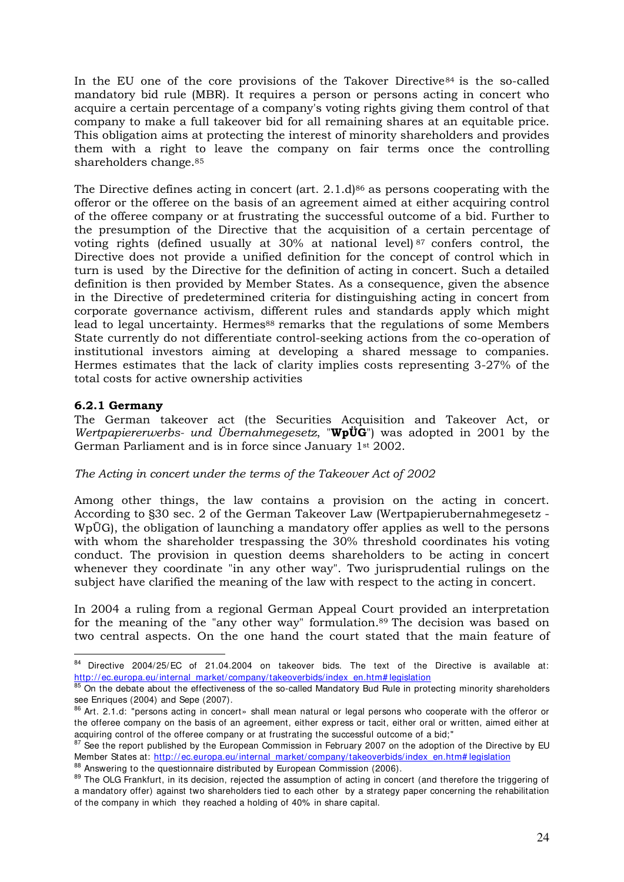In the EU one of the core provisions of the Takover Directive[84] is the so-called mandatory bid rule (MBR). It requires a person or persons acting in concert who acquire a certain percentage of a company's voting rights giving them control of that company to make a full takeover bid for all remaining shares at an equitable price. This obligation aims at protecting the interest of minority shareholders and provides them with a right to leave the company on fair terms once the controlling shareholders change.[85]

The Directive defines acting in concert (art. 2.1.d)[86] as persons cooperating with the offeror or the offeree on the basis of an agreement aimed at either acquiring control of the offeree company or at frustrating the successful outcome of a bid. Further to the presumption of the Directive that the acquisition of a certain percentage of voting rights (defined usually at 30% at national level)[87] confers control, the Directive does not provide a unified definition for the concept of control which in turn is used by the Directive for the definition of acting in concert. Such a detailed definition is then provided by Member States. As a consequence, given the absence in the Directive of predetermined criteria for distinguishing acting in concert from corporate governance activism, different rules and standards apply which might lead to legal uncertainty. Hermes[88] remarks that the regulations of some Members State currently do not differentiate control-seeking actions from the co-operation of institutional investors aiming at developing a shared message to companies. Hermes estimates that the lack of clarity implies costs representing 3-27% of the total costs for active ownership activities

### 6.2.1 Germany

The German takeover act (the Securities Acquisition and Takeover Act, or *Wertpapiererwerbs- und Übernahmegesetz*, "**WpÜG**") was adopted in 2001 by the German Parliament and is in force since January 1st 2002.

*The Acting in concert under the terms of the Takeover Act of 2002*

Among other things, the law contains a provision on the acting in concert. According to §30 sec. 2 of the German Takeover Law (Wertpapierubernahmegesetz - WpÜG), the obligation of launching a mandatory offer applies as well to the persons with whom the shareholder trespassing the 30% threshold coordinates his voting conduct. The provision in question deems shareholders to be acting in concert whenever they coordinate "in any other way". Two jurisprudential rulings on the subject have clarified the meaning of the law with respect to the acting in concert.

In 2004 a ruling from a regional German Appeal Court provided an interpretation for the meaning of the "any other way" formulation.[89] The decision was based on two central aspects. On the one hand the court stated that the main feature of

---

[84] Directive 2004/25/EC of 21.04.2004 on takeover bids. The text of the Directive is available at: http://ec.europa.eu/internal_market/company/takeoverbids/index_en.htm#legislation

[85] On the debate about the effectiveness of the so-called Mandatory Bud Rule in protecting minority shareholders see Enriques (2004) and Sepe (2007).

[86] Art. 2.1.d: "persons acting in concert» shall mean natural or legal persons who cooperate with the offeror or the offeree company on the basis of an agreement, either express or tacit, either oral or written, aimed either at acquiring control of the offeree company or at frustrating the successful outcome of a bid;"

[87] See the report published by the European Commission in February 2007 on the adoption of the Directive by EU Member States at: http://ec.europa.eu/internal_market/company/takeoverbids/index_en.htm#legislation

[88] Answering to the questionnaire distributed by European Commission (2006).

[89] The OLG Frankfurt, in its decision, rejected the assumption of acting in concert (and therefore the triggering of a mandatory offer) against two shareholders tied to each other by a strategy paper concerning the rehabilitation of the company in which they reached a holding of 40% in share capital.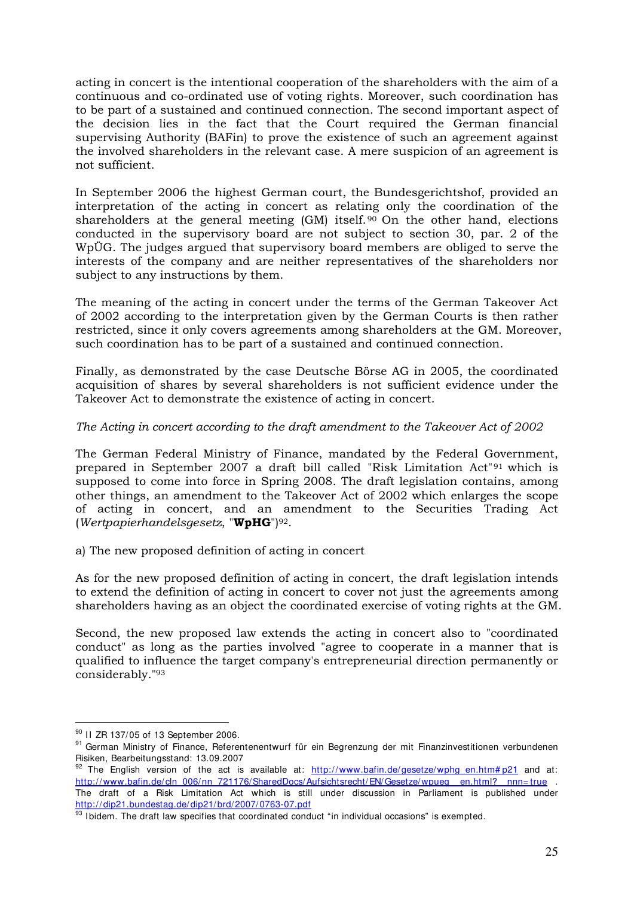acting in concert is the intentional cooperation of the shareholders with the aim of a continuous and co-ordinated use of voting rights. Moreover, such coordination has to be part of a sustained and continued connection. The second important aspect of the decision lies in the fact that the Court required the German financial supervising Authority (BAFin) to prove the existence of such an agreement against the involved shareholders in the relevant case. A mere suspicion of an agreement is not sufficient.

In September 2006 the highest German court, the Bundesgerichtshof, provided an interpretation of the acting in concert as relating only the coordination of the shareholders at the general meeting (GM) itself.[90] On the other hand, elections conducted in the supervisory board are not subject to section 30, par. 2 of the WpÜG. The judges argued that supervisory board members are obliged to serve the interests of the company and are neither representatives of the shareholders nor subject to any instructions by them.

The meaning of the acting in concert under the terms of the German Takeover Act of 2002 according to the interpretation given by the German Courts is then rather restricted, since it only covers agreements among shareholders at the GM. Moreover, such coordination has to be part of a sustained and continued connection.

Finally, as demonstrated by the case Deutsche Börse AG in 2005, the coordinated acquisition of shares by several shareholders is not sufficient evidence under the Takeover Act to demonstrate the existence of acting in concert.

*The Acting in concert according to the draft amendment to the Takeover Act of 2002*

The German Federal Ministry of Finance, mandated by the Federal Government, prepared in September 2007 a draft bill called "Risk Limitation Act"[91] which is supposed to come into force in Spring 2008. The draft legislation contains, among other things, an amendment to the Takeover Act of 2002 which enlarges the scope of acting in concert, and an amendment to the Securities Trading Act (*Wertpapierhandelsgesetz*, "**WpHG**")[92].

a) The new proposed definition of acting in concert

As for the new proposed definition of acting in concert, the draft legislation intends to extend the definition of acting in concert to cover not just the agreements among shareholders having as an object the coordinated exercise of voting rights at the GM.

Second, the new proposed law extends the acting in concert also to "coordinated conduct" as long as the parties involved "agree to cooperate in a manner that is qualified to influence the target company's entrepreneurial direction permanently or considerably."[93]

---

[90] II ZR 137/05 of 13 September 2006.

[91] German Ministry of Finance, Referentenentwurf für ein Begrenzung der mit Finanzinvestitionen verbundenen Risiken, Bearbeitungsstand: 13.09.2007

[92] The English version of the act is available at: http://www.bafin.de/gesetze/wphg_en.htm#p21 and at: http://www.bafin.de/cln_006/nn_721176/SharedDocs/Aufsichtsrecht/EN/Gesetze/wpueg__en.html?__nnn=true . The draft of a Risk Limitation Act which is still under discussion in Parliament is published under http://dip21.bundestag.de/dip21/brd/2007/0763-07.pdf

[93] Ibidem. The draft law specifies that coordinated conduct "in individual occasions" is exempted.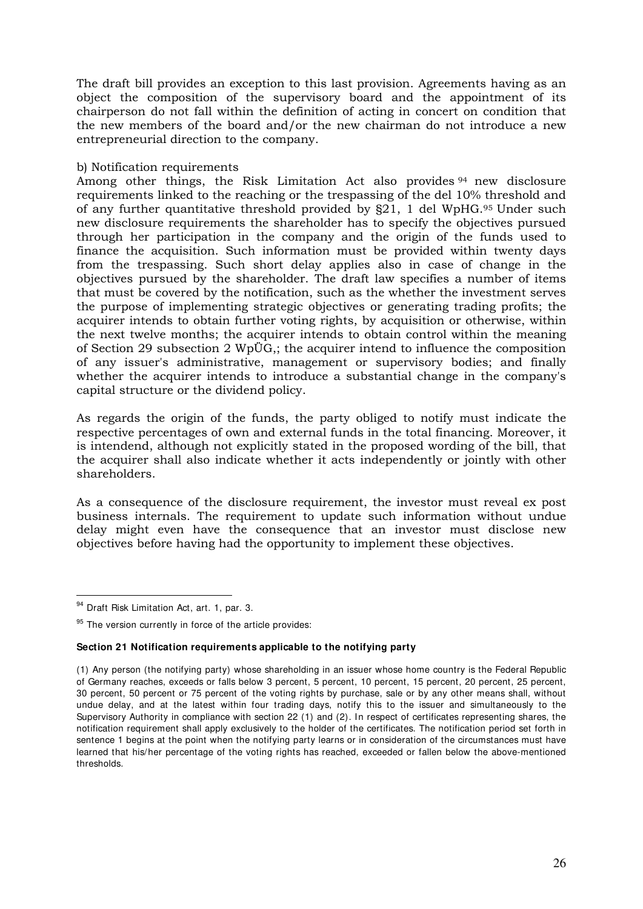The draft bill provides an exception to this last provision. Agreements having as an object the composition of the supervisory board and the appointment of its chairperson do not fall within the definition of acting in concert on condition that the new members of the board and/or the new chairman do not introduce a new entrepreneurial direction to the company.

b) Notification requirements

Among other things, the Risk Limitation Act also provides [94] new disclosure requirements linked to the reaching or the trespassing of the del 10% threshold and of any further quantitative threshold provided by §21, 1 del WpHG.[95] Under such new disclosure requirements the shareholder has to specify the objectives pursued through her participation in the company and the origin of the funds used to finance the acquisition. Such information must be provided within twenty days from the trespassing. Such short delay applies also in case of change in the objectives pursued by the shareholder. The draft law specifies a number of items that must be covered by the notification, such as the whether the investment serves the purpose of implementing strategic objectives or generating trading profits; the acquirer intends to obtain further voting rights, by acquisition or otherwise, within the next twelve months; the acquirer intends to obtain control within the meaning of Section 29 subsection 2 WpÜG,; the acquirer intend to influence the composition of any issuer's administrative, management or supervisory bodies; and finally whether the acquirer intends to introduce a substantial change in the company's capital structure or the dividend policy.

As regards the origin of the funds, the party obliged to notify must indicate the respective percentages of own and external funds in the total financing. Moreover, it is intendend, although not explicitly stated in the proposed wording of the bill, that the acquirer shall also indicate whether it acts independently or jointly with other shareholders.

As a consequence of the disclosure requirement, the investor must reveal ex post business internals. The requirement to update such information without undue delay might even have the consequence that an investor must disclose new objectives before having had the opportunity to implement these objectives.

---

[94] Draft Risk Limitation Act, art. 1, par. 3.

[95] The version currently in force of the article provides:

**Section 21 Notification requirements applicable to the notifying party**

(1) Any person (the notifying party) whose shareholding in an issuer whose home country is the Federal Republic of Germany reaches, exceeds or falls below 3 percent, 5 percent, 10 percent, 15 percent, 20 percent, 25 percent, 30 percent, 50 percent or 75 percent of the voting rights by purchase, sale or by any other means shall, without undue delay, and at the latest within four trading days, notify this to the issuer and simultaneously to the Supervisory Authority in compliance with section 22 (1) and (2). In respect of certificates representing shares, the notification requirement shall apply exclusively to the holder of the certificates. The notification period set forth in sentence 1 begins at the point when the notifying party learns or in consideration of the circumstances must have learned that his/her percentage of the voting rights has reached, exceeded or fallen below the above-mentioned thresholds.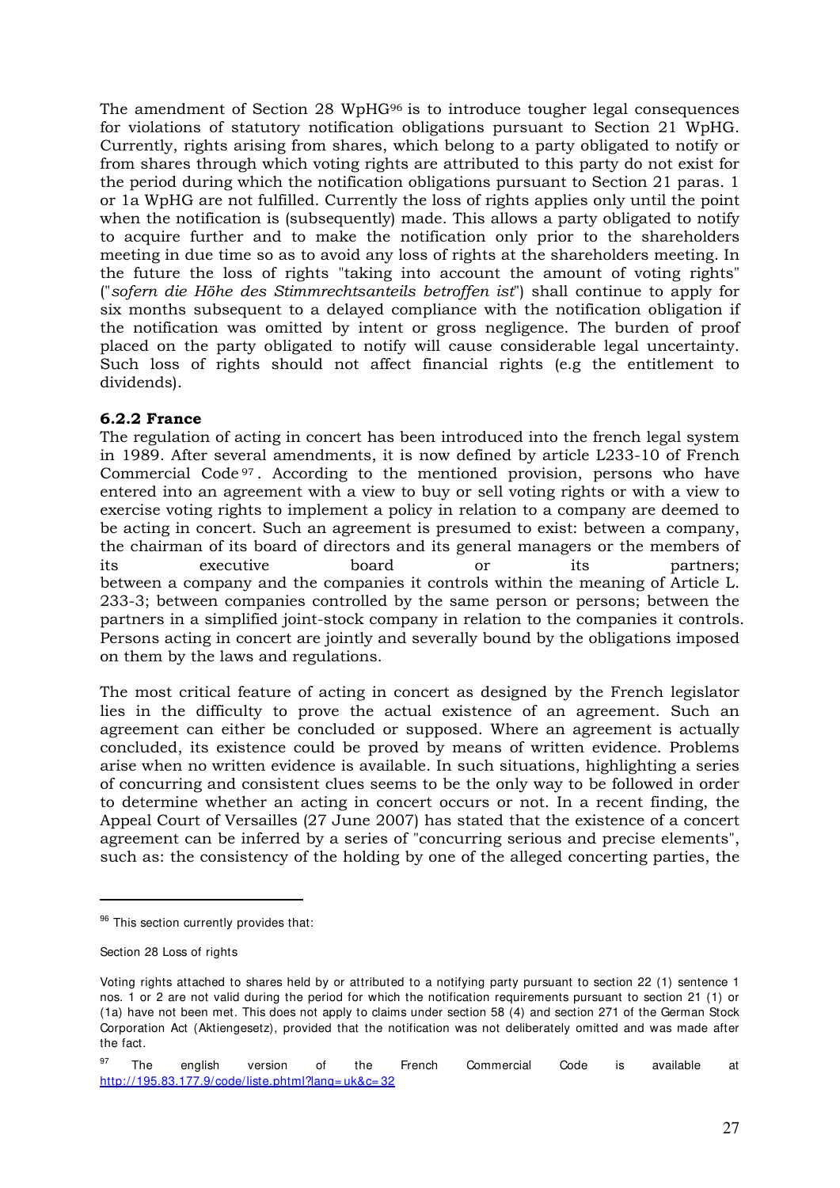The amendment of Section 28 WpHG[96] is to introduce tougher legal consequences for violations of statutory notification obligations pursuant to Section 21 WpHG. Currently, rights arising from shares, which belong to a party obligated to notify or from shares through which voting rights are attributed to this party do not exist for the period during which the notification obligations pursuant to Section 21 paras. 1 or 1a WpHG are not fulfilled. Currently the loss of rights applies only until the point when the notification is (subsequently) made. This allows a party obligated to notify to acquire further and to make the notification only prior to the shareholders meeting in due time so as to avoid any loss of rights at the shareholders meeting. In the future the loss of rights "taking into account the amount of voting rights" ("*sofern die Höhe des Stimmrechtsanteils betroffen ist*") shall continue to apply for six months subsequent to a delayed compliance with the notification obligation if the notification was omitted by intent or gross negligence. The burden of proof placed on the party obligated to notify will cause considerable legal uncertainty. Such loss of rights should not affect financial rights (e.g the entitlement to dividends).

### 6.2.2 France

The regulation of acting in concert has been introduced into the french legal system in 1989. After several amendments, it is now defined by article L233-10 of French Commercial Code[97]. According to the mentioned provision, persons who have entered into an agreement with a view to buy or sell voting rights or with a view to exercise voting rights to implement a policy in relation to a company are deemed to be acting in concert. Such an agreement is presumed to exist: between a company, the chairman of its board of directors and its general managers or the members of its executive board or its partners; between a company and the companies it controls within the meaning of Article L. 233-3; between companies controlled by the same person or persons; between the partners in a simplified joint-stock company in relation to the companies it controls. Persons acting in concert are jointly and severally bound by the obligations imposed on them by the laws and regulations.

The most critical feature of acting in concert as designed by the French legislator lies in the difficulty to prove the actual existence of an agreement. Such an agreement can either be concluded or supposed. Where an agreement is actually concluded, its existence could be proved by means of written evidence. Problems arise when no written evidence is available. In such situations, highlighting a series of concurring and consistent clues seems to be the only way to be followed in order to determine whether an acting in concert occurs or not. In a recent finding, the Appeal Court of Versailles (27 June 2007) has stated that the existence of a concert agreement can be inferred by a series of "concurring serious and precise elements", such as: the consistency of the holding by one of the alleged concerting parties, the

---

[96] This section currently provides that:

Section 28 Loss of rights

Voting rights attached to shares held by or attributed to a notifying party pursuant to section 22 (1) sentence 1 nos. 1 or 2 are not valid during the period for which the notification requirements pursuant to section 21 (1) or (1a) have not been met. This does not apply to claims under section 58 (4) and section 271 of the German Stock Corporation Act (Aktiengesetz), provided that the notification was not deliberately omitted and was made after the fact.

[97] The english version of the French Commercial Code is available at http://195.83.177.9/code/liste.phtml?lang=uk&c=32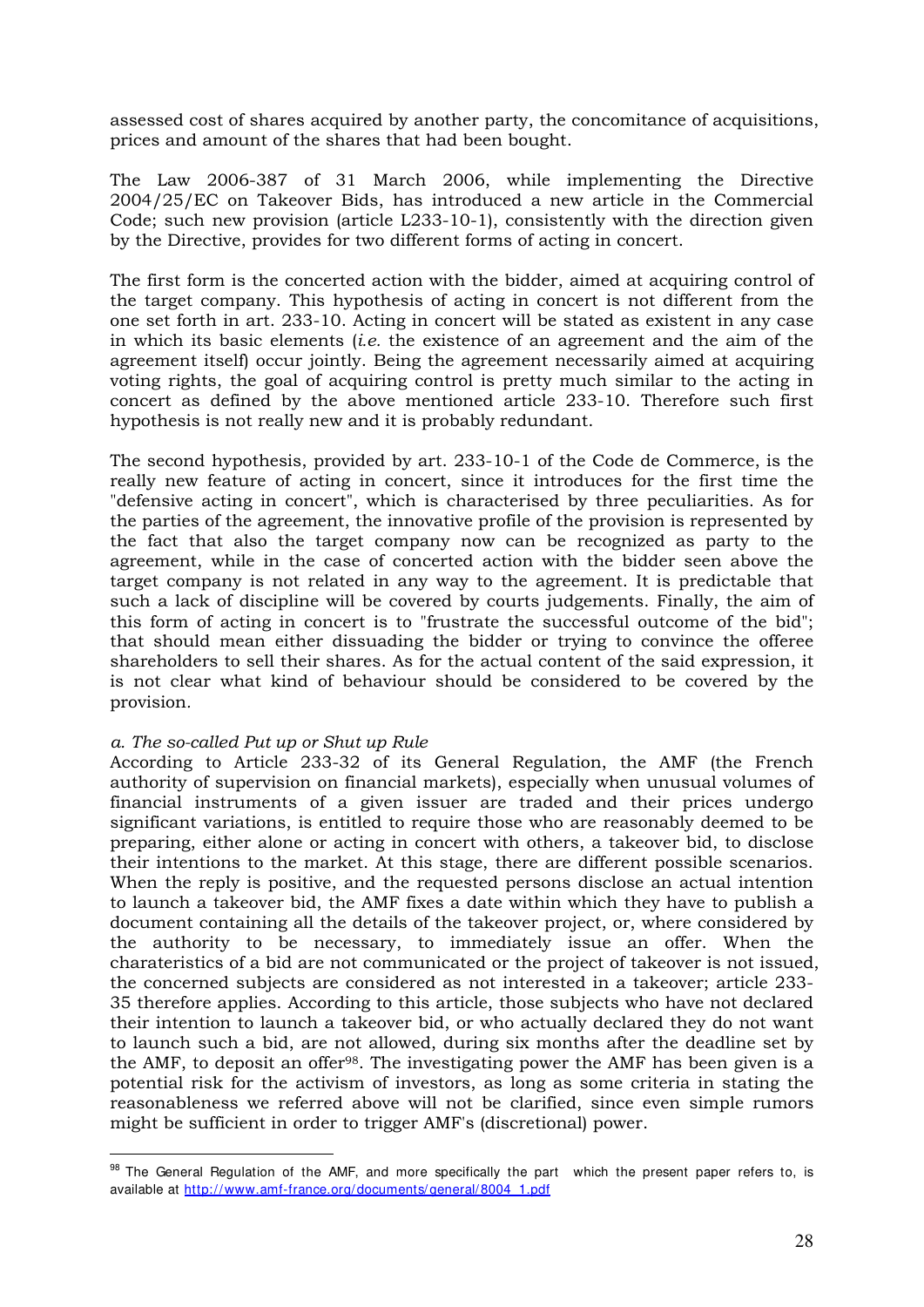assessed cost of shares acquired by another party, the concomitance of acquisitions, prices and amount of the shares that had been bought.

The Law 2006-387 of 31 March 2006, while implementing the Directive 2004/25/EC on Takeover Bids, has introduced a new article in the Commercial Code; such new provision (article L233-10-1), consistently with the direction given by the Directive, provides for two different forms of acting in concert.

The first form is the concerted action with the bidder, aimed at acquiring control of the target company. This hypothesis of acting in concert is not different from the one set forth in art. 233-10. Acting in concert will be stated as existent in any case in which its basic elements (*i.e.* the existence of an agreement and the aim of the agreement itself) occur jointly. Being the agreement necessarily aimed at acquiring voting rights, the goal of acquiring control is pretty much similar to the acting in concert as defined by the above mentioned article 233-10. Therefore such first hypothesis is not really new and it is probably redundant.

The second hypothesis, provided by art. 233-10-1 of the Code de Commerce, is the really new feature of acting in concert, since it introduces for the first time the "defensive acting in concert", which is characterised by three peculiarities. As for the parties of the agreement, the innovative profile of the provision is represented by the fact that also the target company now can be recognized as party to the agreement, while in the case of concerted action with the bidder seen above the target company is not related in any way to the agreement. It is predictable that such a lack of discipline will be covered by courts judgements. Finally, the aim of this form of acting in concert is to "frustrate the successful outcome of the bid"; that should mean either dissuading the bidder or trying to convince the offeree shareholders to sell their shares. As for the actual content of the said expression, it is not clear what kind of behaviour should be considered to be covered by the provision.

*a. The so-called Put up or Shut up Rule*

According to Article 233-32 of its General Regulation, the AMF (the French authority of supervision on financial markets), especially when unusual volumes of financial instruments of a given issuer are traded and their prices undergo significant variations, is entitled to require those who are reasonably deemed to be preparing, either alone or acting in concert with others, a takeover bid, to disclose their intentions to the market. At this stage, there are different possible scenarios. When the reply is positive, and the requested persons disclose an actual intention to launch a takeover bid, the AMF fixes a date within which they have to publish a document containing all the details of the takeover project, or, where considered by the authority to be necessary, to immediately issue an offer. When the charateristics of a bid are not communicated or the project of takeover is not issued, the concerned subjects are considered as not interested in a takeover; article 233-35 therefore applies. According to this article, those subjects who have not declared their intention to launch a takeover bid, or who actually declared they do not want to launch such a bid, are not allowed, during six months after the deadline set by the AMF, to deposit an offer[98]. The investigating power the AMF has been given is a potential risk for the activism of investors, as long as some criteria in stating the reasonableness we referred above will not be clarified, since even simple rumors might be sufficient in order to trigger AMF's (discretional) power.

---

[98] The General Regulation of the AMF, and more specifically the part which the present paper refers to, is available at http://www.amf-france.org/documents/general/8004_1.pdf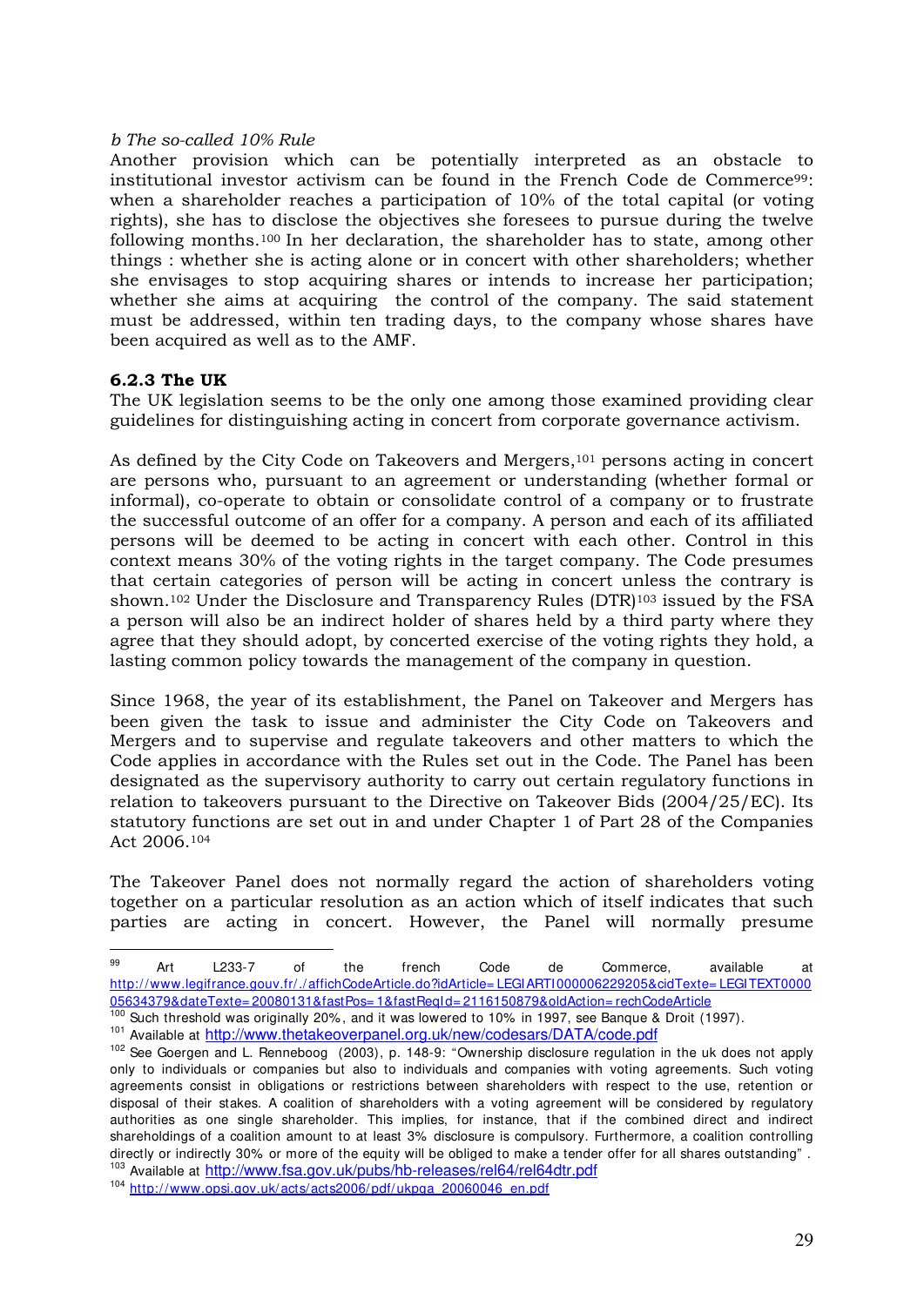*b The so-called 10% Rule*

Another provision which can be potentially interpreted as an obstacle to institutional investor activism can be found in the French Code de Commerce[99]: when a shareholder reaches a participation of 10% of the total capital (or voting rights), she has to disclose the objectives she foresees to pursue during the twelve following months.[100] In her declaration, the shareholder has to state, among other things : whether she is acting alone or in concert with other shareholders; whether she envisages to stop acquiring shares or intends to increase her participation; whether she aims at acquiring the control of the company. The said statement must be addressed, within ten trading days, to the company whose shares have been acquired as well as to the AMF.

### 6.2.3 The UK

The UK legislation seems to be the only one among those examined providing clear guidelines for distinguishing acting in concert from corporate governance activism.

As defined by the City Code on Takeovers and Mergers,[101] persons acting in concert are persons who, pursuant to an agreement or understanding (whether formal or informal), co-operate to obtain or consolidate control of a company or to frustrate the successful outcome of an offer for a company. A person and each of its affiliated persons will be deemed to be acting in concert with each other. Control in this context means 30% of the voting rights in the target company. The Code presumes that certain categories of person will be acting in concert unless the contrary is shown.[102] Under the Disclosure and Transparency Rules (DTR)[103] issued by the FSA a person will also be an indirect holder of shares held by a third party where they agree that they should adopt, by concerted exercise of the voting rights they hold, a lasting common policy towards the management of the company in question.

Since 1968, the year of its establishment, the Panel on Takeover and Mergers has been given the task to issue and administer the City Code on Takeovers and Mergers and to supervise and regulate takeovers and other matters to which the Code applies in accordance with the Rules set out in the Code. The Panel has been designated as the supervisory authority to carry out certain regulatory functions in relation to takeovers pursuant to the Directive on Takeover Bids (2004/25/EC). Its statutory functions are set out in and under Chapter 1 of Part 28 of the Companies Act 2006.[104]

The Takeover Panel does not normally regard the action of shareholders voting together on a particular resolution as an action which of itself indicates that such parties are acting in concert. However, the Panel will normally presume

---

[99] Art L233-7 of the french Code de Commerce, available at http://www.legifrance.gouv.fr/./affichCodeArticle.do?idArticle=LEGIARTI000006229205&cidTexte=LEGITEXT000005634379&dateTexte=20080131&fastPos=1&fastReqId=2116150879&oldAction=rechCodeArticle

[100] Such threshold was originally 20%, and it was lowered to 10% in 1997, see Banque & Droit (1997).

[101] Available at http://www.thetakeoverpanel.org.uk/new/codesars/DATA/code.pdf

[102] See Goergen and L. Renneboog (2003), p. 148-9: "Ownership disclosure regulation in the uk does not apply only to individuals or companies but also to individuals and companies with voting agreements. Such voting agreements consist in obligations or restrictions between shareholders with respect to the use, retention or disposal of their stakes. A coalition of shareholders with a voting agreement will be considered by regulatory authorities as one single shareholder. This implies, for instance, that if the combined direct and indirect shareholdings of a coalition amount to at least 3% disclosure is compulsory. Furthermore, a coalition controlling directly or indirectly 30% or more of the equity will be obliged to make a tender offer for all shares outstanding" .

[103] Available at http://www.fsa.gov.uk/pubs/hb-releases/rel64/rel64dtr.pdf

[104] http://www.opsi.gov.uk/acts/acts2006/pdf/ukpga_20060046_en.pdf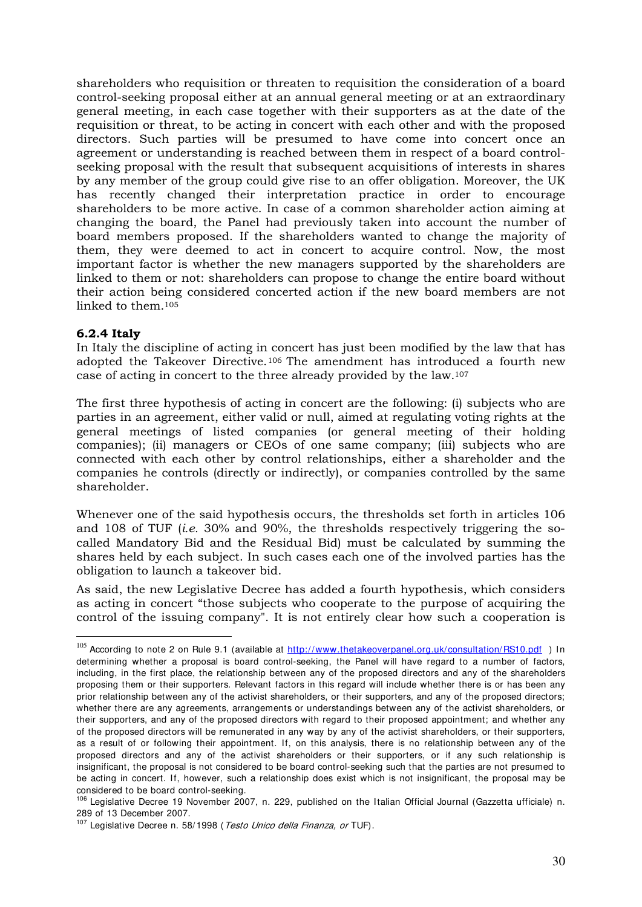shareholders who requisition or threaten to requisition the consideration of a board control-seeking proposal either at an annual general meeting or at an extraordinary general meeting, in each case together with their supporters as at the date of the requisition or threat, to be acting in concert with each other and with the proposed directors. Such parties will be presumed to have come into concert once an agreement or understanding is reached between them in respect of a board control-seeking proposal with the result that subsequent acquisitions of interests in shares by any member of the group could give rise to an offer obligation. Moreover, the UK has recently changed their interpretation practice in order to encourage shareholders to be more active. In case of a common shareholder action aiming at changing the board, the Panel had previously taken into account the number of board members proposed. If the shareholders wanted to change the majority of them, they were deemed to act in concert to acquire control. Now, the most important factor is whether the new managers supported by the shareholders are linked to them or not: shareholders can propose to change the entire board without their action being considered concerted action if the new board members are not linked to them.[105]

### 6.2.4 Italy

In Italy the discipline of acting in concert has just been modified by the law that has adopted the Takeover Directive.[106] The amendment has introduced a fourth new case of acting in concert to the three already provided by the law.[107]

The first three hypothesis of acting in concert are the following: (i) subjects who are parties in an agreement, either valid or null, aimed at regulating voting rights at the general meetings of listed companies (or general meeting of their holding companies); (ii) managers or CEOs of one same company; (iii) subjects who are connected with each other by control relationships, either a shareholder and the companies he controls (directly or indirectly), or companies controlled by the same shareholder.

Whenever one of the said hypothesis occurs, the thresholds set forth in articles 106 and 108 of TUF (*i.e.* 30% and 90%, the thresholds respectively triggering the so-called Mandatory Bid and the Residual Bid) must be calculated by summing the shares held by each subject. In such cases each one of the involved parties has the obligation to launch a takeover bid.

As said, the new Legislative Decree has added a fourth hypothesis, which considers as acting in concert "those subjects who cooperate to the purpose of acquiring the control of the issuing company". It is not entirely clear how such a cooperation is

---

[105] According to note 2 on Rule 9.1 (available at http://www.thetakeoverpanel.org.uk/consultation/RS10.pdf ) In determining whether a proposal is board control-seeking, the Panel will have regard to a number of factors, including, in the first place, the relationship between any of the proposed directors and any of the shareholders proposing them or their supporters. Relevant factors in this regard will include whether there is or has been any prior relationship between any of the activist shareholders, or their supporters, and any of the proposed directors; whether there are any agreements, arrangements or understandings between any of the activist shareholders, or their supporters, and any of the proposed directors with regard to their proposed appointment; and whether any of the proposed directors will be remunerated in any way by any of the activist shareholders, or their supporters, as a result of or following their appointment. If, on this analysis, there is no relationship between any of the proposed directors and any of the activist shareholders or their supporters, or if any such relationship is insignificant, the proposal is not considered to be board control-seeking such that the parties are not presumed to be acting in concert. If, however, such a relationship does exist which is not insignificant, the proposal may be considered to be board control-seeking.

[106] Legislative Decree 19 November 2007, n. 229, published on the Italian Official Journal (Gazzetta ufficiale) n. 289 of 13 December 2007.

[107] Legislative Decree n. 58/1998 (*Testo Unico della Finanza, or* TUF).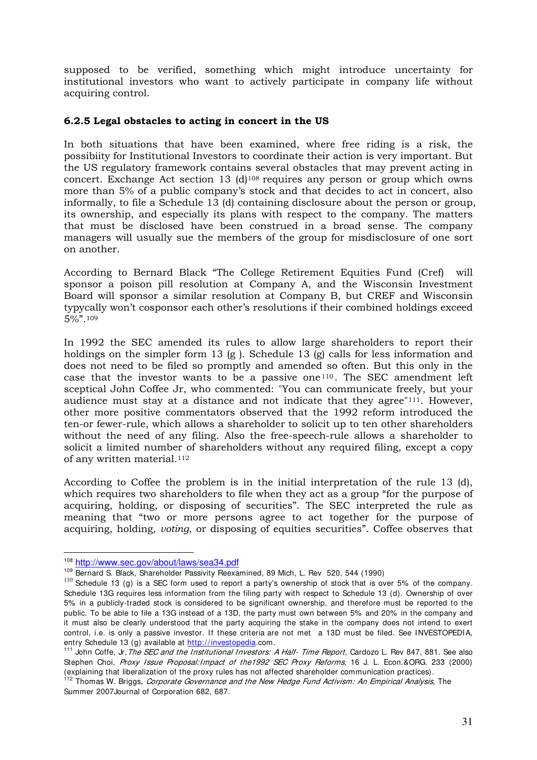supposed to be verified, something which might introduce uncertainty for institutional investors who want to actively participate in company life without acquiring control.

### 6.2.5 Legal obstacles to acting in concert in the US

In both situations that have been examined, where free riding is a risk, the possibiity for Institutional Investors to coordinate their action is very important. But the US regulatory framework contains several obstacles that may prevent acting in concert. Exchange Act section 13 (d)[108] requires any person or group which owns more than 5% of a public company's stock and that decides to act in concert, also informally, to file a Schedule 13 (d) containing disclosure about the person or group, its ownership, and especially its plans with respect to the company. The matters that must be disclosed have been construed in a broad sense. The company managers will usually sue the members of the group for misdisclosure of one sort on another.

According to Bernard Black "The College Retirement Equities Fund (Cref) will sponsor a poison pill resolution at Company A, and the Wisconsin Investment Board will sponsor a similar resolution at Company B, but CREF and Wisconsin typycally won't cosponsor each other's resolutions if their combined holdings exceed 5%".[109]

In 1992 the SEC amended its rules to allow large shareholders to report their holdings on the simpler form 13 (g ). Schedule 13 (g) calls for less information and does not need to be filed so promptly and amended so often. But this only in the case that the investor wants to be a passive one[110]. The SEC amendment left sceptical John Coffee Jr, who commented: "You can communicate freely, but your audience must stay at a distance and not indicate that they agree"[111]. However, other more positive commentators observed that the 1992 reform introduced the ten-or fewer-rule, which allows a shareholder to solicit up to ten other shareholders without the need of any filing. Also the free-speech-rule allows a shareholder to solicit a limited number of shareholders without any required filing, except a copy of any written material.[112]

According to Coffee the problem is in the initial interpretation of the rule 13 (d), which requires two shareholders to file when they act as a group "for the purpose of acquiring, holding, or disposing of securities". The SEC interpreted the rule as meaning that "two or more persons agree to act together for the purpose of acquiring, holding, *voting*, or disposing of equities securities". Coffee observes that

---

[108] http://www.sec.gov/about/laws/sea34.pdf

[109] Bernard S. Black, Shareholder Passivity Reexamined, 89 Mich, L. Rev 520, 544 (1990)

[110] Schedule 13 (g) is a SEC form used to report a party's ownership of stock that is over 5% of the company. Schedule 13G requires less information from the filing party with respect to Schedule 13 (d). Ownership of over 5% in a publicly-traded stock is considered to be significant ownership, and therefore must be reported to the public. To be able to file a 13G instead of a 13D, the party must own between 5% and 20% in the company and it must also be clearly understood that the party acquiring the stake in the company does not intend to exert control, i.e. is only a passive investor. If these criteria are not met a 13D must be filed. See INVESTOPEDIA, entry Schedule 13 (g) available at http://investopedia.com.

[111] John Coffe, Jr, *The SEC and the Institutional Investors: A Half- Time Report*, Cardozo L. Rev 847, 881. See also Stephen Choi, *Proxy Issue Proposal:Impact of the1992 SEC Proxy Reforms*, 16 J. L. Econ.&ORG. 233 (2000) (explaining that liberalization of the proxy rules has not affected shareholder communication practices).

[112] Thomas W. Briggs, *Corporate Governance and the New Hedge Fund Activism: An Empirical Analysis*, The Summer 2007Journal of Corporation 682, 687.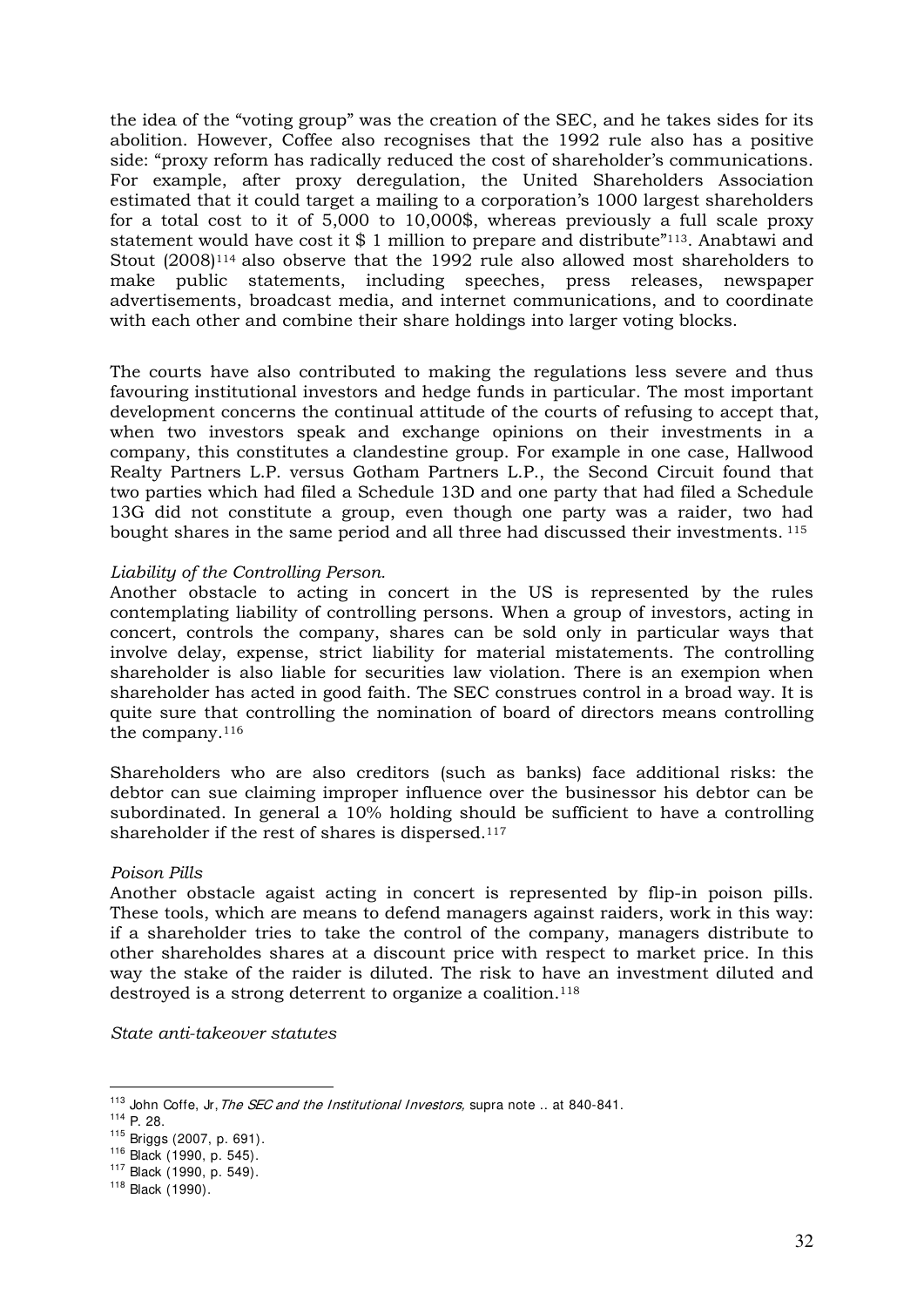the idea of the "voting group" was the creation of the SEC, and he takes sides for its abolition. However, Coffee also recognises that the 1992 rule also has a positive side: "proxy reform has radically reduced the cost of shareholder's communications. For example, after proxy deregulation, the United Shareholders Association estimated that it could target a mailing to a corporation's 1000 largest shareholders for a total cost to it of 5,000 to 10,000$, whereas previously a full scale proxy statement would have cost it $ 1 million to prepare and distribute"[113]. Anabtawi and Stout (2008)[114] also observe that the 1992 rule also allowed most shareholders to make public statements, including speeches, press releases, newspaper advertisements, broadcast media, and internet communications, and to coordinate with each other and combine their share holdings into larger voting blocks.

The courts have also contributed to making the regulations less severe and thus favouring institutional investors and hedge funds in particular. The most important development concerns the continual attitude of the courts of refusing to accept that, when two investors speak and exchange opinions on their investments in a company, this constitutes a clandestine group. For example in one case, Hallwood Realty Partners L.P. versus Gotham Partners L.P., the Second Circuit found that two parties which had filed a Schedule 13D and one party that had filed a Schedule 13G did not constitute a group, even though one party was a raider, two had bought shares in the same period and all three had discussed their investments. [115]

*Liability of the Controlling Person.*

Another obstacle to acting in concert in the US is represented by the rules contemplating liability of controlling persons. When a group of investors, acting in concert, controls the company, shares can be sold only in particular ways that involve delay, expense, strict liability for material mistatements. The controlling shareholder is also liable for securities law violation. There is an exempion when shareholder has acted in good faith. The SEC construes control in a broad way. It is quite sure that controlling the nomination of board of directors means controlling the company.[116]

Shareholders who are also creditors (such as banks) face additional risks: the debtor can sue claiming improper influence over the businessor his debtor can be subordinated. In general a 10% holding should be sufficient to have a controlling shareholder if the rest of shares is dispersed.[117]

*Poison Pills*

Another obstacle agaist acting in concert is represented by flip-in poison pills. These tools, which are means to defend managers against raiders, work in this way: if a shareholder tries to take the control of the company, managers distribute to other shareholdes shares at a discount price with respect to market price. In this way the stake of the raider is diluted. The risk to have an investment diluted and destroyed is a strong deterrent to organize a coalition.[118]

*State anti-takeover statutes*

---

[113] John Coffe, Jr, *The SEC and the Institutional Investors*, supra note .. at 840-841.

[114] P. 28.

[115] Briggs (2007, p. 691).

[116] Black (1990, p. 545).

[117] Black (1990, p. 549).

[118] Black (1990).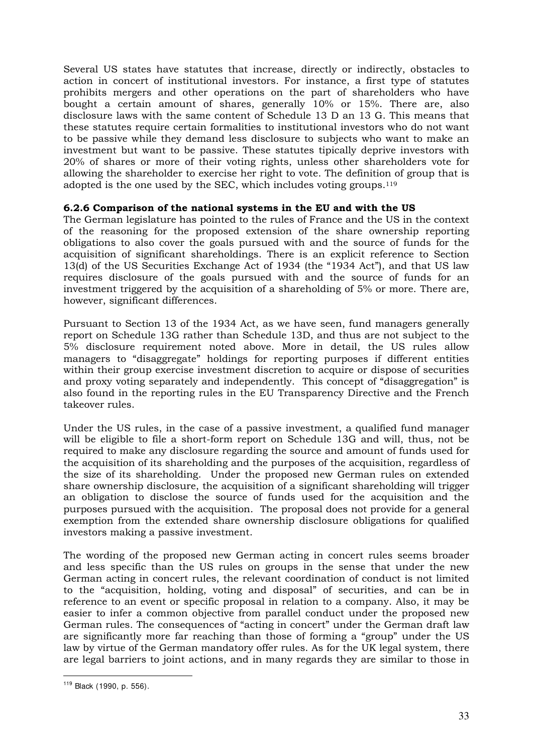Several US states have statutes that increase, directly or indirectly, obstacles to action in concert of institutional investors. For instance, a first type of statutes prohibits mergers and other operations on the part of shareholders who have bought a certain amount of shares, generally 10% or 15%. There are, also disclosure laws with the same content of Schedule 13 D an 13 G. This means that these statutes require certain formalities to institutional investors who do not want to be passive while they demand less disclosure to subjects who want to make an investment but want to be passive. These statutes tipically deprive investors with 20% of shares or more of their voting rights, unless other shareholders vote for allowing the shareholder to exercise her right to vote. The definition of group that is adopted is the one used by the SEC, which includes voting groups.[119]

### 6.2.6 Comparison of the national systems in the EU and with the US

The German legislature has pointed to the rules of France and the US in the context of the reasoning for the proposed extension of the share ownership reporting obligations to also cover the goals pursued with and the source of funds for the acquisition of significant shareholdings. There is an explicit reference to Section 13(d) of the US Securities Exchange Act of 1934 (the "1934 Act"), and that US law requires disclosure of the goals pursued with and the source of funds for an investment triggered by the acquisition of a shareholding of 5% or more. There are, however, significant differences.

Pursuant to Section 13 of the 1934 Act, as we have seen, fund managers generally report on Schedule 13G rather than Schedule 13D, and thus are not subject to the 5% disclosure requirement noted above. More in detail, the US rules allow managers to "disaggregate" holdings for reporting purposes if different entities within their group exercise investment discretion to acquire or dispose of securities and proxy voting separately and independently. This concept of "disaggregation" is also found in the reporting rules in the EU Transparency Directive and the French takeover rules.

Under the US rules, in the case of a passive investment, a qualified fund manager will be eligible to file a short-form report on Schedule 13G and will, thus, not be required to make any disclosure regarding the source and amount of funds used for the acquisition of its shareholding and the purposes of the acquisition, regardless of the size of its shareholding. Under the proposed new German rules on extended share ownership disclosure, the acquisition of a significant shareholding will trigger an obligation to disclose the source of funds used for the acquisition and the purposes pursued with the acquisition. The proposal does not provide for a general exemption from the extended share ownership disclosure obligations for qualified investors making a passive investment.

The wording of the proposed new German acting in concert rules seems broader and less specific than the US rules on groups in the sense that under the new German acting in concert rules, the relevant coordination of conduct is not limited to the "acquisition, holding, voting and disposal" of securities, and can be in reference to an event or specific proposal in relation to a company. Also, it may be easier to infer a common objective from parallel conduct under the proposed new German rules. The consequences of "acting in concert" under the German draft law are significantly more far reaching than those of forming a "group" under the US law by virtue of the German mandatory offer rules. As for the UK legal system, there are legal barriers to joint actions, and in many regards they are similar to those in

[119] Black (1990, p. 556).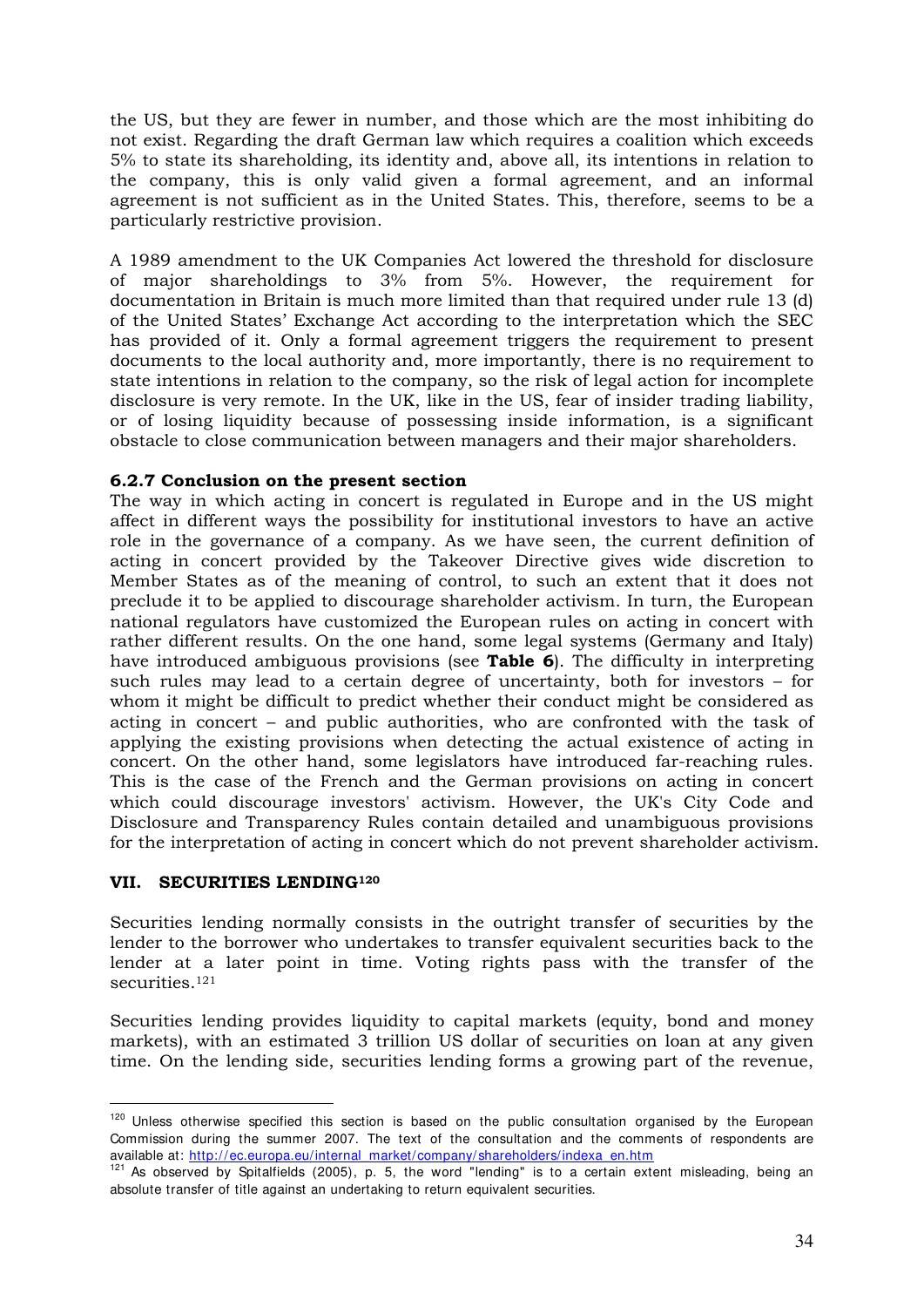the US, but they are fewer in number, and those which are the most inhibiting do not exist. Regarding the draft German law which requires a coalition which exceeds 5% to state its shareholding, its identity and, above all, its intentions in relation to the company, this is only valid given a formal agreement, and an informal agreement is not sufficient as in the United States. This, therefore, seems to be a particularly restrictive provision.

A 1989 amendment to the UK Companies Act lowered the threshold for disclosure of major shareholdings to 3% from 5%. However, the requirement for documentation in Britain is much more limited than that required under rule 13 (d) of the United States' Exchange Act according to the interpretation which the SEC has provided of it. Only a formal agreement triggers the requirement to present documents to the local authority and, more importantly, there is no requirement to state intentions in relation to the company, so the risk of legal action for incomplete disclosure is very remote. In the UK, like in the US, fear of insider trading liability, or of losing liquidity because of possessing inside information, is a significant obstacle to close communication between managers and their major shareholders.

### 6.2.7 Conclusion on the present section

The way in which acting in concert is regulated in Europe and in the US might affect in different ways the possibility for institutional investors to have an active role in the governance of a company. As we have seen, the current definition of acting in concert provided by the Takeover Directive gives wide discretion to Member States as of the meaning of control, to such an extent that it does not preclude it to be applied to discourage shareholder activism. In turn, the European national regulators have customized the European rules on acting in concert with rather different results. On the one hand, some legal systems (Germany and Italy) have introduced ambiguous provisions (see **Table 6**). The difficulty in interpreting such rules may lead to a certain degree of uncertainty, both for investors – for whom it might be difficult to predict whether their conduct might be considered as acting in concert – and public authorities, who are confronted with the task of applying the existing provisions when detecting the actual existence of acting in concert. On the other hand, some legislators have introduced far-reaching rules. This is the case of the French and the German provisions on acting in concert which could discourage investors' activism. However, the UK's City Code and Disclosure and Transparency Rules contain detailed and unambiguous provisions for the interpretation of acting in concert which do not prevent shareholder activism.

## VII. SECURITIES LENDING[120]

Securities lending normally consists in the outright transfer of securities by the lender to the borrower who undertakes to transfer equivalent securities back to the lender at a later point in time. Voting rights pass with the transfer of the securities.[121]

Securities lending provides liquidity to capital markets (equity, bond and money markets), with an estimated 3 trillion US dollar of securities on loan at any given time. On the lending side, securities lending forms a growing part of the revenue,

---

[120] Unless otherwise specified this section is based on the public consultation organised by the European Commission during the summer 2007. The text of the consultation and the comments of respondents are available at: http://ec.europa.eu/internal_market/company/shareholders/indexa_en.htm

[121] As observed by Spitalfields (2005), p. 5, the word "lending" is to a certain extent misleading, being an absolute transfer of title against an undertaking to return equivalent securities.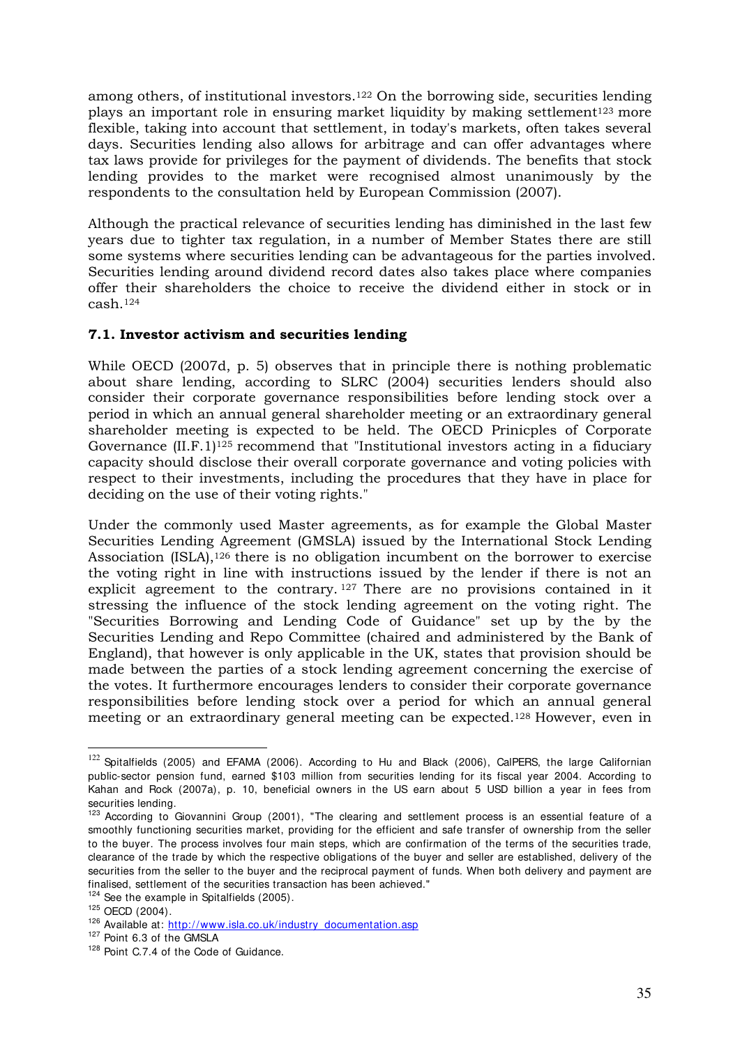among others, of institutional investors.[122] On the borrowing side, securities lending plays an important role in ensuring market liquidity by making settlement[123] more flexible, taking into account that settlement, in today's markets, often takes several days. Securities lending also allows for arbitrage and can offer advantages where tax laws provide for privileges for the payment of dividends. The benefits that stock lending provides to the market were recognised almost unanimously by the respondents to the consultation held by European Commission (2007).

Although the practical relevance of securities lending has diminished in the last few years due to tighter tax regulation, in a number of Member States there are still some systems where securities lending can be advantageous for the parties involved. Securities lending around dividend record dates also takes place where companies offer their shareholders the choice to receive the dividend either in stock or in cash.[124]

### 7.1. Investor activism and securities lending

While OECD (2007d, p. 5) observes that in principle there is nothing problematic about share lending, according to SLRC (2004) securities lenders should also consider their corporate governance responsibilities before lending stock over a period in which an annual general shareholder meeting or an extraordinary general shareholder meeting is expected to be held. The OECD Prinicples of Corporate Governance (II.F.1)[125] recommend that "Institutional investors acting in a fiduciary capacity should disclose their overall corporate governance and voting policies with respect to their investments, including the procedures that they have in place for deciding on the use of their voting rights."

Under the commonly used Master agreements, as for example the Global Master Securities Lending Agreement (GMSLA) issued by the International Stock Lending Association (ISLA),[126] there is no obligation incumbent on the borrower to exercise the voting right in line with instructions issued by the lender if there is not an explicit agreement to the contrary.[127] There are no provisions contained in it stressing the influence of the stock lending agreement on the voting right. The "Securities Borrowing and Lending Code of Guidance" set up by the by the Securities Lending and Repo Committee (chaired and administered by the Bank of England), that however is only applicable in the UK, states that provision should be made between the parties of a stock lending agreement concerning the exercise of the votes. It furthermore encourages lenders to consider their corporate governance responsibilities before lending stock over a period for which an annual general meeting or an extraordinary general meeting can be expected.[128] However, even in

---

[122] Spitalfields (2005) and EFAMA (2006). According to Hu and Black (2006), CalPERS, the large Californian public-sector pension fund, earned $103 million from securities lending for its fiscal year 2004. According to Kahan and Rock (2007a), p. 10, beneficial owners in the US earn about 5 USD billion a year in fees from securities lending.

[123] According to Giovannini Group (2001), "The clearing and settlement process is an essential feature of a smoothly functioning securities market, providing for the efficient and safe transfer of ownership from the seller to the buyer. The process involves four main steps, which are confirmation of the terms of the securities trade, clearance of the trade by which the respective obligations of the buyer and seller are established, delivery of the securities from the seller to the buyer and the reciprocal payment of funds. When both delivery and payment are finalised, settlement of the securities transaction has been achieved."

[124] See the example in Spitalfields (2005).

[125] OECD (2004).

[126] Available at: http://www.isla.co.uk/industry_documentation.asp

[127] Point 6.3 of the GMSLA

[128] Point C.7.4 of the Code of Guidance.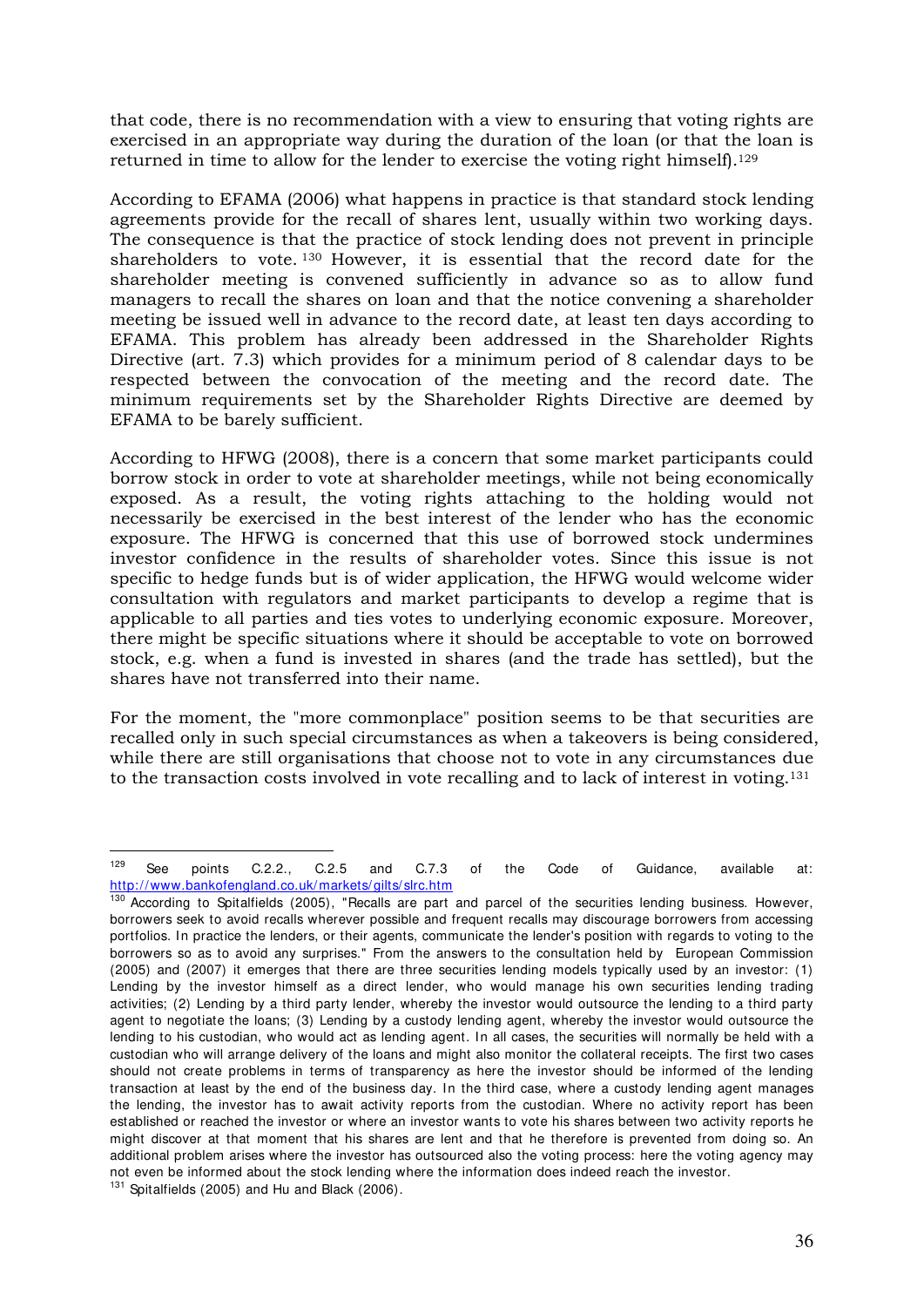that code, there is no recommendation with a view to ensuring that voting rights are exercised in an appropriate way during the duration of the loan (or that the loan is returned in time to allow for the lender to exercise the voting right himself).[129]

According to EFAMA (2006) what happens in practice is that standard stock lending agreements provide for the recall of shares lent, usually within two working days. The consequence is that the practice of stock lending does not prevent in principle shareholders to vote.[130] However, it is essential that the record date for the shareholder meeting is convened sufficiently in advance so as to allow fund managers to recall the shares on loan and that the notice convening a shareholder meeting be issued well in advance to the record date, at least ten days according to EFAMA. This problem has already been addressed in the Shareholder Rights Directive (art. 7.3) which provides for a minimum period of 8 calendar days to be respected between the convocation of the meeting and the record date. The minimum requirements set by the Shareholder Rights Directive are deemed by EFAMA to be barely sufficient.

According to HFWG (2008), there is a concern that some market participants could borrow stock in order to vote at shareholder meetings, while not being economically exposed. As a result, the voting rights attaching to the holding would not necessarily be exercised in the best interest of the lender who has the economic exposure. The HFWG is concerned that this use of borrowed stock undermines investor confidence in the results of shareholder votes. Since this issue is not specific to hedge funds but is of wider application, the HFWG would welcome wider consultation with regulators and market participants to develop a regime that is applicable to all parties and ties votes to underlying economic exposure. Moreover, there might be specific situations where it should be acceptable to vote on borrowed stock, e.g. when a fund is invested in shares (and the trade has settled), but the shares have not transferred into their name.

For the moment, the "more commonplace" position seems to be that securities are recalled only in such special circumstances as when a takeovers is being considered, while there are still organisations that choose not to vote in any circumstances due to the transaction costs involved in vote recalling and to lack of interest in voting.[131]

---

[129] See points C.2.2., C.2.5 and C.7.3 of the Code of Guidance, available at: http://www.bankofengland.co.uk/markets/gilts/slrc.htm

[130] According to Spitalfields (2005), "Recalls are part and parcel of the securities lending business. However, borrowers seek to avoid recalls wherever possible and frequent recalls may discourage borrowers from accessing portfolios. In practice the lenders, or their agents, communicate the lender's position with regards to voting to the borrowers so as to avoid any surprises." From the answers to the consultation held by European Commission (2005) and (2007) it emerges that there are three securities lending models typically used by an investor: (1) Lending by the investor himself as a direct lender, who would manage his own securities lending trading activities; (2) Lending by a third party lender, whereby the investor would outsource the lending to a third party agent to negotiate the loans; (3) Lending by a custody lending agent, whereby the investor would outsource the lending to his custodian, who would act as lending agent. In all cases, the securities will normally be held with a custodian who will arrange delivery of the loans and might also monitor the collateral receipts. The first two cases should not create problems in terms of transparency as here the investor should be informed of the lending transaction at least by the end of the business day. In the third case, where a custody lending agent manages the lending, the investor has to await activity reports from the custodian. Where no activity report has been established or reached the investor or where an investor wants to vote his shares between two activity reports he might discover at that moment that his shares are lent and that he therefore is prevented from doing so. An additional problem arises where the investor has outsourced also the voting process: here the voting agency may not even be informed about the stock lending where the information does indeed reach the investor.

[131] Spitalfields (2005) and Hu and Black (2006).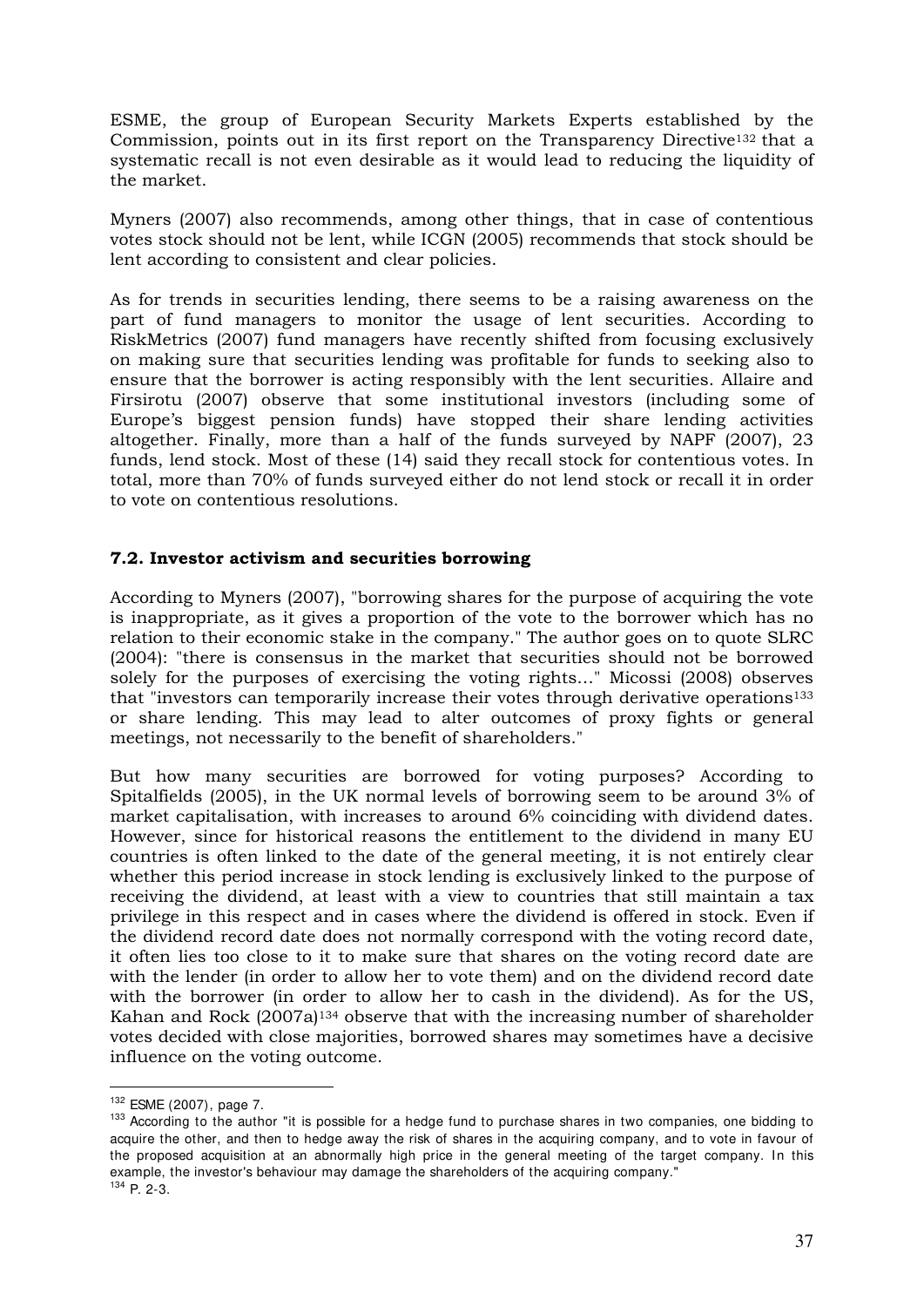ESME, the group of European Security Markets Experts established by the Commission, points out in its first report on the Transparency Directive[132] that a systematic recall is not even desirable as it would lead to reducing the liquidity of the market.

Myners (2007) also recommends, among other things, that in case of contentious votes stock should not be lent, while ICGN (2005) recommends that stock should be lent according to consistent and clear policies.

As for trends in securities lending, there seems to be a raising awareness on the part of fund managers to monitor the usage of lent securities. According to RiskMetrics (2007) fund managers have recently shifted from focusing exclusively on making sure that securities lending was profitable for funds to seeking also to ensure that the borrower is acting responsibly with the lent securities. Allaire and Firsirotu (2007) observe that some institutional investors (including some of Europe's biggest pension funds) have stopped their share lending activities altogether. Finally, more than a half of the funds surveyed by NAPF (2007), 23 funds, lend stock. Most of these (14) said they recall stock for contentious votes. In total, more than 70% of funds surveyed either do not lend stock or recall it in order to vote on contentious resolutions.

### 7.2. Investor activism and securities borrowing

According to Myners (2007), "borrowing shares for the purpose of acquiring the vote is inappropriate, as it gives a proportion of the vote to the borrower which has no relation to their economic stake in the company." The author goes on to quote SLRC (2004): "there is consensus in the market that securities should not be borrowed solely for the purposes of exercising the voting rights..." Micossi (2008) observes that "investors can temporarily increase their votes through derivative operations[133] or share lending. This may lead to alter outcomes of proxy fights or general meetings, not necessarily to the benefit of shareholders."

But how many securities are borrowed for voting purposes? According to Spitalfields (2005), in the UK normal levels of borrowing seem to be around 3% of market capitalisation, with increases to around 6% coinciding with dividend dates. However, since for historical reasons the entitlement to the dividend in many EU countries is often linked to the date of the general meeting, it is not entirely clear whether this period increase in stock lending is exclusively linked to the purpose of receiving the dividend, at least with a view to countries that still maintain a tax privilege in this respect and in cases where the dividend is offered in stock. Even if the dividend record date does not normally correspond with the voting record date, it often lies too close to it to make sure that shares on the voting record date are with the lender (in order to allow her to vote them) and on the dividend record date with the borrower (in order to allow her to cash in the dividend). As for the US, Kahan and Rock (2007a)[134] observe that with the increasing number of shareholder votes decided with close majorities, borrowed shares may sometimes have a decisive influence on the voting outcome.

---

[132] ESME (2007), page 7.

[133] According to the author "it is possible for a hedge fund to purchase shares in two companies, one bidding to acquire the other, and then to hedge away the risk of shares in the acquiring company, and to vote in favour of the proposed acquisition at an abnormally high price in the general meeting of the target company. In this example, the investor's behaviour may damage the shareholders of the acquiring company."

[134] P. 2-3.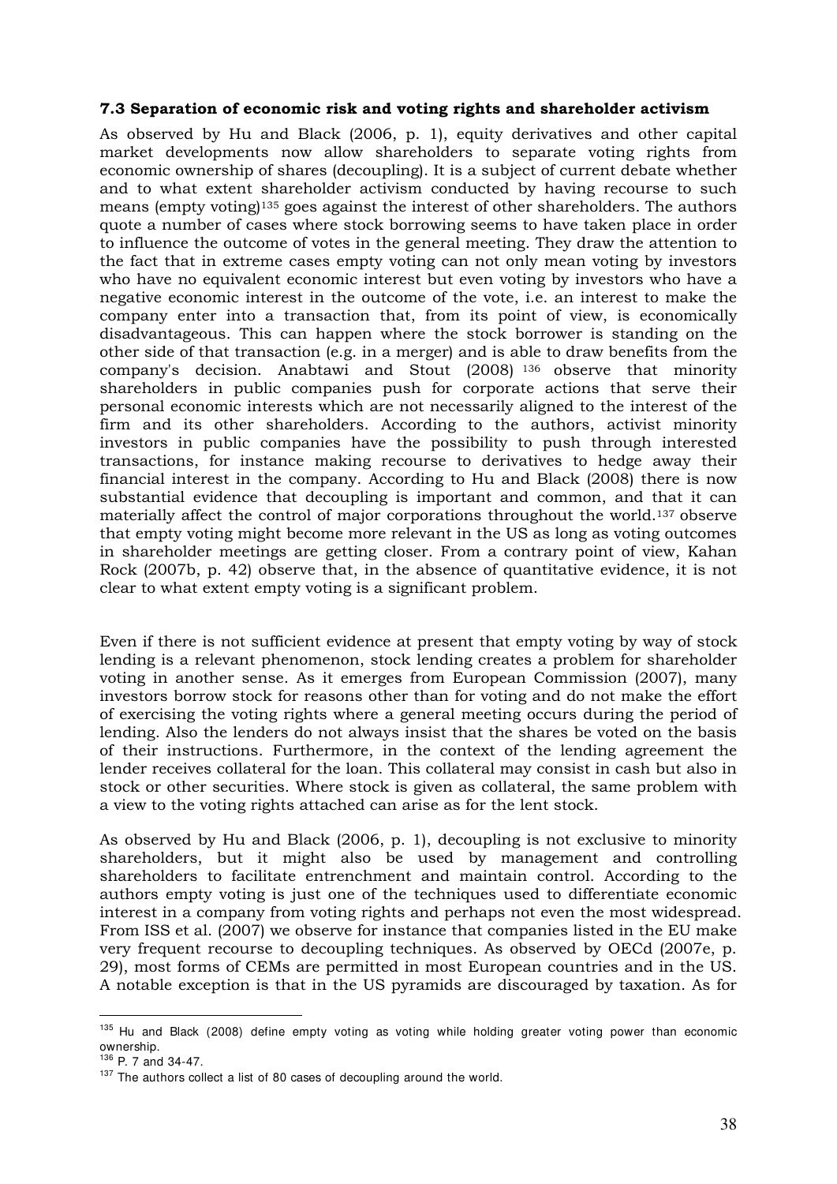### 7.3 Separation of economic risk and voting rights and shareholder activism

As observed by Hu and Black (2006, p. 1), equity derivatives and other capital market developments now allow shareholders to separate voting rights from economic ownership of shares (decoupling). It is a subject of current debate whether and to what extent shareholder activism conducted by having recourse to such means (empty voting)[135] goes against the interest of other shareholders. The authors quote a number of cases where stock borrowing seems to have taken place in order to influence the outcome of votes in the general meeting. They draw the attention to the fact that in extreme cases empty voting can not only mean voting by investors who have no equivalent economic interest but even voting by investors who have a negative economic interest in the outcome of the vote, i.e. an interest to make the company enter into a transaction that, from its point of view, is economically disadvantageous. This can happen where the stock borrower is standing on the other side of that transaction (e.g. in a merger) and is able to draw benefits from the company's decision. Anabtawi and Stout (2008) [136] observe that minority shareholders in public companies push for corporate actions that serve their personal economic interests which are not necessarily aligned to the interest of the firm and its other shareholders. According to the authors, activist minority investors in public companies have the possibility to push through interested transactions, for instance making recourse to derivatives to hedge away their financial interest in the company. According to Hu and Black (2008) there is now substantial evidence that decoupling is important and common, and that it can materially affect the control of major corporations throughout the world.[137] observe that empty voting might become more relevant in the US as long as voting outcomes in shareholder meetings are getting closer. From a contrary point of view, Kahan Rock (2007b, p. 42) observe that, in the absence of quantitative evidence, it is not clear to what extent empty voting is a significant problem.

Even if there is not sufficient evidence at present that empty voting by way of stock lending is a relevant phenomenon, stock lending creates a problem for shareholder voting in another sense. As it emerges from European Commission (2007), many investors borrow stock for reasons other than for voting and do not make the effort of exercising the voting rights where a general meeting occurs during the period of lending. Also the lenders do not always insist that the shares be voted on the basis of their instructions. Furthermore, in the context of the lending agreement the lender receives collateral for the loan. This collateral may consist in cash but also in stock or other securities. Where stock is given as collateral, the same problem with a view to the voting rights attached can arise as for the lent stock.

As observed by Hu and Black (2006, p. 1), decoupling is not exclusive to minority shareholders, but it might also be used by management and controlling shareholders to facilitate entrenchment and maintain control. According to the authors empty voting is just one of the techniques used to differentiate economic interest in a company from voting rights and perhaps not even the most widespread. From ISS et al. (2007) we observe for instance that companies listed in the EU make very frequent recourse to decoupling techniques. As observed by OECd (2007e, p. 29), most forms of CEMs are permitted in most European countries and in the US. A notable exception is that in the US pyramids are discouraged by taxation. As for

---

[135] Hu and Black (2008) define empty voting as voting while holding greater voting power than economic ownership.

[136] P. 7 and 34-47.

[137] The authors collect a list of 80 cases of decoupling around the world.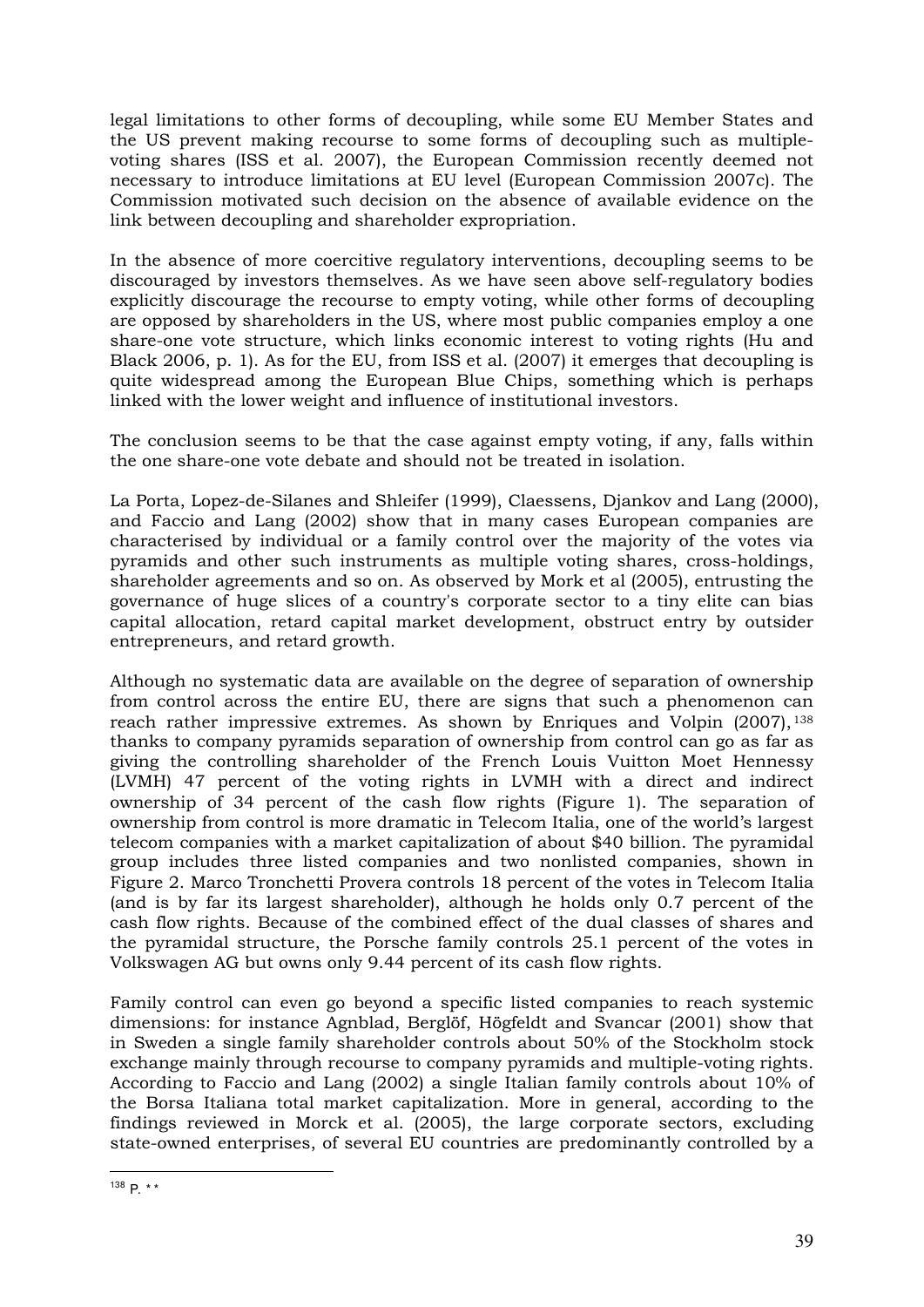legal limitations to other forms of decoupling, while some EU Member States and the US prevent making recourse to some forms of decoupling such as multiple-voting shares (ISS et al. 2007), the European Commission recently deemed not necessary to introduce limitations at EU level (European Commission 2007c). The Commission motivated such decision on the absence of available evidence on the link between decoupling and shareholder expropriation.

In the absence of more coercitive regulatory interventions, decoupling seems to be discouraged by investors themselves. As we have seen above self-regulatory bodies explicitly discourage the recourse to empty voting, while other forms of decoupling are opposed by shareholders in the US, where most public companies employ a one share-one vote structure, which links economic interest to voting rights (Hu and Black 2006, p. 1). As for the EU, from ISS et al. (2007) it emerges that decoupling is quite widespread among the European Blue Chips, something which is perhaps linked with the lower weight and influence of institutional investors.

The conclusion seems to be that the case against empty voting, if any, falls within the one share-one vote debate and should not be treated in isolation.

La Porta, Lopez-de-Silanes and Shleifer (1999), Claessens, Djankov and Lang (2000), and Faccio and Lang (2002) show that in many cases European companies are characterised by individual or a family control over the majority of the votes via pyramids and other such instruments as multiple voting shares, cross-holdings, shareholder agreements and so on. As observed by Mork et al (2005), entrusting the governance of huge slices of a country's corporate sector to a tiny elite can bias capital allocation, retard capital market development, obstruct entry by outsider entrepreneurs, and retard growth.

Although no systematic data are available on the degree of separation of ownership from control across the entire EU, there are signs that such a phenomenon can reach rather impressive extremes. As shown by Enriques and Volpin (2007),[138] thanks to company pyramids separation of ownership from control can go as far as giving the controlling shareholder of the French Louis Vuitton Moet Hennessy (LVMH) 47 percent of the voting rights in LVMH with a direct and indirect ownership of 34 percent of the cash flow rights (Figure 1). The separation of ownership from control is more dramatic in Telecom Italia, one of the world's largest telecom companies with a market capitalization of about $40 billion. The pyramidal group includes three listed companies and two nonlisted companies, shown in Figure 2. Marco Tronchetti Provera controls 18 percent of the votes in Telecom Italia (and is by far its largest shareholder), although he holds only 0.7 percent of the cash flow rights. Because of the combined effect of the dual classes of shares and the pyramidal structure, the Porsche family controls 25.1 percent of the votes in Volkswagen AG but owns only 9.44 percent of its cash flow rights.

Family control can even go beyond a specific listed companies to reach systemic dimensions: for instance Agnblad, Berglöf, Högfeldt and Svancar (2001) show that in Sweden a single family shareholder controls about 50% of the Stockholm stock exchange mainly through recourse to company pyramids and multiple-voting rights. According to Faccio and Lang (2002) a single Italian family controls about 10% of the Borsa Italiana total market capitalization. More in general, according to the findings reviewed in Morck et al. (2005), the large corporate sectors, excluding state-owned enterprises, of several EU countries are predominantly controlled by a

[138] P. **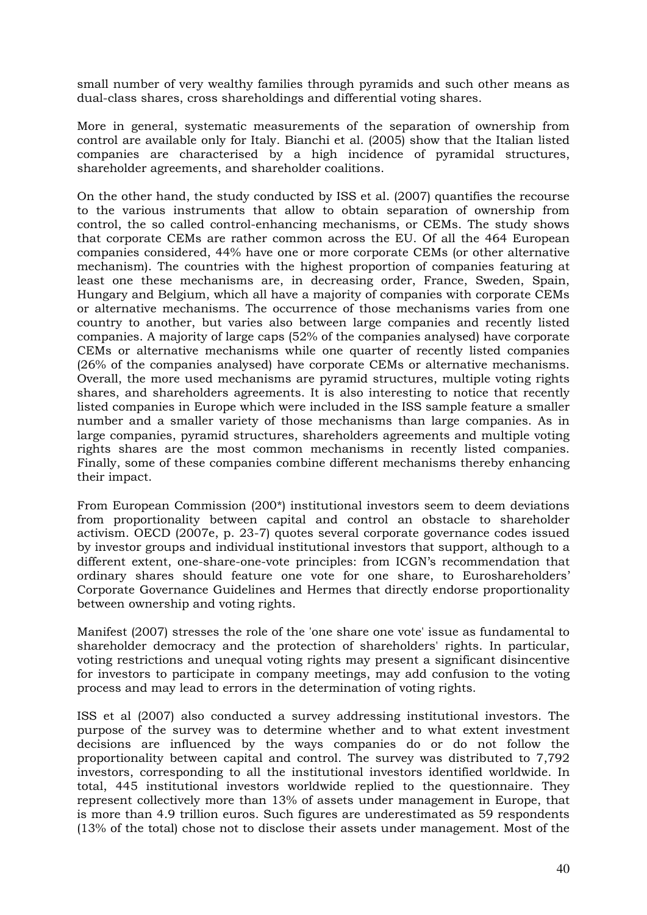small number of very wealthy families through pyramids and such other means as dual-class shares, cross shareholdings and differential voting shares.

More in general, systematic measurements of the separation of ownership from control are available only for Italy. Bianchi et al. (2005) show that the Italian listed companies are characterised by a high incidence of pyramidal structures, shareholder agreements, and shareholder coalitions.

On the other hand, the study conducted by ISS et al. (2007) quantifies the recourse to the various instruments that allow to obtain separation of ownership from control, the so called control-enhancing mechanisms, or CEMs. The study shows that corporate CEMs are rather common across the EU. Of all the 464 European companies considered, 44% have one or more corporate CEMs (or other alternative mechanism). The countries with the highest proportion of companies featuring at least one these mechanisms are, in decreasing order, France, Sweden, Spain, Hungary and Belgium, which all have a majority of companies with corporate CEMs or alternative mechanisms. The occurrence of those mechanisms varies from one country to another, but varies also between large companies and recently listed companies. A majority of large caps (52% of the companies analysed) have corporate CEMs or alternative mechanisms while one quarter of recently listed companies (26% of the companies analysed) have corporate CEMs or alternative mechanisms. Overall, the more used mechanisms are pyramid structures, multiple voting rights shares, and shareholders agreements. It is also interesting to notice that recently listed companies in Europe which were included in the ISS sample feature a smaller number and a smaller variety of those mechanisms than large companies. As in large companies, pyramid structures, shareholders agreements and multiple voting rights shares are the most common mechanisms in recently listed companies. Finally, some of these companies combine different mechanisms thereby enhancing their impact.

From European Commission (200*) institutional investors seem to deem deviations from proportionality between capital and control an obstacle to shareholder activism. OECD (2007e, p. 23-7) quotes several corporate governance codes issued by investor groups and individual institutional investors that support, although to a different extent, one-share-one-vote principles: from ICGN's recommendation that ordinary shares should feature one vote for one share, to Euroshareholders' Corporate Governance Guidelines and Hermes that directly endorse proportionality between ownership and voting rights.

Manifest (2007) stresses the role of the 'one share one vote' issue as fundamental to shareholder democracy and the protection of shareholders' rights. In particular, voting restrictions and unequal voting rights may present a significant disincentive for investors to participate in company meetings, may add confusion to the voting process and may lead to errors in the determination of voting rights.

ISS et al (2007) also conducted a survey addressing institutional investors. The purpose of the survey was to determine whether and to what extent investment decisions are influenced by the ways companies do or do not follow the proportionality between capital and control. The survey was distributed to 7,792 investors, corresponding to all the institutional investors identified worldwide. In total, 445 institutional investors worldwide replied to the questionnaire. They represent collectively more than 13% of assets under management in Europe, that is more than 4.9 trillion euros. Such figures are underestimated as 59 respondents (13% of the total) chose not to disclose their assets under management. Most of the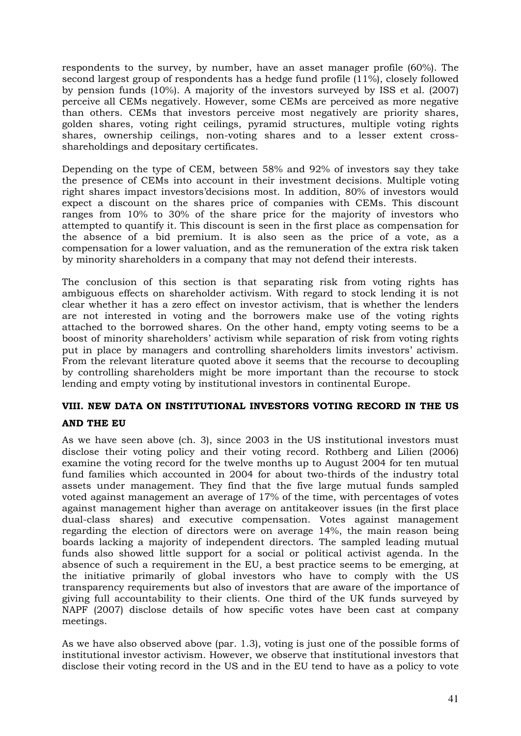respondents to the survey, by number, have an asset manager profile (60%). The second largest group of respondents has a hedge fund profile (11%), closely followed by pension funds (10%). A majority of the investors surveyed by ISS et al. (2007) perceive all CEMs negatively. However, some CEMs are perceived as more negative than others. CEMs that investors perceive most negatively are priority shares, golden shares, voting right ceilings, pyramid structures, multiple voting rights shares, ownership ceilings, non-voting shares and to a lesser extent cross-shareholdings and depositary certificates.

Depending on the type of CEM, between 58% and 92% of investors say they take the presence of CEMs into account in their investment decisions. Multiple voting right shares impact investors'decisions most. In addition, 80% of investors would expect a discount on the shares price of companies with CEMs. This discount ranges from 10% to 30% of the share price for the majority of investors who attempted to quantify it. This discount is seen in the first place as compensation for the absence of a bid premium. It is also seen as the price of a vote, as a compensation for a lower valuation, and as the remuneration of the extra risk taken by minority shareholders in a company that may not defend their interests.

The conclusion of this section is that separating risk from voting rights has ambiguous effects on shareholder activism. With regard to stock lending it is not clear whether it has a zero effect on investor activism, that is whether the lenders are not interested in voting and the borrowers make use of the voting rights attached to the borrowed shares. On the other hand, empty voting seems to be a boost of minority shareholders' activism while separation of risk from voting rights put in place by managers and controlling shareholders limits investors' activism. From the relevant literature quoted above it seems that the recourse to decoupling by controlling shareholders might be more important than the recourse to stock lending and empty voting by institutional investors in continental Europe.

## VIII. NEW DATA ON INSTITUTIONAL INVESTORS VOTING RECORD IN THE US AND THE EU

As we have seen above (ch. 3), since 2003 in the US institutional investors must disclose their voting policy and their voting record. Rothberg and Lilien (2006) examine the voting record for the twelve months up to August 2004 for ten mutual fund families which accounted in 2004 for about two-thirds of the industry total assets under management. They find that the five large mutual funds sampled voted against management an average of 17% of the time, with percentages of votes against management higher than average on antitakeover issues (in the first place dual-class shares) and executive compensation. Votes against management regarding the election of directors were on average 14%, the main reason being boards lacking a majority of independent directors. The sampled leading mutual funds also showed little support for a social or political activist agenda. In the absence of such a requirement in the EU, a best practice seems to be emerging, at the initiative primarily of global investors who have to comply with the US transparency requirements but also of investors that are aware of the importance of giving full accountability to their clients. One third of the UK funds surveyed by NAPF (2007) disclose details of how specific votes have been cast at company meetings.

As we have also observed above (par. 1.3), voting is just one of the possible forms of institutional investor activism. However, we observe that institutional investors that disclose their voting record in the US and in the EU tend to have as a policy to vote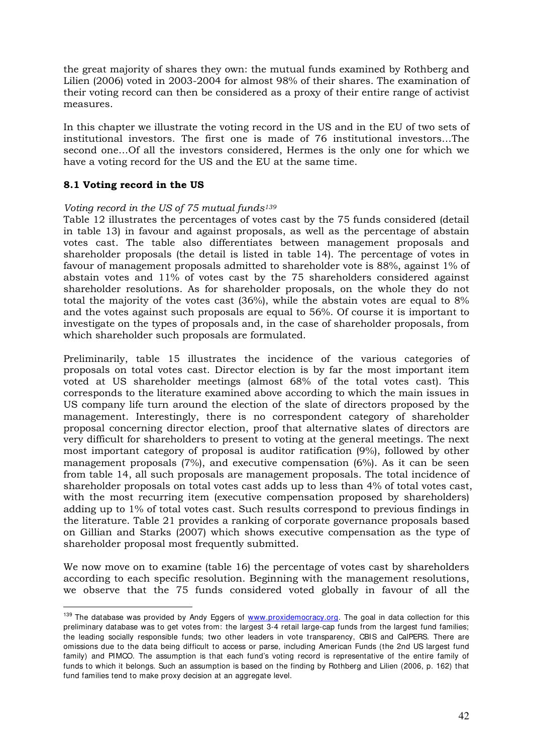the great majority of shares they own: the mutual funds examined by Rothberg and Lilien (2006) voted in 2003-2004 for almost 98% of their shares. The examination of their voting record can then be considered as a proxy of their entire range of activist measures.

In this chapter we illustrate the voting record in the US and in the EU of two sets of institutional investors. The first one is made of 76 institutional investors…The second one…Of all the investors considered, Hermes is the only one for which we have a voting record for the US and the EU at the same time.

## 8.1 Voting record in the US

*Voting record in the US of 75 mutual funds*[139]

Table 12 illustrates the percentages of votes cast by the 75 funds considered (detail in table 13) in favour and against proposals, as well as the percentage of abstain votes cast. The table also differentiates between management proposals and shareholder proposals (the detail is listed in table 14). The percentage of votes in favour of management proposals admitted to shareholder vote is 88%, against 1% of abstain votes and 11% of votes cast by the 75 shareholders considered against shareholder resolutions. As for shareholder proposals, on the whole they do not total the majority of the votes cast (36%), while the abstain votes are equal to 8% and the votes against such proposals are equal to 56%. Of course it is important to investigate on the types of proposals and, in the case of shareholder proposals, from which shareholder such proposals are formulated.

Preliminarily, table 15 illustrates the incidence of the various categories of proposals on total votes cast. Director election is by far the most important item voted at US shareholder meetings (almost 68% of the total votes cast). This corresponds to the literature examined above according to which the main issues in US company life turn around the election of the slate of directors proposed by the management. Interestingly, there is no correspondent category of shareholder proposal concerning director election, proof that alternative slates of directors are very difficult for shareholders to present to voting at the general meetings. The next most important category of proposal is auditor ratification (9%), followed by other management proposals (7%), and executive compensation (6%). As it can be seen from table 14, all such proposals are management proposals. The total incidence of shareholder proposals on total votes cast adds up to less than 4% of total votes cast, with the most recurring item (executive compensation proposed by shareholders) adding up to 1% of total votes cast. Such results correspond to previous findings in the literature. Table 21 provides a ranking of corporate governance proposals based on Gillian and Starks (2007) which shows executive compensation as the type of shareholder proposal most frequently submitted.

We now move on to examine (table 16) the percentage of votes cast by shareholders according to each specific resolution. Beginning with the management resolutions, we observe that the 75 funds considered voted globally in favour of all the

[139] The database was provided by Andy Eggers of www.proxidemocracy.org. The goal in data collection for this preliminary database was to get votes from: the largest 3-4 retail large-cap funds from the largest fund families; the leading socially responsible funds; two other leaders in vote transparency, CBIS and CalPERS. There are omissions due to the data being difficult to access or parse, including American Funds (the 2nd US largest fund family) and PIMCO. The assumption is that each fund's voting record is representative of the entire family of funds to which it belongs. Such an assumption is based on the finding by Rothberg and Lilien (2006, p. 162) that fund families tend to make proxy decision at an aggregate level.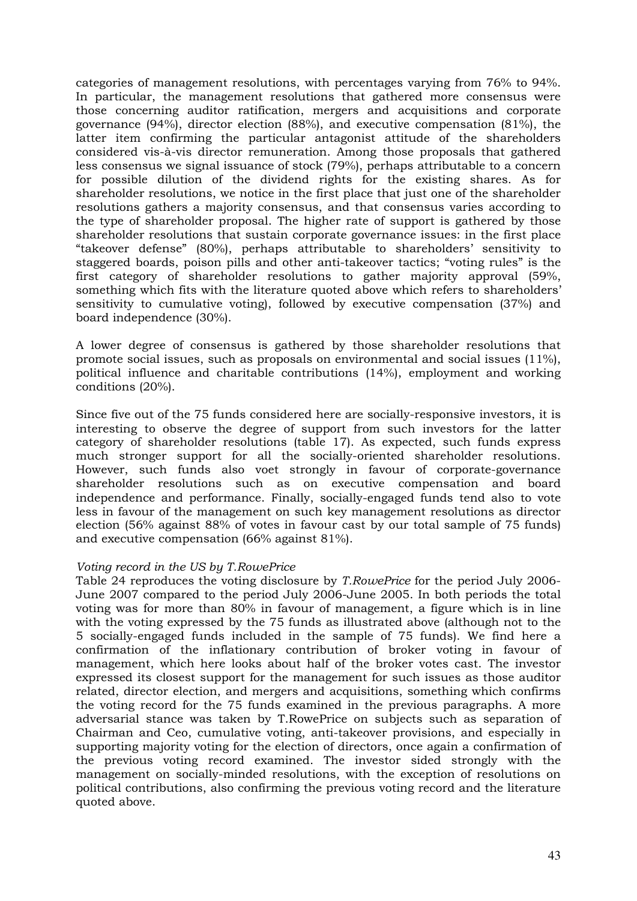categories of management resolutions, with percentages varying from 76% to 94%. In particular, the management resolutions that gathered more consensus were those concerning auditor ratification, mergers and acquisitions and corporate governance (94%), director election (88%), and executive compensation (81%), the latter item confirming the particular antagonist attitude of the shareholders considered vis-à-vis director remuneration. Among those proposals that gathered less consensus we signal issuance of stock (79%), perhaps attributable to a concern for possible dilution of the dividend rights for the existing shares. As for shareholder resolutions, we notice in the first place that just one of the shareholder resolutions gathers a majority consensus, and that consensus varies according to the type of shareholder proposal. The higher rate of support is gathered by those shareholder resolutions that sustain corporate governance issues: in the first place "takeover defense" (80%), perhaps attributable to shareholders' sensitivity to staggered boards, poison pills and other anti-takeover tactics; "voting rules" is the first category of shareholder resolutions to gather majority approval (59%, something which fits with the literature quoted above which refers to shareholders' sensitivity to cumulative voting), followed by executive compensation (37%) and board independence (30%).

A lower degree of consensus is gathered by those shareholder resolutions that promote social issues, such as proposals on environmental and social issues (11%), political influence and charitable contributions (14%), employment and working conditions (20%).

Since five out of the 75 funds considered here are socially-responsive investors, it is interesting to observe the degree of support from such investors for the latter category of shareholder resolutions (table 17). As expected, such funds express much stronger support for all the socially-oriented shareholder resolutions. However, such funds also voet strongly in favour of corporate-governance shareholder resolutions such as on executive compensation and board independence and performance. Finally, socially-engaged funds tend also to vote less in favour of the management on such key management resolutions as director election (56% against 88% of votes in favour cast by our total sample of 75 funds) and executive compensation (66% against 81%).

*Voting record in the US by T.RowePrice*

Table 24 reproduces the voting disclosure by *T.RowePrice* for the period July 2006-June 2007 compared to the period July 2006-June 2005. In both periods the total voting was for more than 80% in favour of management, a figure which is in line with the voting expressed by the 75 funds as illustrated above (although not to the 5 socially-engaged funds included in the sample of 75 funds). We find here a confirmation of the inflationary contribution of broker voting in favour of management, which here looks about half of the broker votes cast. The investor expressed its closest support for the management for such issues as those auditor related, director election, and mergers and acquisitions, something which confirms the voting record for the 75 funds examined in the previous paragraphs. A more adversarial stance was taken by T.RowePrice on subjects such as separation of Chairman and Ceo, cumulative voting, anti-takeover provisions, and especially in supporting majority voting for the election of directors, once again a confirmation of the previous voting record examined. The investor sided strongly with the management on socially-minded resolutions, with the exception of resolutions on political contributions, also confirming the previous voting record and the literature quoted above.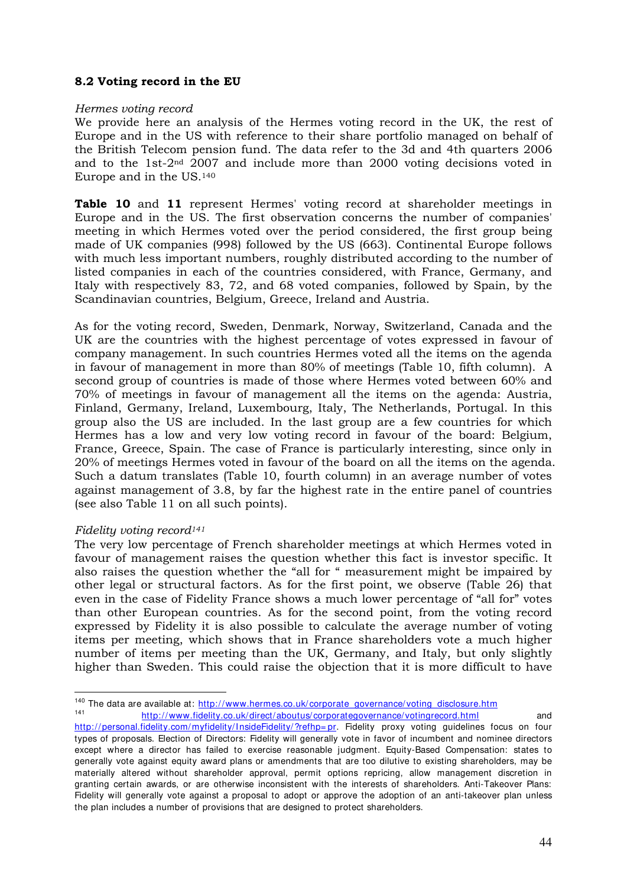### 8.2 Voting record in the EU

*Hermes voting record*

We provide here an analysis of the Hermes voting record in the UK, the rest of Europe and in the US with reference to their share portfolio managed on behalf of the British Telecom pension fund. The data refer to the 3d and 4th quarters 2006 and to the 1st-2nd 2007 and include more than 2000 voting decisions voted in Europe and in the US.[140]

**Table 10** and **11** represent Hermes' voting record at shareholder meetings in Europe and in the US. The first observation concerns the number of companies' meeting in which Hermes voted over the period considered, the first group being made of UK companies (998) followed by the US (663). Continental Europe follows with much less important numbers, roughly distributed according to the number of listed companies in each of the countries considered, with France, Germany, and Italy with respectively 83, 72, and 68 voted companies, followed by Spain, by the Scandinavian countries, Belgium, Greece, Ireland and Austria.

As for the voting record, Sweden, Denmark, Norway, Switzerland, Canada and the UK are the countries with the highest percentage of votes expressed in favour of company management. In such countries Hermes voted all the items on the agenda in favour of management in more than 80% of meetings (Table 10, fifth column). A second group of countries is made of those where Hermes voted between 60% and 70% of meetings in favour of management all the items on the agenda: Austria, Finland, Germany, Ireland, Luxembourg, Italy, The Netherlands, Portugal. In this group also the US are included. In the last group are a few countries for which Hermes has a low and very low voting record in favour of the board: Belgium, France, Greece, Spain. The case of France is particularly interesting, since only in 20% of meetings Hermes voted in favour of the board on all the items on the agenda. Such a datum translates (Table 10, fourth column) in an average number of votes against management of 3.8, by far the highest rate in the entire panel of countries (see also Table 11 on all such points).

*Fidelity voting record*[141]

The very low percentage of French shareholder meetings at which Hermes voted in favour of management raises the question whether this fact is investor specific. It also raises the question whether the "all for " measurement might be impaired by other legal or structural factors. As for the first point, we observe (Table 26) that even in the case of Fidelity France shows a much lower percentage of "all for" votes than other European countries. As for the second point, from the voting record expressed by Fidelity it is also possible to calculate the average number of voting items per meeting, which shows that in France shareholders vote a much higher number of items per meeting than the UK, Germany, and Italy, but only slightly higher than Sweden. This could raise the objection that it is more difficult to have

---

[140] The data are available at: http://www.hermes.co.uk/corporate_governance/voting_disclosure.htm

[141] http://www.fidelity.co.uk/direct/aboutus/corporategovernance/votingrecord.html and http://personal.fidelity.com/myfidelity/InsideFidelity/?refhp=pr. Fidelity proxy voting guidelines focus on four types of proposals. Election of Directors: Fidelity will generally vote in favor of incumbent and nominee directors except where a director has failed to exercise reasonable judgment. Equity-Based Compensation: states to generally vote against equity award plans or amendments that are too dilutive to existing shareholders, may be materially altered without shareholder approval, permit options repricing, allow management discretion in granting certain awards, or are otherwise inconsistent with the interests of shareholders. Anti-Takeover Plans: Fidelity will generally vote against a proposal to adopt or approve the adoption of an anti-takeover plan unless the plan includes a number of provisions that are designed to protect shareholders.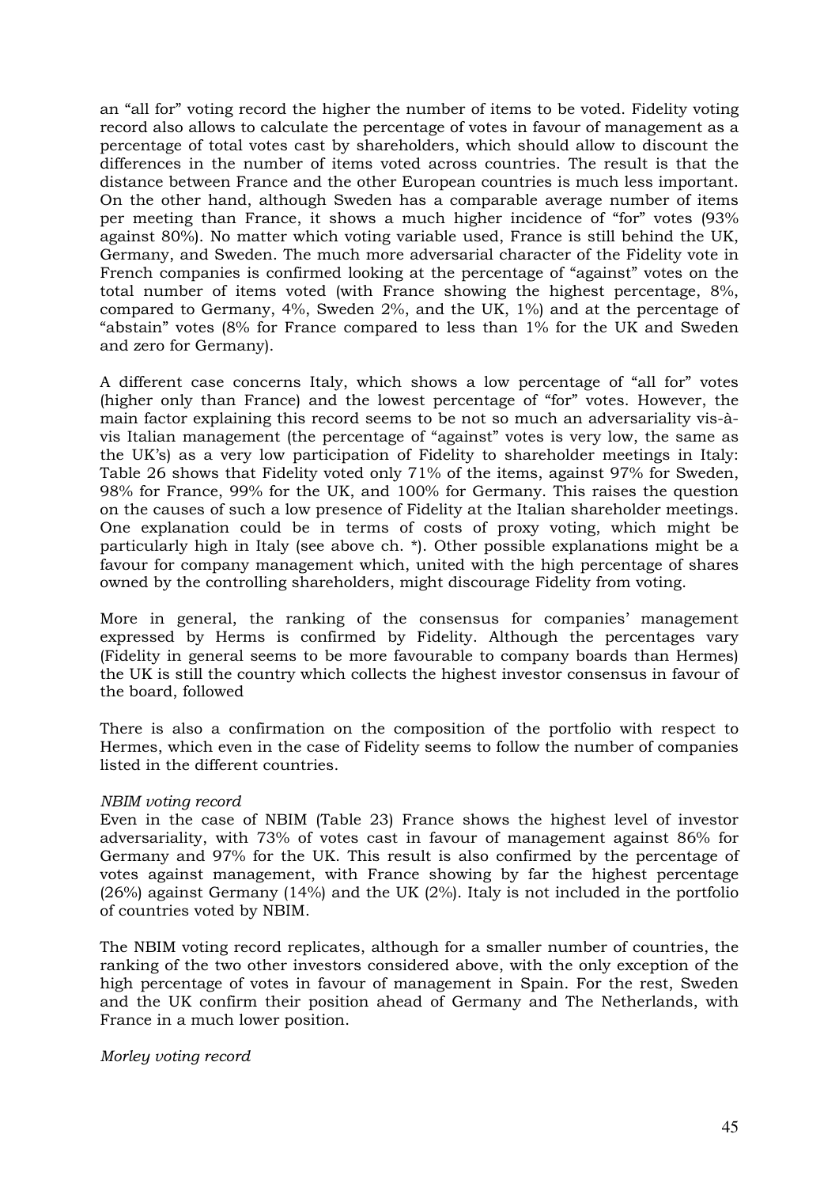an "all for" voting record the higher the number of items to be voted. Fidelity voting record also allows to calculate the percentage of votes in favour of management as a percentage of total votes cast by shareholders, which should allow to discount the differences in the number of items voted across countries. The result is that the distance between France and the other European countries is much less important. On the other hand, although Sweden has a comparable average number of items per meeting than France, it shows a much higher incidence of "for" votes (93% against 80%). No matter which voting variable used, France is still behind the UK, Germany, and Sweden. The much more adversarial character of the Fidelity vote in French companies is confirmed looking at the percentage of "against" votes on the total number of items voted (with France showing the highest percentage, 8%, compared to Germany, 4%, Sweden 2%, and the UK, 1%) and at the percentage of "abstain" votes (8% for France compared to less than 1% for the UK and Sweden and zero for Germany).

A different case concerns Italy, which shows a low percentage of "all for" votes (higher only than France) and the lowest percentage of "for" votes. However, the main factor explaining this record seems to be not so much an adversariality vis-à-vis Italian management (the percentage of "against" votes is very low, the same as the UK's) as a very low participation of Fidelity to shareholder meetings in Italy: Table 26 shows that Fidelity voted only 71% of the items, against 97% for Sweden, 98% for France, 99% for the UK, and 100% for Germany. This raises the question on the causes of such a low presence of Fidelity at the Italian shareholder meetings. One explanation could be in terms of costs of proxy voting, which might be particularly high in Italy (see above ch. *). Other possible explanations might be a favour for company management which, united with the high percentage of shares owned by the controlling shareholders, might discourage Fidelity from voting.

More in general, the ranking of the consensus for companies' management expressed by Herms is confirmed by Fidelity. Although the percentages vary (Fidelity in general seems to be more favourable to company boards than Hermes) the UK is still the country which collects the highest investor consensus in favour of the board, followed

There is also a confirmation on the composition of the portfolio with respect to Hermes, which even in the case of Fidelity seems to follow the number of companies listed in the different countries.

*NBIM voting record*

Even in the case of NBIM (Table 23) France shows the highest level of investor adversariality, with 73% of votes cast in favour of management against 86% for Germany and 97% for the UK. This result is also confirmed by the percentage of votes against management, with France showing by far the highest percentage (26%) against Germany (14%) and the UK (2%). Italy is not included in the portfolio of countries voted by NBIM.

The NBIM voting record replicates, although for a smaller number of countries, the ranking of the two other investors considered above, with the only exception of the high percentage of votes in favour of management in Spain. For the rest, Sweden and the UK confirm their position ahead of Germany and The Netherlands, with France in a much lower position.

*Morley voting record*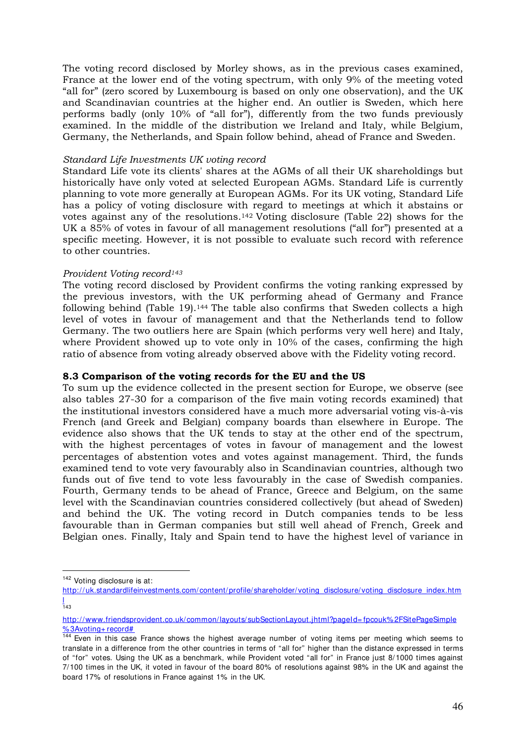The voting record disclosed by Morley shows, as in the previous cases examined, France at the lower end of the voting spectrum, with only 9% of the meeting voted "all for" (zero scored by Luxembourg is based on only one observation), and the UK and Scandinavian countries at the higher end. An outlier is Sweden, which here performs badly (only 10% of "all for"), differently from the two funds previously examined. In the middle of the distribution we Ireland and Italy, while Belgium, Germany, the Netherlands, and Spain follow behind, ahead of France and Sweden.

*Standard Life Investments UK voting record*

Standard Life vote its clients' shares at the AGMs of all their UK shareholdings but historically have only voted at selected European AGMs. Standard Life is currently planning to vote more generally at European AGMs. For its UK voting, Standard Life has a policy of voting disclosure with regard to meetings at which it abstains or votes against any of the resolutions.[142] Voting disclosure (Table 22) shows for the UK a 85% of votes in favour of all management resolutions ("all for") presented at a specific meeting. However, it is not possible to evaluate such record with reference to other countries.

*Provident Voting record*[143]

The voting record disclosed by Provident confirms the voting ranking expressed by the previous investors, with the UK performing ahead of Germany and France following behind (Table 19).[144] The table also confirms that Sweden collects a high level of votes in favour of management and that the Netherlands tend to follow Germany. The two outliers here are Spain (which performs very well here) and Italy, where Provident showed up to vote only in 10% of the cases, confirming the high ratio of absence from voting already observed above with the Fidelity voting record.

**8.3 Comparison of the voting records for the EU and the US**

To sum up the evidence collected in the present section for Europe, we observe (see also tables 27-30 for a comparison of the five main voting records examined) that the institutional investors considered have a much more adversarial voting vis-à-vis French (and Greek and Belgian) company boards than elsewhere in Europe. The evidence also shows that the UK tends to stay at the other end of the spectrum, with the highest percentages of votes in favour of management and the lowest percentages of abstention votes and votes against management. Third, the funds examined tend to vote very favourably also in Scandinavian countries, although two funds out of five tend to vote less favourably in the case of Swedish companies. Fourth, Germany tends to be ahead of France, Greece and Belgium, on the same level with the Scandinavian countries considered collectively (but ahead of Sweden) and behind the UK. The voting record in Dutch companies tends to be less favourable than in German companies but still well ahead of French, Greek and Belgian ones. Finally, Italy and Spain tend to have the highest level of variance in

---

[142] Voting disclosure is at: http://uk.standardlifeinvestments.com/content/profile/shareholder/voting_disclosure/voting_disclosure_index.html

[143] http://www.friendsprovident.co.uk/common/layouts/subSectionLayout.jhtml?pageId=fpcouk%2FSitePageSimple%3Avoting+record#

[144] Even in this case France shows the highest average number of voting items per meeting which seems to translate in a difference from the other countries in terms of "all for" higher than the distance expressed in terms of "for" votes. Using the UK as a benchmark, while Provident voted "all for" in France just 8/1000 times against 7/100 times in the UK, it voted in favour of the board 80% of resolutions against 98% in the UK and against the board 17% of resolutions in France against 1% in the UK.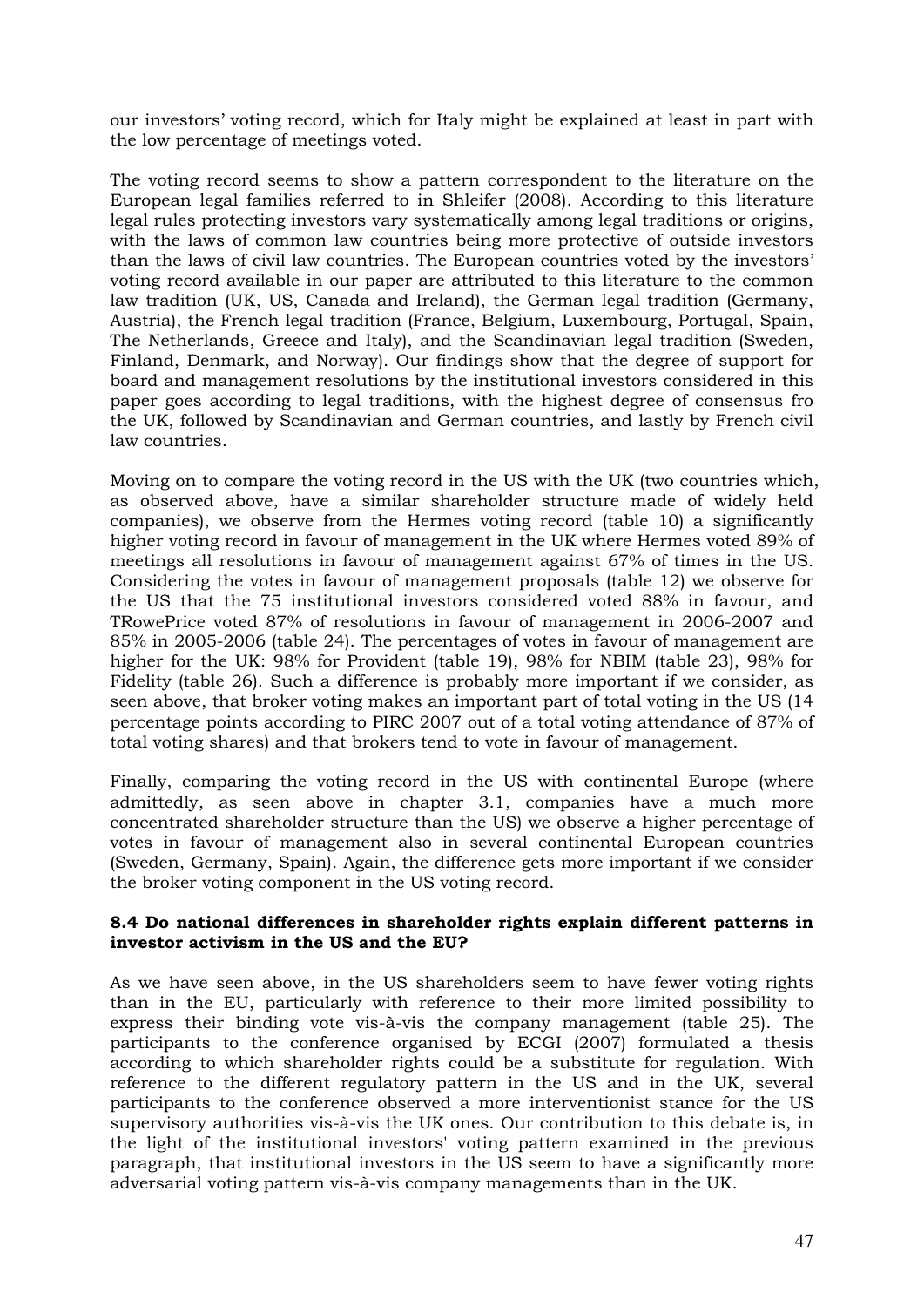our investors' voting record, which for Italy might be explained at least in part with the low percentage of meetings voted.

The voting record seems to show a pattern correspondent to the literature on the European legal families referred to in Shleifer (2008). According to this literature legal rules protecting investors vary systematically among legal traditions or origins, with the laws of common law countries being more protective of outside investors than the laws of civil law countries. The European countries voted by the investors' voting record available in our paper are attributed to this literature to the common law tradition (UK, US, Canada and Ireland), the German legal tradition (Germany, Austria), the French legal tradition (France, Belgium, Luxembourg, Portugal, Spain, The Netherlands, Greece and Italy), and the Scandinavian legal tradition (Sweden, Finland, Denmark, and Norway). Our findings show that the degree of support for board and management resolutions by the institutional investors considered in this paper goes according to legal traditions, with the highest degree of consensus fro the UK, followed by Scandinavian and German countries, and lastly by French civil law countries.

Moving on to compare the voting record in the US with the UK (two countries which, as observed above, have a similar shareholder structure made of widely held companies), we observe from the Hermes voting record (table 10) a significantly higher voting record in favour of management in the UK where Hermes voted 89% of meetings all resolutions in favour of management against 67% of times in the US. Considering the votes in favour of management proposals (table 12) we observe for the US that the 75 institutional investors considered voted 88% in favour, and TRowePrice voted 87% of resolutions in favour of management in 2006-2007 and 85% in 2005-2006 (table 24). The percentages of votes in favour of management are higher for the UK: 98% for Provident (table 19), 98% for NBIM (table 23), 98% for Fidelity (table 26). Such a difference is probably more important if we consider, as seen above, that broker voting makes an important part of total voting in the US (14 percentage points according to PIRC 2007 out of a total voting attendance of 87% of total voting shares) and that brokers tend to vote in favour of management.

Finally, comparing the voting record in the US with continental Europe (where admittedly, as seen above in chapter 3.1, companies have a much more concentrated shareholder structure than the US) we observe a higher percentage of votes in favour of management also in several continental European countries (Sweden, Germany, Spain). Again, the difference gets more important if we consider the broker voting component in the US voting record.

### 8.4 Do national differences in shareholder rights explain different patterns in investor activism in the US and the EU?

As we have seen above, in the US shareholders seem to have fewer voting rights than in the EU, particularly with reference to their more limited possibility to express their binding vote vis-à-vis the company management (table 25). The participants to the conference organised by ECGI (2007) formulated a thesis according to which shareholder rights could be a substitute for regulation. With reference to the different regulatory pattern in the US and in the UK, several participants to the conference observed a more interventionist stance for the US supervisory authorities vis-à-vis the UK ones. Our contribution to this debate is, in the light of the institutional investors' voting pattern examined in the previous paragraph, that institutional investors in the US seem to have a significantly more adversarial voting pattern vis-à-vis company managements than in the UK.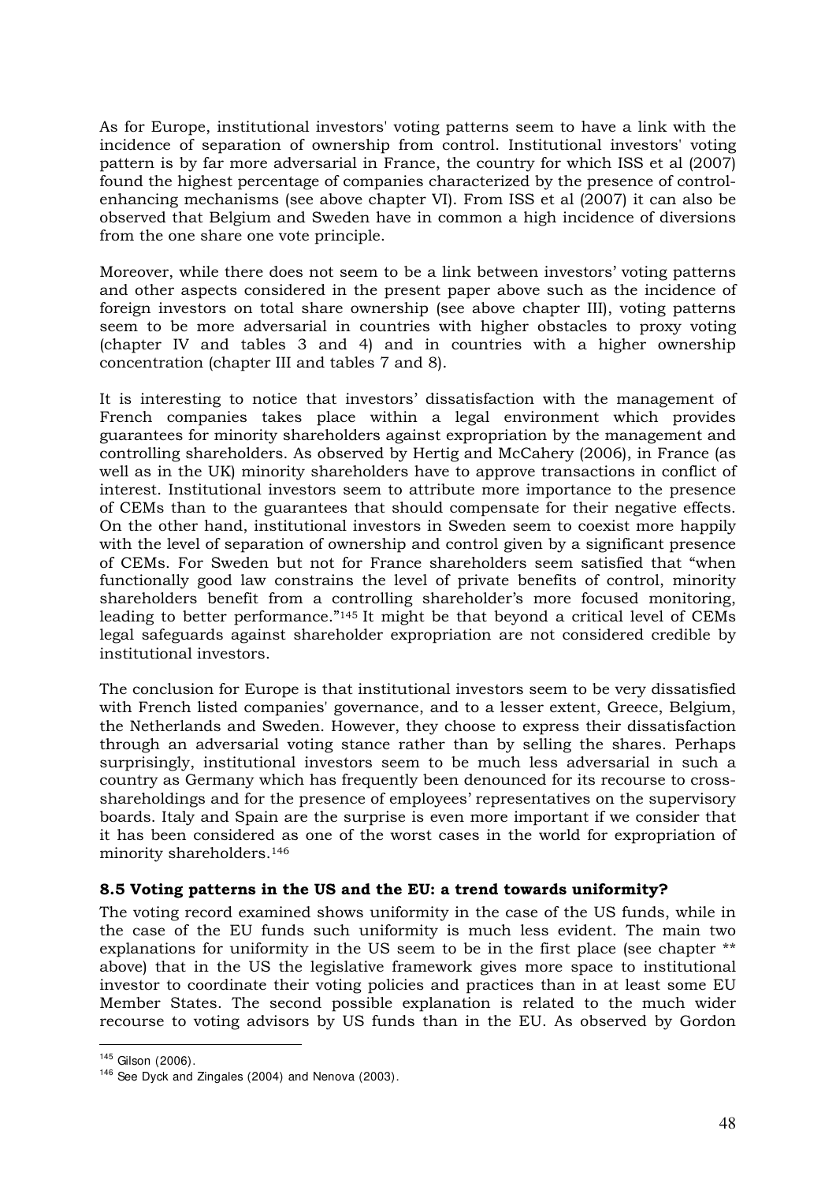As for Europe, institutional investors' voting patterns seem to have a link with the incidence of separation of ownership from control. Institutional investors' voting pattern is by far more adversarial in France, the country for which ISS et al (2007) found the highest percentage of companies characterized by the presence of control-enhancing mechanisms (see above chapter VI). From ISS et al (2007) it can also be observed that Belgium and Sweden have in common a high incidence of diversions from the one share one vote principle.

Moreover, while there does not seem to be a link between investors' voting patterns and other aspects considered in the present paper above such as the incidence of foreign investors on total share ownership (see above chapter III), voting patterns seem to be more adversarial in countries with higher obstacles to proxy voting (chapter IV and tables 3 and 4) and in countries with a higher ownership concentration (chapter III and tables 7 and 8).

It is interesting to notice that investors' dissatisfaction with the management of French companies takes place within a legal environment which provides guarantees for minority shareholders against expropriation by the management and controlling shareholders. As observed by Hertig and McCahery (2006), in France (as well as in the UK) minority shareholders have to approve transactions in conflict of interest. Institutional investors seem to attribute more importance to the presence of CEMs than to the guarantees that should compensate for their negative effects. On the other hand, institutional investors in Sweden seem to coexist more happily with the level of separation of ownership and control given by a significant presence of CEMs. For Sweden but not for France shareholders seem satisfied that "when functionally good law constrains the level of private benefits of control, minority shareholders benefit from a controlling shareholder's more focused monitoring, leading to better performance."[145] It might be that beyond a critical level of CEMs legal safeguards against shareholder expropriation are not considered credible by institutional investors.

The conclusion for Europe is that institutional investors seem to be very dissatisfied with French listed companies' governance, and to a lesser extent, Greece, Belgium, the Netherlands and Sweden. However, they choose to express their dissatisfaction through an adversarial voting stance rather than by selling the shares. Perhaps surprisingly, institutional investors seem to be much less adversarial in such a country as Germany which has frequently been denounced for its recourse to cross-shareholdings and for the presence of employees' representatives on the supervisory boards. Italy and Spain are the surprise is even more important if we consider that it has been considered as one of the worst cases in the world for expropriation of minority shareholders.[146]

### 8.5 Voting patterns in the US and the EU: a trend towards uniformity?

The voting record examined shows uniformity in the case of the US funds, while in the case of the EU funds such uniformity is much less evident. The main two explanations for uniformity in the US seem to be in the first place (see chapter ** above) that in the US the legislative framework gives more space to institutional investor to coordinate their voting policies and practices than in at least some EU Member States. The second possible explanation is related to the much wider recourse to voting advisors by US funds than in the EU. As observed by Gordon

---

[145] Gilson (2006).

[146] See Dyck and Zingales (2004) and Nenova (2003).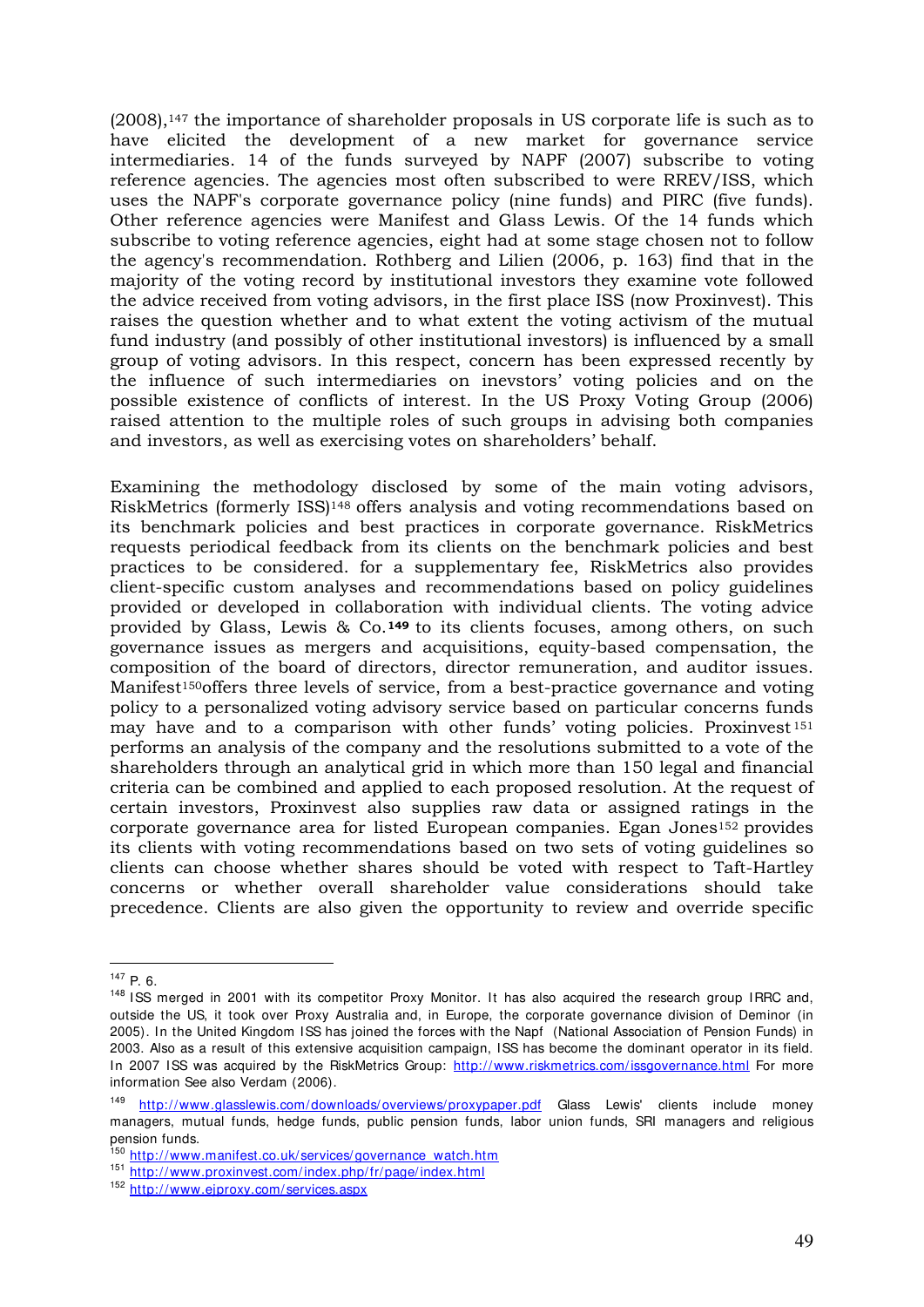(2008),[147] the importance of shareholder proposals in US corporate life is such as to have elicited the development of a new market for governance service intermediaries. 14 of the funds surveyed by NAPF (2007) subscribe to voting reference agencies. The agencies most often subscribed to were RREV/ISS, which uses the NAPF's corporate governance policy (nine funds) and PIRC (five funds). Other reference agencies were Manifest and Glass Lewis. Of the 14 funds which subscribe to voting reference agencies, eight had at some stage chosen not to follow the agency's recommendation. Rothberg and Lilien (2006, p. 163) find that in the majority of the voting record by institutional investors they examine vote followed the advice received from voting advisors, in the first place ISS (now Proxinvest). This raises the question whether and to what extent the voting activism of the mutual fund industry (and possibly of other institutional investors) is influenced by a small group of voting advisors. In this respect, concern has been expressed recently by the influence of such intermediaries on inevstors' voting policies and on the possible existence of conflicts of interest. In the US Proxy Voting Group (2006) raised attention to the multiple roles of such groups in advising both companies and investors, as well as exercising votes on shareholders' behalf.

Examining the methodology disclosed by some of the main voting advisors, RiskMetrics (formerly ISS)[148] offers analysis and voting recommendations based on its benchmark policies and best practices in corporate governance. RiskMetrics requests periodical feedback from its clients on the benchmark policies and best practices to be considered. for a supplementary fee, RiskMetrics also provides client-specific custom analyses and recommendations based on policy guidelines provided or developed in collaboration with individual clients. The voting advice provided by Glass, Lewis & Co.[149] to its clients focuses, among others, on such governance issues as mergers and acquisitions, equity-based compensation, the composition of the board of directors, director remuneration, and auditor issues. Manifest[150]offers three levels of service, from a best-practice governance and voting policy to a personalized voting advisory service based on particular concerns funds may have and to a comparison with other funds' voting policies. Proxinvest[151] performs an analysis of the company and the resolutions submitted to a vote of the shareholders through an analytical grid in which more than 150 legal and financial criteria can be combined and applied to each proposed resolution. At the request of certain investors, Proxinvest also supplies raw data or assigned ratings in the corporate governance area for listed European companies. Egan Jones[152] provides its clients with voting recommendations based on two sets of voting guidelines so clients can choose whether shares should be voted with respect to Taft-Hartley concerns or whether overall shareholder value considerations should take precedence. Clients are also given the opportunity to review and override specific

---

[147] P. 6.

[148] ISS merged in 2001 with its competitor Proxy Monitor. It has also acquired the research group IRRC and, outside the US, it took over Proxy Australia and, in Europe, the corporate governance division of Deminor (in 2005). In the United Kingdom ISS has joined the forces with the Napf (National Association of Pension Funds) in 2003. Also as a result of this extensive acquisition campaign, ISS has become the dominant operator in its field. In 2007 ISS was acquired by the RiskMetrics Group: http://www.riskmetrics.com/issgovernance.html For more information See also Verdam (2006).

[149] http://www.glasslewis.com/downloads/overviews/proxypaper.pdf Glass Lewis' clients include money managers, mutual funds, hedge funds, public pension funds, labor union funds, SRI managers and religious pension funds.

[150] http://www.manifest.co.uk/services/governance_watch.htm

[151] http://www.proxinvest.com/index.php/fr/page/index.html

[152] http://www.ejproxy.com/services.aspx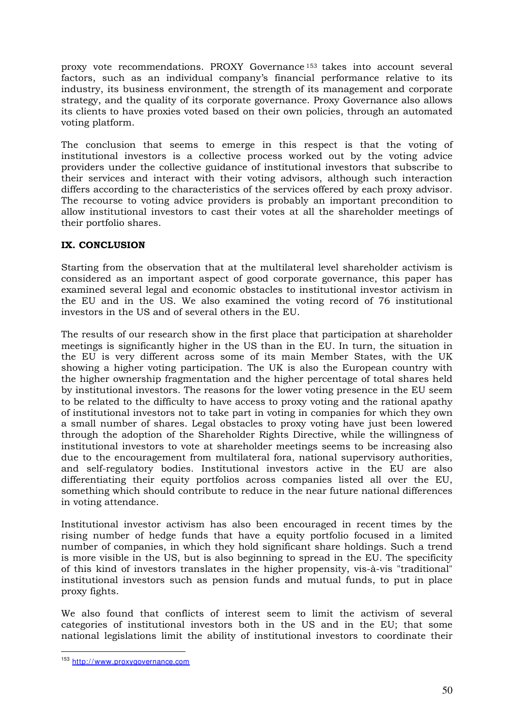proxy vote recommendations. PROXY Governance[153] takes into account several factors, such as an individual company's financial performance relative to its industry, its business environment, the strength of its management and corporate strategy, and the quality of its corporate governance. Proxy Governance also allows its clients to have proxies voted based on their own policies, through an automated voting platform.

The conclusion that seems to emerge in this respect is that the voting of institutional investors is a collective process worked out by the voting advice providers under the collective guidance of institutional investors that subscribe to their services and interact with their voting advisors, although such interaction differs according to the characteristics of the services offered by each proxy advisor. The recourse to voting advice providers is probably an important precondition to allow institutional investors to cast their votes at all the shareholder meetings of their portfolio shares.

## IX. CONCLUSION

Starting from the observation that at the multilateral level shareholder activism is considered as an important aspect of good corporate governance, this paper has examined several legal and economic obstacles to institutional investor activism in the EU and in the US. We also examined the voting record of 76 institutional investors in the US and of several others in the EU.

The results of our research show in the first place that participation at shareholder meetings is significantly higher in the US than in the EU. In turn, the situation in the EU is very different across some of its main Member States, with the UK showing a higher voting participation. The UK is also the European country with the higher ownership fragmentation and the higher percentage of total shares held by institutional investors. The reasons for the lower voting presence in the EU seem to be related to the difficulty to have access to proxy voting and the rational apathy of institutional investors not to take part in voting in companies for which they own a small number of shares. Legal obstacles to proxy voting have just been lowered through the adoption of the Shareholder Rights Directive, while the willingness of institutional investors to vote at shareholder meetings seems to be increasing also due to the encouragement from multilateral fora, national supervisory authorities, and self-regulatory bodies. Institutional investors active in the EU are also differentiating their equity portfolios across companies listed all over the EU, something which should contribute to reduce in the near future national differences in voting attendance.

Institutional investor activism has also been encouraged in recent times by the rising number of hedge funds that have a equity portfolio focused in a limited number of companies, in which they hold significant share holdings. Such a trend is more visible in the US, but is also beginning to spread in the EU. The specificity of this kind of investors translates in the higher propensity, vis-à-vis "traditional" institutional investors such as pension funds and mutual funds, to put in place proxy fights.

We also found that conflicts of interest seem to limit the activism of several categories of institutional investors both in the US and in the EU; that some national legislations limit the ability of institutional investors to coordinate their

[153] http://www.proxygovernance.com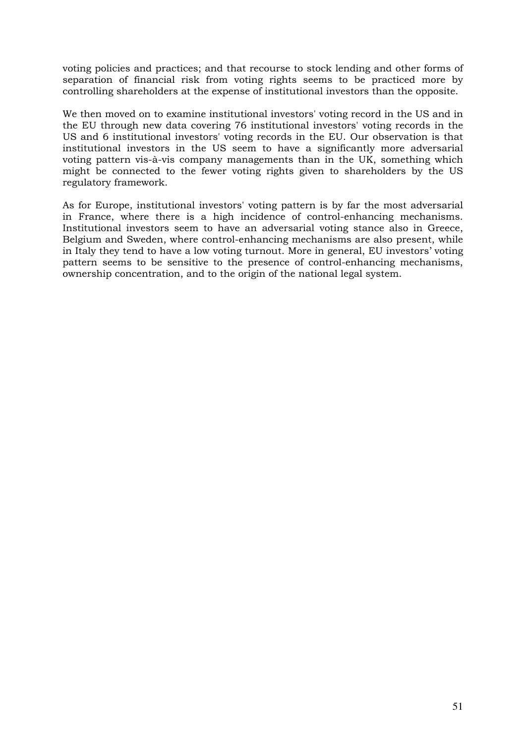voting policies and practices; and that recourse to stock lending and other forms of separation of financial risk from voting rights seems to be practiced more by controlling shareholders at the expense of institutional investors than the opposite.

We then moved on to examine institutional investors' voting record in the US and in the EU through new data covering 76 institutional investors' voting records in the US and 6 institutional investors' voting records in the EU. Our observation is that institutional investors in the US seem to have a significantly more adversarial voting pattern vis-à-vis company managements than in the UK, something which might be connected to the fewer voting rights given to shareholders by the US regulatory framework.

As for Europe, institutional investors' voting pattern is by far the most adversarial in France, where there is a high incidence of control-enhancing mechanisms. Institutional investors seem to have an adversarial voting stance also in Greece, Belgium and Sweden, where control-enhancing mechanisms are also present, while in Italy they tend to have a low voting turnout. More in general, EU investors' voting pattern seems to be sensitive to the presence of control-enhancing mechanisms, ownership concentration, and to the origin of the national legal system.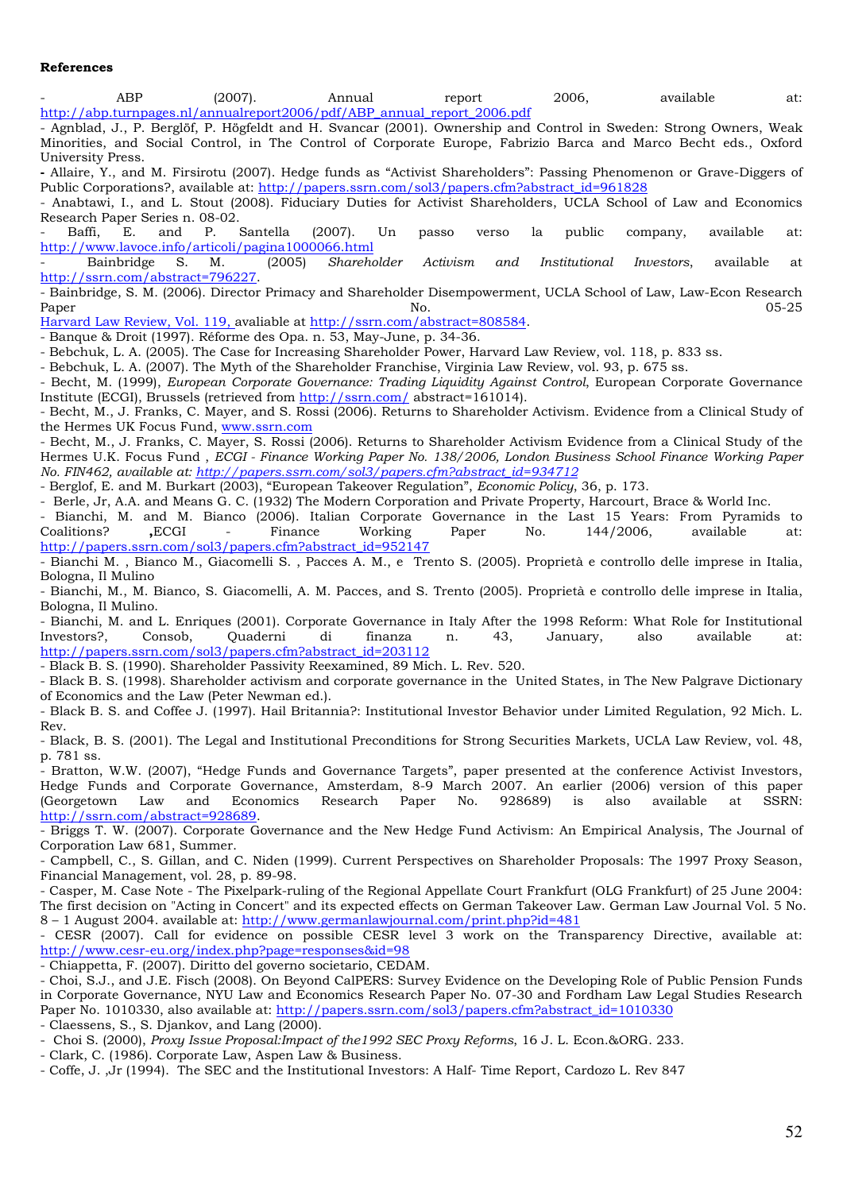**References**

- ABP (2007). Annual report 2006, available at: http://abp.turnpages.nl/annualreport2006/pdf/ABP_annual_report_2006.pdf
- Agnblad, J., P. Berglöf, P. Högfeldt and H. Svancar (2001). Ownership and Control in Sweden: Strong Owners, Weak Minorities, and Social Control, in The Control of Corporate Europe, Fabrizio Barca and Marco Becht eds., Oxford University Press.
- Allaire, Y., and M. Firsirotu (2007). Hedge funds as "Activist Shareholders": Passing Phenomenon or Grave-Diggers of Public Corporations?, available at: http://papers.ssrn.com/sol3/papers.cfm?abstract_id=961828
- Anabtawi, I., and L. Stout (2008). Fiduciary Duties for Activist Shareholders, UCLA School of Law and Economics Research Paper Series n. 08-02.
- Baffi, E. and P. Santella (2007). Un passo verso la public company, available at: http://www.lavoce.info/articoli/pagina1000066.html
- Bainbridge S. M. (2005) *Shareholder Activism and Institutional Investors*, available at http://ssrn.com/abstract=796227.
- Bainbridge, S. M. (2006). Director Primacy and Shareholder Disempowerment, UCLA School of Law, Law-Econ Research Paper No. 05-25 Harvard Law Review, Vol. 119, avaliable at http://ssrn.com/abstract=808584.
- Banque & Droit (1997). Rèforme des Opa. n. 53, May-June, p. 34-36.
- Bebchuk, L. A. (2005). The Case for Increasing Shareholder Power, Harvard Law Review, vol. 118, p. 833 ss.
- Bebchuk, L. A. (2007). The Myth of the Shareholder Franchise, Virginia Law Review, vol. 93, p. 675 ss.
- Becht, M. (1999), *European Corporate Governance: Trading Liquidity Against Control*, European Corporate Governance Institute (ECGI), Brussels (retrieved from http://ssrn.com/ abstract=161014).
- Becht, M., J. Franks, C. Mayer, and S. Rossi (2006). Returns to Shareholder Activism. Evidence from a Clinical Study of the Hermes UK Focus Fund, www.ssrn.com
- Becht, M., J. Franks, C. Mayer, S. Rossi (2006). Returns to Shareholder Activism Evidence from a Clinical Study of the Hermes U.K. Focus Fund , *ECGI - Finance Working Paper No. 138/2006, London Business School Finance Working Paper No. FIN462, available at: http://papers.ssrn.com/sol3/papers.cfm?abstract_id=934712*
- Berglof, E. and M. Burkart (2003), "European Takeover Regulation", *Economic Policy*, 36, p. 173.
- Berle, Jr, A.A. and Means G. C. (1932) The Modern Corporation and Private Property, Harcourt, Brace & World Inc.
- Bianchi, M. and M. Bianco (2006). Italian Corporate Governance in the Last 15 Years: From Pyramids to Coalitions? **,**ECGI - Finance Working Paper No. 144/2006, available at: http://papers.ssrn.com/sol3/papers.cfm?abstract_id=952147
- Bianchi M. , Bianco M., Giacomelli S. , Pacces A. M., e Trento S. (2005). Proprietà e controllo delle imprese in Italia, Bologna, Il Mulino
- Bianchi, M., M. Bianco, S. Giacomelli, A. M. Pacces, and S. Trento (2005). Proprietà e controllo delle imprese in Italia, Bologna, Il Mulino.
- Bianchi, M. and L. Enriques (2001). Corporate Governance in Italy After the 1998 Reform: What Role for Institutional Investors?, Consob, Quaderni di finanza n. 43, January, also available at: http://papers.ssrn.com/sol3/papers.cfm?abstract_id=203112
- Black B. S. (1990). Shareholder Passivity Reexamined, 89 Mich. L. Rev. 520.
- Black B. S. (1998). Shareholder activism and corporate governance in the United States, in The New Palgrave Dictionary of Economics and the Law (Peter Newman ed.).
- Black B. S. and Coffee J. (1997). Hail Britannia?: Institutional Investor Behavior under Limited Regulation, 92 Mich. L. Rev.
- Black, B. S. (2001). The Legal and Institutional Preconditions for Strong Securities Markets, UCLA Law Review, vol. 48, p. 781 ss.
- Bratton, W.W. (2007), "Hedge Funds and Governance Targets", paper presented at the conference Activist Investors, Hedge Funds and Corporate Governance, Amsterdam, 8-9 March 2007. An earlier (2006) version of this paper (Georgetown Law and Economics Research Paper No. 928689) is also available at SSRN: http://ssrn.com/abstract=928689.
- Briggs T. W. (2007). Corporate Governance and the New Hedge Fund Activism: An Empirical Analysis, The Journal of Corporation Law 681, Summer.
- Campbell, C., S. Gillan, and C. Niden (1999). Current Perspectives on Shareholder Proposals: The 1997 Proxy Season, Financial Management, vol. 28, p. 89-98.
- Casper, M. Case Note - The Pixelpark-ruling of the Regional Appellate Court Frankfurt (OLG Frankfurt) of 25 June 2004: The first decision on "Acting in Concert" and its expected effects on German Takeover Law. German Law Journal Vol. 5 No. 8 – 1 August 2004. available at: http://www.germanlawjournal.com/print.php?id=481
- CESR (2007). Call for evidence on possible CESR level 3 work on the Transparency Directive, available at: http://www.cesr-eu.org/index.php?page=responses&id=98
- Chiappetta, F. (2007). Diritto del governo societario, CEDAM.
- Choi, S.J., and J.E. Fisch (2008). On Beyond CalPERS: Survey Evidence on the Developing Role of Public Pension Funds in Corporate Governance, NYU Law and Economics Research Paper No. 07-30 and Fordham Law Legal Studies Research Paper No. 1010330, also available at: http://papers.ssrn.com/sol3/papers.cfm?abstract_id=1010330
- Claessens, S., S. Djankov, and Lang (2000).
- Choi S. (2000), *Proxy Issue Proposal:Impact of the1992 SEC Proxy Reforms*, 16 J. L. Econ.&ORG. 233.
- Clark, C. (1986). Corporate Law, Aspen Law & Business.
- Coffe, J. ,Jr (1994). The SEC and the Institutional Investors: A Half- Time Report, Cardozo L. Rev 847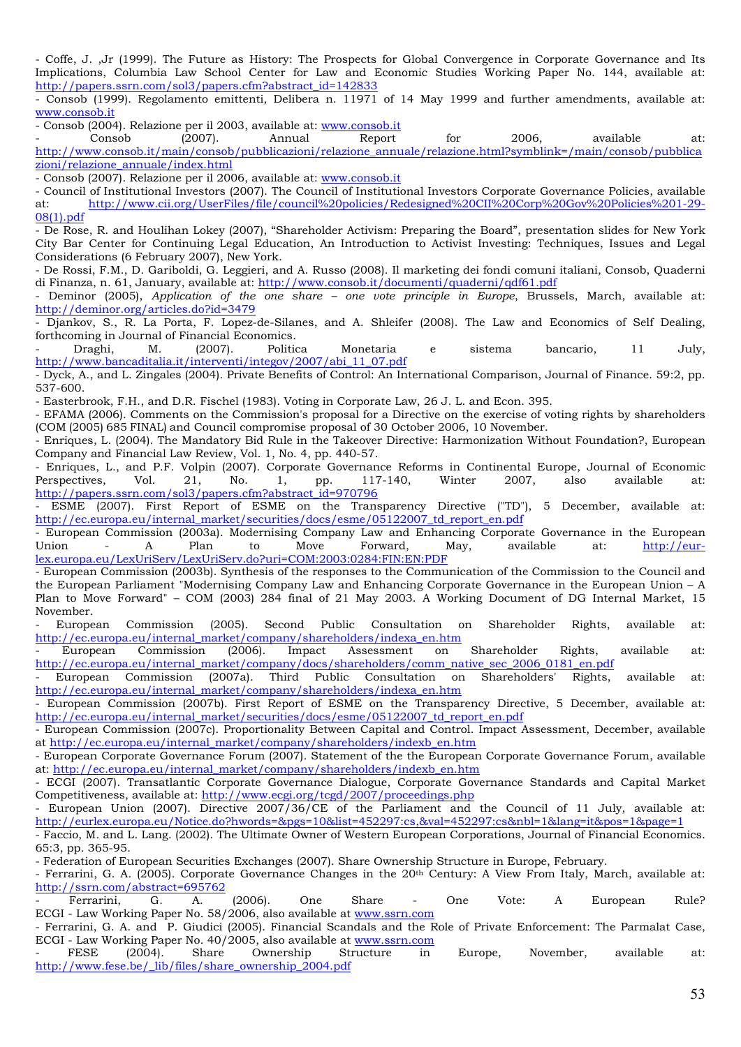- Coffe, J. ,Jr (1999). The Future as History: The Prospects for Global Convergence in Corporate Governance and Its Implications, Columbia Law School Center for Law and Economic Studies Working Paper No. 144, available at: http://papers.ssrn.com/sol3/papers.cfm?abstract_id=142833

- Consob (1999). Regolamento emittenti, Delibera n. 11971 of 14 May 1999 and further amendments, available at: www.consob.it

- Consob (2004). Relazione per il 2003, available at: www.consob.it

- Consob (2007). Annual Report for 2006, available at: http://www.consob.it/main/consob/pubblicazioni/relazione_annuale/relazione.html?symblink=/main/consob/pubblicazioni/relazione_annuale/index.html

- Consob (2007). Relazione per il 2006, available at: www.consob.it

- Council of Institutional Investors (2007). The Council of Institutional Investors Corporate Governance Policies, available at: http://www.cii.org/UserFiles/file/council%20policies/Redesigned%20CII%20Corp%20Gov%20Policies%201-29-08(1).pdf

- De Rose, R. and Houlihan Lokey (2007), "Shareholder Activism: Preparing the Board", presentation slides for New York City Bar Center for Continuing Legal Education, An Introduction to Activist Investing: Techniques, Issues and Legal Considerations (6 February 2007), New York.

- De Rossi, F.M., D. Gariboldi, G. Leggieri, and A. Russo (2008). Il marketing dei fondi comuni italiani, Consob, Quaderni di Finanza, n. 61, January, available at: http://www.consob.it/documenti/quaderni/qdf61.pdf

- Deminor (2005), *Application of the one share – one vote principle in Europe*, Brussels, March, available at: http://deminor.org/articles.do?id=3479

- Djankov, S., R. La Porta, F. Lopez-de-Silanes, and A. Shleifer (2008). The Law and Economics of Self Dealing, forthcoming in Journal of Financial Economics.

- Draghi, M. (2007). Politica Monetaria e sistema bancario, 11 July, http://www.bancaditalia.it/interventi/integov/2007/abi_11_07.pdf

- Dyck, A., and L. Zingales (2004). Private Benefits of Control: An International Comparison, Journal of Finance. 59:2, pp. 537-600.

- Easterbrook, F.H., and D.R. Fischel (1983). Voting in Corporate Law, 26 J. L. and Econ. 395.

- EFAMA (2006). Comments on the Commission's proposal for a Directive on the exercise of voting rights by shareholders (COM (2005) 685 FINAL) and Council compromise proposal of 30 October 2006, 10 November.

- Enriques, L. (2004). The Mandatory Bid Rule in the Takeover Directive: Harmonization Without Foundation?, European Company and Financial Law Review, Vol. 1, No. 4, pp. 440-57.

- Enriques, L., and P.F. Volpin (2007). Corporate Governance Reforms in Continental Europe, Journal of Economic Perspectives, Vol. 21, No. 1, pp. 117-140, Winter 2007, also available at: http://papers.ssrn.com/sol3/papers.cfm?abstract_id=970796

- ESME (2007). First Report of ESME on the Transparency Directive ("TD"), 5 December, available at: http://ec.europa.eu/internal_market/securities/docs/esme/05122007_td_report_en.pdf

- European Commission (2003a). Modernising Company Law and Enhancing Corporate Governance in the European Union - A Plan to Move Forward, May, available at: http://eur-lex.europa.eu/LexUriServ/LexUriServ.do?uri=COM:2003:0284:FIN:EN:PDF

- European Commission (2003b). Synthesis of the responses to the Communication of the Commission to the Council and the European Parliament "Modernising Company Law and Enhancing Corporate Governance in the European Union – A Plan to Move Forward" – COM (2003) 284 final of 21 May 2003. A Working Document of DG Internal Market, 15 November.

- European Commission (2005). Second Public Consultation on Shareholder Rights, available at: http://ec.europa.eu/internal_market/company/shareholders/indexa_en.htm

- European Commission (2006). Impact Assessment on Shareholder Rights, available at: http://ec.europa.eu/internal_market/company/docs/shareholders/comm_native_sec_2006_0181_en.pdf

- European Commission (2007a). Third Public Consultation on Shareholders' Rights, available at: http://ec.europa.eu/internal_market/company/shareholders/indexa_en.htm

- European Commission (2007b). First Report of ESME on the Transparency Directive, 5 December, available at: http://ec.europa.eu/internal_market/securities/docs/esme/05122007_td_report_en.pdf

- European Commission (2007c). Proportionality Between Capital and Control. Impact Assessment, December, available at http://ec.europa.eu/internal_market/company/shareholders/indexb_en.htm

- European Corporate Governance Forum (2007). Statement of the the European Corporate Governance Forum, available at: http://ec.europa.eu/internal_market/company/shareholders/indexb_en.htm

- ECGI (2007). Transatlantic Corporate Governance Dialogue, Corporate Governance Standards and Capital Market Competitiveness, available at: http://www.ecgi.org/tcgd/2007/proceedings.php

- European Union (2007). Directive 2007/36/CE of the Parliament and the Council of 11 July, available at: http://eurlex.europa.eu/Notice.do?hwords=&pgs=10&list=452297:cs,&val=452297:cs&nbl=1&lang=it&pos=1&page=1

- Faccio, M. and L. Lang. (2002). The Ultimate Owner of Western European Corporations, Journal of Financial Economics. 65:3, pp. 365-95.

- Federation of European Securities Exchanges (2007). Share Ownership Structure in Europe, February.

- Ferrarini, G. A. (2005). Corporate Governance Changes in the 20th Century: A View From Italy, March, available at: http://ssrn.com/abstract=695762

- Ferrarini, G. A. (2006). One Share - One Vote: A European Rule? ECGI - Law Working Paper No. 58/2006, also available at www.ssrn.com

- Ferrarini, G. A. and P. Giudici (2005). Financial Scandals and the Role of Private Enforcement: The Parmalat Case, ECGI - Law Working Paper No. 40/2005, also available at www.ssrn.com

- FESE (2004). Share Ownership Structure in Europe, November, available at: http://www.fese.be/_lib/files/share_ownership_2004.pdf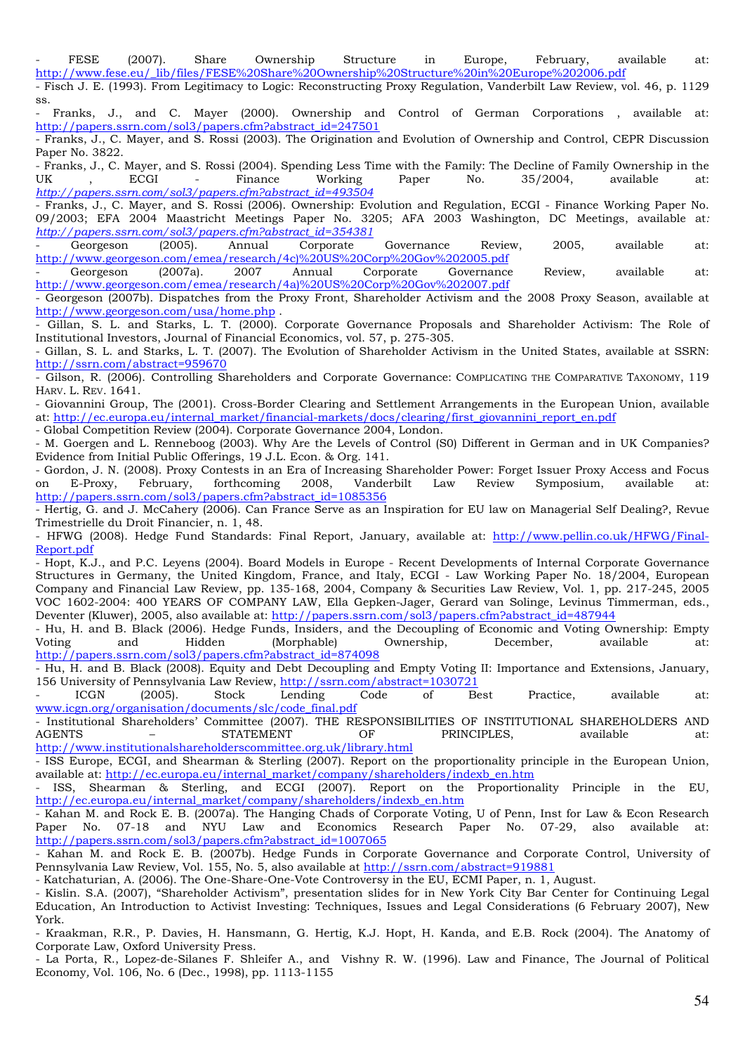- FESE (2007). Share Ownership Structure in Europe, February, available at: http://www.fese.eu/_lib/files/FESE%20Share%20Ownership%20Structure%20in%20Europe%202006.pdf

- Fisch J. E. (1993). From Legitimacy to Logic: Reconstructing Proxy Regulation, Vanderbilt Law Review, vol. 46, p. 1129 ss.

- Franks, J., and C. Mayer (2000). Ownership and Control of German Corporations , available at: http://papers.ssrn.com/sol3/papers.cfm?abstract_id=247501

- Franks, J., C. Mayer, and S. Rossi (2003). The Origination and Evolution of Ownership and Control, CEPR Discussion Paper No. 3822.

- Franks, J., C. Mayer, and S. Rossi (2004). Spending Less Time with the Family: The Decline of Family Ownership in the UK , ECGI - Finance Working Paper No. 35/2004, available at: *http://papers.ssrn.com/sol3/papers.cfm?abstract_id=493504*

- Franks, J., C. Mayer, and S. Rossi (2006). Ownership: Evolution and Regulation, ECGI - Finance Working Paper No. 09/2003; EFA 2004 Maastricht Meetings Paper No. 3205; AFA 2003 Washington, DC Meetings, available at*:* *http://papers.ssrn.com/sol3/papers.cfm?abstract_id=354381*

- Georgeson (2005). Annual Corporate Governance Review, 2005, available at: http://www.georgeson.com/emea/research/4c)%20US%20Corp%20Gov%202005.pdf

- Georgeson (2007a). 2007 Annual Corporate Governance Review, available at: http://www.georgeson.com/emea/research/4a)%20US%20Corp%20Gov%202007.pdf

- Georgeson (2007b). Dispatches from the Proxy Front, Shareholder Activism and the 2008 Proxy Season, available at http://www.georgeson.com/usa/home.php .

- Gillan, S. L. and Starks, L. T. (2000). Corporate Governance Proposals and Shareholder Activism: The Role of Institutional Investors, Journal of Financial Economics, vol. 57, p. 275-305.

- Gillan, S. L. and Starks, L. T. (2007). The Evolution of Shareholder Activism in the United States, available at SSRN: http://ssrn.com/abstract=959670

- Gilson, R. (2006). Controlling Shareholders and Corporate Governance: COMPLICATING THE COMPARATIVE TAXONOMY, 119 HARV. L. REV. 1641.

- Giovannini Group, The (2001). Cross-Border Clearing and Settlement Arrangements in the European Union, available at: http://ec.europa.eu/internal_market/financial-markets/docs/clearing/first_giovannini_report_en.pdf

- Global Competition Review (2004). Corporate Governance 2004, London.

- M. Goergen and L. Renneboog (2003). Why Are the Levels of Control (S0) Different in German and in UK Companies? Evidence from Initial Public Offerings, 19 J.L. Econ. & Org. 141.

- Gordon, J. N. (2008). Proxy Contests in an Era of Increasing Shareholder Power: Forget Issuer Proxy Access and Focus on E-Proxy, February, forthcoming 2008, Vanderbilt Law Review Symposium, available at: http://papers.ssrn.com/sol3/papers.cfm?abstract_id=1085356

- Hertig, G. and J. McCahery (2006). Can France Serve as an Inspiration for EU law on Managerial Self Dealing?, Revue Trimestrielle du Droit Financier, n. 1, 48.

- HFWG (2008). Hedge Fund Standards: Final Report, January, available at: http://www.pellin.co.uk/HFWG/Final-Report.pdf

- Hopt, K.J., and P.C. Leyens (2004). Board Models in Europe - Recent Developments of Internal Corporate Governance Structures in Germany, the United Kingdom, France, and Italy, ECGI - Law Working Paper No. 18/2004, European Company and Financial Law Review, pp. 135-168, 2004, Company & Securities Law Review, Vol. 1, pp. 217-245, 2005 VOC 1602-2004: 400 YEARS OF COMPANY LAW, Ella Gepken-Jager, Gerard van Solinge, Levinus Timmerman, eds., Deventer (Kluwer), 2005, also available at: http://papers.ssrn.com/sol3/papers.cfm?abstract_id=487944

- Hu, H. and B. Black (2006). Hedge Funds, Insiders, and the Decoupling of Economic and Voting Ownership: Empty Voting and Hidden (Morphable) Ownership, December, available at: http://papers.ssrn.com/sol3/papers.cfm?abstract_id=874098

- Hu, H. and B. Black (2008). Equity and Debt Decoupling and Empty Voting II: Importance and Extensions, January, 156 University of Pennsylvania Law Review, http://ssrn.com/abstract=1030721

- ICGN (2005). Stock Lending Code of Best Practice, available at: www.icgn.org/organisation/documents/slc/code_final.pdf

- Institutional Shareholders' Committee (2007). THE RESPONSIBILITIES OF INSTITUTIONAL SHAREHOLDERS AND AGENTS – STATEMENT OF PRINCIPLES, available at: http://www.institutionalshareholderscommittee.org.uk/library.html

- ISS Europe, ECGI, and Shearman & Sterling (2007). Report on the proportionality principle in the European Union, available at: http://ec.europa.eu/internal_market/company/shareholders/indexb_en.htm

- ISS, Shearman & Sterling, and ECGI (2007). Report on the Proportionality Principle in the EU, http://ec.europa.eu/internal_market/company/shareholders/indexb_en.htm

- Kahan M. and Rock E. B. (2007a). The Hanging Chads of Corporate Voting, U of Penn, Inst for Law & Econ Research Paper No. 07-18 and NYU Law and Economics Research Paper No. 07-29, also available at: http://papers.ssrn.com/sol3/papers.cfm?abstract_id=1007065

- Kahan M. and Rock E. B. (2007b). Hedge Funds in Corporate Governance and Corporate Control, University of Pennsylvania Law Review, Vol. 155, No. 5, also available at http://ssrn.com/abstract=919881

- Katchaturian, A. (2006). The One-Share-One-Vote Controversy in the EU, ECMI Paper, n. 1, August.

- Kislin. S.A. (2007), "Shareholder Activism", presentation slides for in New York City Bar Center for Continuing Legal Education, An Introduction to Activist Investing: Techniques, Issues and Legal Considerations (6 February 2007), New York.

- Kraakman, R.R., P. Davies, H. Hansmann, G. Hertig, K.J. Hopt, H. Kanda, and E.B. Rock (2004). The Anatomy of Corporate Law, Oxford University Press.

- La Porta, R., Lopez-de-Silanes F. Shleifer A., and Vishny R. W. (1996). Law and Finance, The Journal of Political Economy, Vol. 106, No. 6 (Dec., 1998), pp. 1113-1155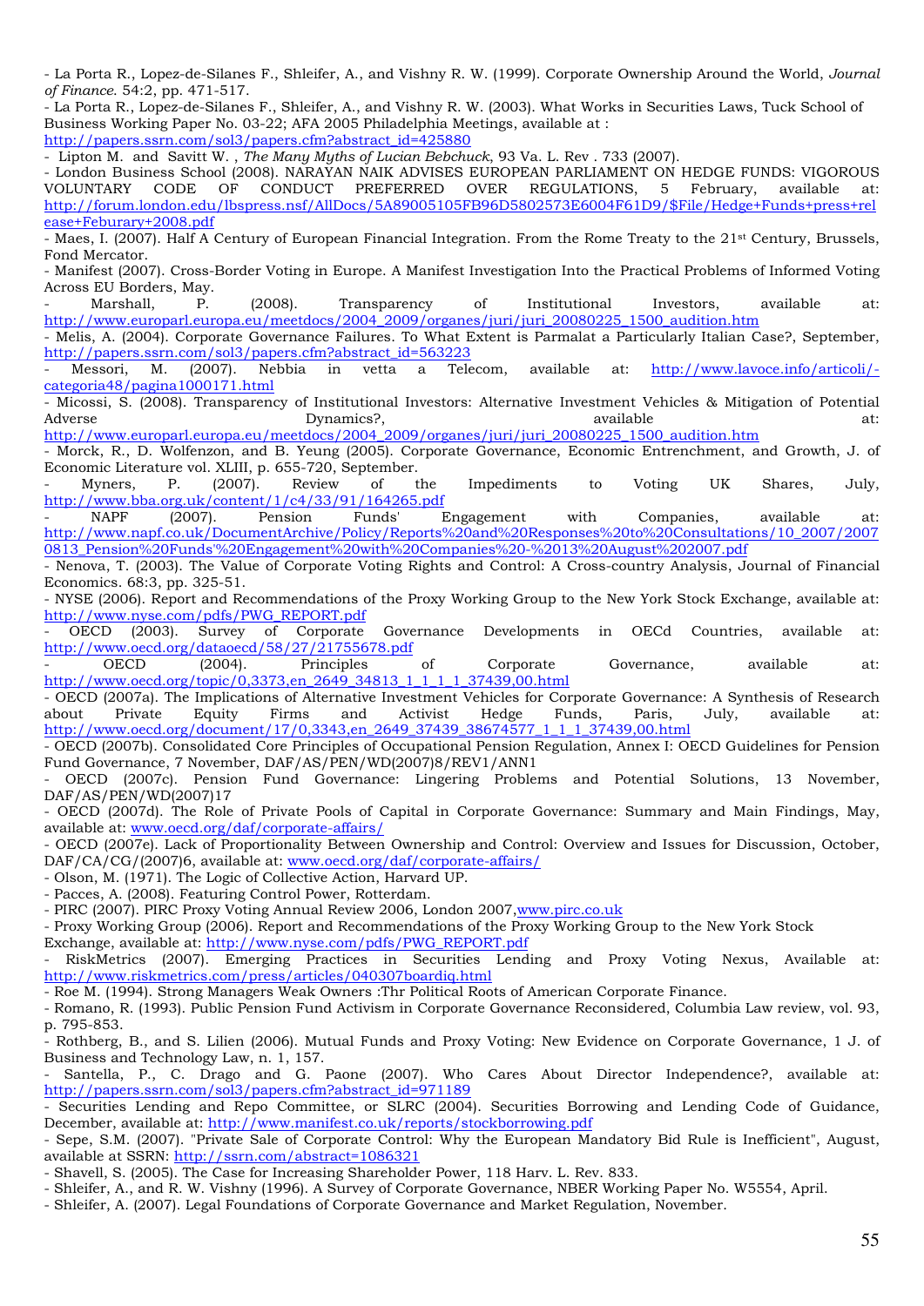- La Porta R., Lopez-de-Silanes F., Shleifer, A., and Vishny R. W. (1999). Corporate Ownership Around the World, *Journal of Finance.* 54:2, pp. 471-517.

- La Porta R., Lopez-de-Silanes F., Shleifer, A., and Vishny R. W. (2003). What Works in Securities Laws, Tuck School of Business Working Paper No. 03-22; AFA 2005 Philadelphia Meetings, available at : http://papers.ssrn.com/sol3/papers.cfm?abstract_id=425880

- Lipton M. and Savitt W. , *The Many Myths of Lucian Bebchuck*, 93 Va. L. Rev . 733 (2007).

- London Business School (2008). NARAYAN NAIK ADVISES EUROPEAN PARLIAMENT ON HEDGE FUNDS: VIGOROUS VOLUNTARY CODE OF CONDUCT PREFERRED OVER REGULATIONS, 5 February, available at: http://forum.london.edu/lbspress.nsf/AllDocs/5A89005105FB96D5802573E6004F61D9/$File/Hedge+Funds+press+release+Feburary+2008.pdf

- Maes, I. (2007). Half A Century of European Financial Integration. From the Rome Treaty to the 21st Century, Brussels, Fond Mercator.

- Manifest (2007). Cross-Border Voting in Europe. A Manifest Investigation Into the Practical Problems of Informed Voting Across EU Borders, May.

- Marshall, P. (2008). Transparency of Institutional Investors, available at: http://www.europarl.europa.eu/meetdocs/2004_2009/organes/juri/juri_20080225_1500_audition.htm

- Melis, A. (2004). Corporate Governance Failures. To What Extent is Parmalat a Particularly Italian Case?, September, http://papers.ssrn.com/sol3/papers.cfm?abstract_id=563223

- Messori, M. (2007). Nebbia in vetta a Telecom, available at: http://www.lavoce.info/articoli/-categoria48/pagina1000171.html

- Micossi, S. (2008). Transparency of Institutional Investors: Alternative Investment Vehicles & Mitigation of Potential Adverse Dynamics?, available at: http://www.europarl.europa.eu/meetdocs/2004_2009/organes/juri/juri_20080225_1500_audition.htm

- Morck, R., D. Wolfenzon, and B. Yeung (2005). Corporate Governance, Economic Entrenchment, and Growth, J. of Economic Literature vol. XLIII, p. 655-720, September.

- Myners, P. (2007). Review of the Impediments to Voting UK Shares, July, http://www.bba.org.uk/content/1/c4/33/91/164265.pdf

- NAPF (2007). Pension Funds' Engagement with Companies, available at: http://www.napf.co.uk/DocumentArchive/Policy/Reports%20and%20Responses%20to%20Consultations/10_2007/20070813_Pension%20Funds'%20Engagement%20with%20Companies%20-%2013%20August%202007.pdf

- Nenova, T. (2003). The Value of Corporate Voting Rights and Control: A Cross-country Analysis, Journal of Financial Economics. 68:3, pp. 325-51.

- NYSE (2006). Report and Recommendations of the Proxy Working Group to the New York Stock Exchange, available at: http://www.nyse.com/pdfs/PWG_REPORT.pdf

- OECD (2003). Survey of Corporate Governance Developments in OECd Countries, available at: http://www.oecd.org/dataoecd/58/27/21755678.pdf

- OECD (2004). Principles of Corporate Governance, available at: http://www.oecd.org/topic/0,3373,en_2649_34813_1_1_1_1_37439,00.html

- OECD (2007a). The Implications of Alternative Investment Vehicles for Corporate Governance: A Synthesis of Research about Private Equity Firms and Activist Hedge Funds, Paris, July, available at: http://www.oecd.org/document/17/0,3343,en_2649_37439_38674577_1_1_1_37439,00.html

- OECD (2007b). Consolidated Core Principles of Occupational Pension Regulation, Annex I: OECD Guidelines for Pension Fund Governance, 7 November, DAF/AS/PEN/WD(2007)8/REV1/ANN1

- OECD (2007c). Pension Fund Governance: Lingering Problems and Potential Solutions, 13 November, DAF/AS/PEN/WD(2007)17

- OECD (2007d). The Role of Private Pools of Capital in Corporate Governance: Summary and Main Findings, May, available at: www.oecd.org/daf/corporate-affairs/

- OECD (2007e). Lack of Proportionality Between Ownership and Control: Overview and Issues for Discussion, October, DAF/CA/CG/(2007)6, available at: www.oecd.org/daf/corporate-affairs/

- Olson, M. (1971). The Logic of Collective Action, Harvard UP.

- Pacces, A. (2008). Featuring Control Power, Rotterdam.

- PIRC (2007). PIRC Proxy Voting Annual Review 2006, London 2007,www.pirc.co.uk

- Proxy Working Group (2006). Report and Recommendations of the Proxy Working Group to the New York Stock Exchange, available at: http://www.nyse.com/pdfs/PWG_REPORT.pdf

- RiskMetrics (2007). Emerging Practices in Securities Lending and Proxy Voting Nexus, Available at: http://www.riskmetrics.com/press/articles/040307boardiq.html

- Roe M. (1994). Strong Managers Weak Owners :Thr Political Roots of American Corporate Finance.

- Romano, R. (1993). Public Pension Fund Activism in Corporate Governance Reconsidered, Columbia Law review, vol. 93, p. 795-853.

- Rothberg, B., and S. Lilien (2006). Mutual Funds and Proxy Voting: New Evidence on Corporate Governance, 1 J. of Business and Technology Law, n. 1, 157.

- Santella, P., C. Drago and G. Paone (2007). Who Cares About Director Independence?, available at: http://papers.ssrn.com/sol3/papers.cfm?abstract_id=971189

- Securities Lending and Repo Committee, or SLRC (2004). Securities Borrowing and Lending Code of Guidance, December, available at: http://www.manifest.co.uk/reports/stockborrowing.pdf

- Sepe, S.M. (2007). "Private Sale of Corporate Control: Why the European Mandatory Bid Rule is Inefficient", August, available at SSRN: http://ssrn.com/abstract=1086321

- Shavell, S. (2005). The Case for Increasing Shareholder Power, 118 Harv. L. Rev. 833.

- Shleifer, A., and R. W. Vishny (1996). A Survey of Corporate Governance, NBER Working Paper No. W5554, April.

- Shleifer, A. (2007). Legal Foundations of Corporate Governance and Market Regulation, November.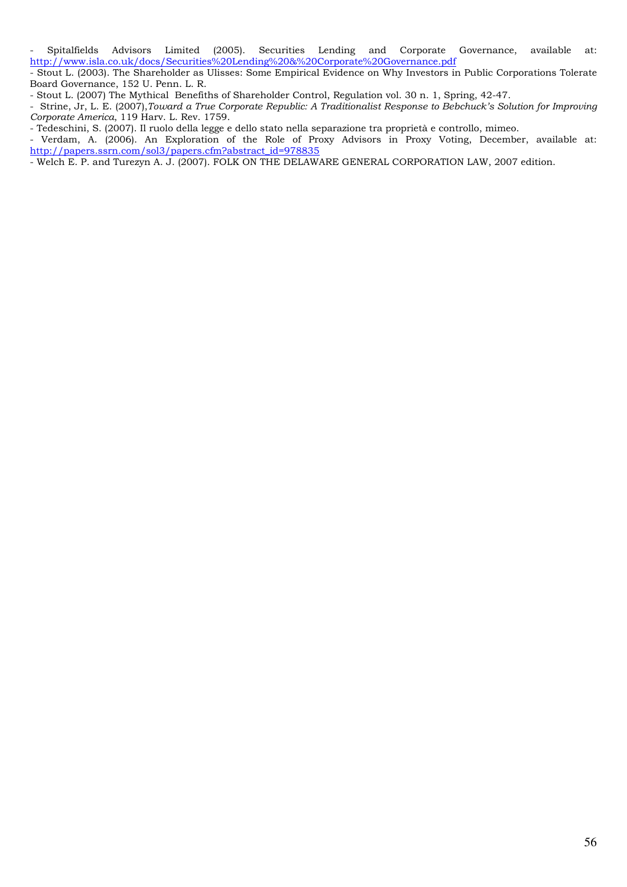- Spitalfields Advisors Limited (2005). Securities Lending and Corporate Governance, available at: http://www.isla.co.uk/docs/Securities%20Lending%20&%20Corporate%20Governance.pdf

- Stout L. (2003). The Shareholder as Ulisses: Some Empirical Evidence on Why Investors in Public Corporations Tolerate Board Governance, 152 U. Penn. L. R.

- Stout L. (2007) The Mythical Benefiths of Shareholder Control, Regulation vol. 30 n. 1, Spring, 42-47.

- Strine, Jr, L. E. (2007),*Toward a True Corporate Republic: A Traditionalist Response to Bebchuck's Solution for Improving Corporate America,* 119 Harv. L. Rev. 1759.

- Tedeschini, S. (2007). Il ruolo della legge e dello stato nella separazione tra proprietà e controllo, mimeo.

- Verdam, A. (2006). An Exploration of the Role of Proxy Advisors in Proxy Voting, December, available at: http://papers.ssrn.com/sol3/papers.cfm?abstract_id=978835

- Welch E. P. and Turezyn A. J. (2007). FOLK ON THE DELAWARE GENERAL CORPORATION LAW, 2007 edition.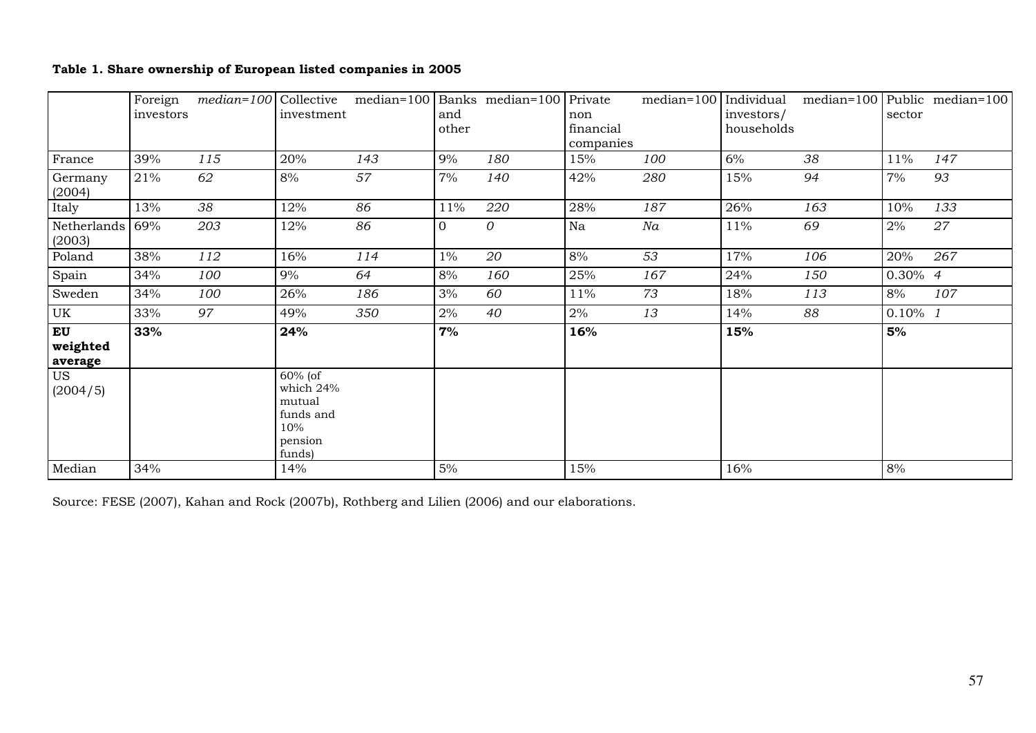**Table 1. Share ownership of European listed companies in 2005**

| | Foreign investors | *median=100* | Collective investment | median=100 | Banks and other | median=100 | Private non financial companies | median=100 | Individual investors/ households | median=100 | Public sector | median=100 |
|---|---|---|---|---|---|---|---|---|---|---|---|---|
| France | 39% | *115* | 20% | *143* | 9% | *180* | 15% | *100* | 6% | *38* | 11% | *147* |
| Germany (2004) | 21% | *62* | 8% | *57* | 7% | *140* | 42% | *280* | 15% | *94* | 7% | *93* |
| Italy | 13% | *38* | 12% | *86* | 11% | *220* | 28% | *187* | 26% | *163* | 10% | *133* |
| Netherlands (2003) | 69% | *203* | 12% | *86* | 0 | *0* | Na | *Na* | 11% | *69* | 2% | *27* |
| Poland | 38% | *112* | 16% | *114* | 1% | *20* | 8% | *53* | 17% | *106* | 20% | *267* |
| Spain | 34% | *100* | 9% | *64* | 8% | *160* | 25% | *167* | 24% | *150* | 0.30% | *4* |
| Sweden | 34% | *100* | 26% | *186* | 3% | *60* | 11% | *73* | 18% | *113* | 8% | *107* |
| UK | 33% | *97* | 49% | *350* | 2% | *40* | 2% | *13* | 14% | *88* | 0.10% | *1* |
| **EU weighted average** | **33%** | | **24%** | | **7%** | | **16%** | | **15%** | | **5%** | |
| US (2004/5) | | | 60% (of which 24% mutual funds and 10% pension funds) | | | | | | | | | |
| Median | 34% | | 14% | | 5% | | 15% | | 16% | | 8% | |

Source: FESE (2007), Kahan and Rock (2007b), Rothberg and Lilien (2006) and our elaborations.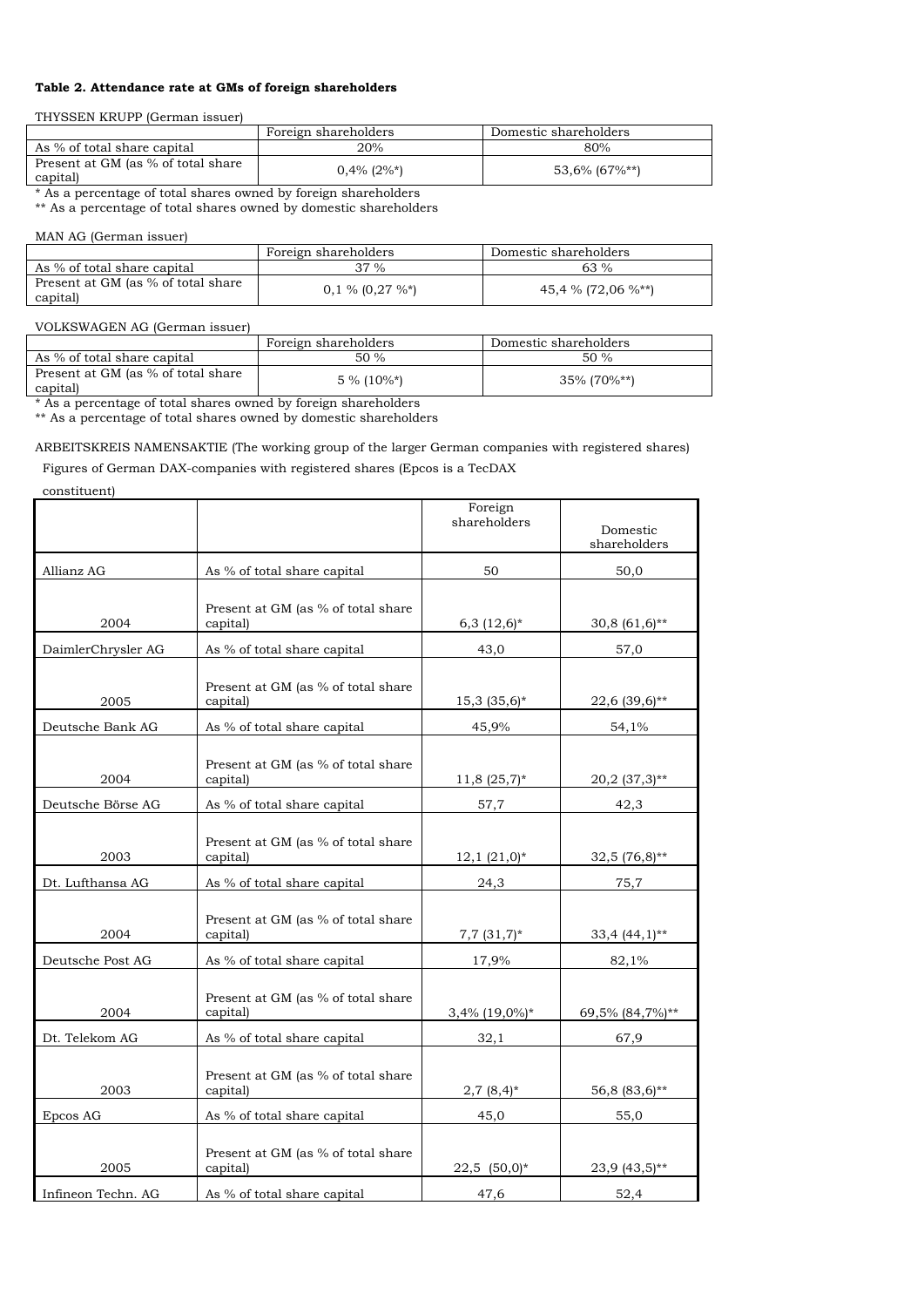**Table 2. Attendance rate at GMs of foreign shareholders**

THYSSEN KRUPP (German issuer)

| | Foreign shareholders | Domestic shareholders |
|---|---|---|
| As % of total share capital | 20% | 80% |
| Present at GM (as % of total share capital) | 0,4% (2%*) | 53,6% (67%**) |

* As a percentage of total shares owned by foreign shareholders
** As a percentage of total shares owned by domestic shareholders

MAN AG (German issuer)

| | Foreign shareholders | Domestic shareholders |
|---|---|---|
| As % of total share capital | 37 % | 63 % |
| Present at GM (as % of total share capital) | 0,1 % (0,27 %*) | 45,4 % (72,06 %**) |

VOLKSWAGEN AG (German issuer)

| | Foreign shareholders | Domestic shareholders |
|---|---|---|
| As % of total share capital | 50 % | 50 % |
| Present at GM (as % of total share capital) | 5 % (10%*) | 35% (70%**) |

* As a percentage of total shares owned by foreign shareholders
** As a percentage of total shares owned by domestic shareholders

ARBEITSKREIS NAMENSAKTIE (The working group of the larger German companies with registered shares)

Figures of German DAX-companies with registered shares (Epcos is a TecDAX constituent)

| | | Foreign shareholders | Domestic shareholders |
|---|---|---|---|
| Allianz AG | As % of total share capital | 50 | 50,0 |
| 2004 | Present at GM (as % of total share capital) | 6,3 (12,6)* | 30,8 (61,6)** |
| DaimlerChrysler AG | As % of total share capital | 43,0 | 57,0 |
| 2005 | Present at GM (as % of total share capital) | 15,3 (35,6)* | 22,6 (39,6)** |
| Deutsche Bank AG | As % of total share capital | 45,9% | 54,1% |
| 2004 | Present at GM (as % of total share capital) | 11,8 (25,7)* | 20,2 (37,3)** |
| Deutsche Börse AG | As % of total share capital | 57,7 | 42,3 |
| 2003 | Present at GM (as % of total share capital) | 12,1 (21,0)* | 32,5 (76,8)** |
| Dt. Lufthansa AG | As % of total share capital | 24,3 | 75,7 |
| 2004 | Present at GM (as % of total share capital) | 7,7 (31,7)* | 33,4 (44,1)** |
| Deutsche Post AG | As % of total share capital | 17,9% | 82,1% |
| 2004 | Present at GM (as % of total share capital) | 3,4% (19,0%)* | 69,5% (84,7%)** |
| Dt. Telekom AG | As % of total share capital | 32,1 | 67,9 |
| 2003 | Present at GM (as % of total share capital) | 2,7 (8,4)* | 56,8 (83,6)** |
| Epcos AG | As % of total share capital | 45,0 | 55,0 |
| 2005 | Present at GM (as % of total share capital) | 22,5 (50,0)* | 23,9 (43,5)** |
| Infineon Techn. AG | As % of total share capital | 47,6 | 52,4 |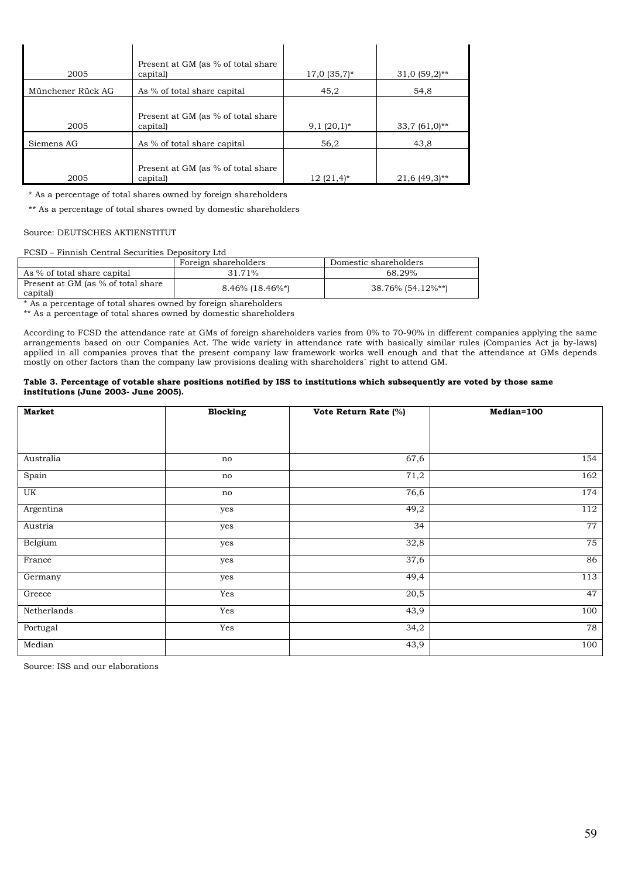|  |  |  |  |
|---|---|---|---|
| 2005 | Present at GM (as % of total share capital) | 17,0 (35,7)* | 31,0 (59,2)** |
| Münchener Rück AG | As % of total share capital | 45,2 | 54,8 |
| 2005 | Present at GM (as % of total share capital) | 9,1 (20,1)* | 33,7 (61,0)** |
| Siemens AG | As % of total share capital | 56,2 | 43,8 |
| 2005 | Present at GM (as % of total share capital) | 12 (21,4)* | 21,6 (49,3)** |

\* As a percentage of total shares owned by foreign shareholders

\** As a percentage of total shares owned by domestic shareholders

Source: DEUTSCHES AKTIENSTITUT

FCSD – Finnish Central Securities Depository Ltd

|  | Foreign shareholders | Domestic shareholders |
|---|---|---|
| As % of total share capital | 31.71% | 68.29% |
| Present at GM (as % of total share capital) | 8.46% (18.46%*) | 38.76% (54.12%**) |

\* As a percentage of total shares owned by foreign shareholders

\** As a percentage of total shares owned by domestic shareholders

According to FCSD the attendance rate at GMs of foreign shareholders varies from 0% to 70-90% in different companies applying the same arrangements based on our Companies Act. The wide variety in attendance rate with basically similar rules (Companies Act ja by-laws) applied in all companies proves that the present company law framework works well enough and that the attendance at GMs depends mostly on other factors than the company law provisions dealing with shareholders´ right to attend GM.

**Table 3. Percentage of votable share positions notified by ISS to institutions which subsequently are voted by those same institutions (June 2003- June 2005).**

| Market | Blocking | Vote Return Rate (%) | Median=100 |
|---|---|---|---|
| Australia | no | 67,6 | 154 |
| Spain | no | 71,2 | 162 |
| UK | no | 76,6 | 174 |
| Argentina | yes | 49,2 | 112 |
| Austria | yes | 34 | 77 |
| Belgium | yes | 32,8 | 75 |
| France | yes | 37,6 | 86 |
| Germany | yes | 49,4 | 113 |
| Greece | Yes | 20,5 | 47 |
| Netherlands | Yes | 43,9 | 100 |
| Portugal | Yes | 34,2 | 78 |
| Median |  | 43,9 | 100 |

Source: ISS and our elaborations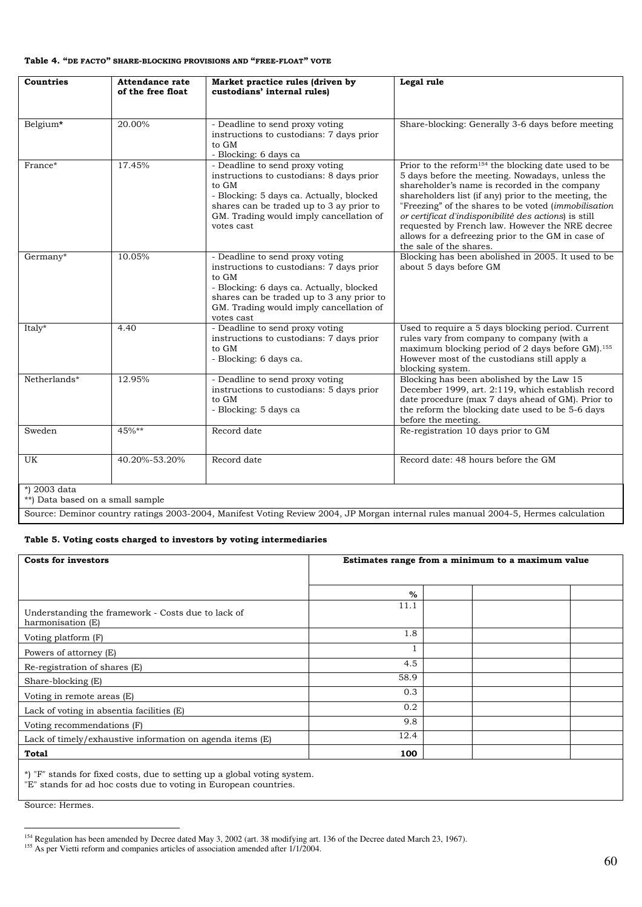**Table 4. "DE FACTO" SHARE-BLOCKING PROVISIONS AND "FREE-FLOAT" VOTE**

| Countries | Attendance rate of the free float | Market practice rules (driven by custodians' internal rules) | Legal rule |
|---|---|---|---|
| Belgium* | 20.00% | - Deadline to send proxy voting instructions to custodians: 7 days prior to GM<br>- Blocking: 6 days ca | Share-blocking: Generally 3-6 days before meeting |
| France* | 17.45% | - Deadline to send proxy voting instructions to custodians: 8 days prior to GM<br>- Blocking: 5 days ca. Actually, blocked shares can be traded up to 3 ay prior to GM. Trading would imply cancellation of votes cast | Prior to the reform[154] the blocking date used to be 5 days before the meeting. Nowadays, unless the shareholder's name is recorded in the company shareholders list (if any) prior to the meeting, the "Freezing" of the shares to be voted (*immobilisation or certificat d'indisponibilité des actions*) is still requested by French law. However the NRE decree allows for a defreezing prior to the GM in case of the sale of the shares. |
| Germany* | 10.05% | - Deadline to send proxy voting instructions to custodians: 7 days prior to GM<br>- Blocking: 6 days ca. Actually, blocked shares can be traded up to 3 any prior to GM. Trading would imply cancellation of votes cast | Blocking has been abolished in 2005. It used to be about 5 days before GM |
| Italy* | 4.40 | - Deadline to send proxy voting instructions to custodians: 7 days prior to GM<br>- Blocking: 6 days ca. | Used to require a 5 days blocking period. Current rules vary from company to company (with a maximum blocking period of 2 days before GM).[155] However most of the custodians still apply a blocking system. |
| Netherlands* | 12.95% | - Deadline to send proxy voting instructions to custodians: 5 days prior to GM<br>- Blocking: 5 days ca | Blocking has been abolished by the Law 15 December 1999, art. 2:119, which establish record date procedure (max 7 days ahead of GM). Prior to the reform the blocking date used to be 5-6 days before the meeting. |
| Sweden | 45%** | Record date | Re-registration 10 days prior to GM |
| UK | 40.20%-53.20% | Record date | Record date: 48 hours before the GM |

*) 2003 data
**) Data based on a small sample

Source: Deminor country ratings 2003-2004, Manifest Voting Review 2004, JP Morgan internal rules manual 2004-5, Hermes calculation

**Table 5. Voting costs charged to investors by voting intermediaries**

| Costs for investors | Estimates range from a minimum to a maximum value | | | |
|---|---|---|---|---|
| | % | | | |
| Understanding the framework - Costs due to lack of harmonisation (E) | 11.1 | | | |
| Voting platform (F) | 1.8 | | | |
| Powers of attorney (E) | 1 | | | |
| Re-registration of shares (E) | 4.5 | | | |
| Share-blocking (E) | 58.9 | | | |
| Voting in remote areas (E) | 0.3 | | | |
| Lack of voting in absentia facilities (E) | 0.2 | | | |
| Voting recommendations (F) | 9.8 | | | |
| Lack of timely/exhaustive information on agenda items (E) | 12.4 | | | |
| **Total** | **100** | | | |

*) "F" stands for fixed costs, due to setting up a global voting system.
"E" stands for ad hoc costs due to voting in European countries.

Source: Hermes.

---

[154] Regulation has been amended by Decree dated May 3, 2002 (art. 38 modifying art. 136 of the Decree dated March 23, 1967).

[155] As per Vietti reform and companies articles of association amended after 1/1/2004.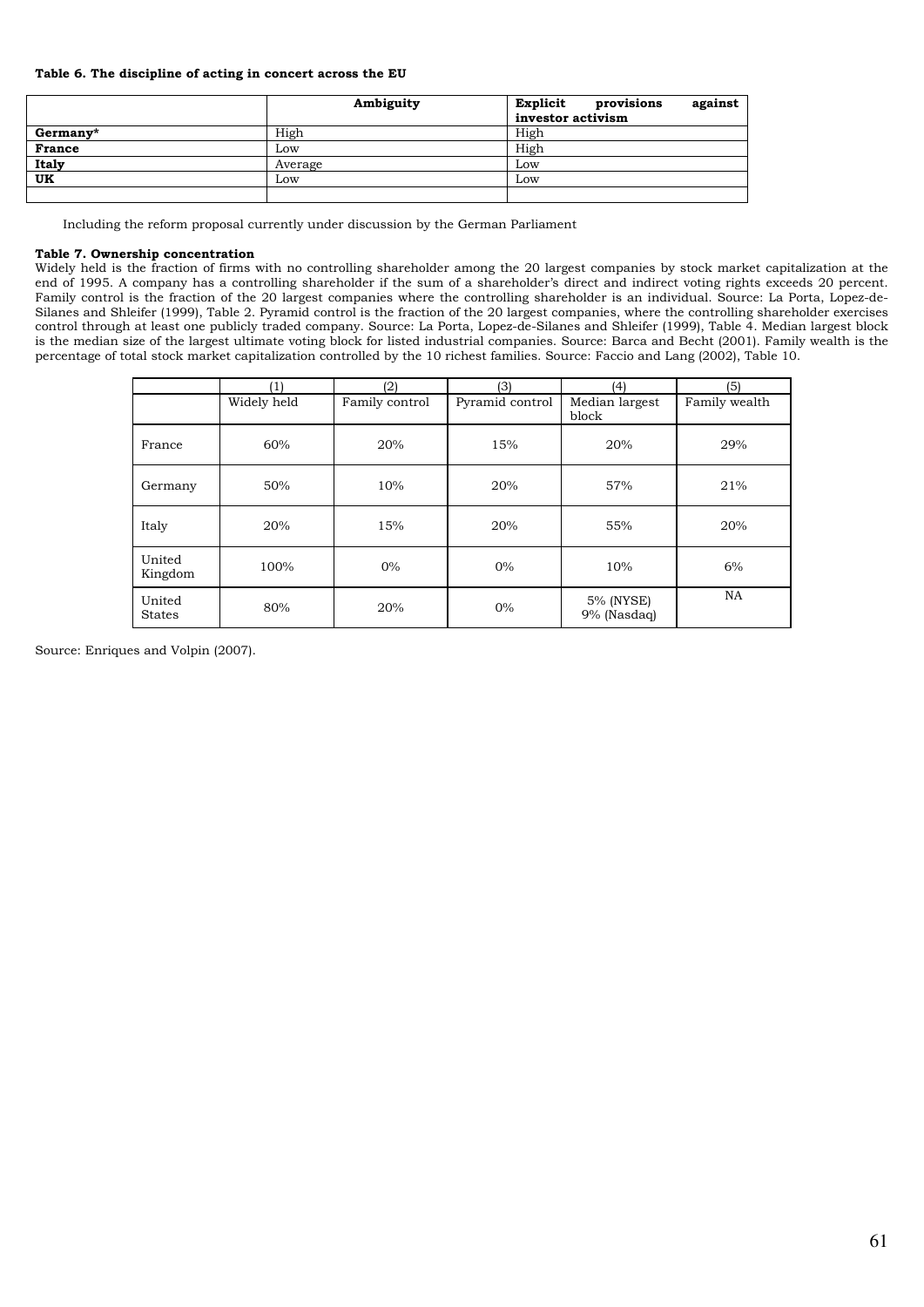**Table 6. The discipline of acting in concert across the EU**

| | Ambiguity | Explicit provisions against investor activism |
|---|---|---|
| **Germany*** | High | High |
| **France** | Low | High |
| **Italy** | Average | Low |
| **UK** | Low | Low |
| | | |

Including the reform proposal currently under discussion by the German Parliament

**Table 7. Ownership concentration**

Widely held is the fraction of firms with no controlling shareholder among the 20 largest companies by stock market capitalization at the end of 1995. A company has a controlling shareholder if the sum of a shareholder's direct and indirect voting rights exceeds 20 percent. Family control is the fraction of the 20 largest companies where the controlling shareholder is an individual. Source: La Porta, Lopez-de-Silanes and Shleifer (1999), Table 2. Pyramid control is the fraction of the 20 largest companies, where the controlling shareholder exercises control through at least one publicly traded company. Source: La Porta, Lopez-de-Silanes and Shleifer (1999), Table 4. Median largest block is the median size of the largest ultimate voting block for listed industrial companies. Source: Barca and Becht (2001). Family wealth is the percentage of total stock market capitalization controlled by the 10 richest families. Source: Faccio and Lang (2002), Table 10.

| | (1) | (2) | (3) | (4) | (5) |
|---|---|---|---|---|---|
| | Widely held | Family control | Pyramid control | Median largest block | Family wealth |
| France | 60% | 20% | 15% | 20% | 29% |
| Germany | 50% | 10% | 20% | 57% | 21% |
| Italy | 20% | 15% | 20% | 55% | 20% |
| United Kingdom | 100% | 0% | 0% | 10% | 6% |
| United States | 80% | 20% | 0% | 5% (NYSE) 9% (Nasdaq) | NA |

Source: Enriques and Volpin (2007).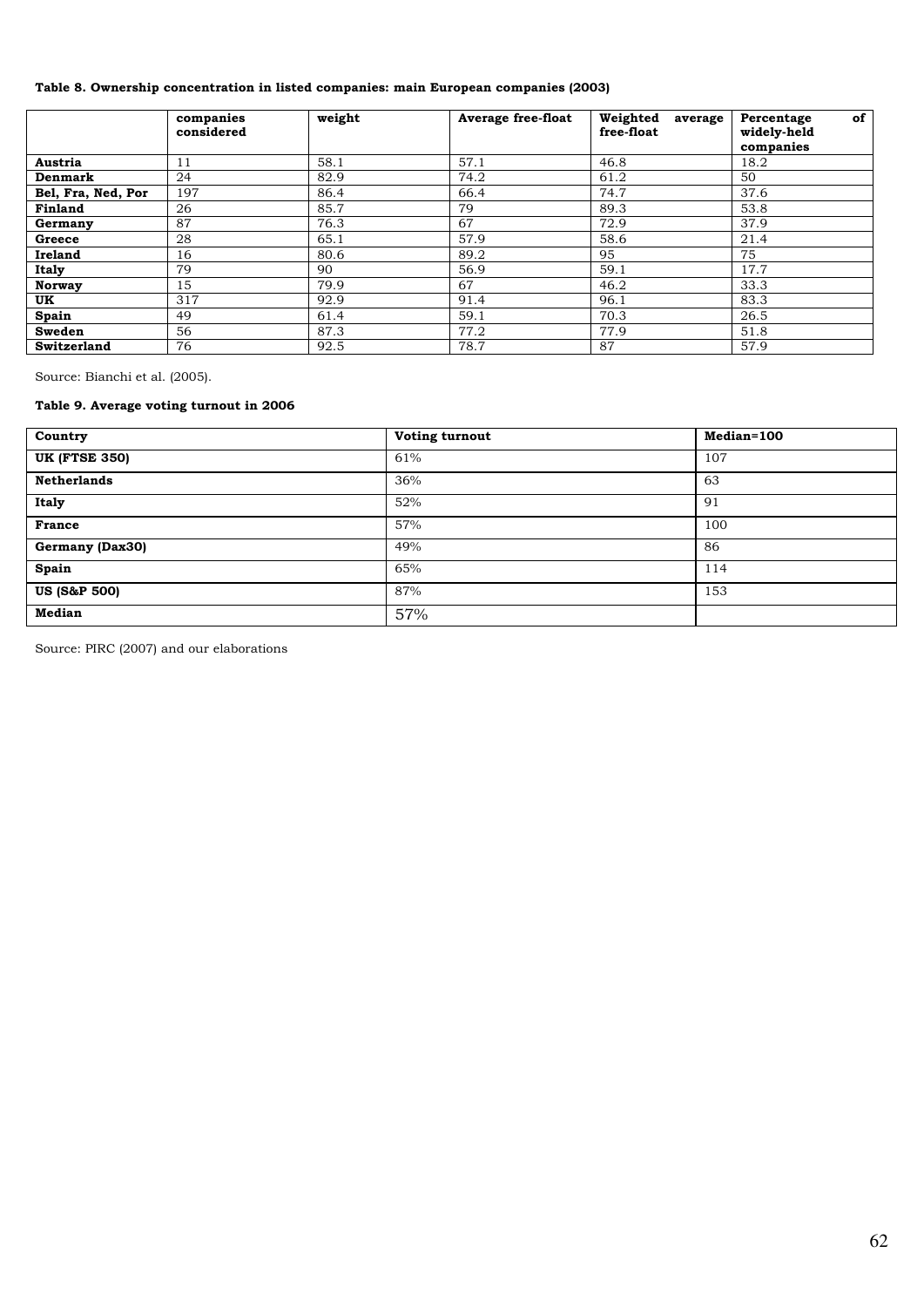**Table 8. Ownership concentration in listed companies: main European companies (2003)**

| | companies considered | weight | Average free-float | Weighted average free-float | Percentage of widely-held companies |
|---|---|---|---|---|---|
| **Austria** | 11 | 58.1 | 57.1 | 46.8 | 18.2 |
| **Denmark** | 24 | 82.9 | 74.2 | 61.2 | 50 |
| **Bel, Fra, Ned, Por** | 197 | 86.4 | 66.4 | 74.7 | 37.6 |
| **Finland** | 26 | 85.7 | 79 | 89.3 | 53.8 |
| **Germany** | 87 | 76.3 | 67 | 72.9 | 37.9 |
| **Greece** | 28 | 65.1 | 57.9 | 58.6 | 21.4 |
| **Ireland** | 16 | 80.6 | 89.2 | 95 | 75 |
| **Italy** | 79 | 90 | 56.9 | 59.1 | 17.7 |
| **Norway** | 15 | 79.9 | 67 | 46.2 | 33.3 |
| **UK** | 317 | 92.9 | 91.4 | 96.1 | 83.3 |
| **Spain** | 49 | 61.4 | 59.1 | 70.3 | 26.5 |
| **Sweden** | 56 | 87.3 | 77.2 | 77.9 | 51.8 |
| **Switzerland** | 76 | 92.5 | 78.7 | 87 | 57.9 |

Source: Bianchi et al. (2005).

**Table 9. Average voting turnout in 2006**

| Country | Voting turnout | Median=100 |
|---|---|---|
| **UK (FTSE 350)** | 61% | 107 |
| **Netherlands** | 36% | 63 |
| **Italy** | 52% | 91 |
| **France** | 57% | 100 |
| **Germany (Dax30)** | 49% | 86 |
| **Spain** | 65% | 114 |
| **US (S&P 500)** | 87% | 153 |
| **Median** | 57% | |

Source: PIRC (2007) and our elaborations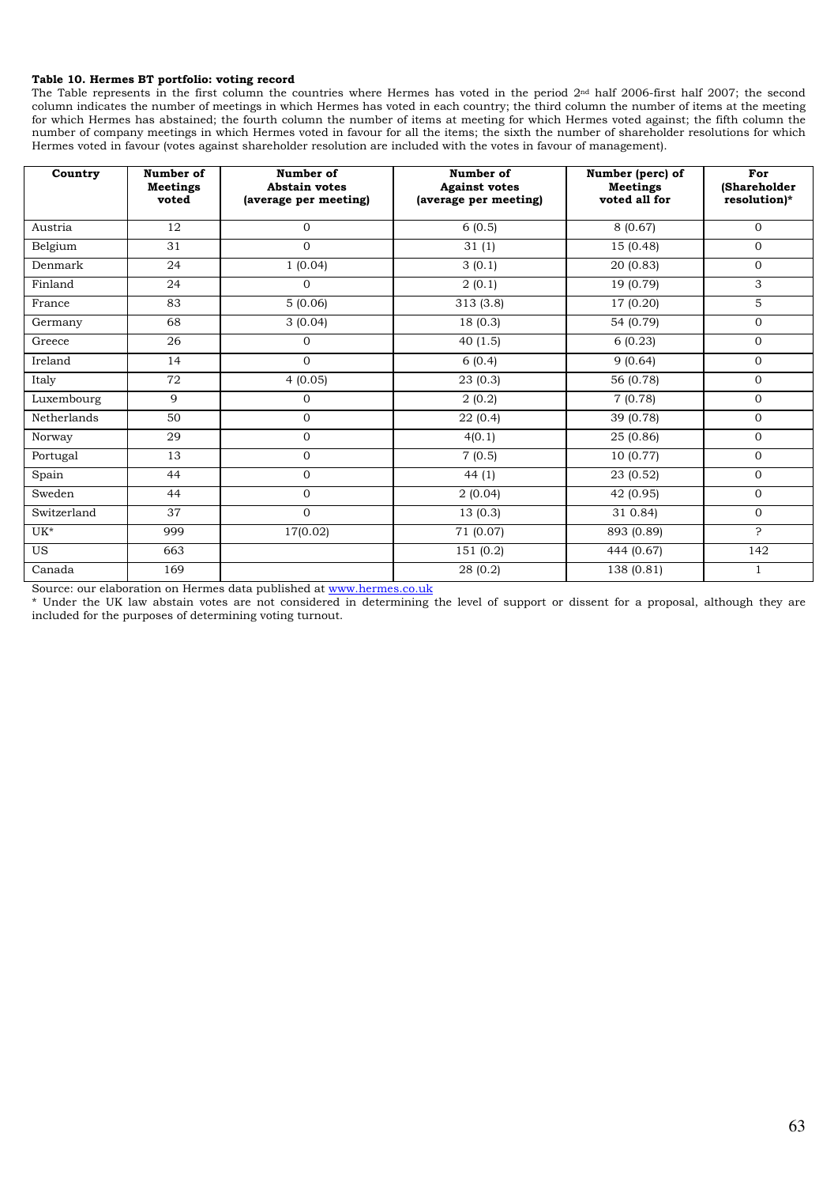**Table 10. Hermes BT portfolio: voting record**

The Table represents in the first column the countries where Hermes has voted in the period 2nd half 2006-first half 2007; the second column indicates the number of meetings in which Hermes has voted in each country; the third column the number of items at the meeting for which Hermes has abstained; the fourth column the number of items at meeting for which Hermes voted against; the fifth column the number of company meetings in which Hermes voted in favour for all the items; the sixth the number of shareholder resolutions for which Hermes voted in favour (votes against shareholder resolution are included with the votes in favour of management).

| Country | Number of Meetings voted | Number of Abstain votes (average per meeting) | Number of Against votes (average per meeting) | Number (perc) of Meetings voted all for | For (Shareholder resolution)* |
|---|---|---|---|---|---|
| Austria | 12 | 0 | 6 (0.5) | 8 (0.67) | 0 |
| Belgium | 31 | 0 | 31 (1) | 15 (0.48) | 0 |
| Denmark | 24 | 1 (0.04) | 3 (0.1) | 20 (0.83) | 0 |
| Finland | 24 | 0 | 2 (0.1) | 19 (0.79) | 3 |
| France | 83 | 5 (0.06) | 313 (3.8) | 17 (0.20) | 5 |
| Germany | 68 | 3 (0.04) | 18 (0.3) | 54 (0.79) | 0 |
| Greece | 26 | 0 | 40 (1.5) | 6 (0.23) | 0 |
| Ireland | 14 | 0 | 6 (0.4) | 9 (0.64) | 0 |
| Italy | 72 | 4 (0.05) | 23 (0.3) | 56 (0.78) | 0 |
| Luxembourg | 9 | 0 | 2 (0.2) | 7 (0.78) | 0 |
| Netherlands | 50 | 0 | 22 (0.4) | 39 (0.78) | 0 |
| Norway | 29 | 0 | 4(0.1) | 25 (0.86) | 0 |
| Portugal | 13 | 0 | 7 (0.5) | 10 (0.77) | 0 |
| Spain | 44 | 0 | 44 (1) | 23 (0.52) | 0 |
| Sweden | 44 | 0 | 2 (0.04) | 42 (0.95) | 0 |
| Switzerland | 37 | 0 | 13 (0.3) | 31 0.84) | 0 |
| UK* | 999 | 17(0.02) | 71 (0.07) | 893 (0.89) | ? |
| US | 663 | | 151 (0.2) | 444 (0.67) | 142 |
| Canada | 169 | | 28 (0.2) | 138 (0.81) | 1 |

Source: our elaboration on Hermes data published at www.hermes.co.uk

* Under the UK law abstain votes are not considered in determining the level of support or dissent for a proposal, although they are included for the purposes of determining voting turnout.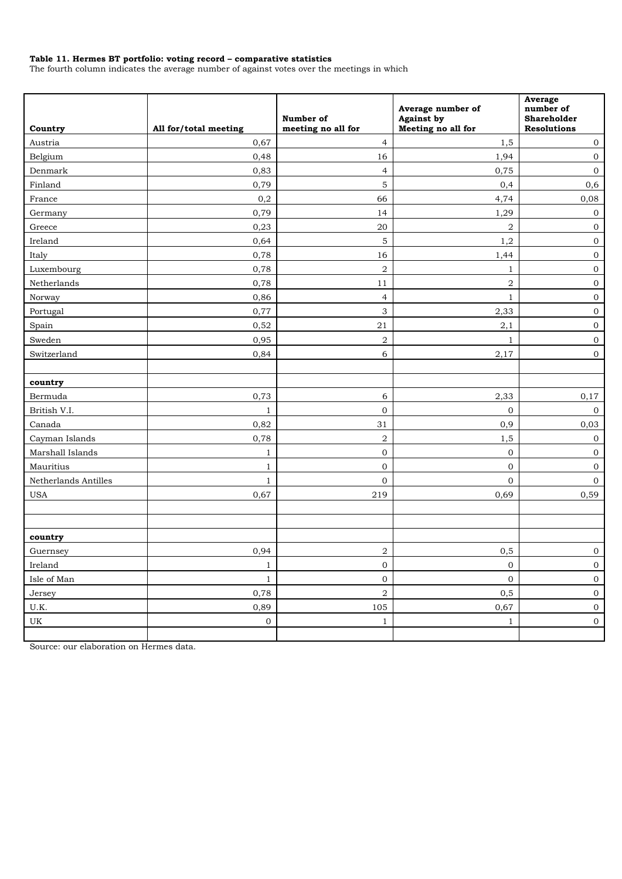**Table 11. Hermes BT portfolio: voting record – comparative statistics**

The fourth column indicates the average number of against votes over the meetings in which

| Country | All for/total meeting | Number of meeting no all for | Average number of Against by Meeting no all for | Average number of Shareholder Resolutions |
|---|---|---|---|---|
| Austria | 0,67 | 4 | 1,5 | 0 |
| Belgium | 0,48 | 16 | 1,94 | 0 |
| Denmark | 0,83 | 4 | 0,75 | 0 |
| Finland | 0,79 | 5 | 0,4 | 0,6 |
| France | 0,2 | 66 | 4,74 | 0,08 |
| Germany | 0,79 | 14 | 1,29 | 0 |
| Greece | 0,23 | 20 | 2 | 0 |
| Ireland | 0,64 | 5 | 1,2 | 0 |
| Italy | 0,78 | 16 | 1,44 | 0 |
| Luxembourg | 0,78 | 2 | 1 | 0 |
| Netherlands | 0,78 | 11 | 2 | 0 |
| Norway | 0,86 | 4 | 1 | 0 |
| Portugal | 0,77 | 3 | 2,33 | 0 |
| Spain | 0,52 | 21 | 2,1 | 0 |
| Sweden | 0,95 | 2 | 1 | 0 |
| Switzerland | 0,84 | 6 | 2,17 | 0 |
| | | | | |
| **country** | | | | |
| Bermuda | 0,73 | 6 | 2,33 | 0,17 |
| British V.I. | 1 | 0 | 0 | 0 |
| Canada | 0,82 | 31 | 0,9 | 0,03 |
| Cayman Islands | 0,78 | 2 | 1,5 | 0 |
| Marshall Islands | 1 | 0 | 0 | 0 |
| Mauritius | 1 | 0 | 0 | 0 |
| Netherlands Antilles | 1 | 0 | 0 | 0 |
| USA | 0,67 | 219 | 0,69 | 0,59 |
| | | | | |
| | | | | |
| **country** | | | | |
| Guernsey | 0,94 | 2 | 0,5 | 0 |
| Ireland | 1 | 0 | 0 | 0 |
| Isle of Man | 1 | 0 | 0 | 0 |
| Jersey | 0,78 | 2 | 0,5 | 0 |
| U.K. | 0,89 | 105 | 0,67 | 0 |
| UK | 0 | 1 | 1 | 0 |
| | | | | |

Source: our elaboration on Hermes data.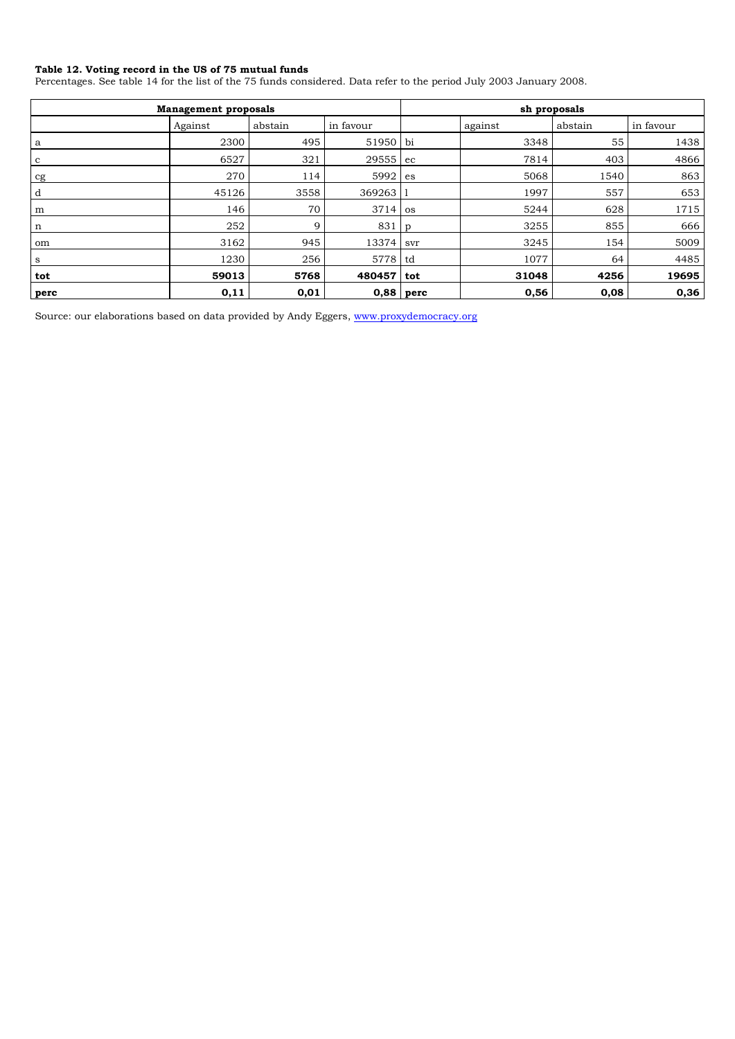**Table 12. Voting record in the US of 75 mutual funds**

Percentages. See table 14 for the list of the 75 funds considered. Data refer to the period July 2003 January 2008.

| Management proposals | | | | sh proposals | | | |
|---|---|---|---|---|---|---|---|
| | Against | abstain | in favour | | against | abstain | in favour |
| a | 2300 | 495 | 51950 | bi | 3348 | 55 | 1438 |
| c | 6527 | 321 | 29555 | ec | 7814 | 403 | 4866 |
| cg | 270 | 114 | 5992 | es | 5068 | 1540 | 863 |
| d | 45126 | 3558 | 369263 | l | 1997 | 557 | 653 |
| m | 146 | 70 | 3714 | os | 5244 | 628 | 1715 |
| n | 252 | 9 | 831 | p | 3255 | 855 | 666 |
| om | 3162 | 945 | 13374 | svr | 3245 | 154 | 5009 |
| s | 1230 | 256 | 5778 | td | 1077 | 64 | 4485 |
| **tot** | **59013** | **5768** | **480457** | **tot** | **31048** | **4256** | **19695** |
| **perc** | **0,11** | **0,01** | **0,88** | **perc** | **0,56** | **0,08** | **0,36** |

Source: our elaborations based on data provided by Andy Eggers, www.proxydemocracy.org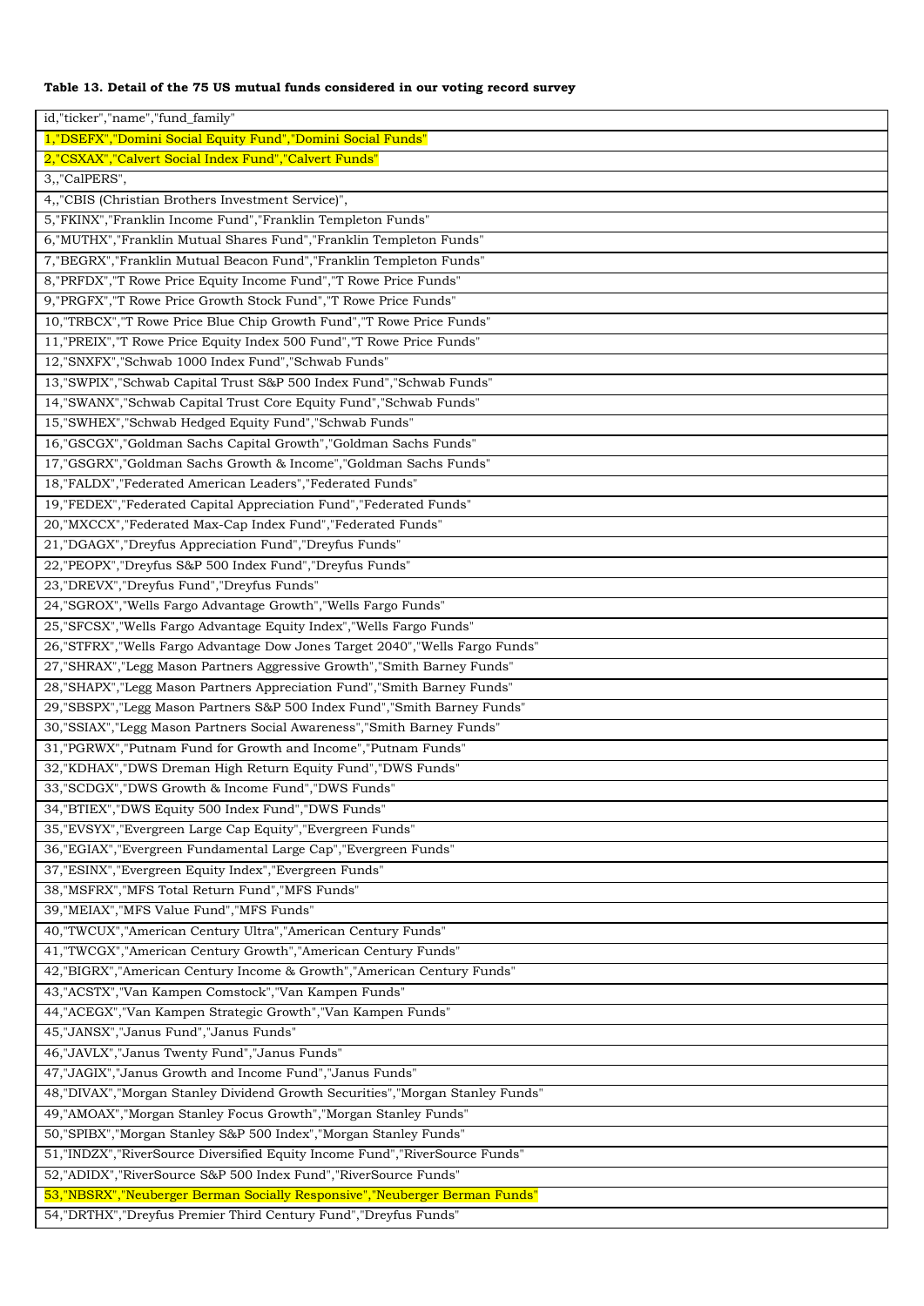**Table 13. Detail of the 75 US mutual funds considered in our voting record survey**

| id,"ticker","name","fund_family" |
|---|
| 1,"DSEFX","Domini Social Equity Fund","Domini Social Funds" |
| 2,"CSXAX","Calvert Social Index Fund","Calvert Funds" |
| 3,,"CalPERS", |
| 4,,"CBIS (Christian Brothers Investment Service)", |
| 5,"FKINX","Franklin Income Fund","Franklin Templeton Funds" |
| 6,"MUTHX","Franklin Mutual Shares Fund","Franklin Templeton Funds" |
| 7,"BEGRX","Franklin Mutual Beacon Fund","Franklin Templeton Funds" |
| 8,"PRFDX","T Rowe Price Equity Income Fund","T Rowe Price Funds" |
| 9,"PRGFX","T Rowe Price Growth Stock Fund","T Rowe Price Funds" |
| 10,"TRBCX","T Rowe Price Blue Chip Growth Fund","T Rowe Price Funds" |
| 11,"PREIX","T Rowe Price Equity Index 500 Fund","T Rowe Price Funds" |
| 12,"SNXFX","Schwab 1000 Index Fund","Schwab Funds" |
| 13,"SWPIX","Schwab Capital Trust S&P 500 Index Fund","Schwab Funds" |
| 14,"SWANX","Schwab Capital Trust Core Equity Fund","Schwab Funds" |
| 15,"SWHEX","Schwab Hedged Equity Fund","Schwab Funds" |
| 16,"GSCGX","Goldman Sachs Capital Growth","Goldman Sachs Funds" |
| 17,"GSGRX","Goldman Sachs Growth & Income","Goldman Sachs Funds" |
| 18,"FALDX","Federated American Leaders","Federated Funds" |
| 19,"FEDEX","Federated Capital Appreciation Fund","Federated Funds" |
| 20,"MXCCX","Federated Max-Cap Index Fund","Federated Funds" |
| 21,"DGAGX","Dreyfus Appreciation Fund","Dreyfus Funds" |
| 22,"PEOPX","Dreyfus S&P 500 Index Fund","Dreyfus Funds" |
| 23,"DREVX","Dreyfus Fund","Dreyfus Funds" |
| 24,"SGROX","Wells Fargo Advantage Growth","Wells Fargo Funds" |
| 25,"SFCSX","Wells Fargo Advantage Equity Index","Wells Fargo Funds" |
| 26,"STFRX","Wells Fargo Advantage Dow Jones Target 2040","Wells Fargo Funds" |
| 27,"SHRAX","Legg Mason Partners Aggressive Growth","Smith Barney Funds" |
| 28,"SHAPX","Legg Mason Partners Appreciation Fund","Smith Barney Funds" |
| 29,"SBSPX","Legg Mason Partners S&P 500 Index Fund","Smith Barney Funds" |
| 30,"SSIAX","Legg Mason Partners Social Awareness","Smith Barney Funds" |
| 31,"PGRWX","Putnam Fund for Growth and Income","Putnam Funds" |
| 32,"KDHAX","DWS Dreman High Return Equity Fund","DWS Funds" |
| 33,"SCDGX","DWS Growth & Income Fund","DWS Funds" |
| 34,"BTIEX","DWS Equity 500 Index Fund","DWS Funds" |
| 35,"EVSYX","Evergreen Large Cap Equity","Evergreen Funds" |
| 36,"EGIAX","Evergreen Fundamental Large Cap","Evergreen Funds" |
| 37,"ESINX","Evergreen Equity Index","Evergreen Funds" |
| 38,"MSFRX","MFS Total Return Fund","MFS Funds" |
| 39,"MEIAX","MFS Value Fund","MFS Funds" |
| 40,"TWCUX","American Century Ultra","American Century Funds" |
| 41,"TWCGX","American Century Growth","American Century Funds" |
| 42,"BIGRX","American Century Income & Growth","American Century Funds" |
| 43,"ACSTX","Van Kampen Comstock","Van Kampen Funds" |
| 44,"ACEGX","Van Kampen Strategic Growth","Van Kampen Funds" |
| 45,"JANSX","Janus Fund","Janus Funds" |
| 46,"JAVLX","Janus Twenty Fund","Janus Funds" |
| 47,"JAGIX","Janus Growth and Income Fund","Janus Funds" |
| 48,"DIVAX","Morgan Stanley Dividend Growth Securities","Morgan Stanley Funds" |
| 49,"AMOAX","Morgan Stanley Focus Growth","Morgan Stanley Funds" |
| 50,"SPIBX","Morgan Stanley S&P 500 Index","Morgan Stanley Funds" |
| 51,"INDZX","RiverSource Diversified Equity Income Fund","RiverSource Funds" |
| 52,"ADIDX","RiverSource S&P 500 Index Fund","RiverSource Funds" |
| 53,"NBSRX","Neuberger Berman Socially Responsive","Neuberger Berman Funds" |
| 54,"DRTHX","Dreyfus Premier Third Century Fund","Dreyfus Funds" |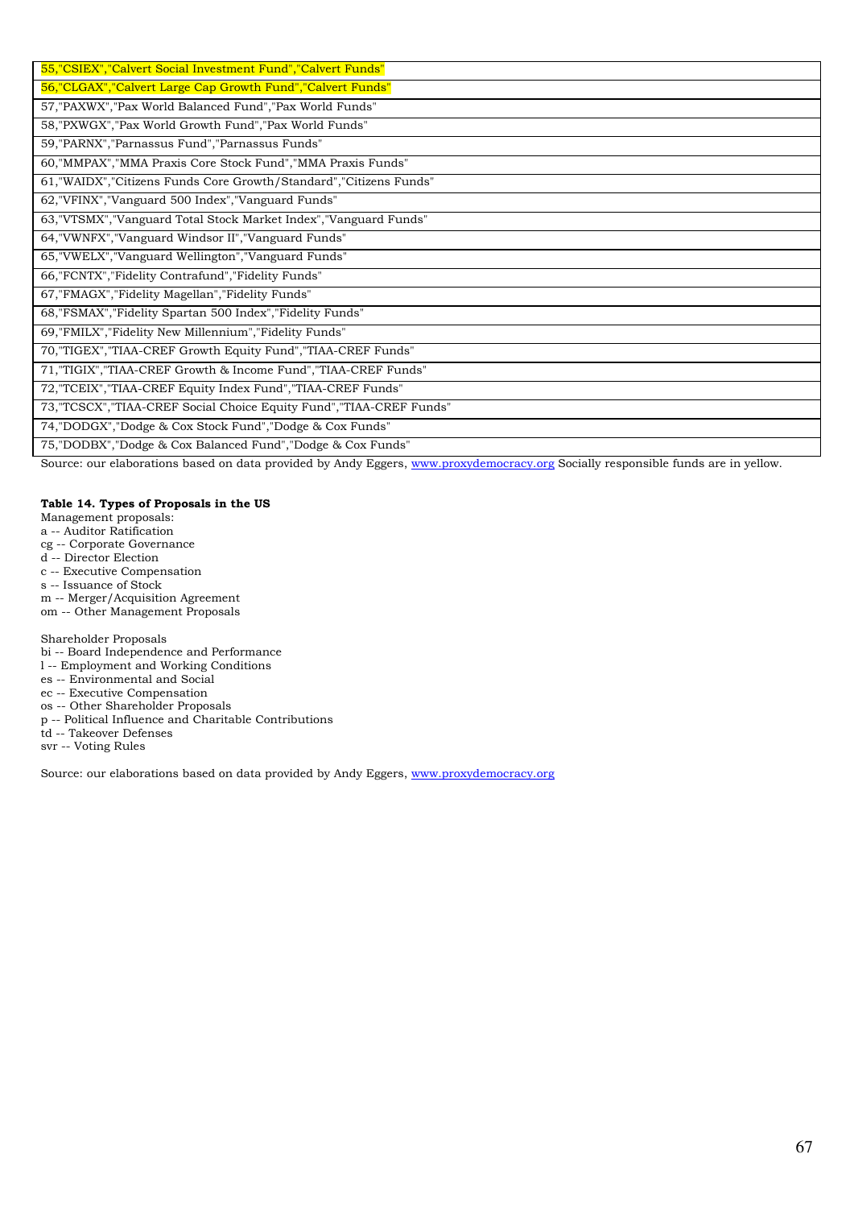| 55,"CSIEX","Calvert Social Investment Fund","Calvert Funds" |
|---|
| 56,"CLGAX","Calvert Large Cap Growth Fund","Calvert Funds" |
| 57,"PAXWX","Pax World Balanced Fund","Pax World Funds" |
| 58,"PXWGX","Pax World Growth Fund","Pax World Funds" |
| 59,"PARNX","Parnassus Fund","Parnassus Funds" |
| 60,"MMPAX","MMA Praxis Core Stock Fund","MMA Praxis Funds" |
| 61,"WAIDX","Citizens Funds Core Growth/Standard","Citizens Funds" |
| 62,"VFINX","Vanguard 500 Index","Vanguard Funds" |
| 63,"VTSMX","Vanguard Total Stock Market Index","Vanguard Funds" |
| 64,"VWNFX","Vanguard Windsor II","Vanguard Funds" |
| 65,"VWELX","Vanguard Wellington","Vanguard Funds" |
| 66,"FCNTX","Fidelity Contrafund","Fidelity Funds" |
| 67,"FMAGX","Fidelity Magellan","Fidelity Funds" |
| 68,"FSMAX","Fidelity Spartan 500 Index","Fidelity Funds" |
| 69,"FMILX","Fidelity New Millennium","Fidelity Funds" |
| 70,"TIGEX","TIAA-CREF Growth Equity Fund","TIAA-CREF Funds" |
| 71,"TIGIX","TIAA-CREF Growth & Income Fund","TIAA-CREF Funds" |
| 72,"TCEIX","TIAA-CREF Equity Index Fund","TIAA-CREF Funds" |
| 73,"TCSCX","TIAA-CREF Social Choice Equity Fund","TIAA-CREF Funds" |
| 74,"DODGX","Dodge & Cox Stock Fund","Dodge & Cox Funds" |
| 75,"DODBX","Dodge & Cox Balanced Fund","Dodge & Cox Funds" |

Source: our elaborations based on data provided by Andy Eggers, www.proxydemocracy.org Socially responsible funds are in yellow.

**Table 14. Types of Proposals in the US**

Management proposals:
a -- Auditor Ratification
cg -- Corporate Governance
d -- Director Election
c -- Executive Compensation
s -- Issuance of Stock
m -- Merger/Acquisition Agreement
om -- Other Management Proposals

Shareholder Proposals
bi -- Board Independence and Performance
l -- Employment and Working Conditions
es -- Environmental and Social
ec -- Executive Compensation
os -- Other Shareholder Proposals
p -- Political Influence and Charitable Contributions
td -- Takeover Defenses
svr -- Voting Rules

Source: our elaborations based on data provided by Andy Eggers, www.proxydemocracy.org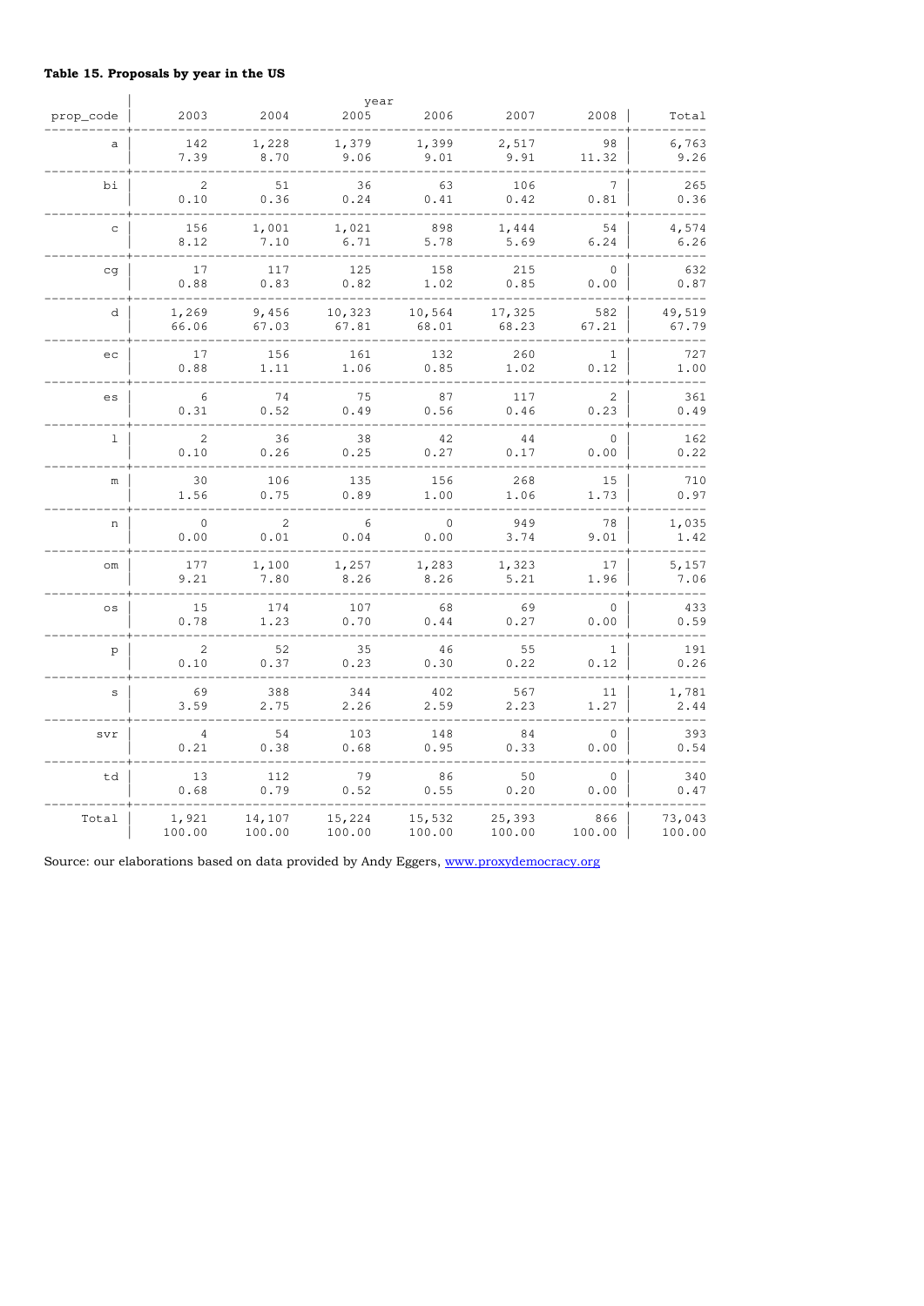**Table 15. Proposals by year in the US**

| prop_code | 2003 | 2004 | 2005 | 2006 | 2007 | 2008 | Total |
|---|---|---|---|---|---|---|---|
| a | 142 | 1,228 | 1,379 | 1,399 | 2,517 | 98 | 6,763 |
| | 7.39 | 8.70 | 9.06 | 9.01 | 9.91 | 11.32 | 9.26 |
| bi | 2 | 51 | 36 | 63 | 106 | 7 | 265 |
| | 0.10 | 0.36 | 0.24 | 0.41 | 0.42 | 0.81 | 0.36 |
| c | 156 | 1,001 | 1,021 | 898 | 1,444 | 54 | 4,574 |
| | 8.12 | 7.10 | 6.71 | 5.78 | 5.69 | 6.24 | 6.26 |
| cg | 17 | 117 | 125 | 158 | 215 | 0 | 632 |
| | 0.88 | 0.83 | 0.82 | 1.02 | 0.85 | 0.00 | 0.87 |
| d | 1,269 | 9,456 | 10,323 | 10,564 | 17,325 | 582 | 49,519 |
| | 66.06 | 67.03 | 67.81 | 68.01 | 68.23 | 67.21 | 67.79 |
| ec | 17 | 156 | 161 | 132 | 260 | 1 | 727 |
| | 0.88 | 1.11 | 1.06 | 0.85 | 1.02 | 0.12 | 1.00 |
| es | 6 | 74 | 75 | 87 | 117 | 2 | 361 |
| | 0.31 | 0.52 | 0.49 | 0.56 | 0.46 | 0.23 | 0.49 |
| l | 2 | 36 | 38 | 42 | 44 | 0 | 162 |
| | 0.10 | 0.26 | 0.25 | 0.27 | 0.17 | 0.00 | 0.22 |
| m | 30 | 106 | 135 | 156 | 268 | 15 | 710 |
| | 1.56 | 0.75 | 0.89 | 1.00 | 1.06 | 1.73 | 0.97 |
| n | 0 | 2 | 6 | 0 | 949 | 78 | 1,035 |
| | 0.00 | 0.01 | 0.04 | 0.00 | 3.74 | 9.01 | 1.42 |
| om | 177 | 1,100 | 1,257 | 1,283 | 1,323 | 17 | 5,157 |
| | 9.21 | 7.80 | 8.26 | 8.26 | 5.21 | 1.96 | 7.06 |
| os | 15 | 174 | 107 | 68 | 69 | 0 | 433 |
| | 0.78 | 1.23 | 0.70 | 0.44 | 0.27 | 0.00 | 0.59 |
| p | 2 | 52 | 35 | 46 | 55 | 1 | 191 |
| | 0.10 | 0.37 | 0.23 | 0.30 | 0.22 | 0.12 | 0.26 |
| s | 69 | 388 | 344 | 402 | 567 | 11 | 1,781 |
| | 3.59 | 2.75 | 2.26 | 2.59 | 2.23 | 1.27 | 2.44 |
| svr | 4 | 54 | 103 | 148 | 84 | 0 | 393 |
| | 0.21 | 0.38 | 0.68 | 0.95 | 0.33 | 0.00 | 0.54 |
| td | 13 | 112 | 79 | 86 | 50 | 0 | 340 |
| | 0.68 | 0.79 | 0.52 | 0.55 | 0.20 | 0.00 | 0.47 |
| Total | 1,921 | 14,107 | 15,224 | 15,532 | 25,393 | 866 | 73,043 |
| | 100.00 | 100.00 | 100.00 | 100.00 | 100.00 | 100.00 | 100.00 |

Source: our elaborations based on data provided by Andy Eggers, www.proxydemocracy.org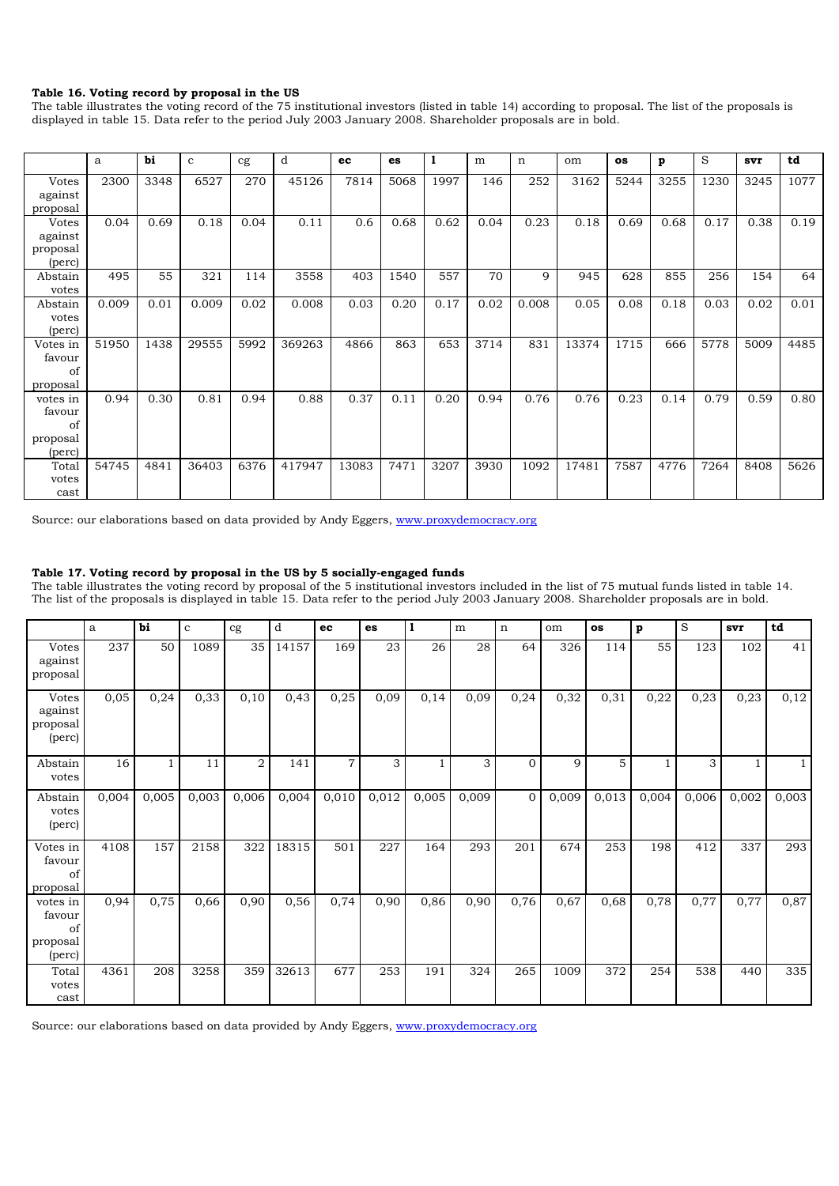**Table 16. Voting record by proposal in the US**

The table illustrates the voting record of the 75 institutional investors (listed in table 14) according to proposal. The list of the proposals is displayed in table 15. Data refer to the period July 2003 January 2008. Shareholder proposals are in bold.

| | a | **bi** | c | cg | d | **ec** | **es** | **l** | m | n | om | **os** | **p** | S | **svr** | **td** |
|---|---|---|---|---|---|---|---|---|---|---|---|---|---|---|---|---|
| Votes against proposal | 2300 | 3348 | 6527 | 270 | 45126 | 7814 | 5068 | 1997 | 146 | 252 | 3162 | 5244 | 3255 | 1230 | 3245 | 1077 |
| Votes against proposal (perc) | 0.04 | 0.69 | 0.18 | 0.04 | 0.11 | 0.6 | 0.68 | 0.62 | 0.04 | 0.23 | 0.18 | 0.69 | 0.68 | 0.17 | 0.38 | 0.19 |
| Abstain votes | 495 | 55 | 321 | 114 | 3558 | 403 | 1540 | 557 | 70 | 9 | 945 | 628 | 855 | 256 | 154 | 64 |
| Abstain votes (perc) | 0.009 | 0.01 | 0.009 | 0.02 | 0.008 | 0.03 | 0.20 | 0.17 | 0.02 | 0.008 | 0.05 | 0.08 | 0.18 | 0.03 | 0.02 | 0.01 |
| Votes in favour of proposal | 51950 | 1438 | 29555 | 5992 | 369263 | 4866 | 863 | 653 | 3714 | 831 | 13374 | 1715 | 666 | 5778 | 5009 | 4485 |
| votes in favour of proposal (perc) | 0.94 | 0.30 | 0.81 | 0.94 | 0.88 | 0.37 | 0.11 | 0.20 | 0.94 | 0.76 | 0.76 | 0.23 | 0.14 | 0.79 | 0.59 | 0.80 |
| Total votes cast | 54745 | 4841 | 36403 | 6376 | 417947 | 13083 | 7471 | 3207 | 3930 | 1092 | 17481 | 7587 | 4776 | 7264 | 8408 | 5626 |

Source: our elaborations based on data provided by Andy Eggers, www.proxydemocracy.org

**Table 17. Voting record by proposal in the US by 5 socially-engaged funds**

The table illustrates the voting record by proposal of the 5 institutional investors included in the list of 75 mutual funds listed in table 14. The list of the proposals is displayed in table 15. Data refer to the period July 2003 January 2008. Shareholder proposals are in bold.

| | a | **bi** | c | cg | d | **ec** | **es** | **l** | m | n | om | **os** | **p** | S | **svr** | **td** |
|---|---|---|---|---|---|---|---|---|---|---|---|---|---|---|---|---|
| Votes against proposal | 237 | 50 | 1089 | 35 | 14157 | 169 | 23 | 26 | 28 | 64 | 326 | 114 | 55 | 123 | 102 | 41 |
| Votes against proposal (perc) | 0,05 | 0,24 | 0,33 | 0,10 | 0,43 | 0,25 | 0,09 | 0,14 | 0,09 | 0,24 | 0,32 | 0,31 | 0,22 | 0,23 | 0,23 | 0,12 |
| Abstain votes | 16 | 1 | 11 | 2 | 141 | 7 | 3 | 1 | 3 | 0 | 9 | 5 | 1 | 3 | 1 | 1 |
| Abstain votes (perc) | 0,004 | 0,005 | 0,003 | 0,006 | 0,004 | 0,010 | 0,012 | 0,005 | 0,009 | 0 | 0,009 | 0,013 | 0,004 | 0,006 | 0,002 | 0,003 |
| Votes in favour of proposal | 4108 | 157 | 2158 | 322 | 18315 | 501 | 227 | 164 | 293 | 201 | 674 | 253 | 198 | 412 | 337 | 293 |
| votes in favour of proposal (perc) | 0,94 | 0,75 | 0,66 | 0,90 | 0,56 | 0,74 | 0,90 | 0,86 | 0,90 | 0,76 | 0,67 | 0,68 | 0,78 | 0,77 | 0,77 | 0,87 |
| Total votes cast | 4361 | 208 | 3258 | 359 | 32613 | 677 | 253 | 191 | 324 | 265 | 1009 | 372 | 254 | 538 | 440 | 335 |

Source: our elaborations based on data provided by Andy Eggers, www.proxydemocracy.org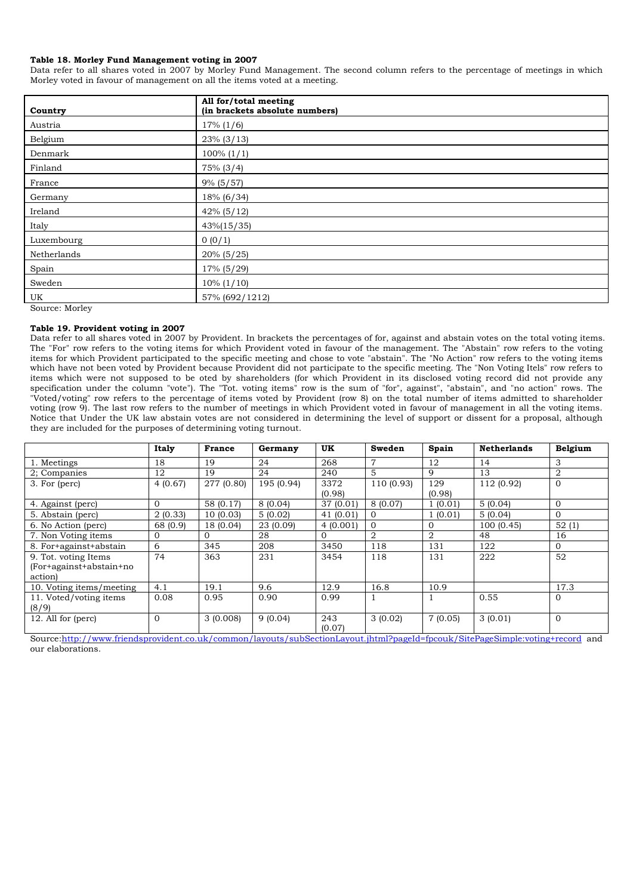**Table 18. Morley Fund Management voting in 2007**

Data refer to all shares voted in 2007 by Morley Fund Management. The second column refers to the percentage of meetings in which Morley voted in favour of management on all the items voted at a meeting.

| Country | All for/total meeting (in brackets absolute numbers) |
|---|---|
| Austria | 17% (1/6) |
| Belgium | 23% (3/13) |
| Denmark | 100% (1/1) |
| Finland | 75% (3/4) |
| France | 9% (5/57) |
| Germany | 18% (6/34) |
| Ireland | 42% (5/12) |
| Italy | 43%(15/35) |
| Luxembourg | 0 (0/1) |
| Netherlands | 20% (5/25) |
| Spain | 17% (5/29) |
| Sweden | 10% (1/10) |
| UK | 57% (692/1212) |

Source: Morley

**Table 19. Provident voting in 2007**

Data refer to all shares voted in 2007 by Provident. In brackets the percentages of for, against and abstain votes on the total voting items. The "For" row refers to the voting items for which Provident voted in favour of the management. The "Abstain" row refers to the voting items for which Provident participated to the specific meeting and chose to vote "abstain". The "No Action" row refers to the voting items which have not been voted by Provident because Provident did not participate to the specific meeting. The "Non Voting Itels" row refers to items which were not supposed to be oted by shareholders (for which Provident in its disclosed voting record did not provide any specification under the column "vote"). The "Tot. voting items" row is the sum of "for", against", "abstain", and "no action" rows. The "Voted/voting" row refers to the percentage of items voted by Provident (row 8) on the total number of items admitted to shareholder voting (row 9). The last row refers to the number of meetings in which Provident voted in favour of management in all the voting items. Notice that Under the UK law abstain votes are not considered in determining the level of support or dissent for a proposal, although they are included for the purposes of determining voting turnout.

| | Italy | France | Germany | UK | Sweden | Spain | Netherlands | Belgium |
|---|---|---|---|---|---|---|---|---|
| 1. Meetings | 18 | 19 | 24 | 268 | 7 | 12 | 14 | 3 |
| 2; Companies | 12 | 19 | 24 | 240 | 5 | 9 | 13 | 2 |
| 3. For (perc) | 4 (0.67) | 277 (0.80) | 195 (0.94) | 3372 (0.98) | 110 (0.93) | 129 (0.98) | 112 (0.92) | 0 |
| 4. Against (perc) | 0 | 58 (0.17) | 8 (0.04) | 37 (0.01) | 8 (0.07) | 1 (0.01) | 5 (0.04) | 0 |
| 5. Abstain (perc) | 2 (0.33) | 10 (0.03) | 5 (0.02) | 41 (0.01) | 0 | 1 (0.01) | 5 (0.04) | 0 |
| 6. No Action (perc) | 68 (0.9) | 18 (0.04) | 23 (0.09) | 4 (0.001) | 0 | 0 | 100 (0.45) | 52 (1) |
| 7. Non Voting items | 0 | 0 | 28 | 0 | 2 | 2 | 48 | 16 |
| 8. For+against+abstain | 6 | 345 | 208 | 3450 | 118 | 131 | 122 | 0 |
| 9. Tot. voting Items (For+against+abstain+no action) | 74 | 363 | 231 | 3454 | 118 | 131 | 222 | 52 |
| 10. Voting items/meeting | 4.1 | 19.1 | 9.6 | 12.9 | 16.8 | 10.9 | | 17.3 |
| 11. Voted/voting items (8/9) | 0.08 | 0.95 | 0.90 | 0.99 | 1 | 1 | 0.55 | 0 |
| 12. All for (perc) | 0 | 3 (0.008) | 9 (0.04) | 243 (0.07) | 3 (0.02) | 7 (0.05) | 3 (0.01) | 0 |

Source:http://www.friendsprovident.co.uk/common/layouts/subSectionLayout.jhtml?pageId=fpcouk/SitePageSimple:voting+record and our elaborations.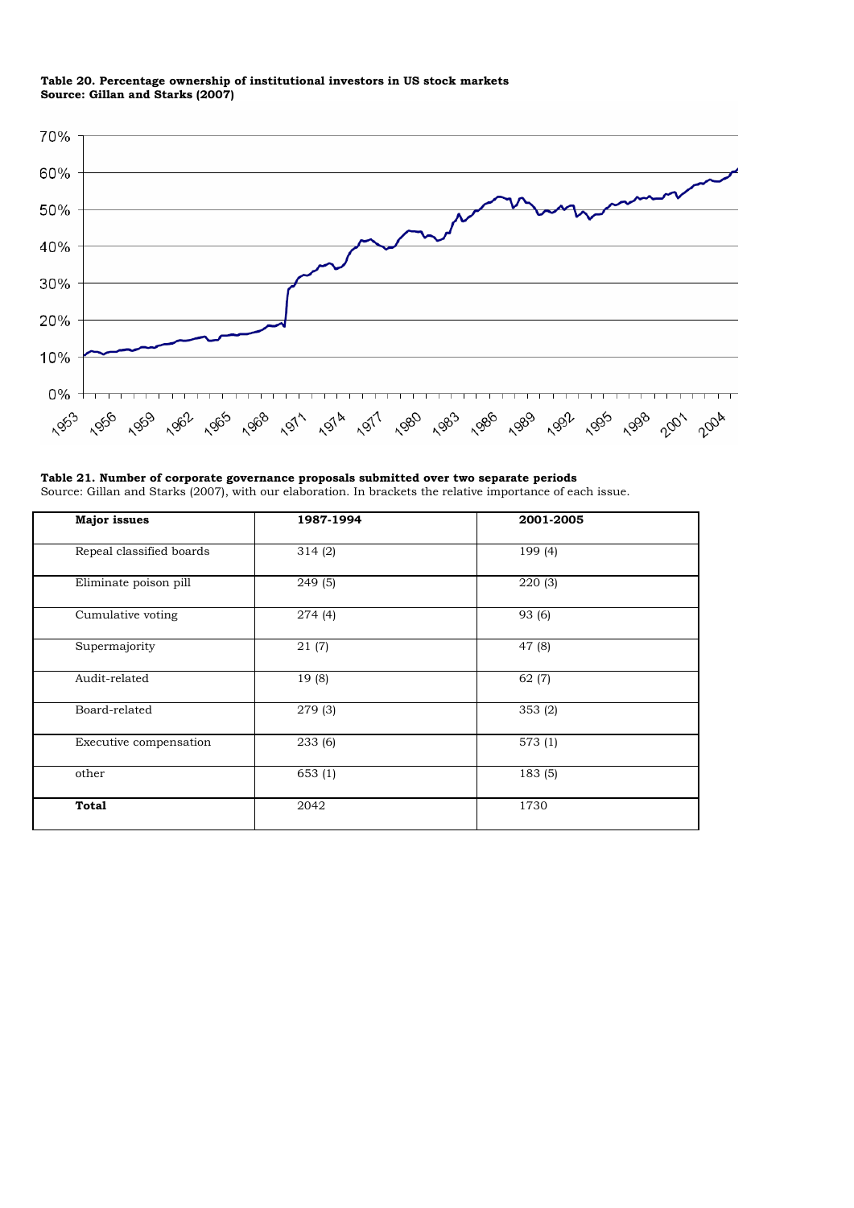**Table 20. Percentage ownership of institutional investors in US stock markets**
**Source: Gillan and Starks (2007)**

**Table 21. Number of corporate governance proposals submitted over two separate periods**
Source: Gillan and Starks (2007), with our elaboration. In brackets the relative importance of each issue.

| **Major issues** | **1987-1994** | **2001-2005** |
|---|---|---|
| Repeal classified boards | 314 (2) | 199 (4) |
| Eliminate poison pill | 249 (5) | 220 (3) |
| Cumulative voting | 274 (4) | 93 (6) |
| Supermajority | 21 (7) | 47 (8) |
| Audit-related | 19 (8) | 62 (7) |
| Board-related | 279 (3) | 353 (2) |
| Executive compensation | 233 (6) | 573 (1) |
| other | 653 (1) | 183 (5) |
| **Total** | 2042 | 1730 |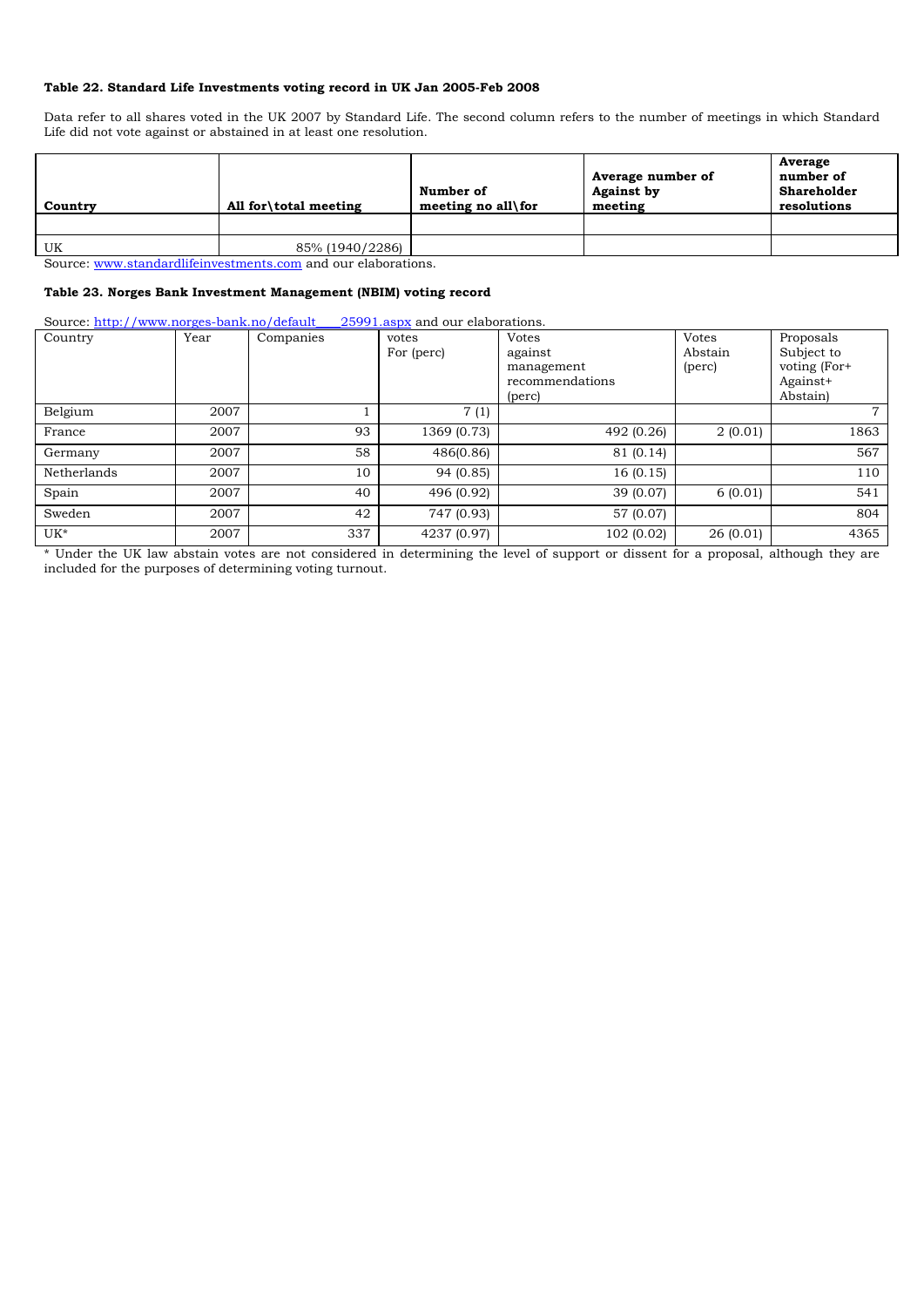**Table 22. Standard Life Investments voting record in UK Jan 2005-Feb 2008**

Data refer to all shares voted in the UK 2007 by Standard Life. The second column refers to the number of meetings in which Standard Life did not vote against or abstained in at least one resolution.

| Country | All for\total meeting | Number of meeting no all\for | Average number of Against by meeting | Average number of Shareholder resolutions |
|---|---|---|---|---|
| | | | | |
| UK | 85% (1940/2286) | | | |

Source: www.standardlifeinvestments.com and our elaborations.

**Table 23. Norges Bank Investment Management (NBIM) voting record**

Source: http://www.norges-bank.no/default____25991.aspx and our elaborations.

| Country | Year | Companies | votes For (perc) | Votes against management recommendations (perc) | Votes Abstain (perc) | Proposals Subject to voting (For+ Against+ Abstain) |
|---|---|---|---|---|---|---|
| Belgium | 2007 | 1 | 7 (1) | | | 7 |
| France | 2007 | 93 | 1369 (0.73) | 492 (0.26) | 2 (0.01) | 1863 |
| Germany | 2007 | 58 | 486(0.86) | 81 (0.14) | | 567 |
| Netherlands | 2007 | 10 | 94 (0.85) | 16 (0.15) | | 110 |
| Spain | 2007 | 40 | 496 (0.92) | 39 (0.07) | 6 (0.01) | 541 |
| Sweden | 2007 | 42 | 747 (0.93) | 57 (0.07) | | 804 |
| UK* | 2007 | 337 | 4237 (0.97) | 102 (0.02) | 26 (0.01) | 4365 |

* Under the UK law abstain votes are not considered in determining the level of support or dissent for a proposal, although they are included for the purposes of determining voting turnout.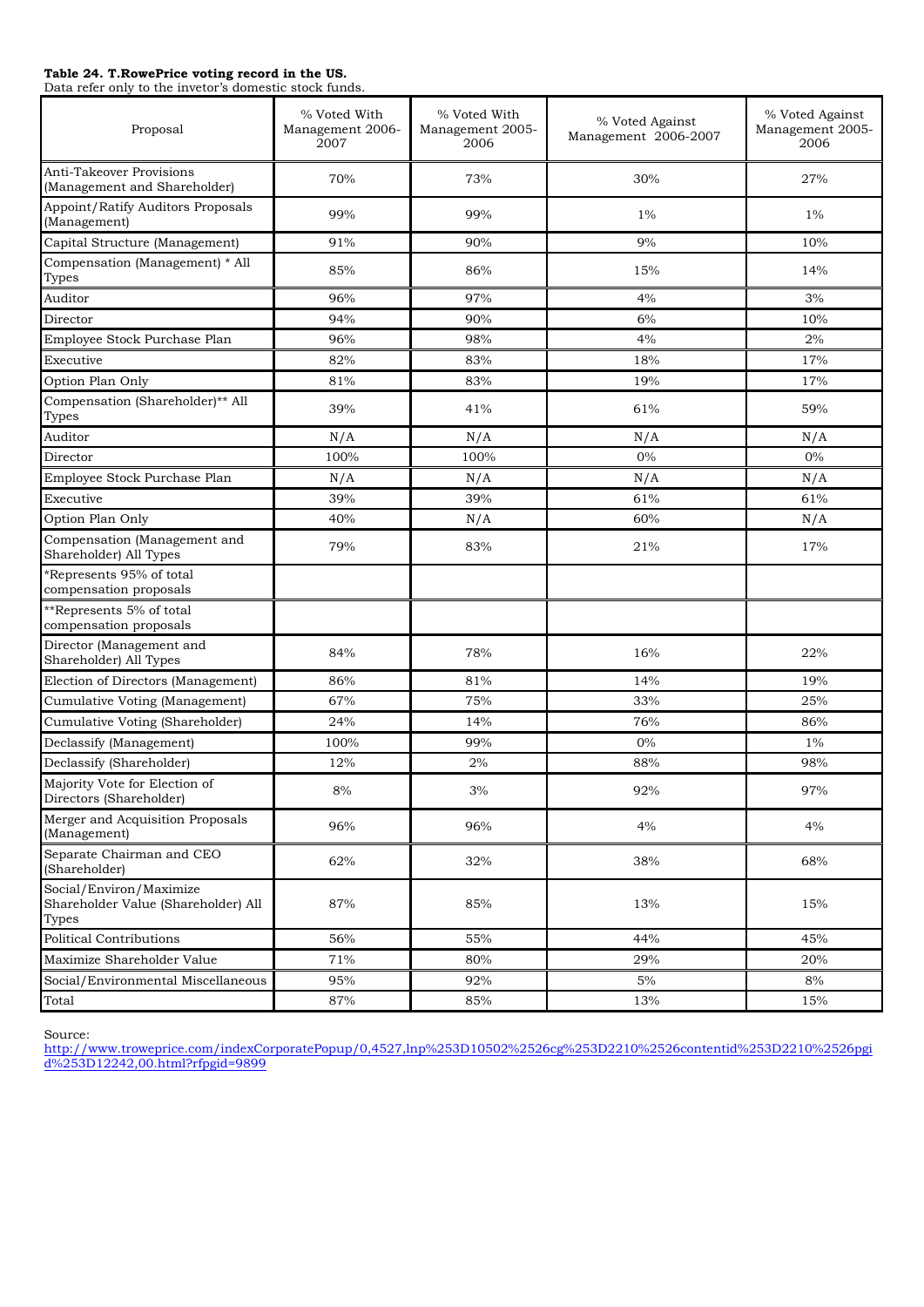**Table 24. T.RowePrice voting record in the US.**
Data refer only to the invetor's domestic stock funds.

| Proposal | % Voted With Management 2006-2007 | % Voted With Management 2005-2006 | % Voted Against Management 2006-2007 | % Voted Against Management 2005-2006 |
|---|---|---|---|---|
| Anti-Takeover Provisions (Management and Shareholder) | 70% | 73% | 30% | 27% |
| Appoint/Ratify Auditors Proposals (Management) | 99% | 99% | 1% | 1% |
| Capital Structure (Management) | 91% | 90% | 9% | 10% |
| Compensation (Management) * All Types | 85% | 86% | 15% | 14% |
| Auditor | 96% | 97% | 4% | 3% |
| Director | 94% | 90% | 6% | 10% |
| Employee Stock Purchase Plan | 96% | 98% | 4% | 2% |
| Executive | 82% | 83% | 18% | 17% |
| Option Plan Only | 81% | 83% | 19% | 17% |
| Compensation (Shareholder)** All Types | 39% | 41% | 61% | 59% |
| Auditor | N/A | N/A | N/A | N/A |
| Director | 100% | 100% | 0% | 0% |
| Employee Stock Purchase Plan | N/A | N/A | N/A | N/A |
| Executive | 39% | 39% | 61% | 61% |
| Option Plan Only | 40% | N/A | 60% | N/A |
| Compensation (Management and Shareholder) All Types | 79% | 83% | 21% | 17% |
| *Represents 95% of total compensation proposals | | | | |
| **Represents 5% of total compensation proposals | | | | |
| Director (Management and Shareholder) All Types | 84% | 78% | 16% | 22% |
| Election of Directors (Management) | 86% | 81% | 14% | 19% |
| Cumulative Voting (Management) | 67% | 75% | 33% | 25% |
| Cumulative Voting (Shareholder) | 24% | 14% | 76% | 86% |
| Declassify (Management) | 100% | 99% | 0% | 1% |
| Declassify (Shareholder) | 12% | 2% | 88% | 98% |
| Majority Vote for Election of Directors (Shareholder) | 8% | 3% | 92% | 97% |
| Merger and Acquisition Proposals (Management) | 96% | 96% | 4% | 4% |
| Separate Chairman and CEO (Shareholder) | 62% | 32% | 38% | 68% |
| Social/Environ/Maximize Shareholder Value (Shareholder) All Types | 87% | 85% | 13% | 15% |
| Political Contributions | 56% | 55% | 44% | 45% |
| Maximize Shareholder Value | 71% | 80% | 29% | 20% |
| Social/Environmental Miscellaneous | 95% | 92% | 5% | 8% |
| Total | 87% | 85% | 13% | 15% |

Source:
http://www.troweprice.com/indexCorporatePopup/0,4527,lnp%253D10502%2526cg%253D2210%2526contentid%253D2210%2526pgid%253D12242,00.html?rfpgid=9899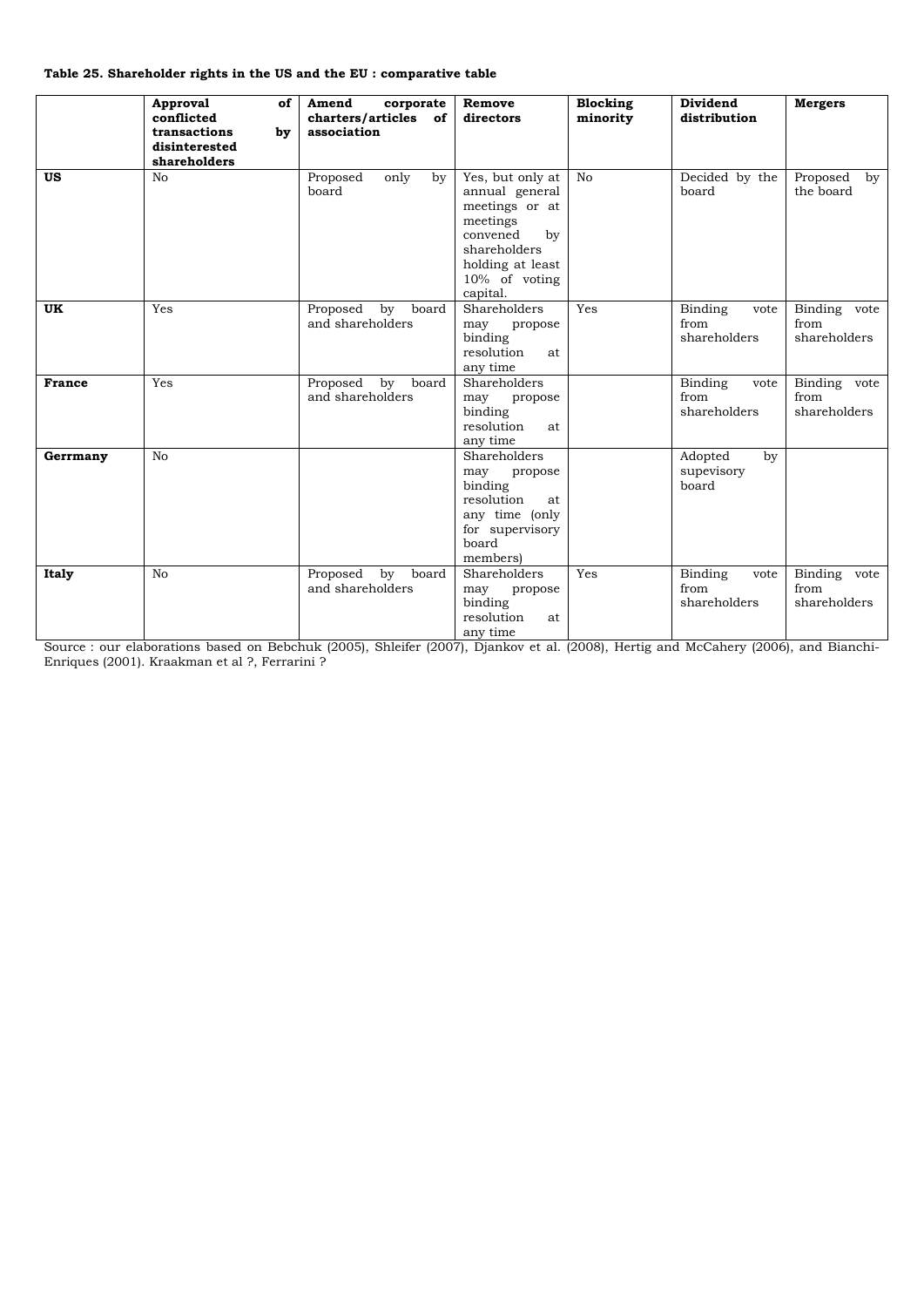**Table 25. Shareholder rights in the US and the EU : comparative table**

| | Approval of conflicted transactions by disinterested shareholders | Amend corporate charters/articles of association | Remove directors | Blocking minority | Dividend distribution | Mergers |
|---|---|---|---|---|---|---|
| **US** | No | Proposed only by board | Yes, but only at annual general meetings or at meetings convened by shareholders holding at least 10% of voting capital. | No | Decided by the board | Proposed by the board |
| **UK** | Yes | Proposed by board and shareholders | Shareholders may propose binding resolution at any time | Yes | Binding vote from shareholders | Binding vote from shareholders |
| **France** | Yes | Proposed by board and shareholders | Shareholders may propose binding resolution at any time | | Binding vote from shareholders | Binding vote from shareholders |
| **Gerrmany** | No | | Shareholders may propose binding resolution at any time (only for supervisory board members) | | Adopted by supevisory board | |
| **Italy** | No | Proposed by board and shareholders | Shareholders may propose binding resolution at any time | Yes | Binding vote from shareholders | Binding vote from shareholders |

Source : our elaborations based on Bebchuk (2005), Shleifer (2007), Djankov et al. (2008), Hertig and McCahery (2006), and Bianchi-Enriques (2001). Kraakman et al ?, Ferrarini ?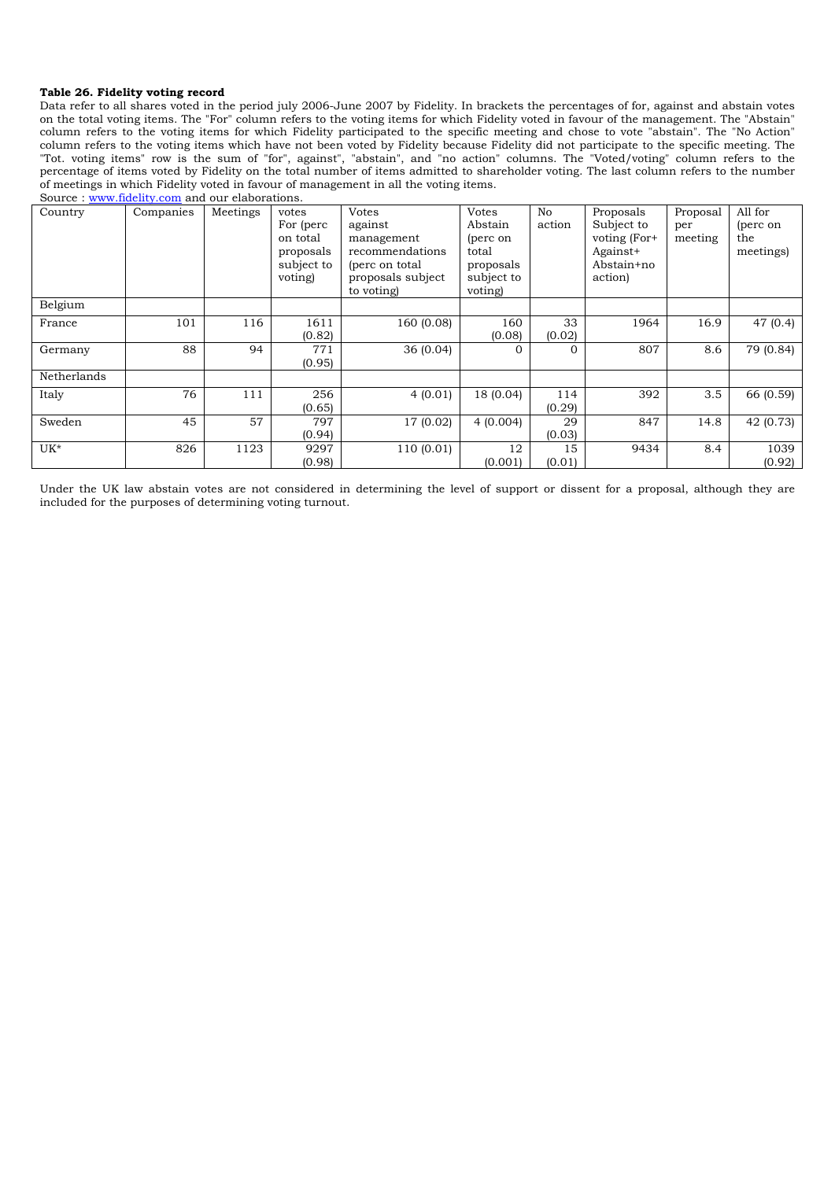**Table 26. Fidelity voting record**

Data refer to all shares voted in the period july 2006-June 2007 by Fidelity. In brackets the percentages of for, against and abstain votes on the total voting items. The "For" column refers to the voting items for which Fidelity voted in favour of the management. The "Abstain" column refers to the voting items for which Fidelity participated to the specific meeting and chose to vote "abstain". The "No Action" column refers to the voting items which have not been voted by Fidelity because Fidelity did not participate to the specific meeting. The "Tot. voting items" row is the sum of "for", against", "abstain", and "no action" columns. The "Voted/voting" column refers to the percentage of items voted by Fidelity on the total number of items admitted to shareholder voting. The last column refers to the number of meetings in which Fidelity voted in favour of management in all the voting items.

Source : www.fidelity.com and our elaborations.

| Country | Companies | Meetings | votes For (perc on total proposals subject to voting) | Votes against management recommendations (perc on total proposals subject to voting) | Votes Abstain (perc on total proposals subject to voting) | No action | Proposals Subject to voting (For+ Against+ Abstain+no action) | Proposal per meeting | All for (perc on the meetings) |
|---|---|---|---|---|---|---|---|---|---|
| Belgium | | | | | | | | | |
| France | 101 | 116 | 1611 (0.82) | 160 (0.08) | 160 (0.08) | 33 (0.02) | 1964 | 16.9 | 47 (0.4) |
| Germany | 88 | 94 | 771 (0.95) | 36 (0.04) | 0 | 0 | 807 | 8.6 | 79 (0.84) |
| Netherlands | | | | | | | | | |
| Italy | 76 | 111 | 256 (0.65) | 4 (0.01) | 18 (0.04) | 114 (0.29) | 392 | 3.5 | 66 (0.59) |
| Sweden | 45 | 57 | 797 (0.94) | 17 (0.02) | 4 (0.004) | 29 (0.03) | 847 | 14.8 | 42 (0.73) |
| UK* | 826 | 1123 | 9297 (0.98) | 110 (0.01) | 12 (0.001) | 15 (0.01) | 9434 | 8.4 | 1039 (0.92) |

Under the UK law abstain votes are not considered in determining the level of support or dissent for a proposal, although they are included for the purposes of determining voting turnout.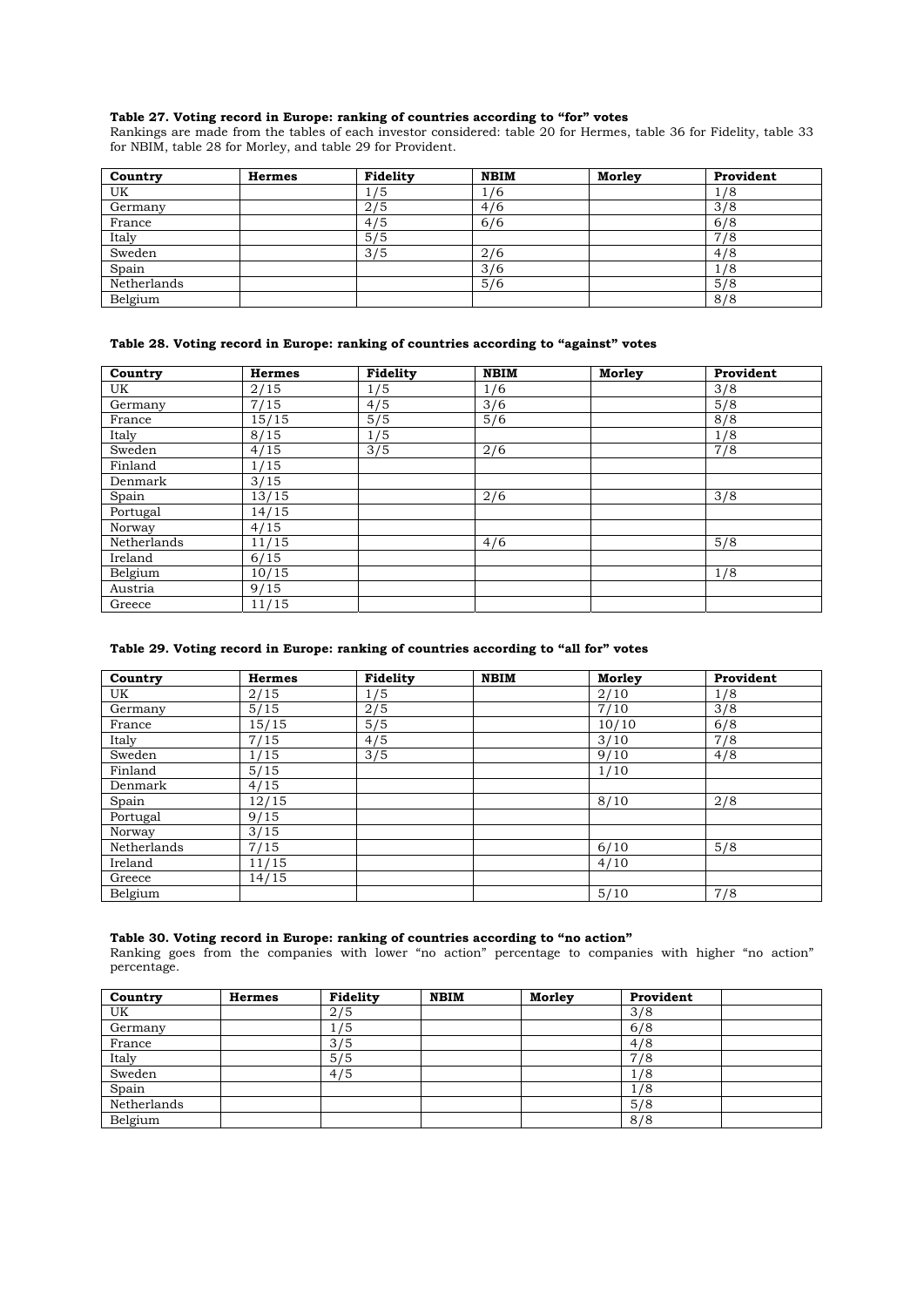**Table 27. Voting record in Europe: ranking of countries according to "for" votes**

Rankings are made from the tables of each investor considered: table 20 for Hermes, table 36 for Fidelity, table 33 for NBIM, table 28 for Morley, and table 29 for Provident.

| Country | Hermes | Fidelity | NBIM | Morley | Provident |
|---|---|---|---|---|---|
| UK | | 1/5 | 1/6 | | 1/8 |
| Germany | | 2/5 | 4/6 | | 3/8 |
| France | | 4/5 | 6/6 | | 6/8 |
| Italy | | 5/5 | | | 7/8 |
| Sweden | | 3/5 | 2/6 | | 4/8 |
| Spain | | | 3/6 | | 1/8 |
| Netherlands | | | 5/6 | | 5/8 |
| Belgium | | | | | 8/8 |

**Table 28. Voting record in Europe: ranking of countries according to "against" votes**

| Country | Hermes | Fidelity | NBIM | Morley | Provident |
|---|---|---|---|---|---|
| UK | 2/15 | 1/5 | 1/6 | | 3/8 |
| Germany | 7/15 | 4/5 | 3/6 | | 5/8 |
| France | 15/15 | 5/5 | 5/6 | | 8/8 |
| Italy | 8/15 | 1/5 | | | 1/8 |
| Sweden | 4/15 | 3/5 | 2/6 | | 7/8 |
| Finland | 1/15 | | | | |
| Denmark | 3/15 | | | | |
| Spain | 13/15 | | 2/6 | | 3/8 |
| Portugal | 14/15 | | | | |
| Norway | 4/15 | | | | |
| Netherlands | 11/15 | | 4/6 | | 5/8 |
| Ireland | 6/15 | | | | |
| Belgium | 10/15 | | | | 1/8 |
| Austria | 9/15 | | | | |
| Greece | 11/15 | | | | |

**Table 29. Voting record in Europe: ranking of countries according to "all for" votes**

| Country | Hermes | Fidelity | NBIM | Morley | Provident |
|---|---|---|---|---|---|
| UK | 2/15 | 1/5 | | 2/10 | 1/8 |
| Germany | 5/15 | 2/5 | | 7/10 | 3/8 |
| France | 15/15 | 5/5 | | 10/10 | 6/8 |
| Italy | 7/15 | 4/5 | | 3/10 | 7/8 |
| Sweden | 1/15 | 3/5 | | 9/10 | 4/8 |
| Finland | 5/15 | | | 1/10 | |
| Denmark | 4/15 | | | | |
| Spain | 12/15 | | | 8/10 | 2/8 |
| Portugal | 9/15 | | | | |
| Norway | 3/15 | | | | |
| Netherlands | 7/15 | | | 6/10 | 5/8 |
| Ireland | 11/15 | | | 4/10 | |
| Greece | 14/15 | | | | |
| Belgium | | | | 5/10 | 7/8 |

**Table 30. Voting record in Europe: ranking of countries according to "no action"**

Ranking goes from the companies with lower "no action" percentage to companies with higher "no action" percentage.

| Country | Hermes | Fidelity | NBIM | Morley | Provident | |
|---|---|---|---|---|---|---|
| UK | | 2/5 | | | 3/8 | |
| Germany | | 1/5 | | | 6/8 | |
| France | | 3/5 | | | 4/8 | |
| Italy | | 5/5 | | | 7/8 | |
| Sweden | | 4/5 | | | 1/8 | |
| Spain | | | | | 1/8 | |
| Netherlands | | | | | 5/8 | |
| Belgium | | | | | 8/8 | |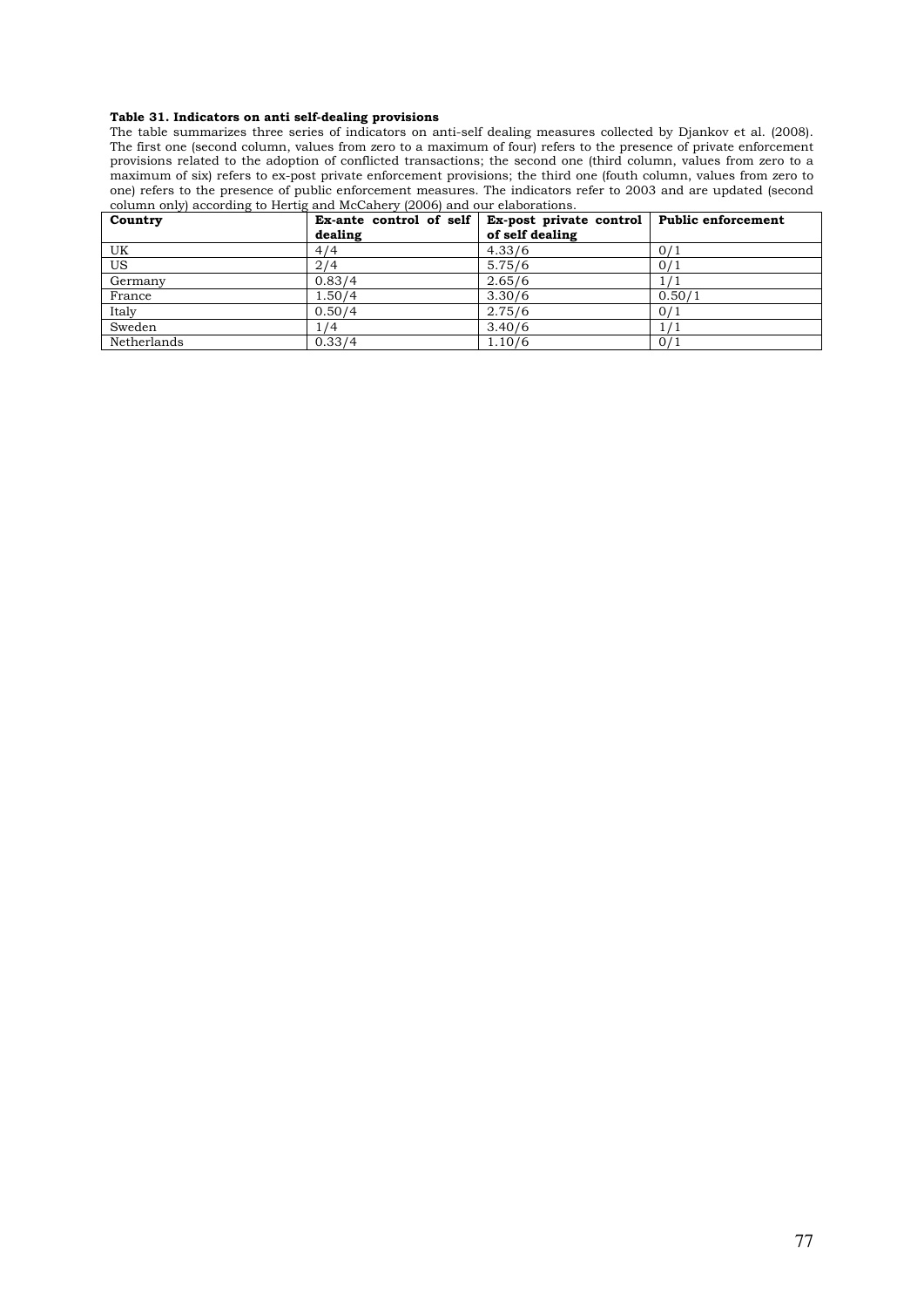**Table 31. Indicators on anti self-dealing provisions**

The table summarizes three series of indicators on anti-self dealing measures collected by Djankov et al. (2008). The first one (second column, values from zero to a maximum of four) refers to the presence of private enforcement provisions related to the adoption of conflicted transactions; the second one (third column, values from zero to a maximum of six) refers to ex-post private enforcement provisions; the third one (fouth column, values from zero to one) refers to the presence of public enforcement measures. The indicators refer to 2003 and are updated (second column only) according to Hertig and McCahery (2006) and our elaborations.

| Country | Ex-ante control of self dealing | Ex-post private control of self dealing | Public enforcement |
|---|---|---|---|
| UK | 4/4 | 4.33/6 | 0/1 |
| US | 2/4 | 5.75/6 | 0/1 |
| Germany | 0.83/4 | 2.65/6 | 1/1 |
| France | 1.50/4 | 3.30/6 | 0.50/1 |
| Italy | 0.50/4 | 2.75/6 | 0/1 |
| Sweden | 1/4 | 3.40/6 | 1/1 |
| Netherlands | 0.33/4 | 1.10/6 | 0/1 |